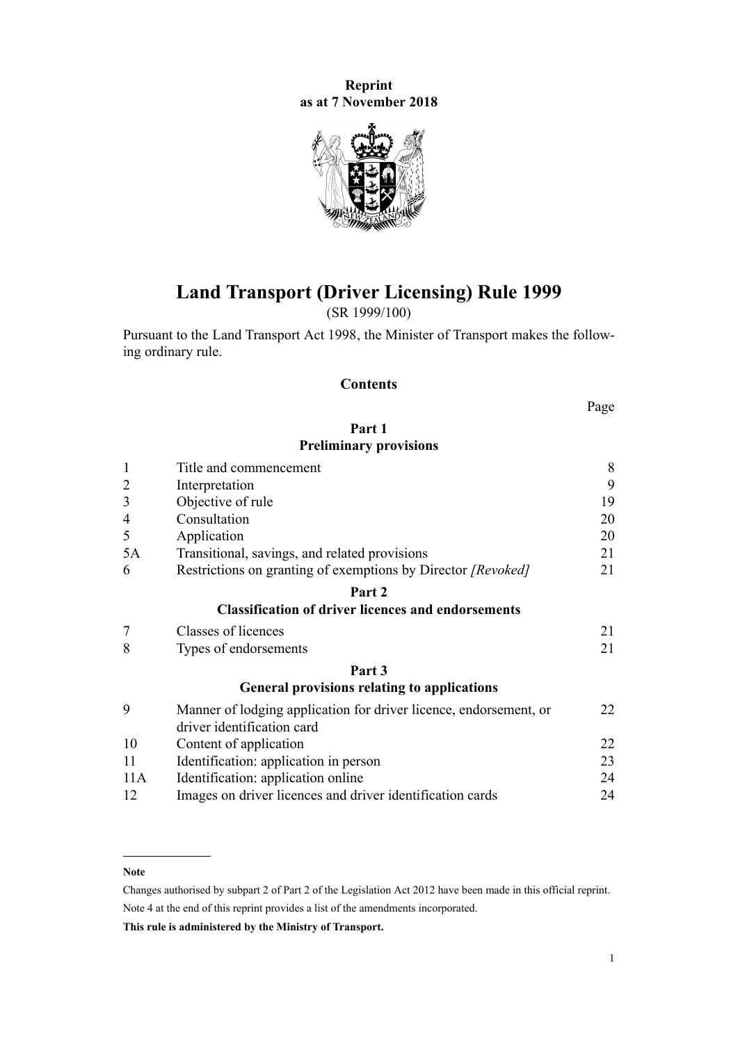**Reprint**
**as at 7 November 2018**

# Land Transport (Driver Licensing) Rule 1999

(SR 1999/100)

Pursuant to the Land Transport Act 1998, the Minister of Transport makes the following ordinary rule.

## Contents

| | | Page |
|---|---|---|
| | **Part 1** | |
| | **Preliminary provisions** | |
| 1 | Title and commencement | 8 |
| 2 | Interpretation | 9 |
| 3 | Objective of rule | 19 |
| 4 | Consultation | 20 |
| 5 | Application | 20 |
| 5A | Transitional, savings, and related provisions | 21 |
| 6 | Restrictions on granting of exemptions by Director *[Revoked]* | 21 |
| | **Part 2** | |
| | **Classification of driver licences and endorsements** | |
| 7 | Classes of licences | 21 |
| 8 | Types of endorsements | 21 |
| | **Part 3** | |
| | **General provisions relating to applications** | |
| 9 | Manner of lodging application for driver licence, endorsement, or driver identification card | 22 |
| 10 | Content of application | 22 |
| 11 | Identification: application in person | 23 |
| 11A | Identification: application online | 24 |
| 12 | Images on driver licences and driver identification cards | 24 |

---

**Note**

Changes authorised by subpart 2 of Part 2 of the Legislation Act 2012 have been made in this official reprint.

Note 4 at the end of this reprint provides a list of the amendments incorporated.

**This rule is administered by the Ministry of Transport.**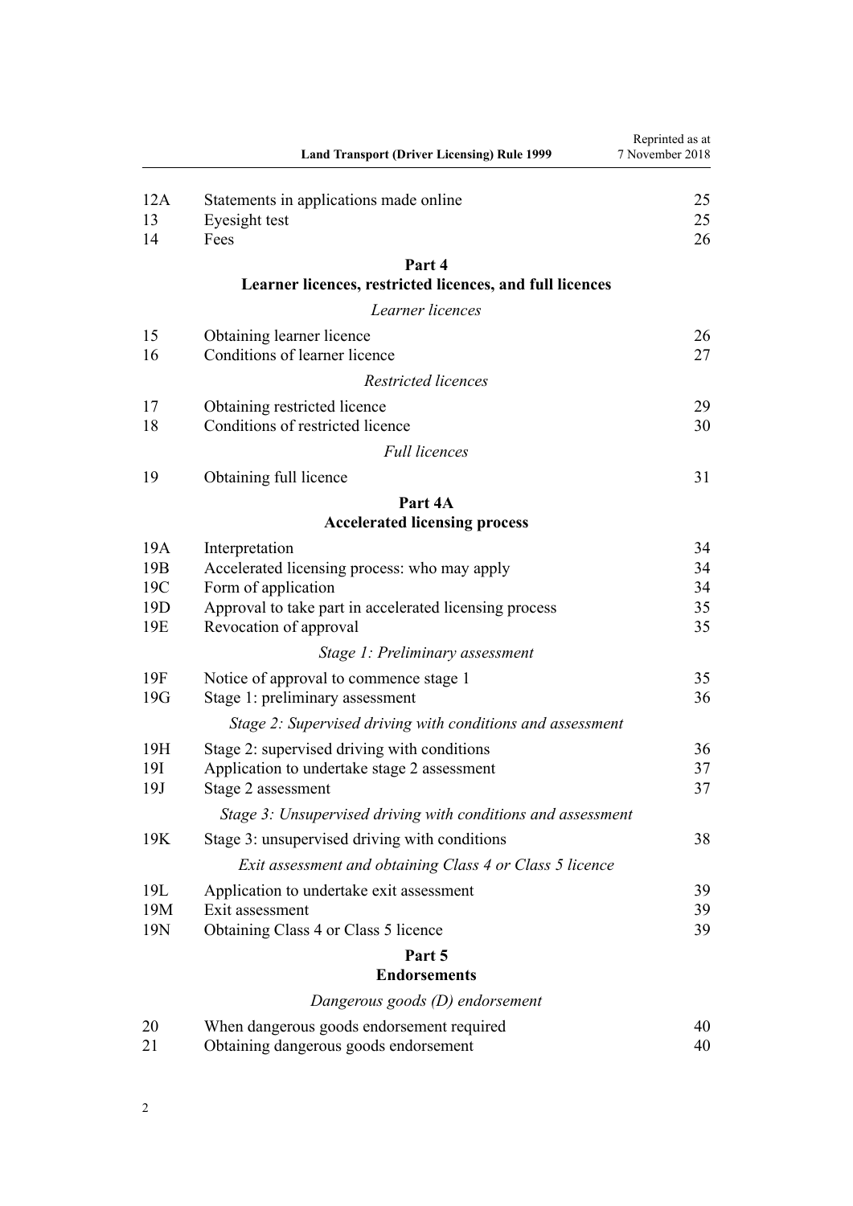| | | |
|---|---|---|
| 12A | Statements in applications made online | 25 |
| 13 | Eyesight test | 25 |
| 14 | Fees | 26 |

**Part 4**
**Learner licences, restricted licences, and full licences**

*Learner licences*

| | | |
|---|---|---|
| 15 | Obtaining learner licence | 26 |
| 16 | Conditions of learner licence | 27 |

*Restricted licences*

| | | |
|---|---|---|
| 17 | Obtaining restricted licence | 29 |
| 18 | Conditions of restricted licence | 30 |

*Full licences*

| | | |
|---|---|---|
| 19 | Obtaining full licence | 31 |

**Part 4A**
**Accelerated licensing process**

| | | |
|---|---|---|
| 19A | Interpretation | 34 |
| 19B | Accelerated licensing process: who may apply | 34 |
| 19C | Form of application | 34 |
| 19D | Approval to take part in accelerated licensing process | 35 |
| 19E | Revocation of approval | 35 |

*Stage 1: Preliminary assessment*

| | | |
|---|---|---|
| 19F | Notice of approval to commence stage 1 | 35 |
| 19G | Stage 1: preliminary assessment | 36 |

*Stage 2: Supervised driving with conditions and assessment*

| | | |
|---|---|---|
| 19H | Stage 2: supervised driving with conditions | 36 |
| 19I | Application to undertake stage 2 assessment | 37 |
| 19J | Stage 2 assessment | 37 |

*Stage 3: Unsupervised driving with conditions and assessment*

| | | |
|---|---|---|
| 19K | Stage 3: unsupervised driving with conditions | 38 |

*Exit assessment and obtaining Class 4 or Class 5 licence*

| | | |
|---|---|---|
| 19L | Application to undertake exit assessment | 39 |
| 19M | Exit assessment | 39 |
| 19N | Obtaining Class 4 or Class 5 licence | 39 |

**Part 5**
**Endorsements**

*Dangerous goods (D) endorsement*

| | | |
|---|---|---|
| 20 | When dangerous goods endorsement required | 40 |
| 21 | Obtaining dangerous goods endorsement | 40 |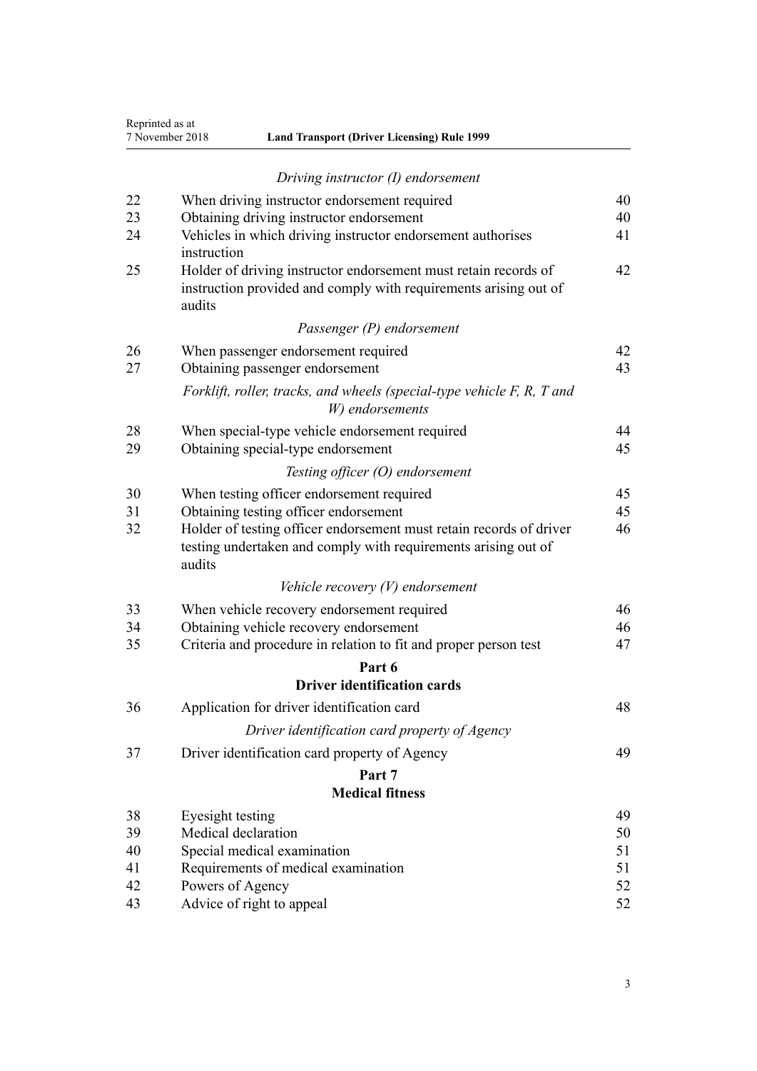*Driving instructor (I) endorsement*

| | | |
|---|---|---|
| 22 | When driving instructor endorsement required | 40 |
| 23 | Obtaining driving instructor endorsement | 40 |
| 24 | Vehicles in which driving instructor endorsement authorises instruction | 41 |
| 25 | Holder of driving instructor endorsement must retain records of instruction provided and comply with requirements arising out of audits | 42 |

*Passenger (P) endorsement*

| | | |
|---|---|---|
| 26 | When passenger endorsement required | 42 |
| 27 | Obtaining passenger endorsement | 43 |

*Forklift, roller, tracks, and wheels (special-type vehicle F, R, T and W) endorsements*

| | | |
|---|---|---|
| 28 | When special-type vehicle endorsement required | 44 |
| 29 | Obtaining special-type endorsement | 45 |

*Testing officer (O) endorsement*

| | | |
|---|---|---|
| 30 | When testing officer endorsement required | 45 |
| 31 | Obtaining testing officer endorsement | 45 |
| 32 | Holder of testing officer endorsement must retain records of driver testing undertaken and comply with requirements arising out of audits | 46 |

*Vehicle recovery (V) endorsement*

| | | |
|---|---|---|
| 33 | When vehicle recovery endorsement required | 46 |
| 34 | Obtaining vehicle recovery endorsement | 46 |
| 35 | Criteria and procedure in relation to fit and proper person test | 47 |

## Part 6
## Driver identification cards

| | | |
|---|---|---|
| 36 | Application for driver identification card | 48 |

*Driver identification card property of Agency*

| | | |
|---|---|---|
| 37 | Driver identification card property of Agency | 49 |

## Part 7
## Medical fitness

| | | |
|---|---|---|
| 38 | Eyesight testing | 49 |
| 39 | Medical declaration | 50 |
| 40 | Special medical examination | 51 |
| 41 | Requirements of medical examination | 51 |
| 42 | Powers of Agency | 52 |
| 43 | Advice of right to appeal | 52 |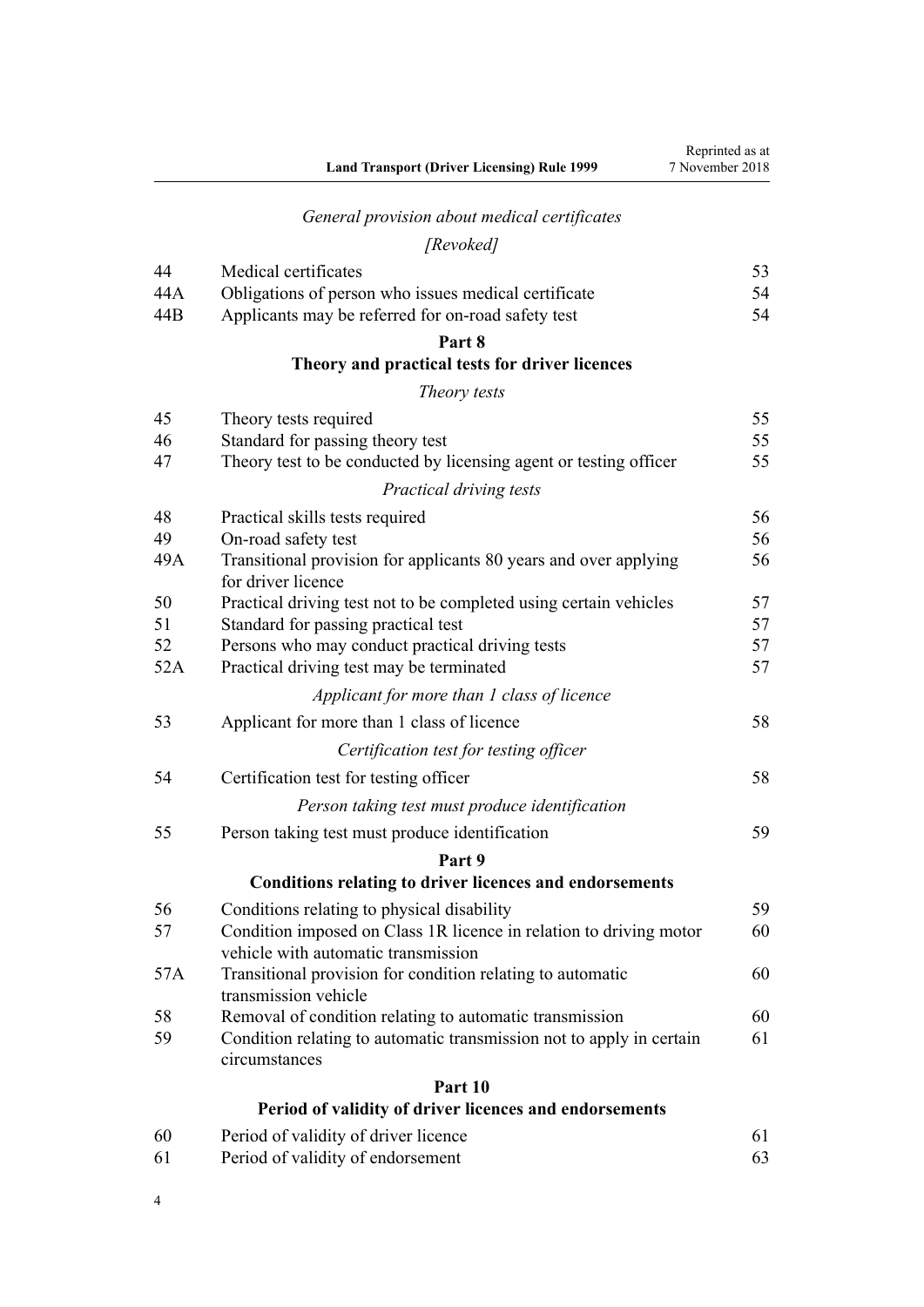*General provision about medical certificates*

*[Revoked]*

| | | |
|---|---|---|
| 44 | Medical certificates | 53 |
| 44A | Obligations of person who issues medical certificate | 54 |
| 44B | Applicants may be referred for on-road safety test | 54 |

## Part 8
## Theory and practical tests for driver licences

*Theory tests*

| | | |
|---|---|---|
| 45 | Theory tests required | 55 |
| 46 | Standard for passing theory test | 55 |
| 47 | Theory test to be conducted by licensing agent or testing officer | 55 |

*Practical driving tests*

| | | |
|---|---|---|
| 48 | Practical skills tests required | 56 |
| 49 | On-road safety test | 56 |
| 49A | Transitional provision for applicants 80 years and over applying for driver licence | 56 |
| 50 | Practical driving test not to be completed using certain vehicles | 57 |
| 51 | Standard for passing practical test | 57 |
| 52 | Persons who may conduct practical driving tests | 57 |
| 52A | Practical driving test may be terminated | 57 |

*Applicant for more than 1 class of licence*

| | | |
|---|---|---|
| 53 | Applicant for more than 1 class of licence | 58 |

*Certification test for testing officer*

| | | |
|---|---|---|
| 54 | Certification test for testing officer | 58 |

*Person taking test must produce identification*

| | | |
|---|---|---|
| 55 | Person taking test must produce identification | 59 |

## Part 9
## Conditions relating to driver licences and endorsements

| | | |
|---|---|---|
| 56 | Conditions relating to physical disability | 59 |
| 57 | Condition imposed on Class 1R licence in relation to driving motor vehicle with automatic transmission | 60 |
| 57A | Transitional provision for condition relating to automatic transmission vehicle | 60 |
| 58 | Removal of condition relating to automatic transmission | 60 |
| 59 | Condition relating to automatic transmission not to apply in certain circumstances | 61 |

## Part 10
## Period of validity of driver licences and endorsements

| | | |
|---|---|---|
| 60 | Period of validity of driver licence | 61 |
| 61 | Period of validity of endorsement | 63 |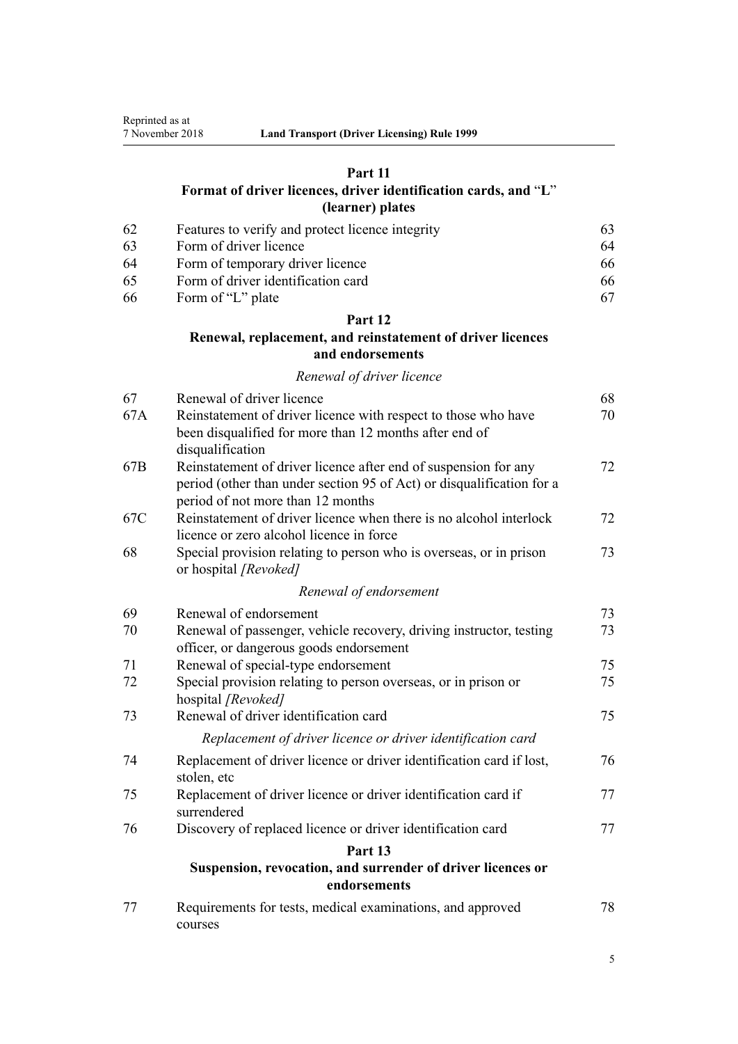## Part 11
### Format of driver licences, driver identification cards, and "L" (learner) plates

| | | |
|---|---|---|
| 62 | Features to verify and protect licence integrity | 63 |
| 63 | Form of driver licence | 64 |
| 64 | Form of temporary driver licence | 66 |
| 65 | Form of driver identification card | 66 |
| 66 | Form of "L" plate | 67 |

## Part 12
### Renewal, replacement, and reinstatement of driver licences and endorsements

*Renewal of driver licence*

| | | |
|---|---|---|
| 67 | Renewal of driver licence | 68 |
| 67A | Reinstatement of driver licence with respect to those who have been disqualified for more than 12 months after end of disqualification | 70 |
| 67B | Reinstatement of driver licence after end of suspension for any period (other than under section 95 of Act) or disqualification for a period of not more than 12 months | 72 |
| 67C | Reinstatement of driver licence when there is no alcohol interlock licence or zero alcohol licence in force | 72 |
| 68 | Special provision relating to person who is overseas, or in prison or hospital *[Revoked]* | 73 |

*Renewal of endorsement*

| | | |
|---|---|---|
| 69 | Renewal of endorsement | 73 |
| 70 | Renewal of passenger, vehicle recovery, driving instructor, testing officer, or dangerous goods endorsement | 73 |
| 71 | Renewal of special-type endorsement | 75 |
| 72 | Special provision relating to person overseas, or in prison or hospital *[Revoked]* | 75 |
| 73 | Renewal of driver identification card | 75 |

*Replacement of driver licence or driver identification card*

| | | |
|---|---|---|
| 74 | Replacement of driver licence or driver identification card if lost, stolen, etc | 76 |
| 75 | Replacement of driver licence or driver identification card if surrendered | 77 |
| 76 | Discovery of replaced licence or driver identification card | 77 |

## Part 13
### Suspension, revocation, and surrender of driver licences or endorsements

| | | |
|---|---|---|
| 77 | Requirements for tests, medical examinations, and approved courses | 78 |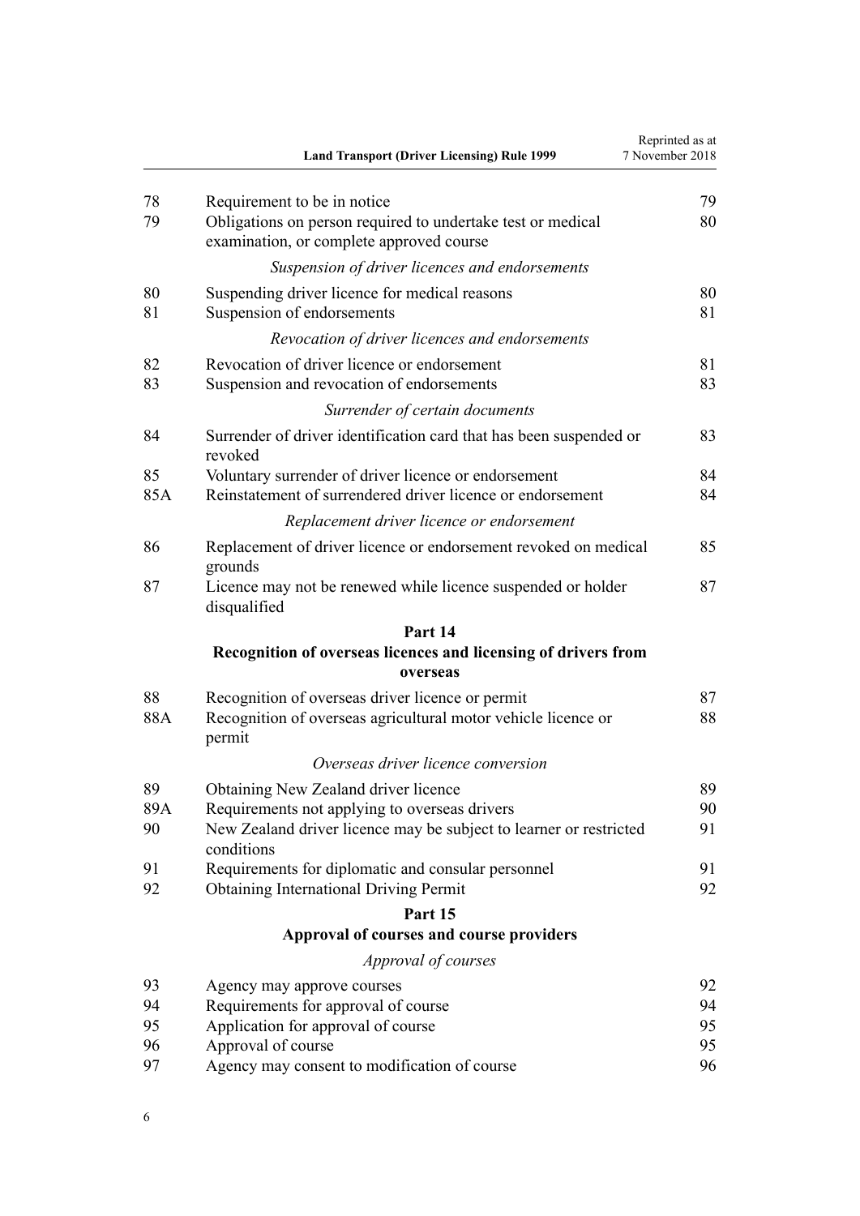| | | |
|---|---|---|
| 78 | Requirement to be in notice | 79 |
| 79 | Obligations on person required to undertake test or medical examination, or complete approved course | 80 |
| | *Suspension of driver licences and endorsements* | |
| 80 | Suspending driver licence for medical reasons | 80 |
| 81 | Suspension of endorsements | 81 |
| | *Revocation of driver licences and endorsements* | |
| 82 | Revocation of driver licence or endorsement | 81 |
| 83 | Suspension and revocation of endorsements | 83 |
| | *Surrender of certain documents* | |
| 84 | Surrender of driver identification card that has been suspended or revoked | 83 |
| 85 | Voluntary surrender of driver licence or endorsement | 84 |
| 85A | Reinstatement of surrendered driver licence or endorsement | 84 |
| | *Replacement driver licence or endorsement* | |
| 86 | Replacement of driver licence or endorsement revoked on medical grounds | 85 |
| 87 | Licence may not be renewed while licence suspended or holder disqualified | 87 |
| | **Part 14** | |
| | **Recognition of overseas licences and licensing of drivers from overseas** | |
| 88 | Recognition of overseas driver licence or permit | 87 |
| 88A | Recognition of overseas agricultural motor vehicle licence or permit | 88 |
| | *Overseas driver licence conversion* | |
| 89 | Obtaining New Zealand driver licence | 89 |
| 89A | Requirements not applying to overseas drivers | 90 |
| 90 | New Zealand driver licence may be subject to learner or restricted conditions | 91 |
| 91 | Requirements for diplomatic and consular personnel | 91 |
| 92 | Obtaining International Driving Permit | 92 |
| | **Part 15** | |
| | **Approval of courses and course providers** | |
| | *Approval of courses* | |
| 93 | Agency may approve courses | 92 |
| 94 | Requirements for approval of course | 94 |
| 95 | Application for approval of course | 95 |
| 96 | Approval of course | 95 |
| 97 | Agency may consent to modification of course | 96 |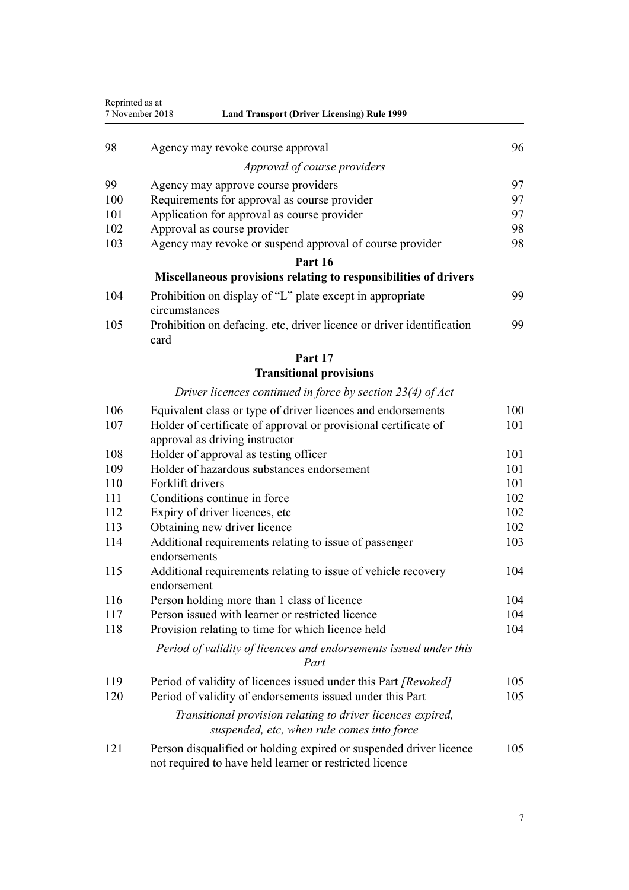| | | |
|---|---|---|
| 98 | Agency may revoke course approval | 96 |
| | *Approval of course providers* | |
| 99 | Agency may approve course providers | 97 |
| 100 | Requirements for approval as course provider | 97 |
| 101 | Application for approval as course provider | 97 |
| 102 | Approval as course provider | 98 |
| 103 | Agency may revoke or suspend approval of course provider | 98 |
| | **Part 16** | |
| | **Miscellaneous provisions relating to responsibilities of drivers** | |
| 104 | Prohibition on display of "L" plate except in appropriate circumstances | 99 |
| 105 | Prohibition on defacing, etc, driver licence or driver identification card | 99 |
| | **Part 17** | |
| | **Transitional provisions** | |
| | *Driver licences continued in force by section 23(4) of Act* | |
| 106 | Equivalent class or type of driver licences and endorsements | 100 |
| 107 | Holder of certificate of approval or provisional certificate of approval as driving instructor | 101 |
| 108 | Holder of approval as testing officer | 101 |
| 109 | Holder of hazardous substances endorsement | 101 |
| 110 | Forklift drivers | 101 |
| 111 | Conditions continue in force | 102 |
| 112 | Expiry of driver licences, etc | 102 |
| 113 | Obtaining new driver licence | 102 |
| 114 | Additional requirements relating to issue of passenger endorsements | 103 |
| 115 | Additional requirements relating to issue of vehicle recovery endorsement | 104 |
| 116 | Person holding more than 1 class of licence | 104 |
| 117 | Person issued with learner or restricted licence | 104 |
| 118 | Provision relating to time for which licence held | 104 |
| | *Period of validity of licences and endorsements issued under this Part* | |
| 119 | Period of validity of licences issued under this Part *[Revoked]* | 105 |
| 120 | Period of validity of endorsements issued under this Part | 105 |
| | *Transitional provision relating to driver licences expired, suspended, etc, when rule comes into force* | |
| 121 | Person disqualified or holding expired or suspended driver licence not required to have held learner or restricted licence | 105 |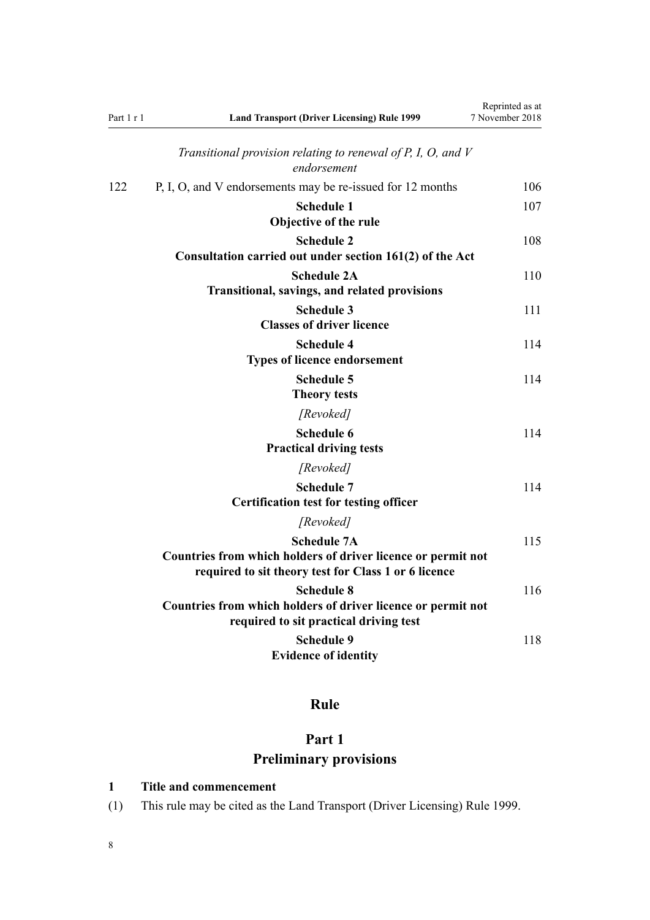*Transitional provision relating to renewal of P, I, O, and V endorsement*

122 P, I, O, and V endorsements may be re-issued for 12 months 106

**Schedule 1**
**Objective of the rule** 107

**Schedule 2**
**Consultation carried out under section 161(2) of the Act** 108

**Schedule 2A**
**Transitional, savings, and related provisions** 110

**Schedule 3**
**Classes of driver licence** 111

**Schedule 4**
**Types of licence endorsement** 114

**Schedule 5**
**Theory tests** 114

*[Revoked]*

**Schedule 6**
**Practical driving tests** 114

*[Revoked]*

**Schedule 7**
**Certification test for testing officer** 114

*[Revoked]*

**Schedule 7A**
**Countries from which holders of driver licence or permit not required to sit theory test for Class 1 or 6 licence** 115

**Schedule 8**
**Countries from which holders of driver licence or permit not required to sit practical driving test** 116

**Schedule 9**
**Evidence of identity** 118

# Rule

## Part 1
## Preliminary provisions

### 1 Title and commencement

(1) This rule may be cited as the Land Transport (Driver Licensing) Rule 1999.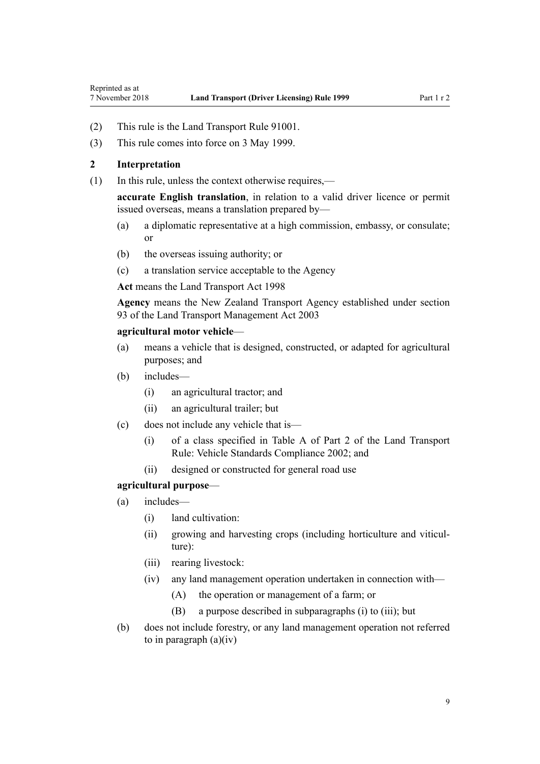(2) This rule is the Land Transport Rule 91001.

(3) This rule comes into force on 3 May 1999.

## 2 Interpretation

(1) In this rule, unless the context otherwise requires,—

**accurate English translation**, in relation to a valid driver licence or permit issued overseas, means a translation prepared by—

- (a) a diplomatic representative at a high commission, embassy, or consulate; or
- (b) the overseas issuing authority; or
- (c) a translation service acceptable to the Agency

**Act** means the Land Transport Act 1998

**Agency** means the New Zealand Transport Agency established under section 93 of the Land Transport Management Act 2003

**agricultural motor vehicle**—

- (a) means a vehicle that is designed, constructed, or adapted for agricultural purposes; and
- (b) includes—
  - (i) an agricultural tractor; and
  - (ii) an agricultural trailer; but
- (c) does not include any vehicle that is—
  - (i) of a class specified in Table A of Part 2 of the Land Transport Rule: Vehicle Standards Compliance 2002; and
  - (ii) designed or constructed for general road use

**agricultural purpose**—

- (a) includes—
  - (i) land cultivation:
  - (ii) growing and harvesting crops (including horticulture and viticulture):
  - (iii) rearing livestock:
  - (iv) any land management operation undertaken in connection with—
    - (A) the operation or management of a farm; or
    - (B) a purpose described in subparagraphs (i) to (iii); but
- (b) does not include forestry, or any land management operation not referred to in paragraph (a)(iv)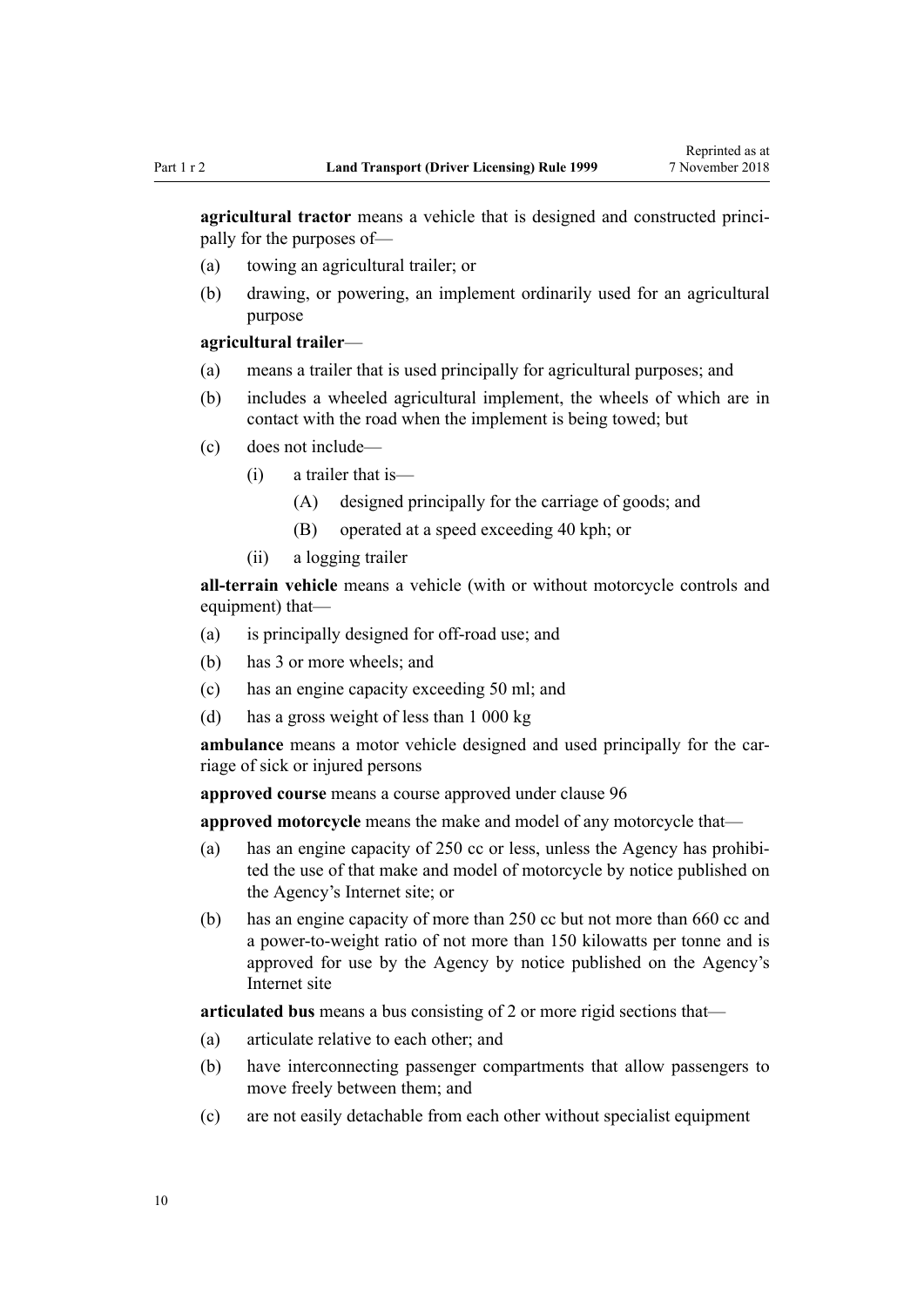**agricultural tractor** means a vehicle that is designed and constructed principally for the purposes of—

(a) towing an agricultural trailer; or

(b) drawing, or powering, an implement ordinarily used for an agricultural purpose

**agricultural trailer**—

(a) means a trailer that is used principally for agricultural purposes; and

(b) includes a wheeled agricultural implement, the wheels of which are in contact with the road when the implement is being towed; but

(c) does not include—

  (i) a trailer that is—

    (A) designed principally for the carriage of goods; and

    (B) operated at a speed exceeding 40 kph; or

  (ii) a logging trailer

**all-terrain vehicle** means a vehicle (with or without motorcycle controls and equipment) that—

(a) is principally designed for off-road use; and

(b) has 3 or more wheels; and

(c) has an engine capacity exceeding 50 ml; and

(d) has a gross weight of less than 1 000 kg

**ambulance** means a motor vehicle designed and used principally for the carriage of sick or injured persons

**approved course** means a course approved under clause 96

**approved motorcycle** means the make and model of any motorcycle that—

(a) has an engine capacity of 250 cc or less, unless the Agency has prohibited the use of that make and model of motorcycle by notice published on the Agency's Internet site; or

(b) has an engine capacity of more than 250 cc but not more than 660 cc and a power-to-weight ratio of not more than 150 kilowatts per tonne and is approved for use by the Agency by notice published on the Agency's Internet site

**articulated bus** means a bus consisting of 2 or more rigid sections that—

(a) articulate relative to each other; and

(b) have interconnecting passenger compartments that allow passengers to move freely between them; and

(c) are not easily detachable from each other without specialist equipment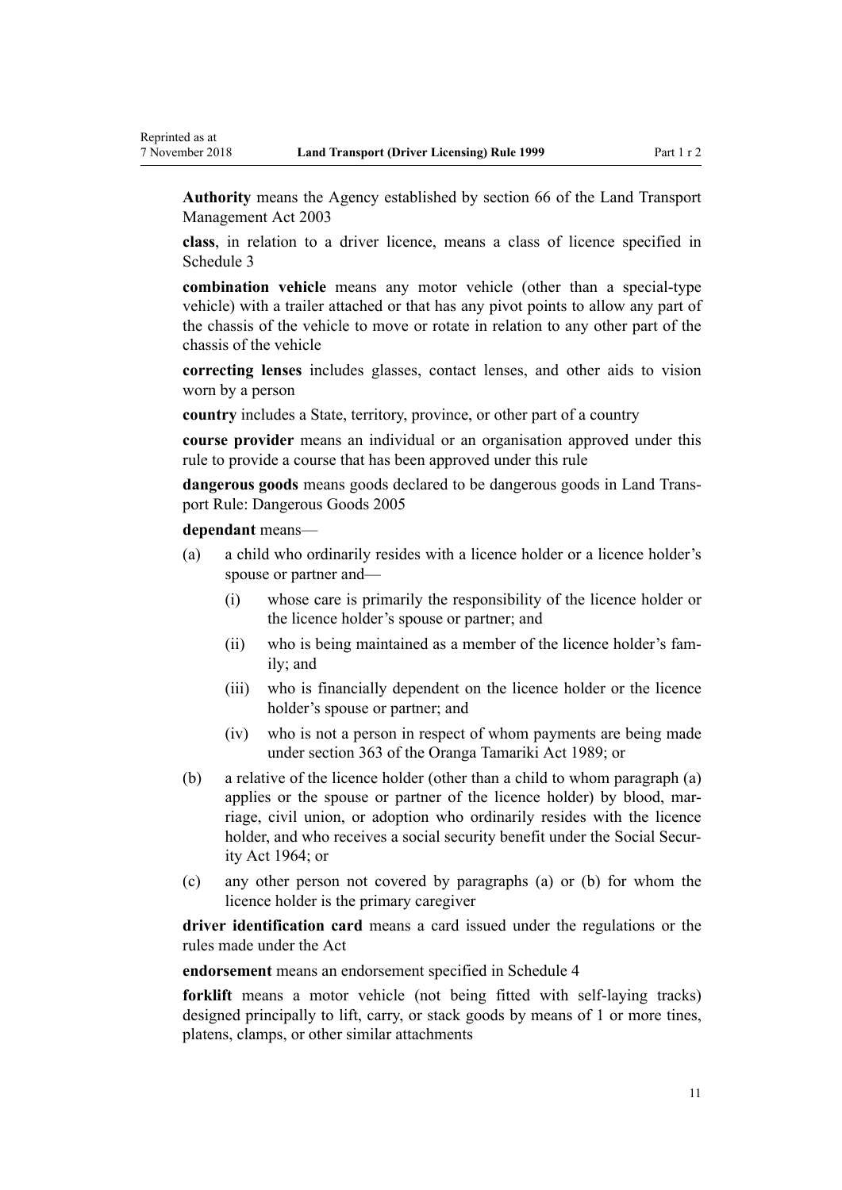**Authority** means the Agency established by section 66 of the Land Transport Management Act 2003

**class**, in relation to a driver licence, means a class of licence specified in Schedule 3

**combination vehicle** means any motor vehicle (other than a special-type vehicle) with a trailer attached or that has any pivot points to allow any part of the chassis of the vehicle to move or rotate in relation to any other part of the chassis of the vehicle

**correcting lenses** includes glasses, contact lenses, and other aids to vision worn by a person

**country** includes a State, territory, province, or other part of a country

**course provider** means an individual or an organisation approved under this rule to provide a course that has been approved under this rule

**dangerous goods** means goods declared to be dangerous goods in Land Transport Rule: Dangerous Goods 2005

**dependant** means—

- (a) a child who ordinarily resides with a licence holder or a licence holder's spouse or partner and—
  - (i) whose care is primarily the responsibility of the licence holder or the licence holder's spouse or partner; and
  - (ii) who is being maintained as a member of the licence holder's family; and
  - (iii) who is financially dependent on the licence holder or the licence holder's spouse or partner; and
  - (iv) who is not a person in respect of whom payments are being made under section 363 of the Oranga Tamariki Act 1989; or
- (b) a relative of the licence holder (other than a child to whom paragraph (a) applies or the spouse or partner of the licence holder) by blood, marriage, civil union, or adoption who ordinarily resides with the licence holder, and who receives a social security benefit under the Social Security Act 1964; or
- (c) any other person not covered by paragraphs (a) or (b) for whom the licence holder is the primary caregiver

**driver identification card** means a card issued under the regulations or the rules made under the Act

**endorsement** means an endorsement specified in Schedule 4

**forklift** means a motor vehicle (not being fitted with self-laying tracks) designed principally to lift, carry, or stack goods by means of 1 or more tines, platens, clamps, or other similar attachments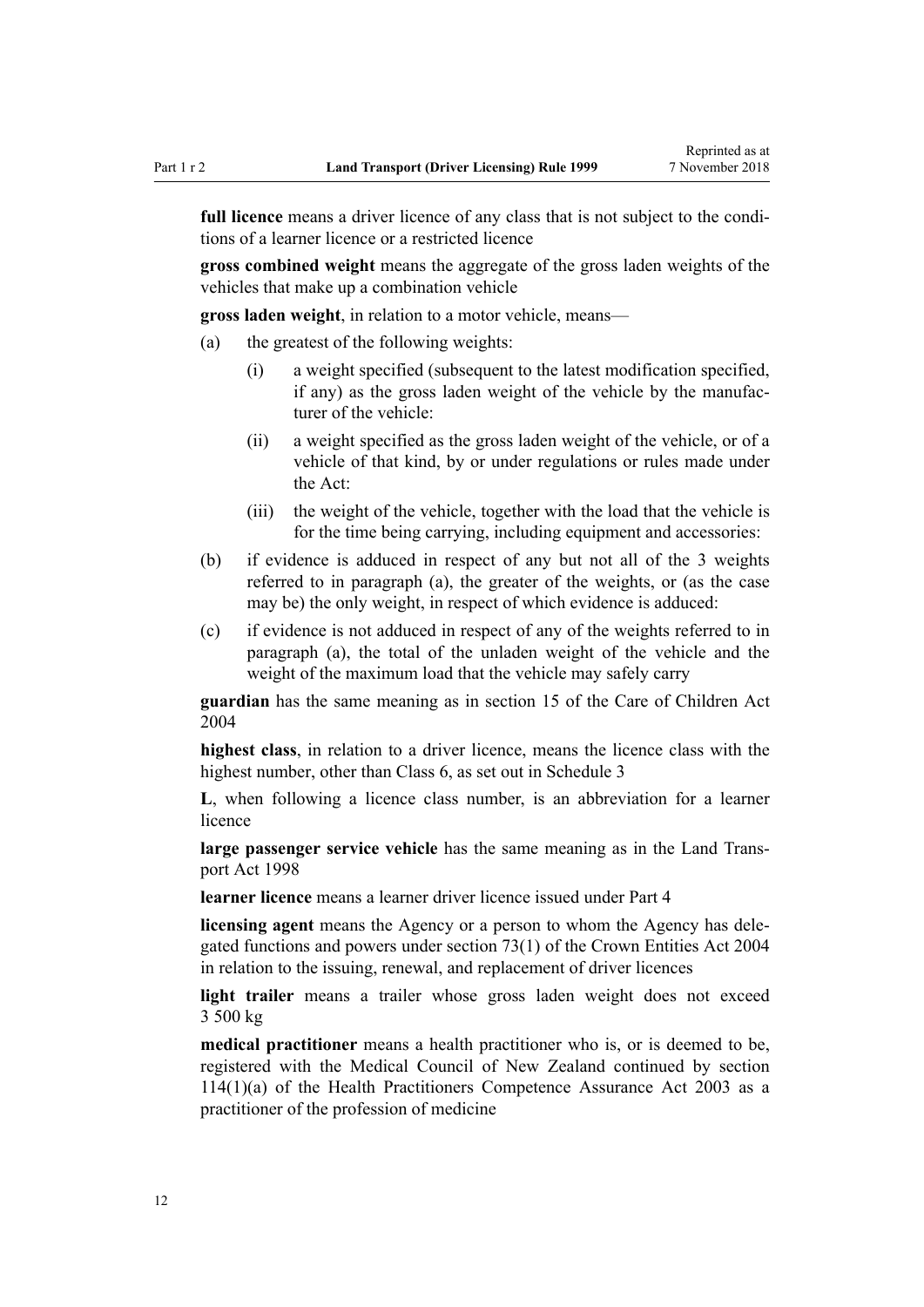**full licence** means a driver licence of any class that is not subject to the conditions of a learner licence or a restricted licence

**gross combined weight** means the aggregate of the gross laden weights of the vehicles that make up a combination vehicle

**gross laden weight**, in relation to a motor vehicle, means—

(a) the greatest of the following weights:

   (i) a weight specified (subsequent to the latest modification specified, if any) as the gross laden weight of the vehicle by the manufacturer of the vehicle:

   (ii) a weight specified as the gross laden weight of the vehicle, or of a vehicle of that kind, by or under regulations or rules made under the Act:

   (iii) the weight of the vehicle, together with the load that the vehicle is for the time being carrying, including equipment and accessories:

(b) if evidence is adduced in respect of any but not all of the 3 weights referred to in paragraph (a), the greater of the weights, or (as the case may be) the only weight, in respect of which evidence is adduced:

(c) if evidence is not adduced in respect of any of the weights referred to in paragraph (a), the total of the unladen weight of the vehicle and the weight of the maximum load that the vehicle may safely carry

**guardian** has the same meaning as in section 15 of the Care of Children Act 2004

**highest class**, in relation to a driver licence, means the licence class with the highest number, other than Class 6, as set out in Schedule 3

**L**, when following a licence class number, is an abbreviation for a learner licence

**large passenger service vehicle** has the same meaning as in the Land Transport Act 1998

**learner licence** means a learner driver licence issued under Part 4

**licensing agent** means the Agency or a person to whom the Agency has delegated functions and powers under section 73(1) of the Crown Entities Act 2004 in relation to the issuing, renewal, and replacement of driver licences

**light trailer** means a trailer whose gross laden weight does not exceed 3 500 kg

**medical practitioner** means a health practitioner who is, or is deemed to be, registered with the Medical Council of New Zealand continued by section 114(1)(a) of the Health Practitioners Competence Assurance Act 2003 as a practitioner of the profession of medicine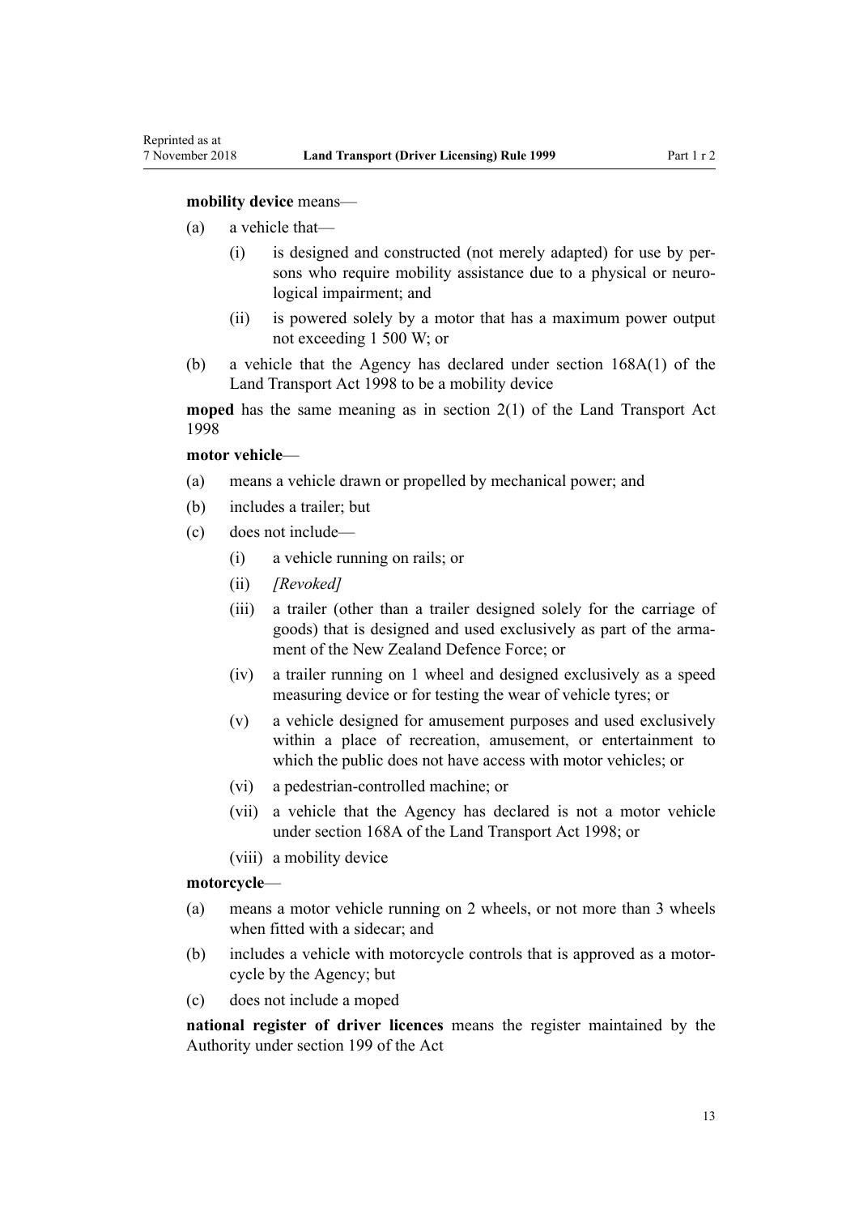**mobility device** means—

(a) a vehicle that—

  (i) is designed and constructed (not merely adapted) for use by persons who require mobility assistance due to a physical or neurological impairment; and

  (ii) is powered solely by a motor that has a maximum power output not exceeding 1 500 W; or

(b) a vehicle that the Agency has declared under section 168A(1) of the Land Transport Act 1998 to be a mobility device

**moped** has the same meaning as in section 2(1) of the Land Transport Act 1998

**motor vehicle**—

(a) means a vehicle drawn or propelled by mechanical power; and

(b) includes a trailer; but

(c) does not include—

  (i) a vehicle running on rails; or

  (ii) *[Revoked]*

  (iii) a trailer (other than a trailer designed solely for the carriage of goods) that is designed and used exclusively as part of the armament of the New Zealand Defence Force; or

  (iv) a trailer running on 1 wheel and designed exclusively as a speed measuring device or for testing the wear of vehicle tyres; or

  (v) a vehicle designed for amusement purposes and used exclusively within a place of recreation, amusement, or entertainment to which the public does not have access with motor vehicles; or

  (vi) a pedestrian-controlled machine; or

  (vii) a vehicle that the Agency has declared is not a motor vehicle under section 168A of the Land Transport Act 1998; or

  (viii) a mobility device

**motorcycle**—

(a) means a motor vehicle running on 2 wheels, or not more than 3 wheels when fitted with a sidecar; and

(b) includes a vehicle with motorcycle controls that is approved as a motorcycle by the Agency; but

(c) does not include a moped

**national register of driver licences** means the register maintained by the Authority under section 199 of the Act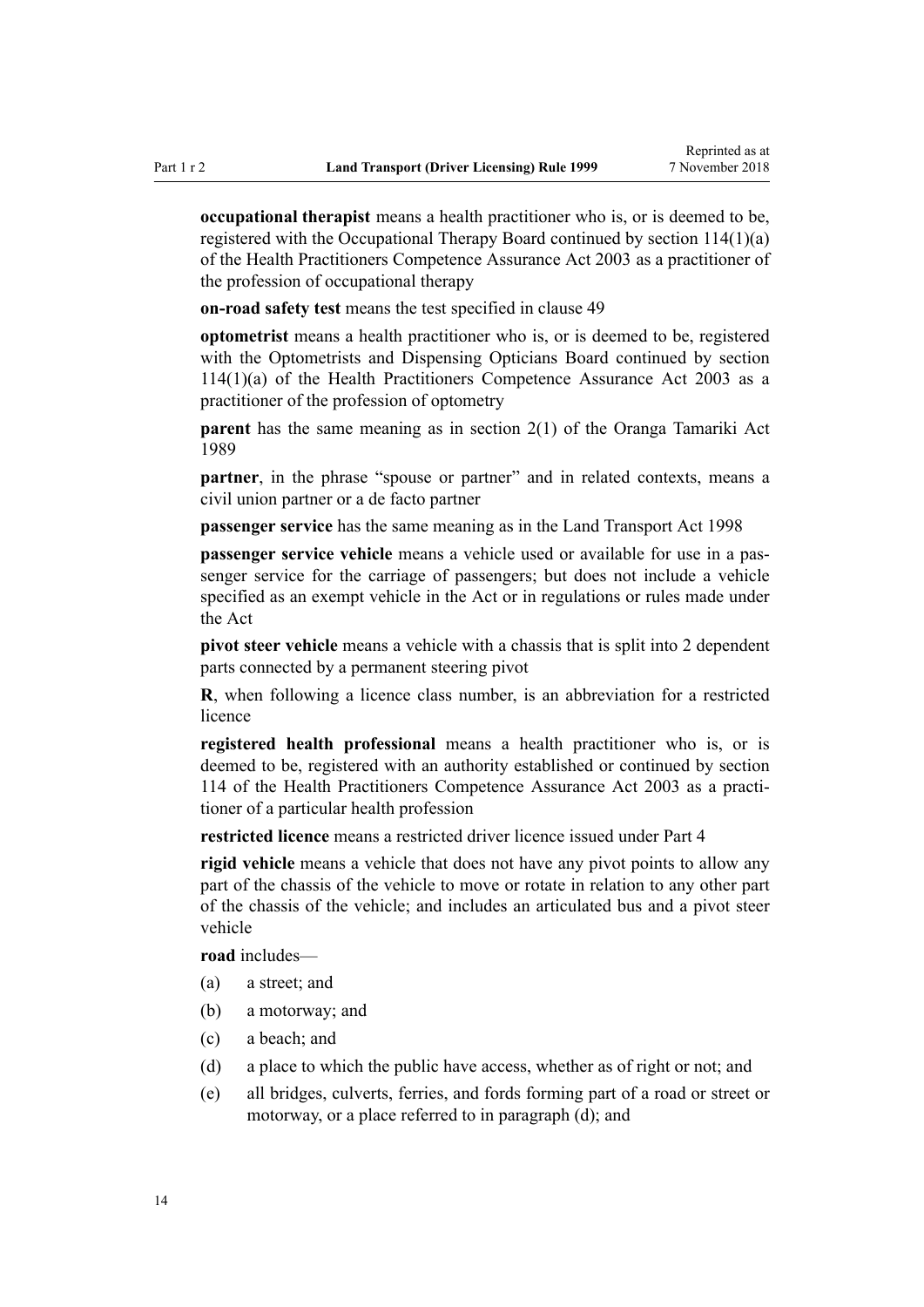**occupational therapist** means a health practitioner who is, or is deemed to be, registered with the Occupational Therapy Board continued by section 114(1)(a) of the Health Practitioners Competence Assurance Act 2003 as a practitioner of the profession of occupational therapy

**on-road safety test** means the test specified in clause 49

**optometrist** means a health practitioner who is, or is deemed to be, registered with the Optometrists and Dispensing Opticians Board continued by section 114(1)(a) of the Health Practitioners Competence Assurance Act 2003 as a practitioner of the profession of optometry

**parent** has the same meaning as in section 2(1) of the Oranga Tamariki Act 1989

**partner**, in the phrase "spouse or partner" and in related contexts, means a civil union partner or a de facto partner

**passenger service** has the same meaning as in the Land Transport Act 1998

**passenger service vehicle** means a vehicle used or available for use in a passenger service for the carriage of passengers; but does not include a vehicle specified as an exempt vehicle in the Act or in regulations or rules made under the Act

**pivot steer vehicle** means a vehicle with a chassis that is split into 2 dependent parts connected by a permanent steering pivot

**R**, when following a licence class number, is an abbreviation for a restricted licence

**registered health professional** means a health practitioner who is, or is deemed to be, registered with an authority established or continued by section 114 of the Health Practitioners Competence Assurance Act 2003 as a practitioner of a particular health profession

**restricted licence** means a restricted driver licence issued under Part 4

**rigid vehicle** means a vehicle that does not have any pivot points to allow any part of the chassis of the vehicle to move or rotate in relation to any other part of the chassis of the vehicle; and includes an articulated bus and a pivot steer vehicle

**road** includes—

(a) a street; and

(b) a motorway; and

(c) a beach; and

(d) a place to which the public have access, whether as of right or not; and

(e) all bridges, culverts, ferries, and fords forming part of a road or street or motorway, or a place referred to in paragraph (d); and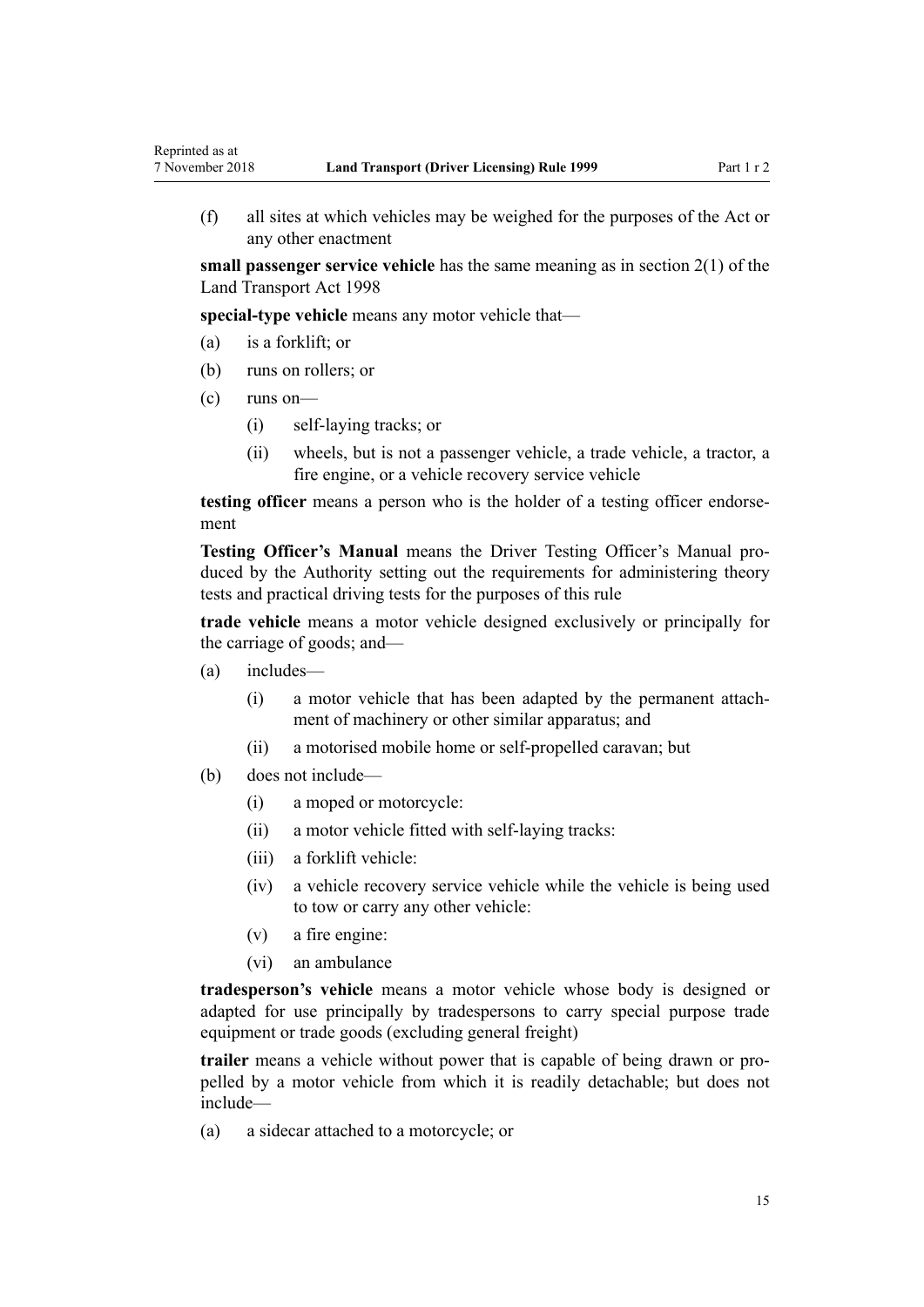(f) all sites at which vehicles may be weighed for the purposes of the Act or any other enactment

**small passenger service vehicle** has the same meaning as in section 2(1) of the Land Transport Act 1998

**special-type vehicle** means any motor vehicle that—

(a) is a forklift; or

(b) runs on rollers; or

(c) runs on—

  (i) self-laying tracks; or

  (ii) wheels, but is not a passenger vehicle, a trade vehicle, a tractor, a fire engine, or a vehicle recovery service vehicle

**testing officer** means a person who is the holder of a testing officer endorsement

**Testing Officer's Manual** means the Driver Testing Officer's Manual produced by the Authority setting out the requirements for administering theory tests and practical driving tests for the purposes of this rule

**trade vehicle** means a motor vehicle designed exclusively or principally for the carriage of goods; and—

(a) includes—

  (i) a motor vehicle that has been adapted by the permanent attachment of machinery or other similar apparatus; and

  (ii) a motorised mobile home or self-propelled caravan; but

(b) does not include—

  (i) a moped or motorcycle:

  (ii) a motor vehicle fitted with self-laying tracks:

  (iii) a forklift vehicle:

  (iv) a vehicle recovery service vehicle while the vehicle is being used to tow or carry any other vehicle:

  (v) a fire engine:

  (vi) an ambulance

**tradesperson's vehicle** means a motor vehicle whose body is designed or adapted for use principally by tradespersons to carry special purpose trade equipment or trade goods (excluding general freight)

**trailer** means a vehicle without power that is capable of being drawn or propelled by a motor vehicle from which it is readily detachable; but does not include—

(a) a sidecar attached to a motorcycle; or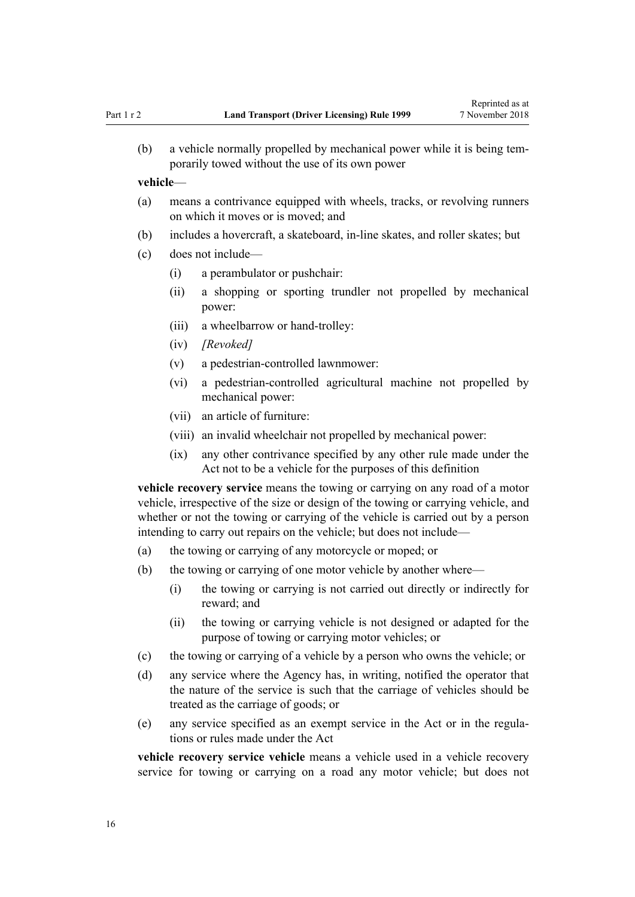(b) a vehicle normally propelled by mechanical power while it is being temporarily towed without the use of its own power

**vehicle**—

(a) means a contrivance equipped with wheels, tracks, or revolving runners on which it moves or is moved; and

(b) includes a hovercraft, a skateboard, in-line skates, and roller skates; but

(c) does not include—

  (i) a perambulator or pushchair:

  (ii) a shopping or sporting trundler not propelled by mechanical power:

  (iii) a wheelbarrow or hand-trolley:

  (iv) *[Revoked]*

  (v) a pedestrian-controlled lawnmower:

  (vi) a pedestrian-controlled agricultural machine not propelled by mechanical power:

  (vii) an article of furniture:

  (viii) an invalid wheelchair not propelled by mechanical power:

  (ix) any other contrivance specified by any other rule made under the Act not to be a vehicle for the purposes of this definition

**vehicle recovery service** means the towing or carrying on any road of a motor vehicle, irrespective of the size or design of the towing or carrying vehicle, and whether or not the towing or carrying of the vehicle is carried out by a person intending to carry out repairs on the vehicle; but does not include—

(a) the towing or carrying of any motorcycle or moped; or

(b) the towing or carrying of one motor vehicle by another where—

  (i) the towing or carrying is not carried out directly or indirectly for reward; and

  (ii) the towing or carrying vehicle is not designed or adapted for the purpose of towing or carrying motor vehicles; or

(c) the towing or carrying of a vehicle by a person who owns the vehicle; or

(d) any service where the Agency has, in writing, notified the operator that the nature of the service is such that the carriage of vehicles should be treated as the carriage of goods; or

(e) any service specified as an exempt service in the Act or in the regulations or rules made under the Act

**vehicle recovery service vehicle** means a vehicle used in a vehicle recovery service for towing or carrying on a road any motor vehicle; but does not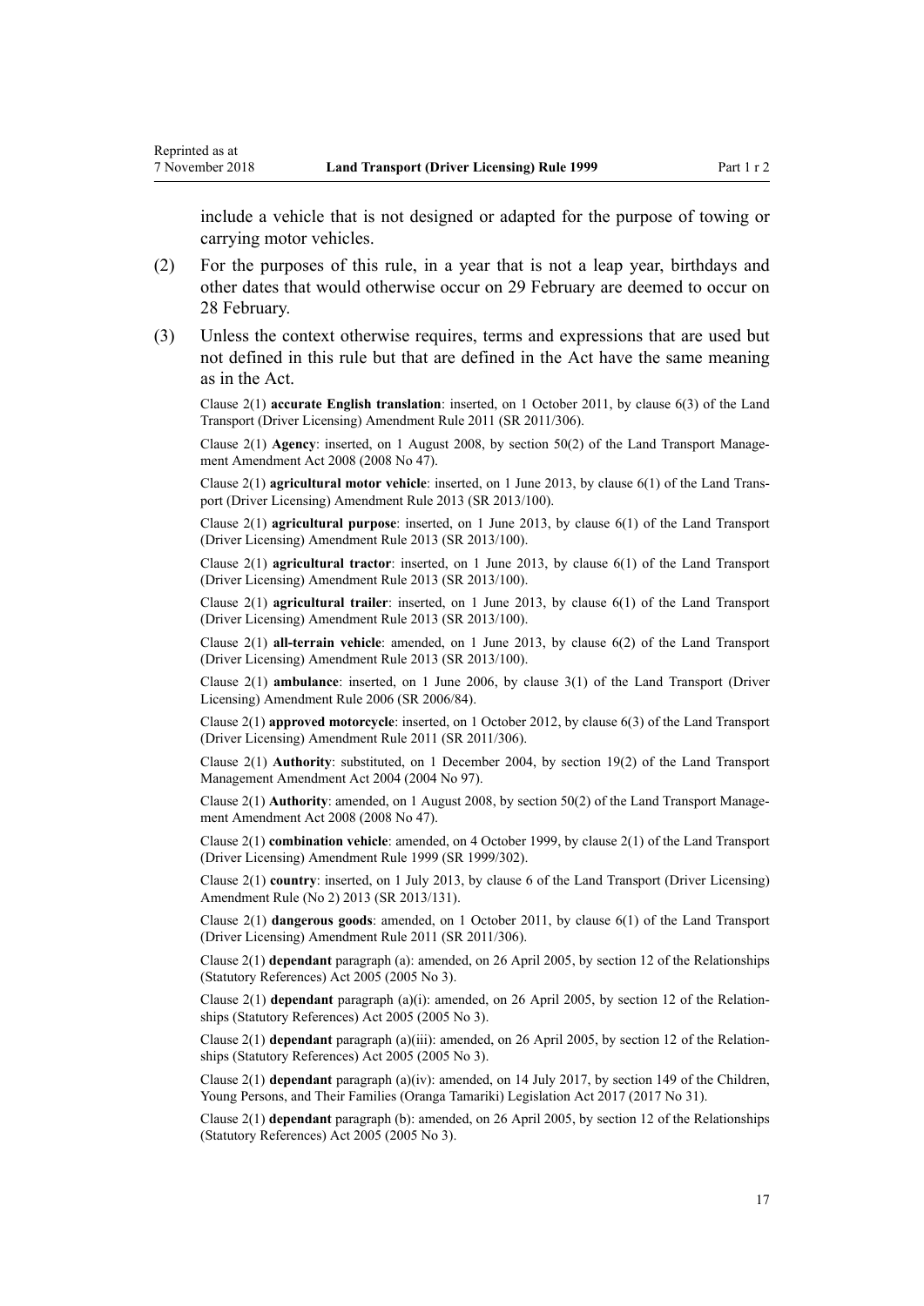include a vehicle that is not designed or adapted for the purpose of towing or carrying motor vehicles.

(2) For the purposes of this rule, in a year that is not a leap year, birthdays and other dates that would otherwise occur on 29 February are deemed to occur on 28 February.

(3) Unless the context otherwise requires, terms and expressions that are used but not defined in this rule but that are defined in the Act have the same meaning as in the Act.

Clause 2(1) **accurate English translation**: inserted, on 1 October 2011, by clause 6(3) of the Land Transport (Driver Licensing) Amendment Rule 2011 (SR 2011/306).

Clause 2(1) **Agency**: inserted, on 1 August 2008, by section 50(2) of the Land Transport Management Amendment Act 2008 (2008 No 47).

Clause 2(1) **agricultural motor vehicle**: inserted, on 1 June 2013, by clause 6(1) of the Land Transport (Driver Licensing) Amendment Rule 2013 (SR 2013/100).

Clause 2(1) **agricultural purpose**: inserted, on 1 June 2013, by clause 6(1) of the Land Transport (Driver Licensing) Amendment Rule 2013 (SR 2013/100).

Clause 2(1) **agricultural tractor**: inserted, on 1 June 2013, by clause 6(1) of the Land Transport (Driver Licensing) Amendment Rule 2013 (SR 2013/100).

Clause 2(1) **agricultural trailer**: inserted, on 1 June 2013, by clause 6(1) of the Land Transport (Driver Licensing) Amendment Rule 2013 (SR 2013/100).

Clause 2(1) **all-terrain vehicle**: amended, on 1 June 2013, by clause 6(2) of the Land Transport (Driver Licensing) Amendment Rule 2013 (SR 2013/100).

Clause 2(1) **ambulance**: inserted, on 1 June 2006, by clause 3(1) of the Land Transport (Driver Licensing) Amendment Rule 2006 (SR 2006/84).

Clause 2(1) **approved motorcycle**: inserted, on 1 October 2012, by clause 6(3) of the Land Transport (Driver Licensing) Amendment Rule 2011 (SR 2011/306).

Clause 2(1) **Authority**: substituted, on 1 December 2004, by section 19(2) of the Land Transport Management Amendment Act 2004 (2004 No 97).

Clause 2(1) **Authority**: amended, on 1 August 2008, by section 50(2) of the Land Transport Management Amendment Act 2008 (2008 No 47).

Clause 2(1) **combination vehicle**: amended, on 4 October 1999, by clause 2(1) of the Land Transport (Driver Licensing) Amendment Rule 1999 (SR 1999/302).

Clause 2(1) **country**: inserted, on 1 July 2013, by clause 6 of the Land Transport (Driver Licensing) Amendment Rule (No 2) 2013 (SR 2013/131).

Clause 2(1) **dangerous goods**: amended, on 1 October 2011, by clause 6(1) of the Land Transport (Driver Licensing) Amendment Rule 2011 (SR 2011/306).

Clause 2(1) **dependant** paragraph (a): amended, on 26 April 2005, by section 12 of the Relationships (Statutory References) Act 2005 (2005 No 3).

Clause 2(1) **dependant** paragraph (a)(i): amended, on 26 April 2005, by section 12 of the Relationships (Statutory References) Act 2005 (2005 No 3).

Clause 2(1) **dependant** paragraph (a)(iii): amended, on 26 April 2005, by section 12 of the Relationships (Statutory References) Act 2005 (2005 No 3).

Clause 2(1) **dependant** paragraph (a)(iv): amended, on 14 July 2017, by section 149 of the Children, Young Persons, and Their Families (Oranga Tamariki) Legislation Act 2017 (2017 No 31).

Clause 2(1) **dependant** paragraph (b): amended, on 26 April 2005, by section 12 of the Relationships (Statutory References) Act 2005 (2005 No 3).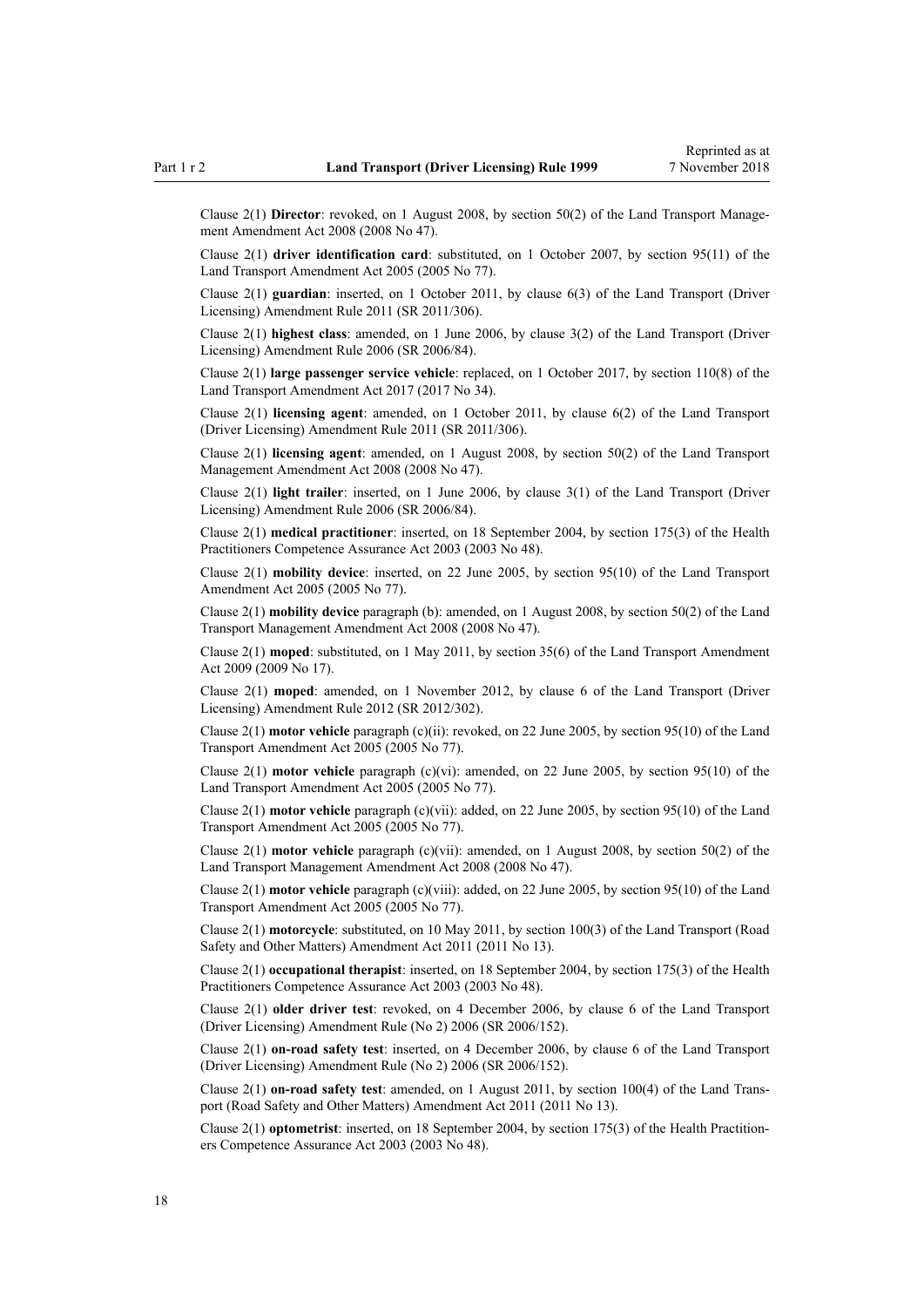Clause 2(1) **Director**: revoked, on 1 August 2008, by section 50(2) of the Land Transport Management Amendment Act 2008 (2008 No 47).

Clause 2(1) **driver identification card**: substituted, on 1 October 2007, by section 95(11) of the Land Transport Amendment Act 2005 (2005 No 77).

Clause 2(1) **guardian**: inserted, on 1 October 2011, by clause 6(3) of the Land Transport (Driver Licensing) Amendment Rule 2011 (SR 2011/306).

Clause 2(1) **highest class**: amended, on 1 June 2006, by clause 3(2) of the Land Transport (Driver Licensing) Amendment Rule 2006 (SR 2006/84).

Clause 2(1) **large passenger service vehicle**: replaced, on 1 October 2017, by section 110(8) of the Land Transport Amendment Act 2017 (2017 No 34).

Clause 2(1) **licensing agent**: amended, on 1 October 2011, by clause 6(2) of the Land Transport (Driver Licensing) Amendment Rule 2011 (SR 2011/306).

Clause 2(1) **licensing agent**: amended, on 1 August 2008, by section 50(2) of the Land Transport Management Amendment Act 2008 (2008 No 47).

Clause 2(1) **light trailer**: inserted, on 1 June 2006, by clause 3(1) of the Land Transport (Driver Licensing) Amendment Rule 2006 (SR 2006/84).

Clause 2(1) **medical practitioner**: inserted, on 18 September 2004, by section 175(3) of the Health Practitioners Competence Assurance Act 2003 (2003 No 48).

Clause 2(1) **mobility device**: inserted, on 22 June 2005, by section 95(10) of the Land Transport Amendment Act 2005 (2005 No 77).

Clause 2(1) **mobility device** paragraph (b): amended, on 1 August 2008, by section 50(2) of the Land Transport Management Amendment Act 2008 (2008 No 47).

Clause 2(1) **moped**: substituted, on 1 May 2011, by section 35(6) of the Land Transport Amendment Act 2009 (2009 No 17).

Clause 2(1) **moped**: amended, on 1 November 2012, by clause 6 of the Land Transport (Driver Licensing) Amendment Rule 2012 (SR 2012/302).

Clause 2(1) **motor vehicle** paragraph (c)(ii): revoked, on 22 June 2005, by section 95(10) of the Land Transport Amendment Act 2005 (2005 No 77).

Clause 2(1) **motor vehicle** paragraph (c)(vi): amended, on 22 June 2005, by section 95(10) of the Land Transport Amendment Act 2005 (2005 No 77).

Clause 2(1) **motor vehicle** paragraph (c)(vii): added, on 22 June 2005, by section 95(10) of the Land Transport Amendment Act 2005 (2005 No 77).

Clause 2(1) **motor vehicle** paragraph (c)(vii): amended, on 1 August 2008, by section 50(2) of the Land Transport Management Amendment Act 2008 (2008 No 47).

Clause 2(1) **motor vehicle** paragraph (c)(viii): added, on 22 June 2005, by section 95(10) of the Land Transport Amendment Act 2005 (2005 No 77).

Clause 2(1) **motorcycle**: substituted, on 10 May 2011, by section 100(3) of the Land Transport (Road Safety and Other Matters) Amendment Act 2011 (2011 No 13).

Clause 2(1) **occupational therapist**: inserted, on 18 September 2004, by section 175(3) of the Health Practitioners Competence Assurance Act 2003 (2003 No 48).

Clause 2(1) **older driver test**: revoked, on 4 December 2006, by clause 6 of the Land Transport (Driver Licensing) Amendment Rule (No 2) 2006 (SR 2006/152).

Clause 2(1) **on-road safety test**: inserted, on 4 December 2006, by clause 6 of the Land Transport (Driver Licensing) Amendment Rule (No 2) 2006 (SR 2006/152).

Clause 2(1) **on-road safety test**: amended, on 1 August 2011, by section 100(4) of the Land Transport (Road Safety and Other Matters) Amendment Act 2011 (2011 No 13).

Clause 2(1) **optometrist**: inserted, on 18 September 2004, by section 175(3) of the Health Practitioners Competence Assurance Act 2003 (2003 No 48).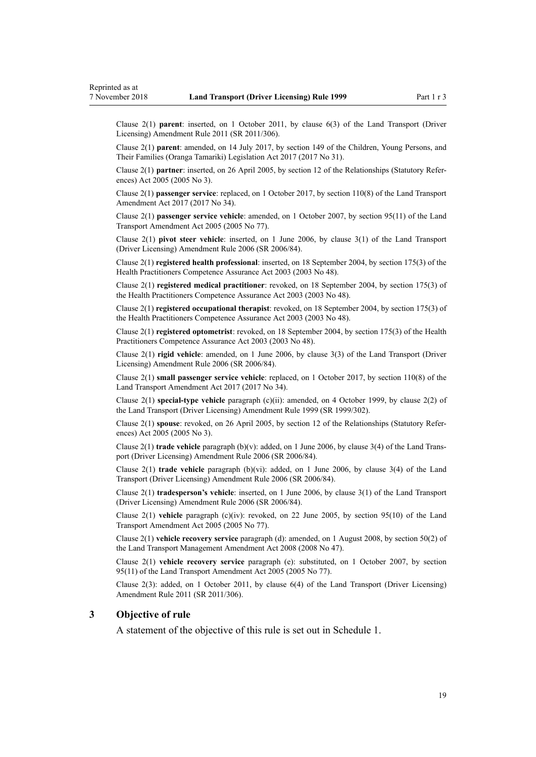Clause 2(1) **parent**: inserted, on 1 October 2011, by clause 6(3) of the Land Transport (Driver Licensing) Amendment Rule 2011 (SR 2011/306).

Clause 2(1) **parent**: amended, on 14 July 2017, by section 149 of the Children, Young Persons, and Their Families (Oranga Tamariki) Legislation Act 2017 (2017 No 31).

Clause 2(1) **partner**: inserted, on 26 April 2005, by section 12 of the Relationships (Statutory References) Act 2005 (2005 No 3).

Clause 2(1) **passenger service**: replaced, on 1 October 2017, by section 110(8) of the Land Transport Amendment Act 2017 (2017 No 34).

Clause 2(1) **passenger service vehicle**: amended, on 1 October 2007, by section 95(11) of the Land Transport Amendment Act 2005 (2005 No 77).

Clause 2(1) **pivot steer vehicle**: inserted, on 1 June 2006, by clause 3(1) of the Land Transport (Driver Licensing) Amendment Rule 2006 (SR 2006/84).

Clause 2(1) **registered health professional**: inserted, on 18 September 2004, by section 175(3) of the Health Practitioners Competence Assurance Act 2003 (2003 No 48).

Clause 2(1) **registered medical practitioner**: revoked, on 18 September 2004, by section 175(3) of the Health Practitioners Competence Assurance Act 2003 (2003 No 48).

Clause 2(1) **registered occupational therapist**: revoked, on 18 September 2004, by section 175(3) of the Health Practitioners Competence Assurance Act 2003 (2003 No 48).

Clause 2(1) **registered optometrist**: revoked, on 18 September 2004, by section 175(3) of the Health Practitioners Competence Assurance Act 2003 (2003 No 48).

Clause 2(1) **rigid vehicle**: amended, on 1 June 2006, by clause 3(3) of the Land Transport (Driver Licensing) Amendment Rule 2006 (SR 2006/84).

Clause 2(1) **small passenger service vehicle**: replaced, on 1 October 2017, by section 110(8) of the Land Transport Amendment Act 2017 (2017 No 34).

Clause 2(1) **special-type vehicle** paragraph (c)(ii): amended, on 4 October 1999, by clause 2(2) of the Land Transport (Driver Licensing) Amendment Rule 1999 (SR 1999/302).

Clause 2(1) **spouse**: revoked, on 26 April 2005, by section 12 of the Relationships (Statutory References) Act 2005 (2005 No 3).

Clause 2(1) **trade vehicle** paragraph (b)(v): added, on 1 June 2006, by clause 3(4) of the Land Transport (Driver Licensing) Amendment Rule 2006 (SR 2006/84).

Clause 2(1) **trade vehicle** paragraph (b)(vi): added, on 1 June 2006, by clause 3(4) of the Land Transport (Driver Licensing) Amendment Rule 2006 (SR 2006/84).

Clause 2(1) **tradesperson's vehicle**: inserted, on 1 June 2006, by clause 3(1) of the Land Transport (Driver Licensing) Amendment Rule 2006 (SR 2006/84).

Clause 2(1) **vehicle** paragraph (c)(iv): revoked, on 22 June 2005, by section 95(10) of the Land Transport Amendment Act 2005 (2005 No 77).

Clause 2(1) **vehicle recovery service** paragraph (d): amended, on 1 August 2008, by section 50(2) of the Land Transport Management Amendment Act 2008 (2008 No 47).

Clause 2(1) **vehicle recovery service** paragraph (e): substituted, on 1 October 2007, by section 95(11) of the Land Transport Amendment Act 2005 (2005 No 77).

Clause 2(3): added, on 1 October 2011, by clause 6(4) of the Land Transport (Driver Licensing) Amendment Rule 2011 (SR 2011/306).

## 3 Objective of rule

A statement of the objective of this rule is set out in Schedule 1.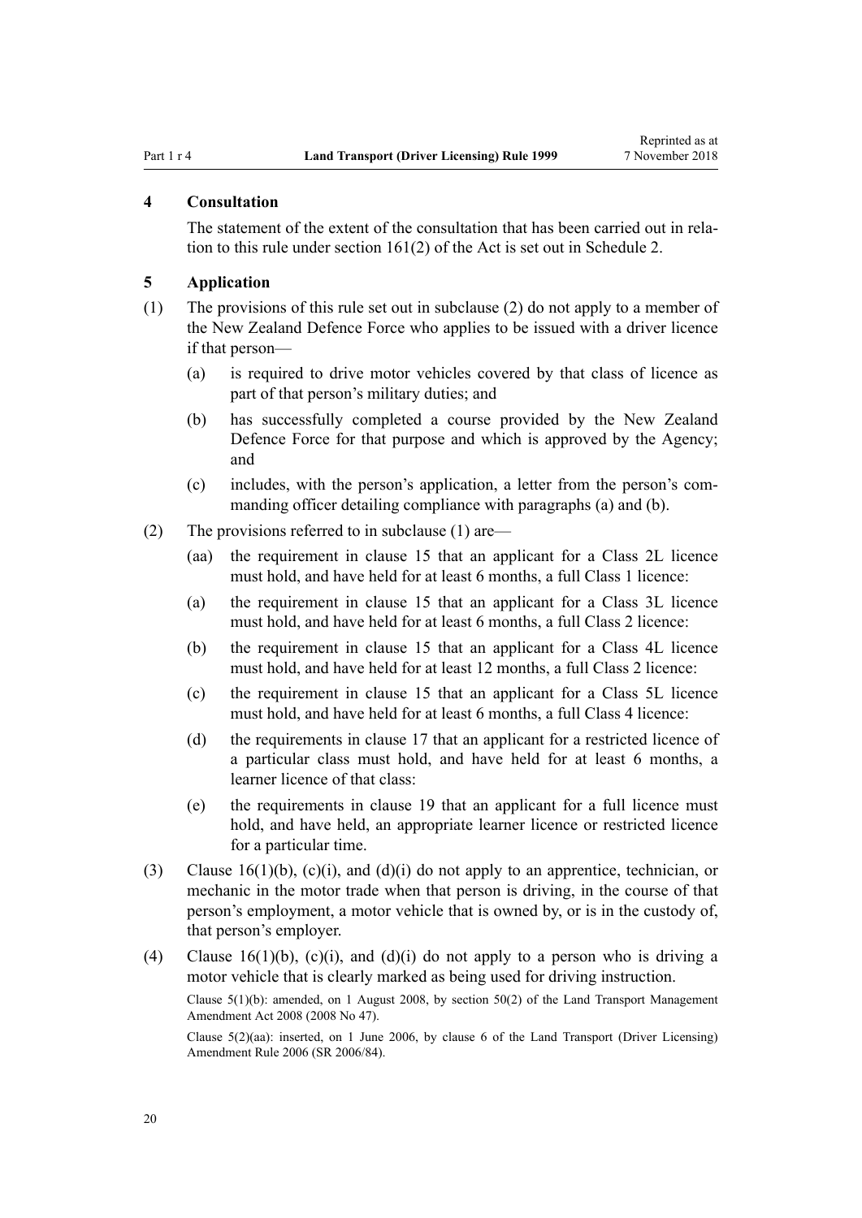### 4 Consultation

The statement of the extent of the consultation that has been carried out in relation to this rule under section 161(2) of the Act is set out in Schedule 2.

### 5 Application

(1) The provisions of this rule set out in subclause (2) do not apply to a member of the New Zealand Defence Force who applies to be issued with a driver licence if that person—

- (a) is required to drive motor vehicles covered by that class of licence as part of that person's military duties; and
- (b) has successfully completed a course provided by the New Zealand Defence Force for that purpose and which is approved by the Agency; and
- (c) includes, with the person's application, a letter from the person's commanding officer detailing compliance with paragraphs (a) and (b).

(2) The provisions referred to in subclause (1) are—

- (aa) the requirement in clause 15 that an applicant for a Class 2L licence must hold, and have held for at least 6 months, a full Class 1 licence:
- (a) the requirement in clause 15 that an applicant for a Class 3L licence must hold, and have held for at least 6 months, a full Class 2 licence:
- (b) the requirement in clause 15 that an applicant for a Class 4L licence must hold, and have held for at least 12 months, a full Class 2 licence:
- (c) the requirement in clause 15 that an applicant for a Class 5L licence must hold, and have held for at least 6 months, a full Class 4 licence:
- (d) the requirements in clause 17 that an applicant for a restricted licence of a particular class must hold, and have held for at least 6 months, a learner licence of that class:
- (e) the requirements in clause 19 that an applicant for a full licence must hold, and have held, an appropriate learner licence or restricted licence for a particular time.

(3) Clause 16(1)(b), (c)(i), and (d)(i) do not apply to an apprentice, technician, or mechanic in the motor trade when that person is driving, in the course of that person's employment, a motor vehicle that is owned by, or is in the custody of, that person's employer.

(4) Clause 16(1)(b), (c)(i), and (d)(i) do not apply to a person who is driving a motor vehicle that is clearly marked as being used for driving instruction.

Clause 5(1)(b): amended, on 1 August 2008, by section 50(2) of the Land Transport Management Amendment Act 2008 (2008 No 47).

Clause 5(2)(aa): inserted, on 1 June 2006, by clause 6 of the Land Transport (Driver Licensing) Amendment Rule 2006 (SR 2006/84).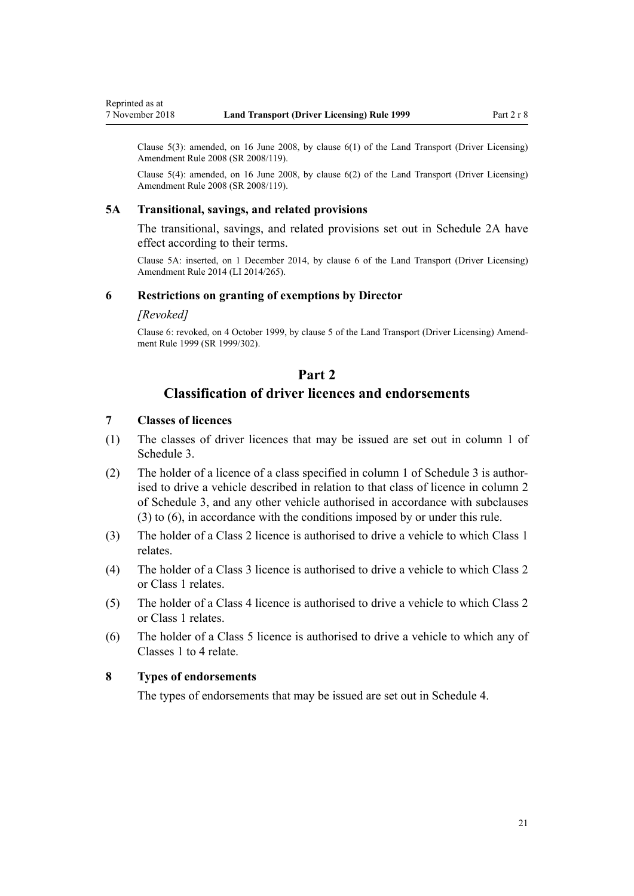Clause 5(3): amended, on 16 June 2008, by clause 6(1) of the Land Transport (Driver Licensing) Amendment Rule 2008 (SR 2008/119).

Clause 5(4): amended, on 16 June 2008, by clause 6(2) of the Land Transport (Driver Licensing) Amendment Rule 2008 (SR 2008/119).

### 5A Transitional, savings, and related provisions

The transitional, savings, and related provisions set out in Schedule 2A have effect according to their terms.

Clause 5A: inserted, on 1 December 2014, by clause 6 of the Land Transport (Driver Licensing) Amendment Rule 2014 (LI 2014/265).

### 6 Restrictions on granting of exemptions by Director

*[Revoked]*

Clause 6: revoked, on 4 October 1999, by clause 5 of the Land Transport (Driver Licensing) Amendment Rule 1999 (SR 1999/302).

## Part 2
## Classification of driver licences and endorsements

### 7 Classes of licences

(1) The classes of driver licences that may be issued are set out in column 1 of Schedule 3.

(2) The holder of a licence of a class specified in column 1 of Schedule 3 is authorised to drive a vehicle described in relation to that class of licence in column 2 of Schedule 3, and any other vehicle authorised in accordance with subclauses (3) to (6), in accordance with the conditions imposed by or under this rule.

(3) The holder of a Class 2 licence is authorised to drive a vehicle to which Class 1 relates.

(4) The holder of a Class 3 licence is authorised to drive a vehicle to which Class 2 or Class 1 relates.

(5) The holder of a Class 4 licence is authorised to drive a vehicle to which Class 2 or Class 1 relates.

(6) The holder of a Class 5 licence is authorised to drive a vehicle to which any of Classes 1 to 4 relate.

### 8 Types of endorsements

The types of endorsements that may be issued are set out in Schedule 4.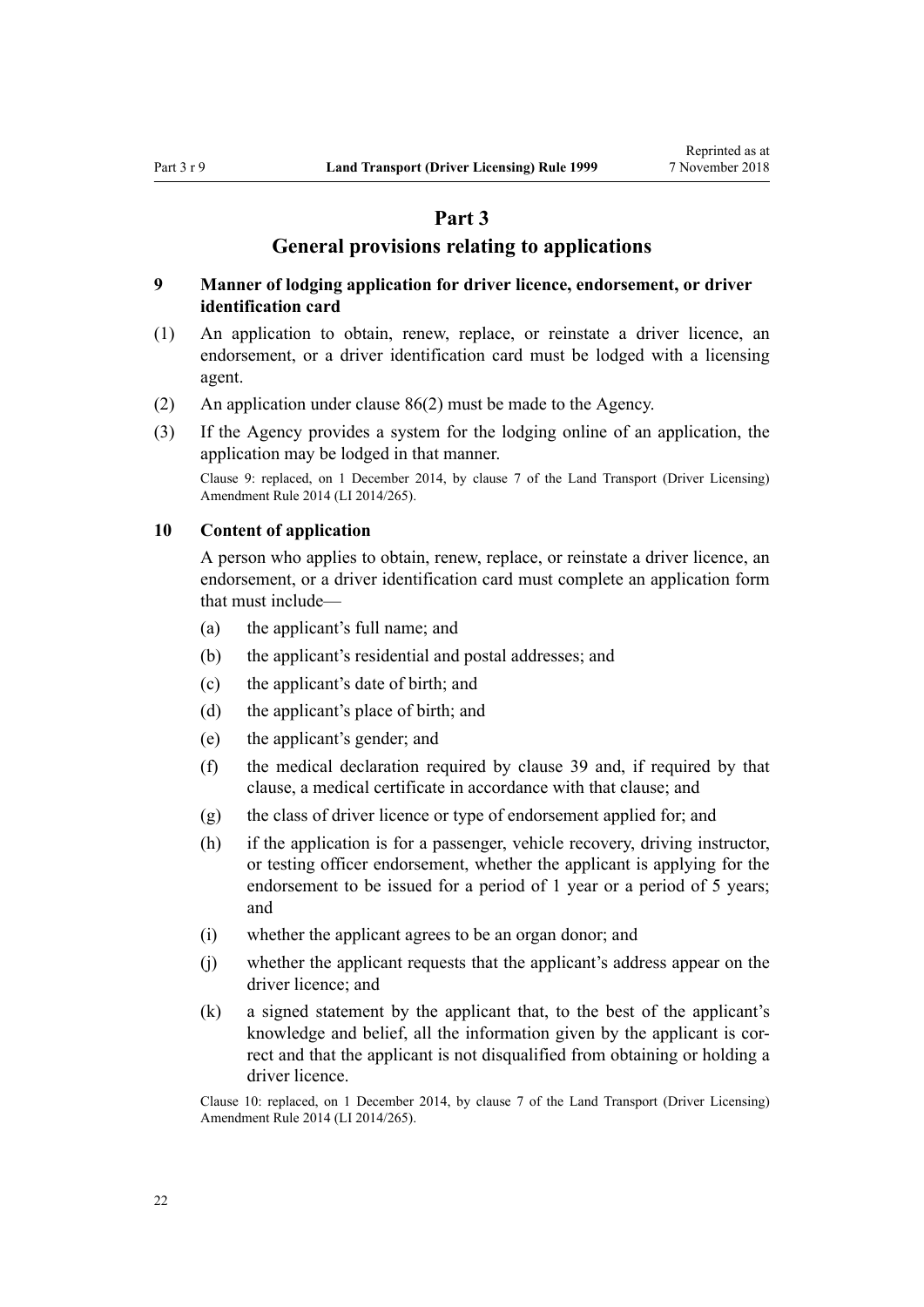# Part 3

# General provisions relating to applications

### 9 Manner of lodging application for driver licence, endorsement, or driver identification card

(1) An application to obtain, renew, replace, or reinstate a driver licence, an endorsement, or a driver identification card must be lodged with a licensing agent.

(2) An application under clause 86(2) must be made to the Agency.

(3) If the Agency provides a system for the lodging online of an application, the application may be lodged in that manner.

Clause 9: replaced, on 1 December 2014, by clause 7 of the Land Transport (Driver Licensing) Amendment Rule 2014 (LI 2014/265).

### 10 Content of application

A person who applies to obtain, renew, replace, or reinstate a driver licence, an endorsement, or a driver identification card must complete an application form that must include—

(a) the applicant's full name; and

(b) the applicant's residential and postal addresses; and

(c) the applicant's date of birth; and

(d) the applicant's place of birth; and

(e) the applicant's gender; and

(f) the medical declaration required by clause 39 and, if required by that clause, a medical certificate in accordance with that clause; and

(g) the class of driver licence or type of endorsement applied for; and

(h) if the application is for a passenger, vehicle recovery, driving instructor, or testing officer endorsement, whether the applicant is applying for the endorsement to be issued for a period of 1 year or a period of 5 years; and

(i) whether the applicant agrees to be an organ donor; and

(j) whether the applicant requests that the applicant's address appear on the driver licence; and

(k) a signed statement by the applicant that, to the best of the applicant's knowledge and belief, all the information given by the applicant is correct and that the applicant is not disqualified from obtaining or holding a driver licence.

Clause 10: replaced, on 1 December 2014, by clause 7 of the Land Transport (Driver Licensing) Amendment Rule 2014 (LI 2014/265).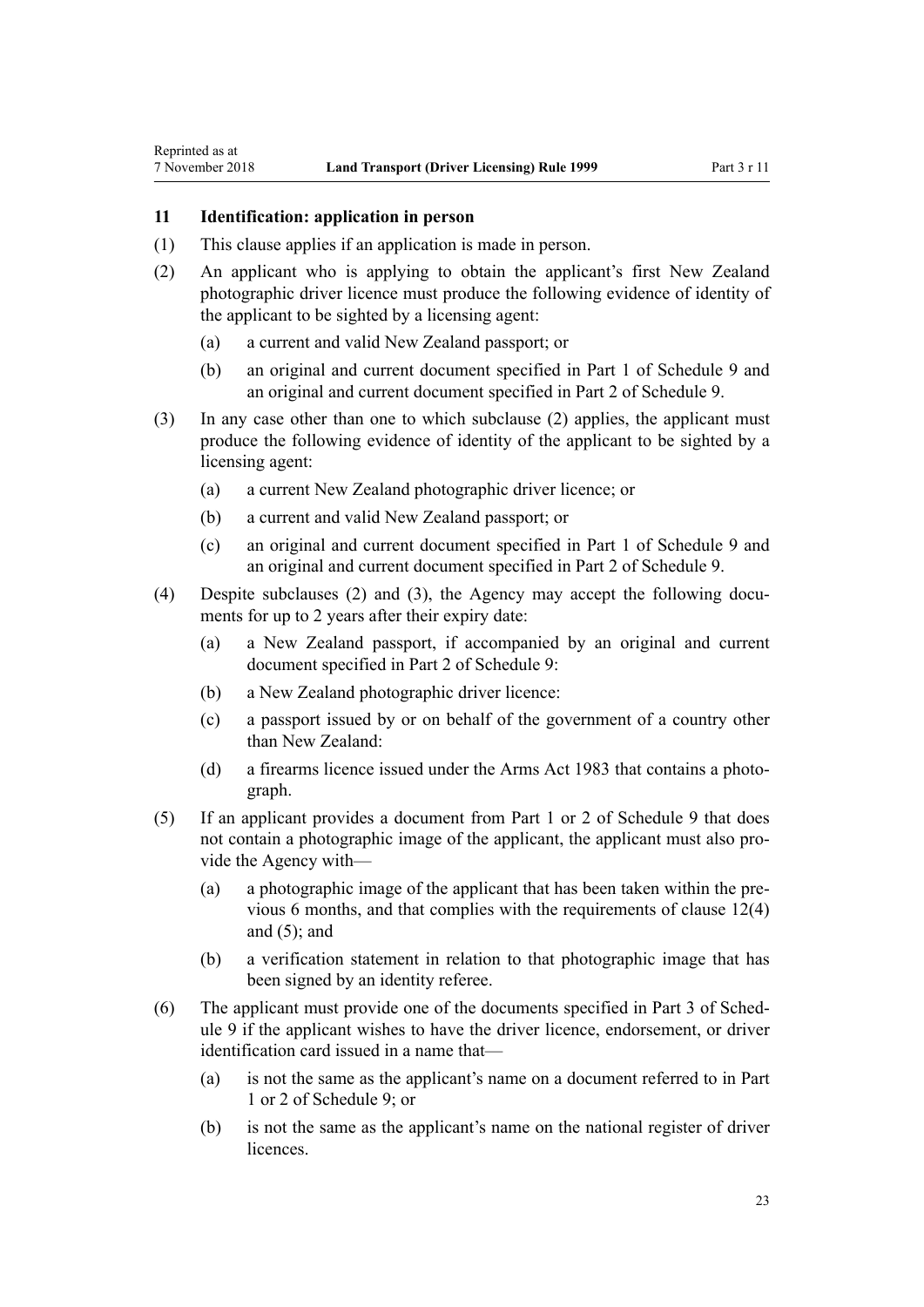### 11 Identification: application in person

(1) This clause applies if an application is made in person.

(2) An applicant who is applying to obtain the applicant's first New Zealand photographic driver licence must produce the following evidence of identity of the applicant to be sighted by a licensing agent:

  (a) a current and valid New Zealand passport; or

  (b) an original and current document specified in Part 1 of Schedule 9 and an original and current document specified in Part 2 of Schedule 9.

(3) In any case other than one to which subclause (2) applies, the applicant must produce the following evidence of identity of the applicant to be sighted by a licensing agent:

  (a) a current New Zealand photographic driver licence; or

  (b) a current and valid New Zealand passport; or

  (c) an original and current document specified in Part 1 of Schedule 9 and an original and current document specified in Part 2 of Schedule 9.

(4) Despite subclauses (2) and (3), the Agency may accept the following documents for up to 2 years after their expiry date:

  (a) a New Zealand passport, if accompanied by an original and current document specified in Part 2 of Schedule 9:

  (b) a New Zealand photographic driver licence:

  (c) a passport issued by or on behalf of the government of a country other than New Zealand:

  (d) a firearms licence issued under the Arms Act 1983 that contains a photograph.

(5) If an applicant provides a document from Part 1 or 2 of Schedule 9 that does not contain a photographic image of the applicant, the applicant must also provide the Agency with—

  (a) a photographic image of the applicant that has been taken within the previous 6 months, and that complies with the requirements of clause 12(4) and (5); and

  (b) a verification statement in relation to that photographic image that has been signed by an identity referee.

(6) The applicant must provide one of the documents specified in Part 3 of Schedule 9 if the applicant wishes to have the driver licence, endorsement, or driver identification card issued in a name that—

  (a) is not the same as the applicant's name on a document referred to in Part 1 or 2 of Schedule 9; or

  (b) is not the same as the applicant's name on the national register of driver licences.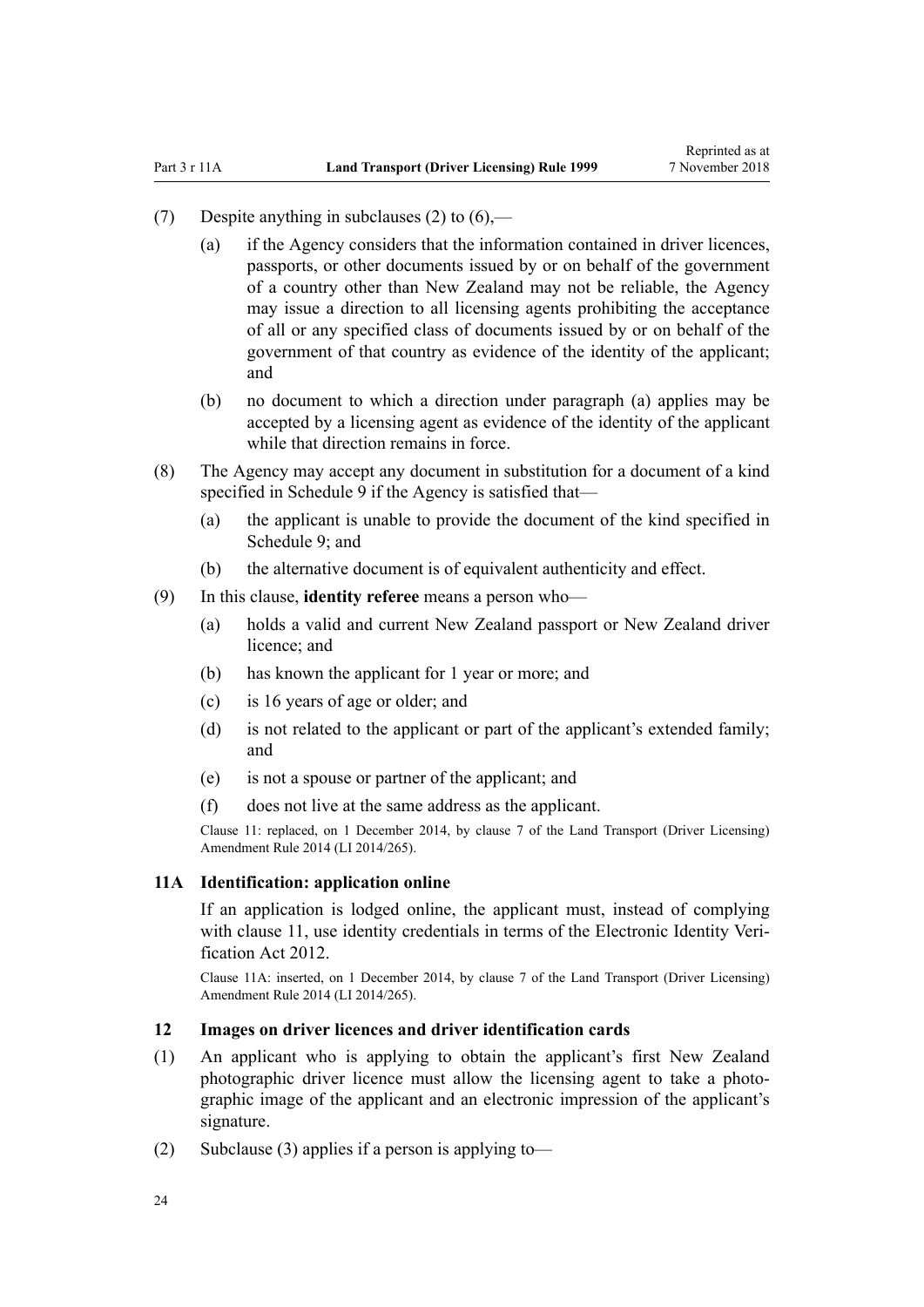(7) Despite anything in subclauses (2) to (6),—

(a) if the Agency considers that the information contained in driver licences, passports, or other documents issued by or on behalf of the government of a country other than New Zealand may not be reliable, the Agency may issue a direction to all licensing agents prohibiting the acceptance of all or any specified class of documents issued by or on behalf of the government of that country as evidence of the identity of the applicant; and

(b) no document to which a direction under paragraph (a) applies may be accepted by a licensing agent as evidence of the identity of the applicant while that direction remains in force.

(8) The Agency may accept any document in substitution for a document of a kind specified in Schedule 9 if the Agency is satisfied that—

(a) the applicant is unable to provide the document of the kind specified in Schedule 9; and

(b) the alternative document is of equivalent authenticity and effect.

(9) In this clause, **identity referee** means a person who—

(a) holds a valid and current New Zealand passport or New Zealand driver licence; and

(b) has known the applicant for 1 year or more; and

(c) is 16 years of age or older; and

(d) is not related to the applicant or part of the applicant's extended family; and

(e) is not a spouse or partner of the applicant; and

(f) does not live at the same address as the applicant.

Clause 11: replaced, on 1 December 2014, by clause 7 of the Land Transport (Driver Licensing) Amendment Rule 2014 (LI 2014/265).

### 11A Identification: application online

If an application is lodged online, the applicant must, instead of complying with clause 11, use identity credentials in terms of the Electronic Identity Verification Act 2012.

Clause 11A: inserted, on 1 December 2014, by clause 7 of the Land Transport (Driver Licensing) Amendment Rule 2014 (LI 2014/265).

### 12 Images on driver licences and driver identification cards

(1) An applicant who is applying to obtain the applicant's first New Zealand photographic driver licence must allow the licensing agent to take a photographic image of the applicant and an electronic impression of the applicant's signature.

(2) Subclause (3) applies if a person is applying to—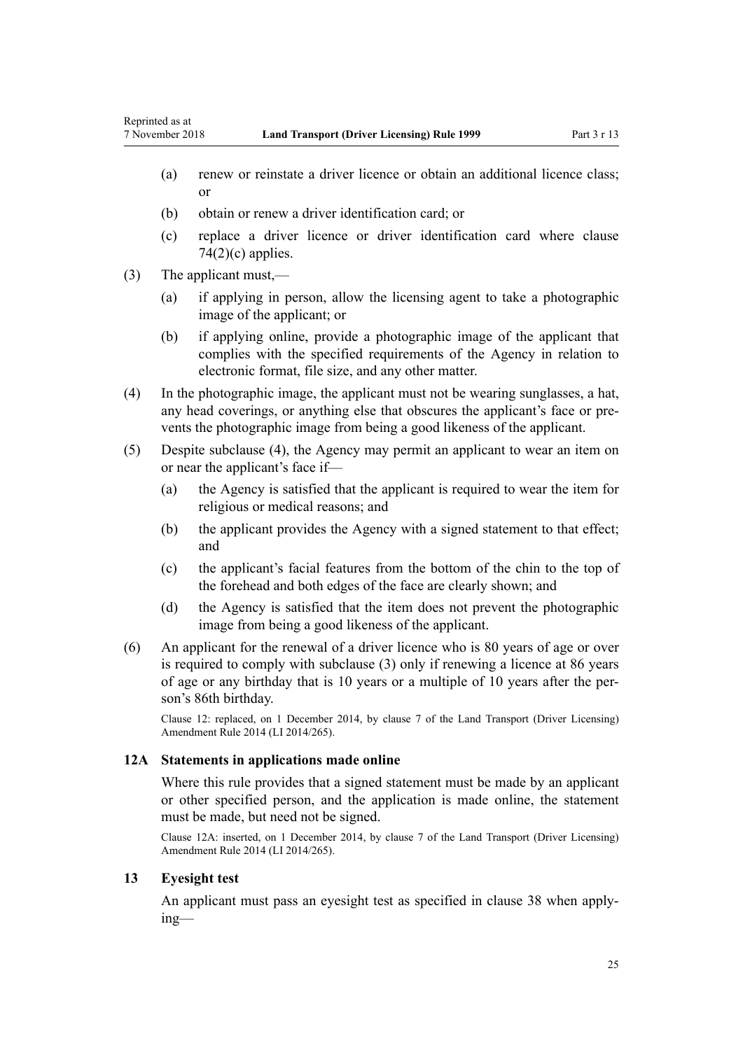(a) renew or reinstate a driver licence or obtain an additional licence class; or

(b) obtain or renew a driver identification card; or

(c) replace a driver licence or driver identification card where clause 74(2)(c) applies.

(3) The applicant must,—

(a) if applying in person, allow the licensing agent to take a photographic image of the applicant; or

(b) if applying online, provide a photographic image of the applicant that complies with the specified requirements of the Agency in relation to electronic format, file size, and any other matter.

(4) In the photographic image, the applicant must not be wearing sunglasses, a hat, any head coverings, or anything else that obscures the applicant's face or prevents the photographic image from being a good likeness of the applicant.

(5) Despite subclause (4), the Agency may permit an applicant to wear an item on or near the applicant's face if—

(a) the Agency is satisfied that the applicant is required to wear the item for religious or medical reasons; and

(b) the applicant provides the Agency with a signed statement to that effect; and

(c) the applicant's facial features from the bottom of the chin to the top of the forehead and both edges of the face are clearly shown; and

(d) the Agency is satisfied that the item does not prevent the photographic image from being a good likeness of the applicant.

(6) An applicant for the renewal of a driver licence who is 80 years of age or over is required to comply with subclause (3) only if renewing a licence at 86 years of age or any birthday that is 10 years or a multiple of 10 years after the person's 86th birthday.

Clause 12: replaced, on 1 December 2014, by clause 7 of the Land Transport (Driver Licensing) Amendment Rule 2014 (LI 2014/265).

### 12A Statements in applications made online

Where this rule provides that a signed statement must be made by an applicant or other specified person, and the application is made online, the statement must be made, but need not be signed.

Clause 12A: inserted, on 1 December 2014, by clause 7 of the Land Transport (Driver Licensing) Amendment Rule 2014 (LI 2014/265).

### 13 Eyesight test

An applicant must pass an eyesight test as specified in clause 38 when applying—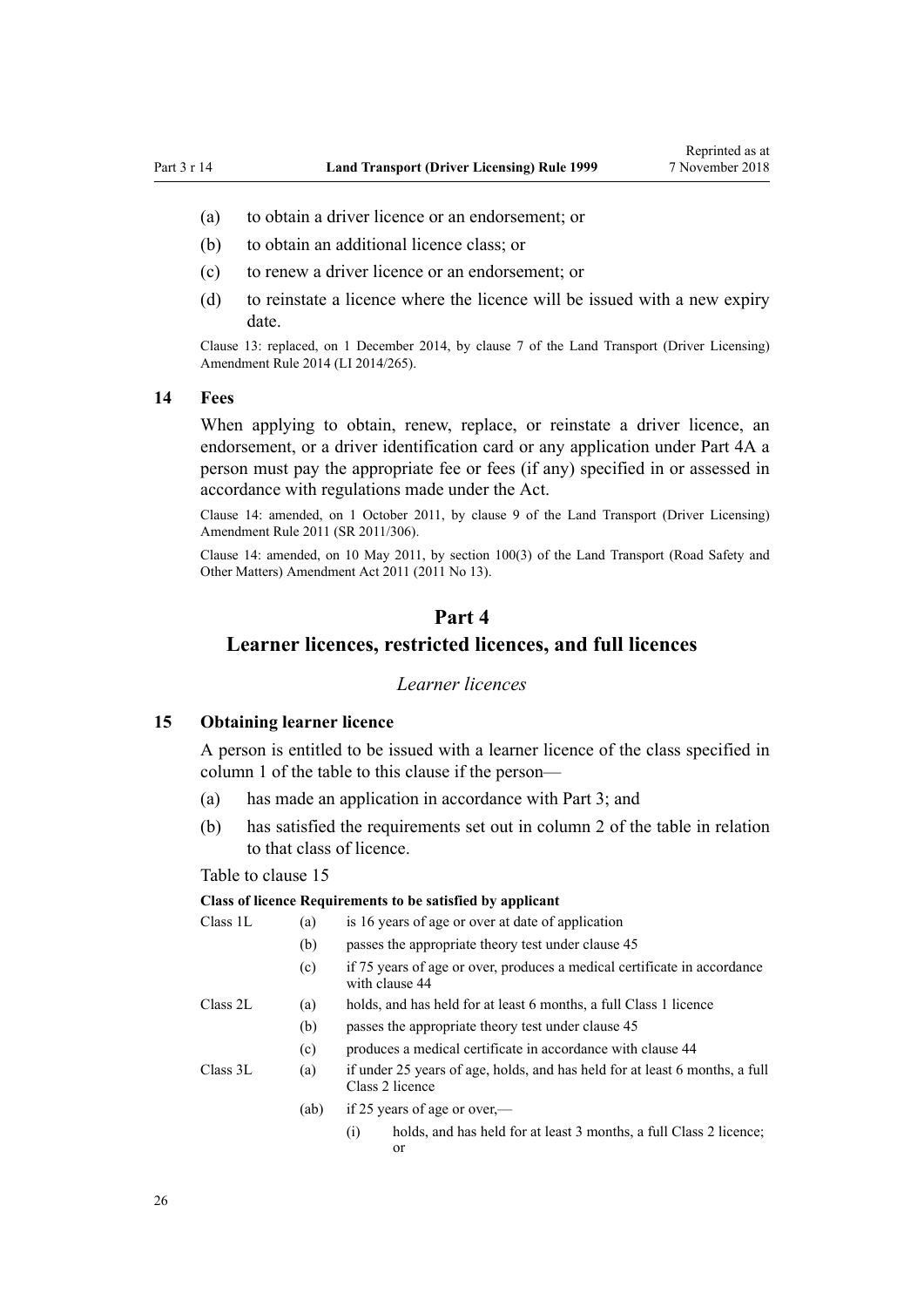(a) to obtain a driver licence or an endorsement; or

(b) to obtain an additional licence class; or

(c) to renew a driver licence or an endorsement; or

(d) to reinstate a licence where the licence will be issued with a new expiry date.

Clause 13: replaced, on 1 December 2014, by clause 7 of the Land Transport (Driver Licensing) Amendment Rule 2014 (LI 2014/265).

### 14 Fees

When applying to obtain, renew, replace, or reinstate a driver licence, an endorsement, or a driver identification card or any application under Part 4A a person must pay the appropriate fee or fees (if any) specified in or assessed in accordance with regulations made under the Act.

Clause 14: amended, on 1 October 2011, by clause 9 of the Land Transport (Driver Licensing) Amendment Rule 2011 (SR 2011/306).

Clause 14: amended, on 10 May 2011, by section 100(3) of the Land Transport (Road Safety and Other Matters) Amendment Act 2011 (2011 No 13).

## Part 4
## Learner licences, restricted licences, and full licences

*Learner licences*

### 15 Obtaining learner licence

A person is entitled to be issued with a learner licence of the class specified in column 1 of the table to this clause if the person—

(a) has made an application in accordance with Part 3; and

(b) has satisfied the requirements set out in column 2 of the table in relation to that class of licence.

Table to clause 15

| Class of licence | Requirements to be satisfied by applicant | |
|---|---|---|
| Class 1L | (a) | is 16 years of age or over at date of application |
| | (b) | passes the appropriate theory test under clause 45 |
| | (c) | if 75 years of age or over, produces a medical certificate in accordance with clause 44 |
| Class 2L | (a) | holds, and has held for at least 6 months, a full Class 1 licence |
| | (b) | passes the appropriate theory test under clause 45 |
| | (c) | produces a medical certificate in accordance with clause 44 |
| Class 3L | (a) | if under 25 years of age, holds, and has held for at least 6 months, a full Class 2 licence |
| | (ab) | if 25 years of age or over,— |
| | | (i) holds, and has held for at least 3 months, a full Class 2 licence; or |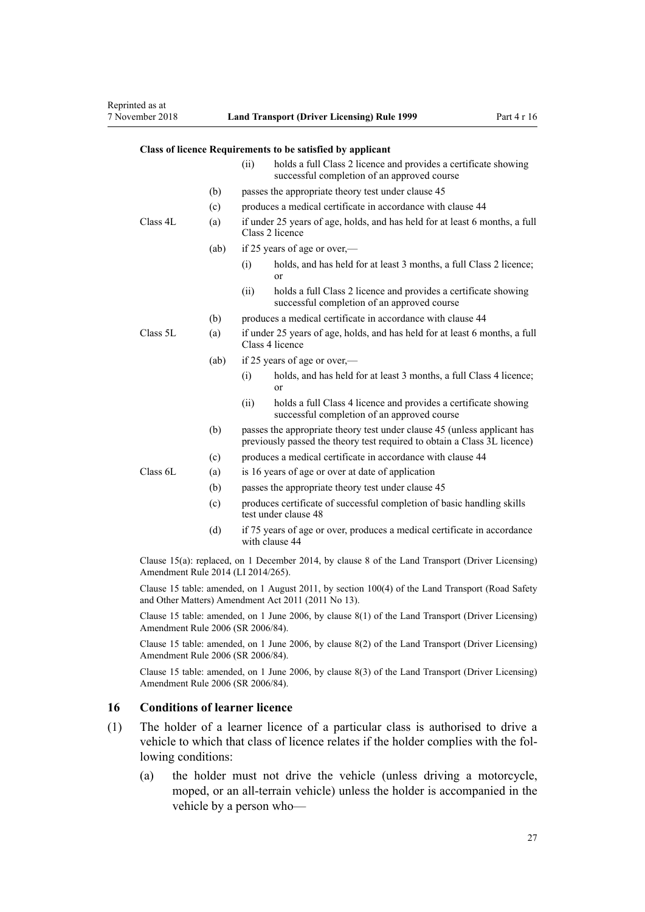| Class of licence | Requirements to be satisfied by applicant | | |
|---|---|---|---|
| | | (ii) | holds a full Class 2 licence and provides a certificate showing successful completion of an approved course |
| | (b) | passes the appropriate theory test under clause 45 | |
| | (c) | produces a medical certificate in accordance with clause 44 | |
| Class 4L | (a) | if under 25 years of age, holds, and has held for at least 6 months, a full Class 2 licence | |
| | (ab) | if 25 years of age or over,— | |
| | | (i) | holds, and has held for at least 3 months, a full Class 2 licence; or |
| | | (ii) | holds a full Class 2 licence and provides a certificate showing successful completion of an approved course |
| | (b) | produces a medical certificate in accordance with clause 44 | |
| Class 5L | (a) | if under 25 years of age, holds, and has held for at least 6 months, a full Class 4 licence | |
| | (ab) | if 25 years of age or over,— | |
| | | (i) | holds, and has held for at least 3 months, a full Class 4 licence; or |
| | | (ii) | holds a full Class 4 licence and provides a certificate showing successful completion of an approved course |
| | (b) | passes the appropriate theory test under clause 45 (unless applicant has previously passed the theory test required to obtain a Class 3L licence) | |
| | (c) | produces a medical certificate in accordance with clause 44 | |
| Class 6L | (a) | is 16 years of age or over at date of application | |
| | (b) | passes the appropriate theory test under clause 45 | |
| | (c) | produces certificate of successful completion of basic handling skills test under clause 48 | |
| | (d) | if 75 years of age or over, produces a medical certificate in accordance with clause 44 | |

Clause 15(a): replaced, on 1 December 2014, by clause 8 of the Land Transport (Driver Licensing) Amendment Rule 2014 (LI 2014/265).

Clause 15 table: amended, on 1 August 2011, by section 100(4) of the Land Transport (Road Safety and Other Matters) Amendment Act 2011 (2011 No 13).

Clause 15 table: amended, on 1 June 2006, by clause 8(1) of the Land Transport (Driver Licensing) Amendment Rule 2006 (SR 2006/84).

Clause 15 table: amended, on 1 June 2006, by clause 8(2) of the Land Transport (Driver Licensing) Amendment Rule 2006 (SR 2006/84).

Clause 15 table: amended, on 1 June 2006, by clause 8(3) of the Land Transport (Driver Licensing) Amendment Rule 2006 (SR 2006/84).

## 16 Conditions of learner licence

(1) The holder of a learner licence of a particular class is authorised to drive a vehicle to which that class of licence relates if the holder complies with the following conditions:

(a) the holder must not drive the vehicle (unless driving a motorcycle, moped, or an all-terrain vehicle) unless the holder is accompanied in the vehicle by a person who—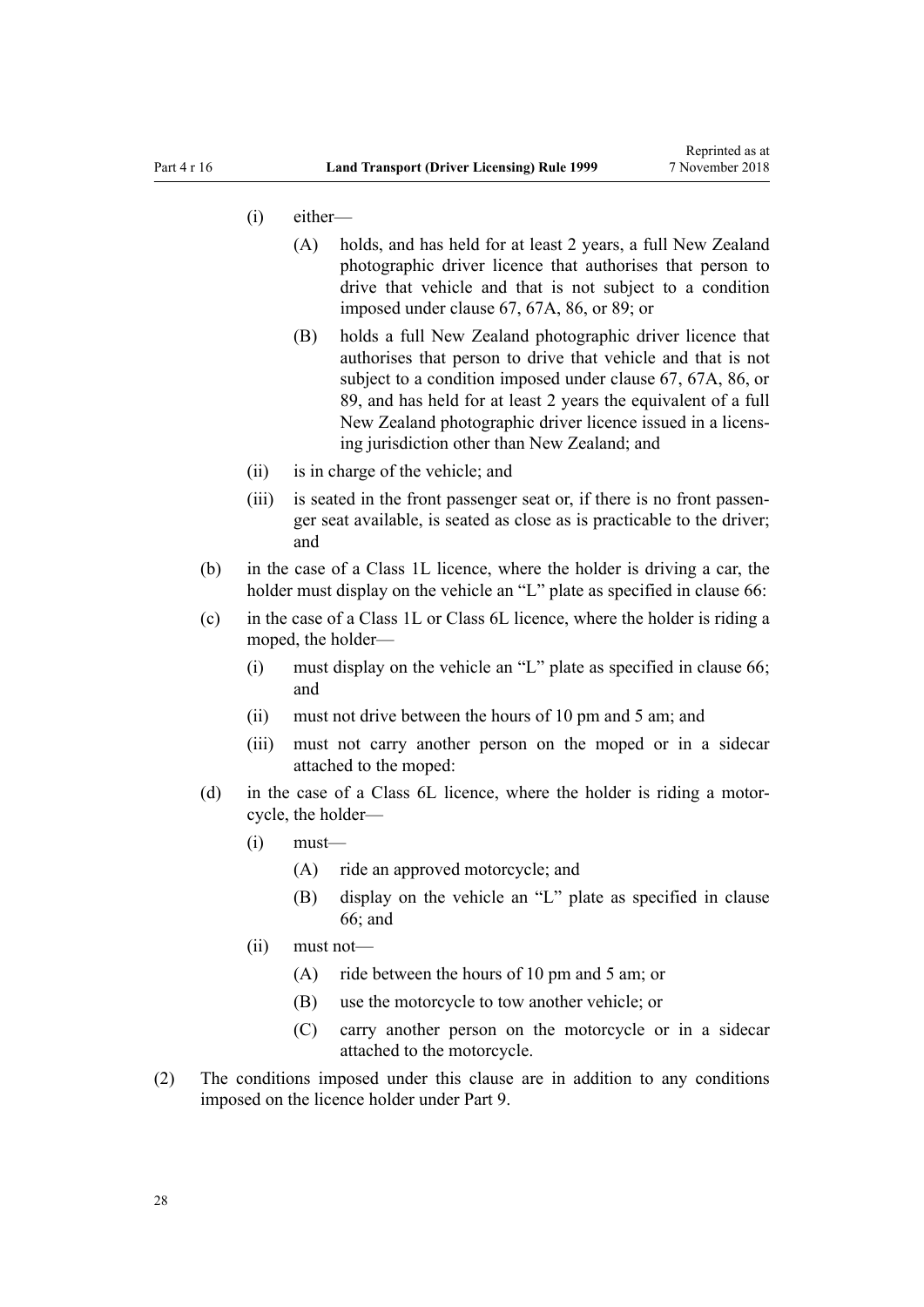(i) either—

(A) holds, and has held for at least 2 years, a full New Zealand photographic driver licence that authorises that person to drive that vehicle and that is not subject to a condition imposed under clause 67, 67A, 86, or 89; or

(B) holds a full New Zealand photographic driver licence that authorises that person to drive that vehicle and that is not subject to a condition imposed under clause 67, 67A, 86, or 89, and has held for at least 2 years the equivalent of a full New Zealand photographic driver licence issued in a licensing jurisdiction other than New Zealand; and

(ii) is in charge of the vehicle; and

(iii) is seated in the front passenger seat or, if there is no front passenger seat available, is seated as close as is practicable to the driver; and

(b) in the case of a Class 1L licence, where the holder is driving a car, the holder must display on the vehicle an "L" plate as specified in clause 66:

(c) in the case of a Class 1L or Class 6L licence, where the holder is riding a moped, the holder—

(i) must display on the vehicle an "L" plate as specified in clause 66; and

(ii) must not drive between the hours of 10 pm and 5 am; and

(iii) must not carry another person on the moped or in a sidecar attached to the moped:

(d) in the case of a Class 6L licence, where the holder is riding a motorcycle, the holder—

(i) must—

(A) ride an approved motorcycle; and

(B) display on the vehicle an "L" plate as specified in clause 66; and

(ii) must not—

(A) ride between the hours of 10 pm and 5 am; or

(B) use the motorcycle to tow another vehicle; or

(C) carry another person on the motorcycle or in a sidecar attached to the motorcycle.

(2) The conditions imposed under this clause are in addition to any conditions imposed on the licence holder under Part 9.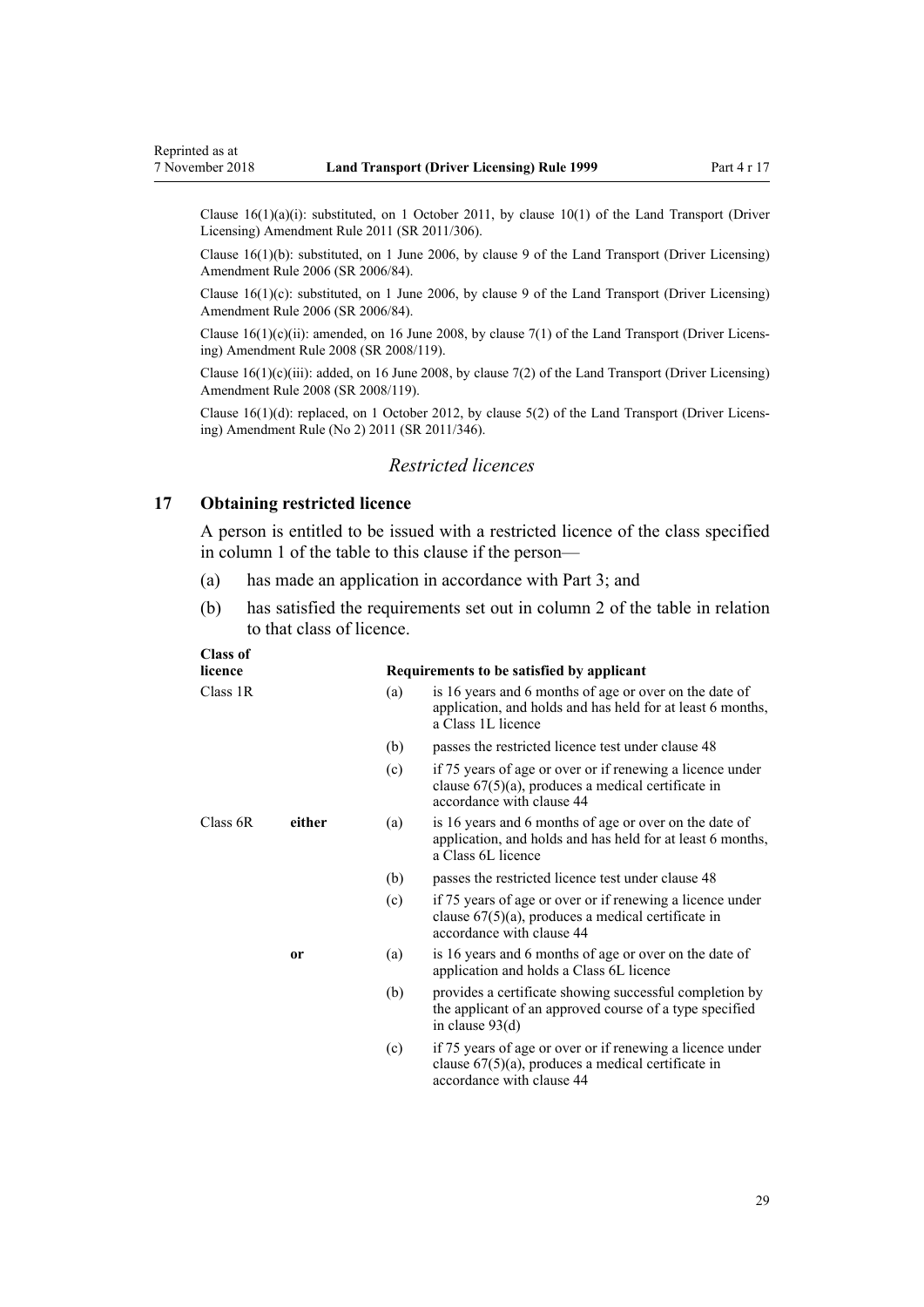Clause 16(1)(a)(i): substituted, on 1 October 2011, by clause 10(1) of the Land Transport (Driver Licensing) Amendment Rule 2011 (SR 2011/306).

Clause 16(1)(b): substituted, on 1 June 2006, by clause 9 of the Land Transport (Driver Licensing) Amendment Rule 2006 (SR 2006/84).

Clause 16(1)(c): substituted, on 1 June 2006, by clause 9 of the Land Transport (Driver Licensing) Amendment Rule 2006 (SR 2006/84).

Clause 16(1)(c)(ii): amended, on 16 June 2008, by clause 7(1) of the Land Transport (Driver Licensing) Amendment Rule 2008 (SR 2008/119).

Clause 16(1)(c)(iii): added, on 16 June 2008, by clause 7(2) of the Land Transport (Driver Licensing) Amendment Rule 2008 (SR 2008/119).

Clause 16(1)(d): replaced, on 1 October 2012, by clause 5(2) of the Land Transport (Driver Licensing) Amendment Rule (No 2) 2011 (SR 2011/346).

### *Restricted licences*

## 17 Obtaining restricted licence

A person is entitled to be issued with a restricted licence of the class specified in column 1 of the table to this clause if the person—

(a) has made an application in accordance with Part 3; and

(b) has satisfied the requirements set out in column 2 of the table in relation to that class of licence.

| **Class of licence** | | | **Requirements to be satisfied by applicant** |
|---|---|---|---|
| Class 1R | | (a) | is 16 years and 6 months of age or over on the date of application, and holds and has held for at least 6 months, a Class 1L licence |
| | | (b) | passes the restricted licence test under clause 48 |
| | | (c) | if 75 years of age or over or if renewing a licence under clause 67(5)(a), produces a medical certificate in accordance with clause 44 |
| Class 6R | **either** | (a) | is 16 years and 6 months of age or over on the date of application, and holds and has held for at least 6 months, a Class 6L licence |
| | | (b) | passes the restricted licence test under clause 48 |
| | | (c) | if 75 years of age or over or if renewing a licence under clause 67(5)(a), produces a medical certificate in accordance with clause 44 |
| | **or** | (a) | is 16 years and 6 months of age or over on the date of application and holds a Class 6L licence |
| | | (b) | provides a certificate showing successful completion by the applicant of an approved course of a type specified in clause 93(d) |
| | | (c) | if 75 years of age or over or if renewing a licence under clause 67(5)(a), produces a medical certificate in accordance with clause 44 |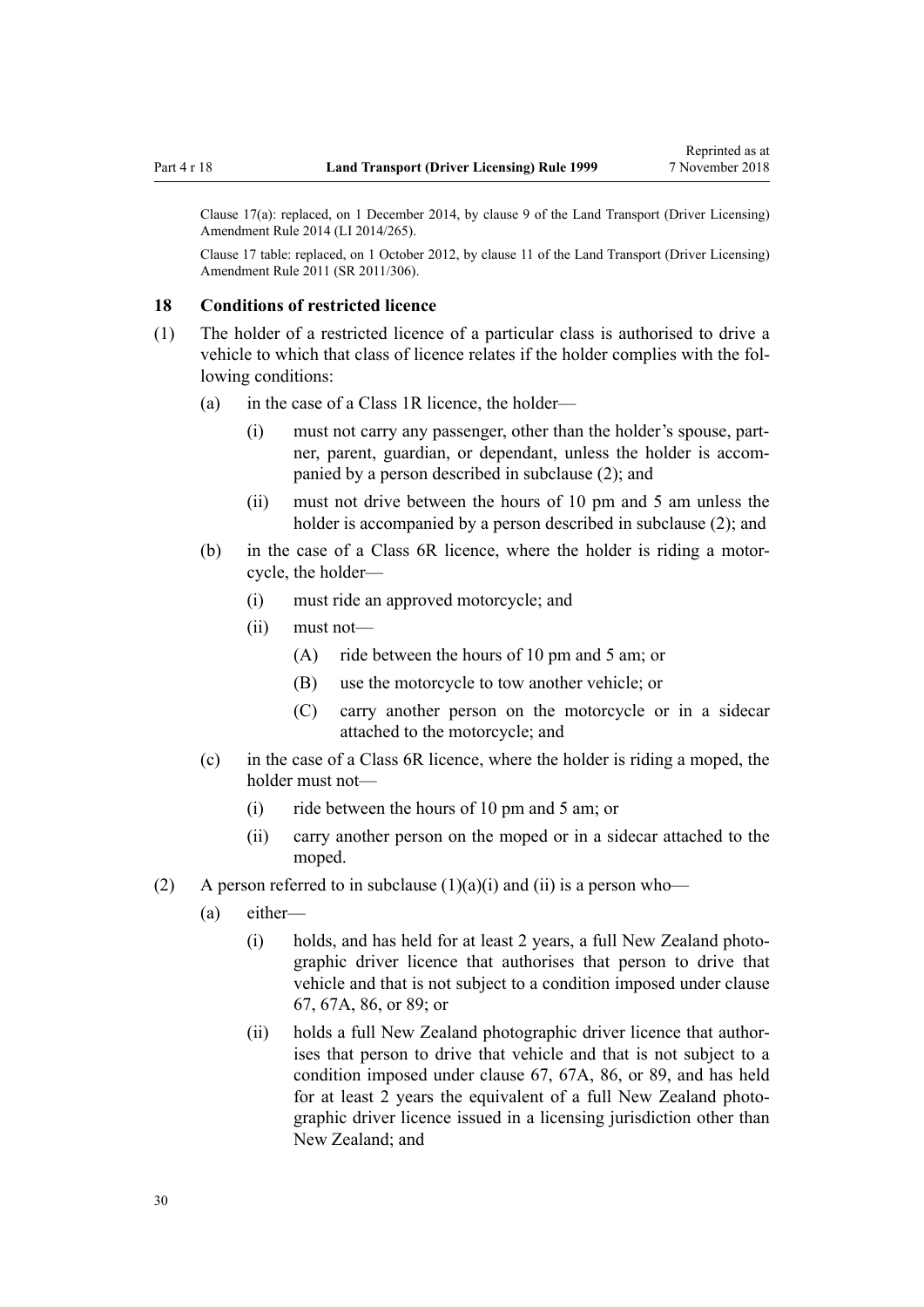Clause 17(a): replaced, on 1 December 2014, by clause 9 of the Land Transport (Driver Licensing) Amendment Rule 2014 (LI 2014/265).

Clause 17 table: replaced, on 1 October 2012, by clause 11 of the Land Transport (Driver Licensing) Amendment Rule 2011 (SR 2011/306).

### 18 Conditions of restricted licence

(1) The holder of a restricted licence of a particular class is authorised to drive a vehicle to which that class of licence relates if the holder complies with the following conditions:

- (a) in the case of a Class 1R licence, the holder—
  - (i) must not carry any passenger, other than the holder's spouse, partner, parent, guardian, or dependant, unless the holder is accompanied by a person described in subclause (2); and
  - (ii) must not drive between the hours of 10 pm and 5 am unless the holder is accompanied by a person described in subclause (2); and
- (b) in the case of a Class 6R licence, where the holder is riding a motorcycle, the holder—
  - (i) must ride an approved motorcycle; and
  - (ii) must not—
    - (A) ride between the hours of 10 pm and 5 am; or
    - (B) use the motorcycle to tow another vehicle; or
    - (C) carry another person on the motorcycle or in a sidecar attached to the motorcycle; and
- (c) in the case of a Class 6R licence, where the holder is riding a moped, the holder must not—
  - (i) ride between the hours of 10 pm and 5 am; or
  - (ii) carry another person on the moped or in a sidecar attached to the moped.

(2) A person referred to in subclause (1)(a)(i) and (ii) is a person who—

- (a) either—
  - (i) holds, and has held for at least 2 years, a full New Zealand photographic driver licence that authorises that person to drive that vehicle and that is not subject to a condition imposed under clause 67, 67A, 86, or 89; or
  - (ii) holds a full New Zealand photographic driver licence that authorises that person to drive that vehicle and that is not subject to a condition imposed under clause 67, 67A, 86, or 89, and has held for at least 2 years the equivalent of a full New Zealand photographic driver licence issued in a licensing jurisdiction other than New Zealand; and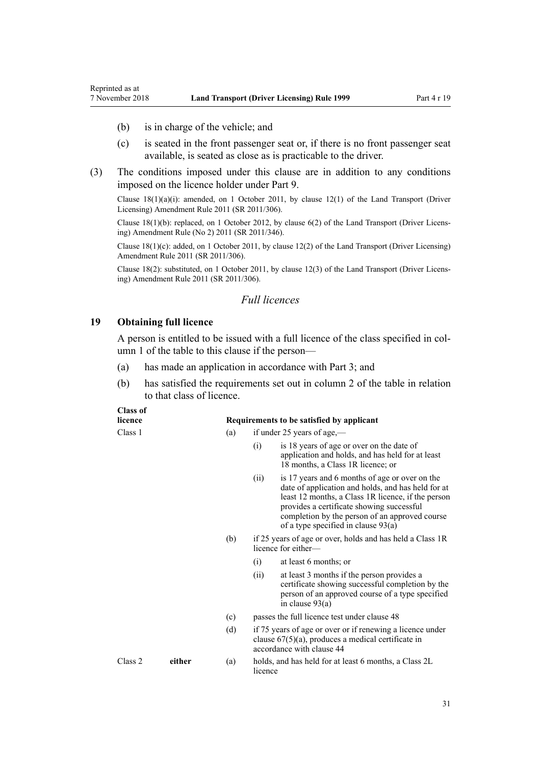(b) is in charge of the vehicle; and

(c) is seated in the front passenger seat or, if there is no front passenger seat available, is seated as close as is practicable to the driver.

(3) The conditions imposed under this clause are in addition to any conditions imposed on the licence holder under Part 9.

Clause 18(1)(a)(i): amended, on 1 October 2011, by clause 12(1) of the Land Transport (Driver Licensing) Amendment Rule 2011 (SR 2011/306).

Clause 18(1)(b): replaced, on 1 October 2012, by clause 6(2) of the Land Transport (Driver Licensing) Amendment Rule (No 2) 2011 (SR 2011/346).

Clause 18(1)(c): added, on 1 October 2011, by clause 12(2) of the Land Transport (Driver Licensing) Amendment Rule 2011 (SR 2011/306).

Clause 18(2): substituted, on 1 October 2011, by clause 12(3) of the Land Transport (Driver Licensing) Amendment Rule 2011 (SR 2011/306).

## *Full licences*

### 19 Obtaining full licence

A person is entitled to be issued with a full licence of the class specified in column 1 of the table to this clause if the person—

(a) has made an application in accordance with Part 3; and

(b) has satisfied the requirements set out in column 2 of the table in relation to that class of licence.

| Class of licence | | Requirements to be satisfied by applicant |
|---|---|---|
| Class 1 | | (a) if under 25 years of age,—<br>(i) is 18 years of age or over on the date of application and holds, and has held for at least 18 months, a Class 1R licence; or<br>(ii) is 17 years and 6 months of age or over on the date of application and holds, and has held for at least 12 months, a Class 1R licence, if the person provides a certificate showing successful completion by the person of an approved course of a type specified in clause 93(a) |
| | | (b) if 25 years of age or over, holds and has held a Class 1R licence for either—<br>(i) at least 6 months; or<br>(ii) at least 3 months if the person provides a certificate showing successful completion by the person of an approved course of a type specified in clause 93(a) |
| | | (c) passes the full licence test under clause 48 |
| | | (d) if 75 years of age or over or if renewing a licence under clause 67(5)(a), produces a medical certificate in accordance with clause 44 |
| Class 2 | **either** | (a) holds, and has held for at least 6 months, a Class 2L licence |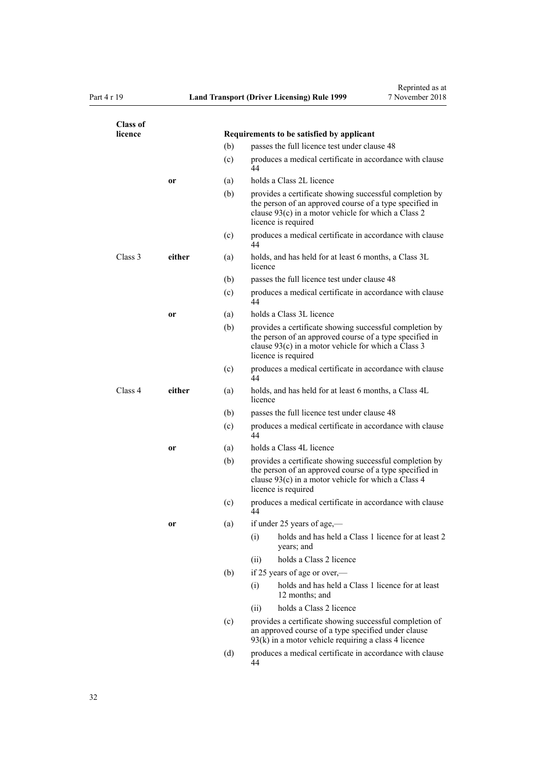| Class of licence | | | Requirements to be satisfied by applicant |
|---|---|---|---|
| | | (b) | passes the full licence test under clause 48 |
| | | (c) | produces a medical certificate in accordance with clause 44 |
| | **or** | (a) | holds a Class 2L licence |
| | | (b) | provides a certificate showing successful completion by the person of an approved course of a type specified in clause 93(c) in a motor vehicle for which a Class 2 licence is required |
| | | (c) | produces a medical certificate in accordance with clause 44 |
| Class 3 | **either** | (a) | holds, and has held for at least 6 months, a Class 3L licence |
| | | (b) | passes the full licence test under clause 48 |
| | | (c) | produces a medical certificate in accordance with clause 44 |
| | **or** | (a) | holds a Class 3L licence |
| | | (b) | provides a certificate showing successful completion by the person of an approved course of a type specified in clause 93(c) in a motor vehicle for which a Class 3 licence is required |
| | | (c) | produces a medical certificate in accordance with clause 44 |
| Class 4 | **either** | (a) | holds, and has held for at least 6 months, a Class 4L licence |
| | | (b) | passes the full licence test under clause 48 |
| | | (c) | produces a medical certificate in accordance with clause 44 |
| | **or** | (a) | holds a Class 4L licence |
| | | (b) | provides a certificate showing successful completion by the person of an approved course of a type specified in clause 93(c) in a motor vehicle for which a Class 4 licence is required |
| | | (c) | produces a medical certificate in accordance with clause 44 |
| | **or** | (a) | if under 25 years of age,—<br>(i) holds and has held a Class 1 licence for at least 2 years; and<br>(ii) holds a Class 2 licence |
| | | (b) | if 25 years of age or over,—<br>(i) holds and has held a Class 1 licence for at least 12 months; and<br>(ii) holds a Class 2 licence |
| | | (c) | provides a certificate showing successful completion of an approved course of a type specified under clause 93(k) in a motor vehicle requiring a class 4 licence |
| | | (d) | produces a medical certificate in accordance with clause 44 |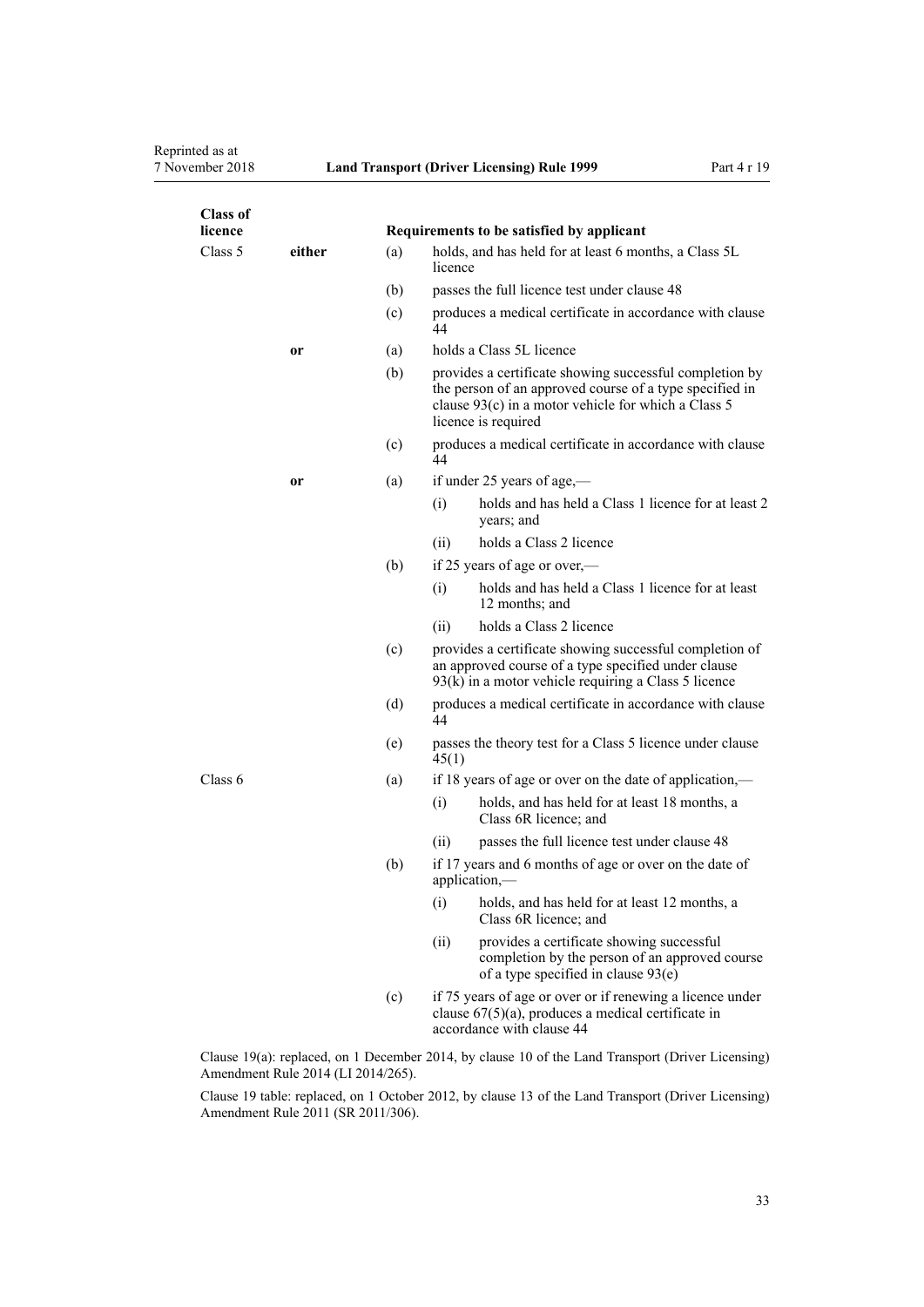| Class of licence | | | Requirements to be satisfied by applicant |
|---|---|---|---|
| Class 5 | **either** | (a) | holds, and has held for at least 6 months, a Class 5L licence |
| | | (b) | passes the full licence test under clause 48 |
| | | (c) | produces a medical certificate in accordance with clause 44 |
| | **or** | (a) | holds a Class 5L licence |
| | | (b) | provides a certificate showing successful completion by the person of an approved course of a type specified in clause 93(c) in a motor vehicle for which a Class 5 licence is required |
| | | (c) | produces a medical certificate in accordance with clause 44 |
| | **or** | (a) | if under 25 years of age,— |
| | | | (i) holds and has held a Class 1 licence for at least 2 years; and |
| | | | (ii) holds a Class 2 licence |
| | | (b) | if 25 years of age or over,— |
| | | | (i) holds and has held a Class 1 licence for at least 12 months; and |
| | | | (ii) holds a Class 2 licence |
| | | (c) | provides a certificate showing successful completion of an approved course of a type specified under clause 93(k) in a motor vehicle requiring a Class 5 licence |
| | | (d) | produces a medical certificate in accordance with clause 44 |
| | | (e) | passes the theory test for a Class 5 licence under clause 45(1) |
| Class 6 | | (a) | if 18 years of age or over on the date of application,— |
| | | | (i) holds, and has held for at least 18 months, a Class 6R licence; and |
| | | | (ii) passes the full licence test under clause 48 |
| | | (b) | if 17 years and 6 months of age or over on the date of application,— |
| | | | (i) holds, and has held for at least 12 months, a Class 6R licence; and |
| | | | (ii) provides a certificate showing successful completion by the person of an approved course of a type specified in clause 93(e) |
| | | (c) | if 75 years of age or over or if renewing a licence under clause 67(5)(a), produces a medical certificate in accordance with clause 44 |

Clause 19(a): replaced, on 1 December 2014, by clause 10 of the Land Transport (Driver Licensing) Amendment Rule 2014 (LI 2014/265).

Clause 19 table: replaced, on 1 October 2012, by clause 13 of the Land Transport (Driver Licensing) Amendment Rule 2011 (SR 2011/306).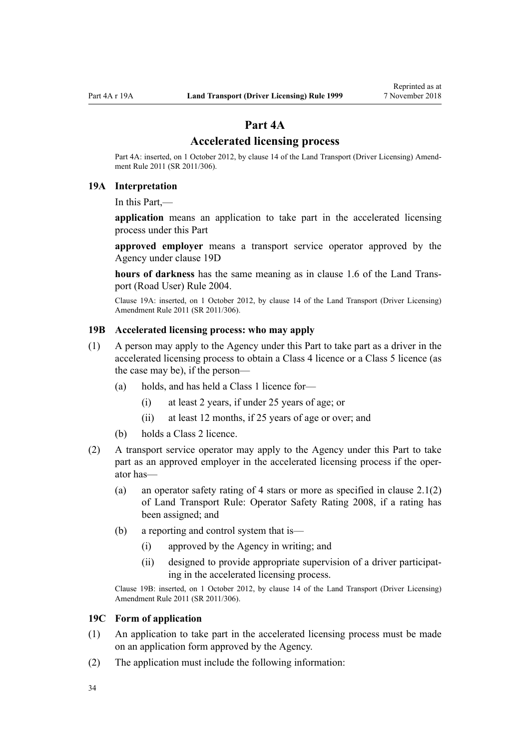# Part 4A

## Accelerated licensing process

Part 4A: inserted, on 1 October 2012, by clause 14 of the Land Transport (Driver Licensing) Amendment Rule 2011 (SR 2011/306).

### 19A Interpretation

In this Part,—

**application** means an application to take part in the accelerated licensing process under this Part

**approved employer** means a transport service operator approved by the Agency under clause 19D

**hours of darkness** has the same meaning as in clause 1.6 of the Land Transport (Road User) Rule 2004.

Clause 19A: inserted, on 1 October 2012, by clause 14 of the Land Transport (Driver Licensing) Amendment Rule 2011 (SR 2011/306).

### 19B Accelerated licensing process: who may apply

(1) A person may apply to the Agency under this Part to take part as a driver in the accelerated licensing process to obtain a Class 4 licence or a Class 5 licence (as the case may be), if the person—

- (a) holds, and has held a Class 1 licence for—
  - (i) at least 2 years, if under 25 years of age; or
  - (ii) at least 12 months, if 25 years of age or over; and
- (b) holds a Class 2 licence.

(2) A transport service operator may apply to the Agency under this Part to take part as an approved employer in the accelerated licensing process if the operator has—

- (a) an operator safety rating of 4 stars or more as specified in clause 2.1(2) of Land Transport Rule: Operator Safety Rating 2008, if a rating has been assigned; and
- (b) a reporting and control system that is—
  - (i) approved by the Agency in writing; and
  - (ii) designed to provide appropriate supervision of a driver participating in the accelerated licensing process.

Clause 19B: inserted, on 1 October 2012, by clause 14 of the Land Transport (Driver Licensing) Amendment Rule 2011 (SR 2011/306).

### 19C Form of application

(1) An application to take part in the accelerated licensing process must be made on an application form approved by the Agency.

(2) The application must include the following information: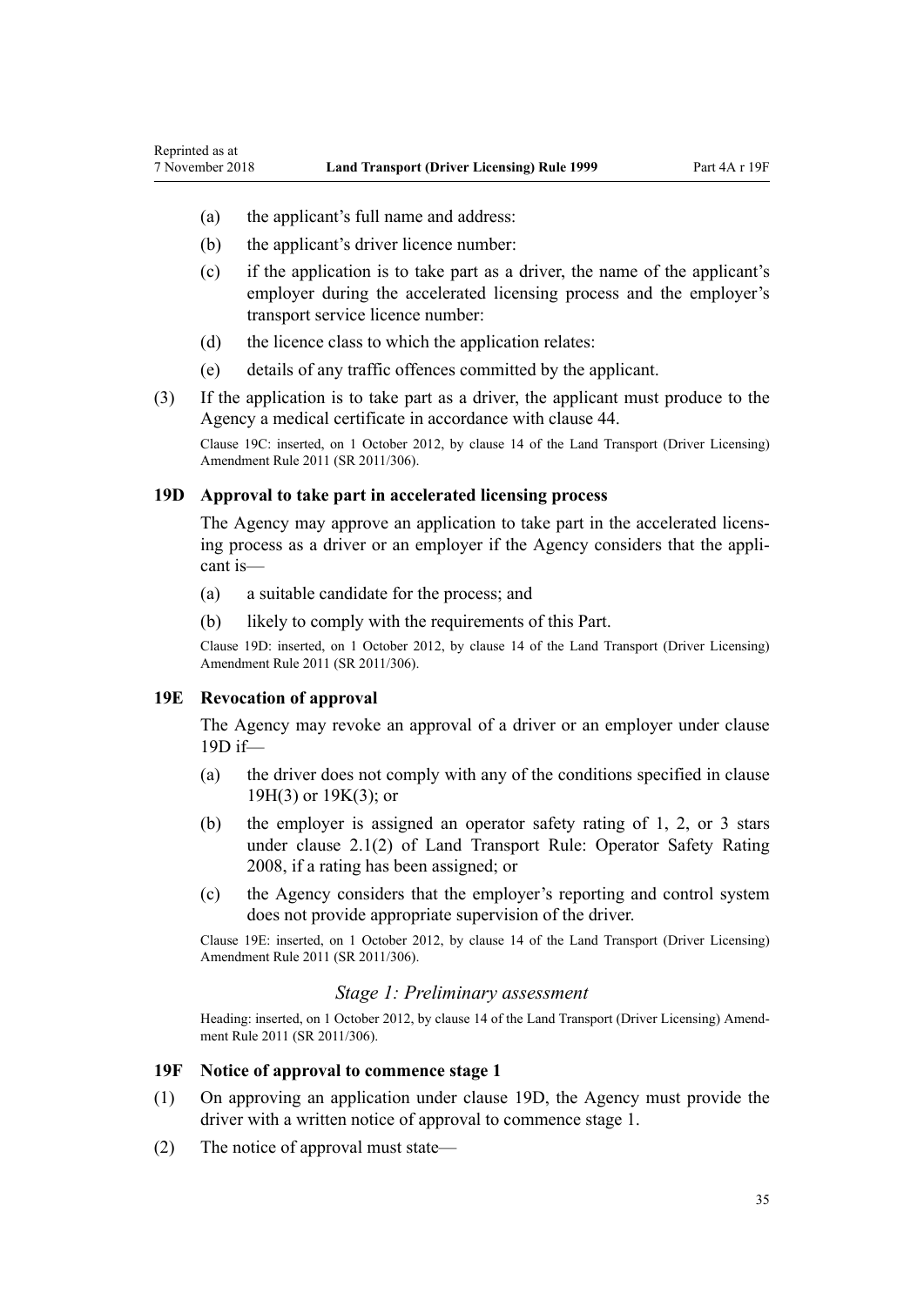(a) the applicant's full name and address:

(b) the applicant's driver licence number:

(c) if the application is to take part as a driver, the name of the applicant's employer during the accelerated licensing process and the employer's transport service licence number:

(d) the licence class to which the application relates:

(e) details of any traffic offences committed by the applicant.

(3) If the application is to take part as a driver, the applicant must produce to the Agency a medical certificate in accordance with clause 44.

Clause 19C: inserted, on 1 October 2012, by clause 14 of the Land Transport (Driver Licensing) Amendment Rule 2011 (SR 2011/306).

### 19D Approval to take part in accelerated licensing process

The Agency may approve an application to take part in the accelerated licensing process as a driver or an employer if the Agency considers that the applicant is—

(a) a suitable candidate for the process; and

(b) likely to comply with the requirements of this Part.

Clause 19D: inserted, on 1 October 2012, by clause 14 of the Land Transport (Driver Licensing) Amendment Rule 2011 (SR 2011/306).

### 19E Revocation of approval

The Agency may revoke an approval of a driver or an employer under clause 19D if—

(a) the driver does not comply with any of the conditions specified in clause 19H(3) or 19K(3); or

(b) the employer is assigned an operator safety rating of 1, 2, or 3 stars under clause 2.1(2) of Land Transport Rule: Operator Safety Rating 2008, if a rating has been assigned; or

(c) the Agency considers that the employer's reporting and control system does not provide appropriate supervision of the driver.

Clause 19E: inserted, on 1 October 2012, by clause 14 of the Land Transport (Driver Licensing) Amendment Rule 2011 (SR 2011/306).

*Stage 1: Preliminary assessment*

Heading: inserted, on 1 October 2012, by clause 14 of the Land Transport (Driver Licensing) Amendment Rule 2011 (SR 2011/306).

### 19F Notice of approval to commence stage 1

(1) On approving an application under clause 19D, the Agency must provide the driver with a written notice of approval to commence stage 1.

(2) The notice of approval must state—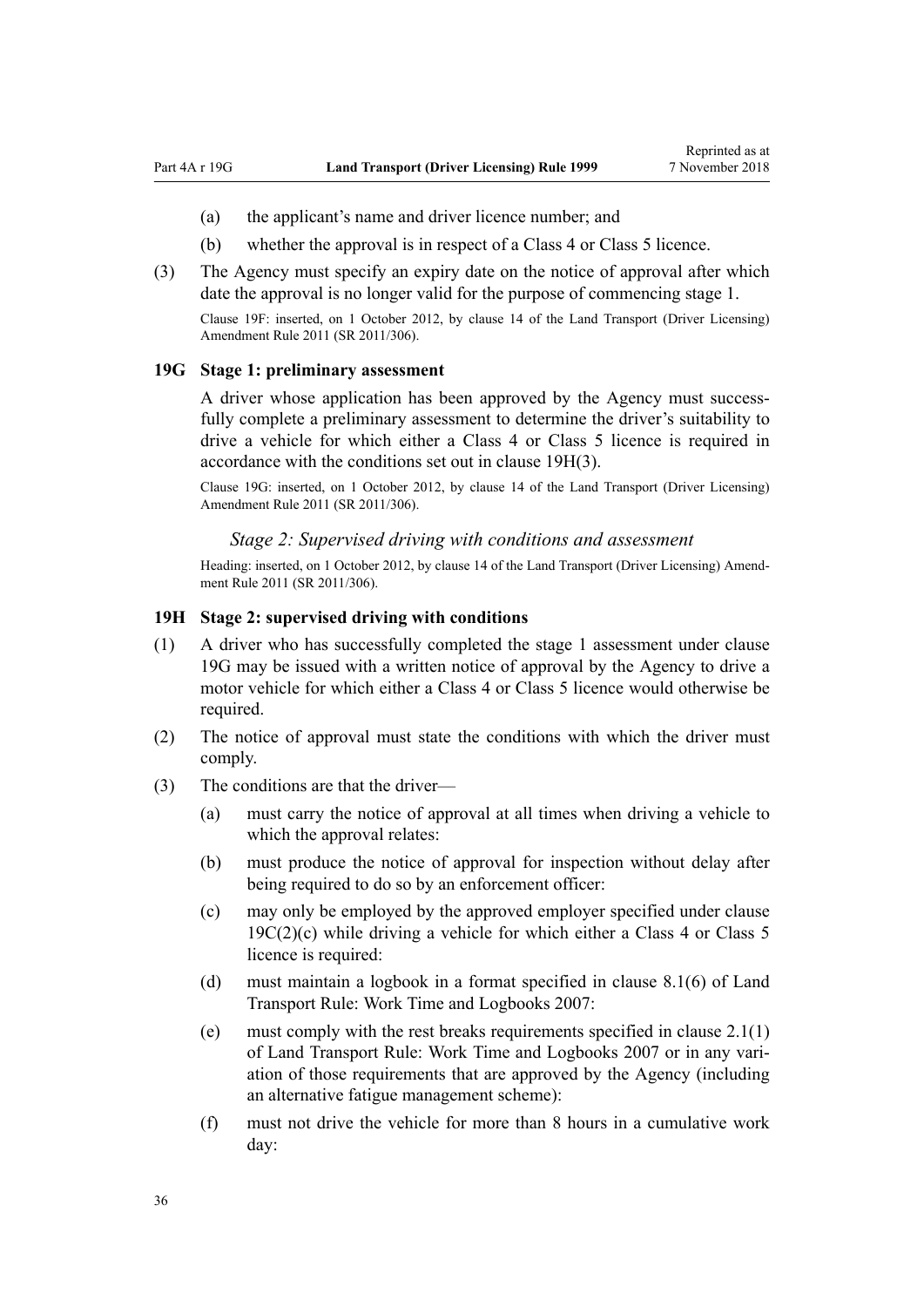(a) the applicant's name and driver licence number; and

(b) whether the approval is in respect of a Class 4 or Class 5 licence.

(3) The Agency must specify an expiry date on the notice of approval after which date the approval is no longer valid for the purpose of commencing stage 1.

Clause 19F: inserted, on 1 October 2012, by clause 14 of the Land Transport (Driver Licensing) Amendment Rule 2011 (SR 2011/306).

### 19G Stage 1: preliminary assessment

A driver whose application has been approved by the Agency must successfully complete a preliminary assessment to determine the driver's suitability to drive a vehicle for which either a Class 4 or Class 5 licence is required in accordance with the conditions set out in clause 19H(3).

Clause 19G: inserted, on 1 October 2012, by clause 14 of the Land Transport (Driver Licensing) Amendment Rule 2011 (SR 2011/306).

*Stage 2: Supervised driving with conditions and assessment*

Heading: inserted, on 1 October 2012, by clause 14 of the Land Transport (Driver Licensing) Amendment Rule 2011 (SR 2011/306).

### 19H Stage 2: supervised driving with conditions

(1) A driver who has successfully completed the stage 1 assessment under clause 19G may be issued with a written notice of approval by the Agency to drive a motor vehicle for which either a Class 4 or Class 5 licence would otherwise be required.

(2) The notice of approval must state the conditions with which the driver must comply.

(3) The conditions are that the driver—

(a) must carry the notice of approval at all times when driving a vehicle to which the approval relates:

(b) must produce the notice of approval for inspection without delay after being required to do so by an enforcement officer:

(c) may only be employed by the approved employer specified under clause 19C(2)(c) while driving a vehicle for which either a Class 4 or Class 5 licence is required:

(d) must maintain a logbook in a format specified in clause 8.1(6) of Land Transport Rule: Work Time and Logbooks 2007:

(e) must comply with the rest breaks requirements specified in clause 2.1(1) of Land Transport Rule: Work Time and Logbooks 2007 or in any variation of those requirements that are approved by the Agency (including an alternative fatigue management scheme):

(f) must not drive the vehicle for more than 8 hours in a cumulative work day: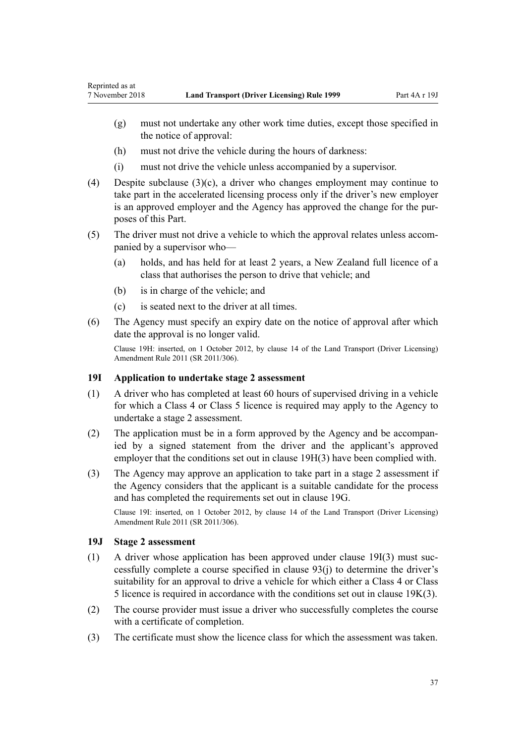(g) must not undertake any other work time duties, except those specified in the notice of approval:

(h) must not drive the vehicle during the hours of darkness:

(i) must not drive the vehicle unless accompanied by a supervisor.

(4) Despite subclause (3)(c), a driver who changes employment may continue to take part in the accelerated licensing process only if the driver's new employer is an approved employer and the Agency has approved the change for the purposes of this Part.

(5) The driver must not drive a vehicle to which the approval relates unless accompanied by a supervisor who—

(a) holds, and has held for at least 2 years, a New Zealand full licence of a class that authorises the person to drive that vehicle; and

(b) is in charge of the vehicle; and

(c) is seated next to the driver at all times.

(6) The Agency must specify an expiry date on the notice of approval after which date the approval is no longer valid.

Clause 19H: inserted, on 1 October 2012, by clause 14 of the Land Transport (Driver Licensing) Amendment Rule 2011 (SR 2011/306).

### 19I Application to undertake stage 2 assessment

(1) A driver who has completed at least 60 hours of supervised driving in a vehicle for which a Class 4 or Class 5 licence is required may apply to the Agency to undertake a stage 2 assessment.

(2) The application must be in a form approved by the Agency and be accompanied by a signed statement from the driver and the applicant's approved employer that the conditions set out in clause 19H(3) have been complied with.

(3) The Agency may approve an application to take part in a stage 2 assessment if the Agency considers that the applicant is a suitable candidate for the process and has completed the requirements set out in clause 19G.

Clause 19I: inserted, on 1 October 2012, by clause 14 of the Land Transport (Driver Licensing) Amendment Rule 2011 (SR 2011/306).

### 19J Stage 2 assessment

(1) A driver whose application has been approved under clause 19I(3) must successfully complete a course specified in clause 93(j) to determine the driver's suitability for an approval to drive a vehicle for which either a Class 4 or Class 5 licence is required in accordance with the conditions set out in clause 19K(3).

(2) The course provider must issue a driver who successfully completes the course with a certificate of completion.

(3) The certificate must show the licence class for which the assessment was taken.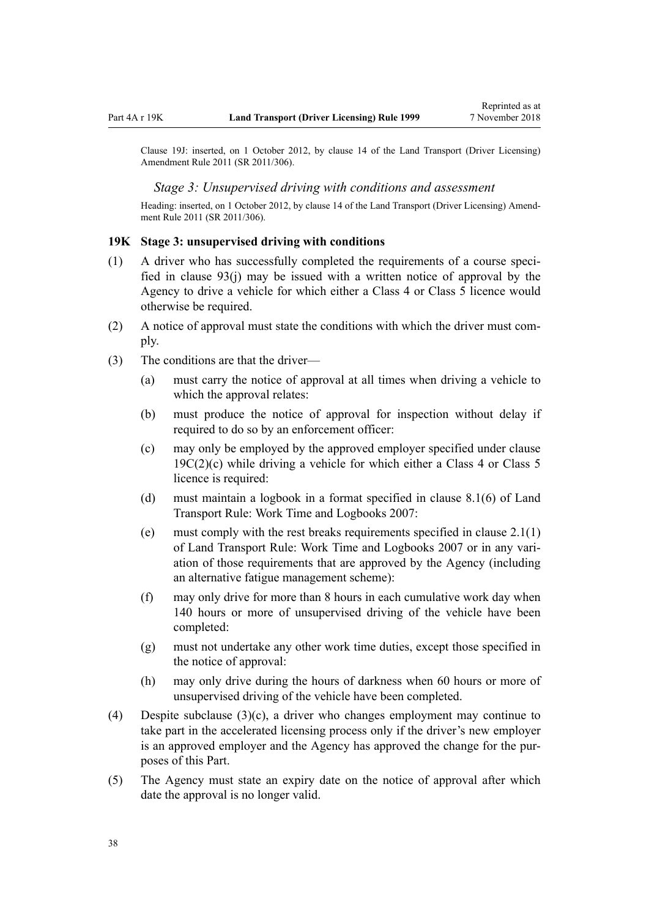Clause 19J: inserted, on 1 October 2012, by clause 14 of the Land Transport (Driver Licensing) Amendment Rule 2011 (SR 2011/306).

### *Stage 3: Unsupervised driving with conditions and assessment*

Heading: inserted, on 1 October 2012, by clause 14 of the Land Transport (Driver Licensing) Amendment Rule 2011 (SR 2011/306).

### 19K Stage 3: unsupervised driving with conditions

(1) A driver who has successfully completed the requirements of a course specified in clause 93(j) may be issued with a written notice of approval by the Agency to drive a vehicle for which either a Class 4 or Class 5 licence would otherwise be required.

(2) A notice of approval must state the conditions with which the driver must comply.

(3) The conditions are that the driver—

- (a) must carry the notice of approval at all times when driving a vehicle to which the approval relates:
- (b) must produce the notice of approval for inspection without delay if required to do so by an enforcement officer:
- (c) may only be employed by the approved employer specified under clause 19C(2)(c) while driving a vehicle for which either a Class 4 or Class 5 licence is required:
- (d) must maintain a logbook in a format specified in clause 8.1(6) of Land Transport Rule: Work Time and Logbooks 2007:
- (e) must comply with the rest breaks requirements specified in clause 2.1(1) of Land Transport Rule: Work Time and Logbooks 2007 or in any variation of those requirements that are approved by the Agency (including an alternative fatigue management scheme):
- (f) may only drive for more than 8 hours in each cumulative work day when 140 hours or more of unsupervised driving of the vehicle have been completed:
- (g) must not undertake any other work time duties, except those specified in the notice of approval:
- (h) may only drive during the hours of darkness when 60 hours or more of unsupervised driving of the vehicle have been completed.

(4) Despite subclause (3)(c), a driver who changes employment may continue to take part in the accelerated licensing process only if the driver's new employer is an approved employer and the Agency has approved the change for the purposes of this Part.

(5) The Agency must state an expiry date on the notice of approval after which date the approval is no longer valid.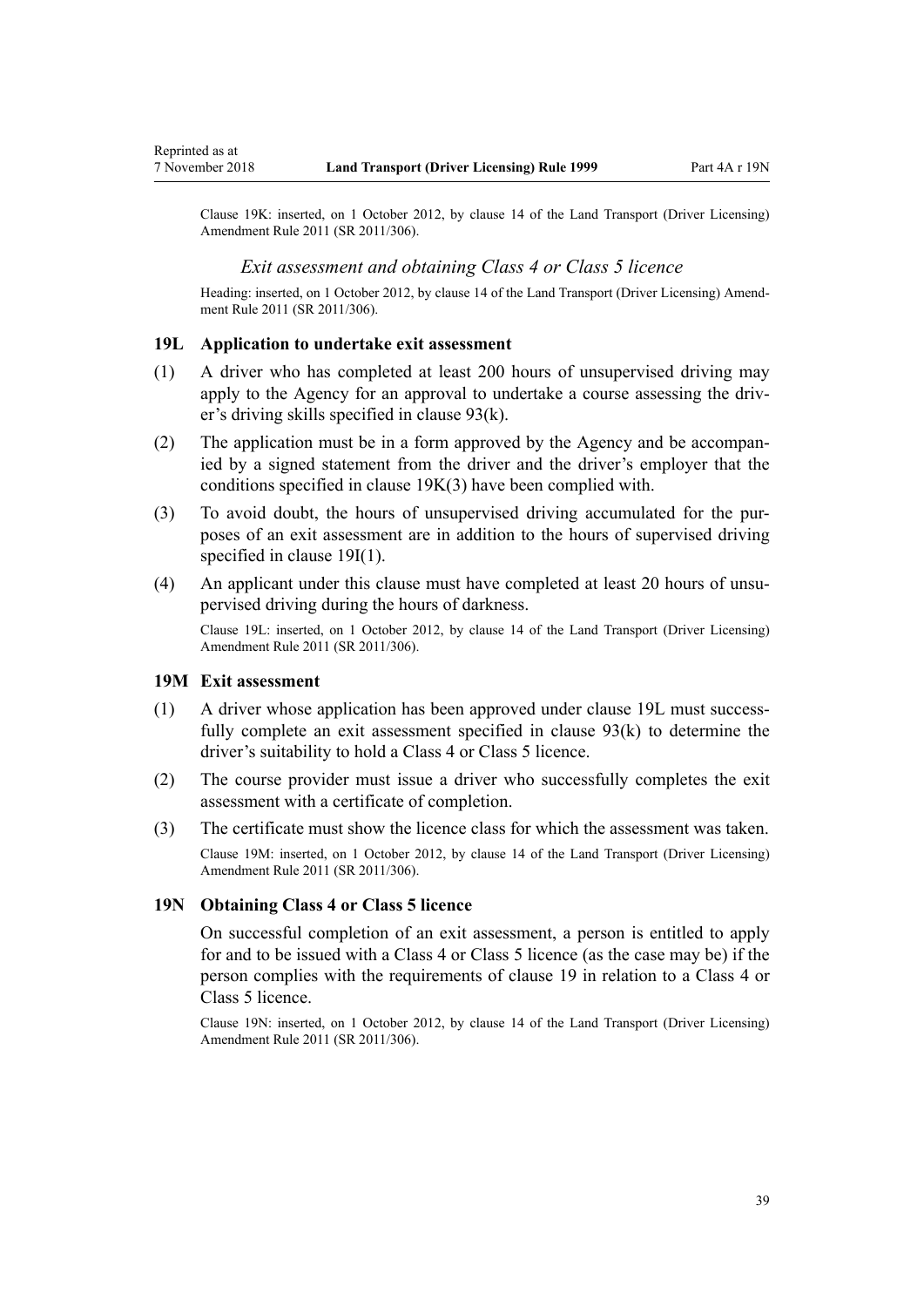Clause 19K: inserted, on 1 October 2012, by clause 14 of the Land Transport (Driver Licensing) Amendment Rule 2011 (SR 2011/306).

### *Exit assessment and obtaining Class 4 or Class 5 licence*

Heading: inserted, on 1 October 2012, by clause 14 of the Land Transport (Driver Licensing) Amendment Rule 2011 (SR 2011/306).

### 19L Application to undertake exit assessment

(1) A driver who has completed at least 200 hours of unsupervised driving may apply to the Agency for an approval to undertake a course assessing the driver's driving skills specified in clause 93(k).

(2) The application must be in a form approved by the Agency and be accompanied by a signed statement from the driver and the driver's employer that the conditions specified in clause 19K(3) have been complied with.

(3) To avoid doubt, the hours of unsupervised driving accumulated for the purposes of an exit assessment are in addition to the hours of supervised driving specified in clause 19I(1).

(4) An applicant under this clause must have completed at least 20 hours of unsupervised driving during the hours of darkness.

Clause 19L: inserted, on 1 October 2012, by clause 14 of the Land Transport (Driver Licensing) Amendment Rule 2011 (SR 2011/306).

### 19M Exit assessment

(1) A driver whose application has been approved under clause 19L must successfully complete an exit assessment specified in clause 93(k) to determine the driver's suitability to hold a Class 4 or Class 5 licence.

(2) The course provider must issue a driver who successfully completes the exit assessment with a certificate of completion.

(3) The certificate must show the licence class for which the assessment was taken.

Clause 19M: inserted, on 1 October 2012, by clause 14 of the Land Transport (Driver Licensing) Amendment Rule 2011 (SR 2011/306).

### 19N Obtaining Class 4 or Class 5 licence

On successful completion of an exit assessment, a person is entitled to apply for and to be issued with a Class 4 or Class 5 licence (as the case may be) if the person complies with the requirements of clause 19 in relation to a Class 4 or Class 5 licence.

Clause 19N: inserted, on 1 October 2012, by clause 14 of the Land Transport (Driver Licensing) Amendment Rule 2011 (SR 2011/306).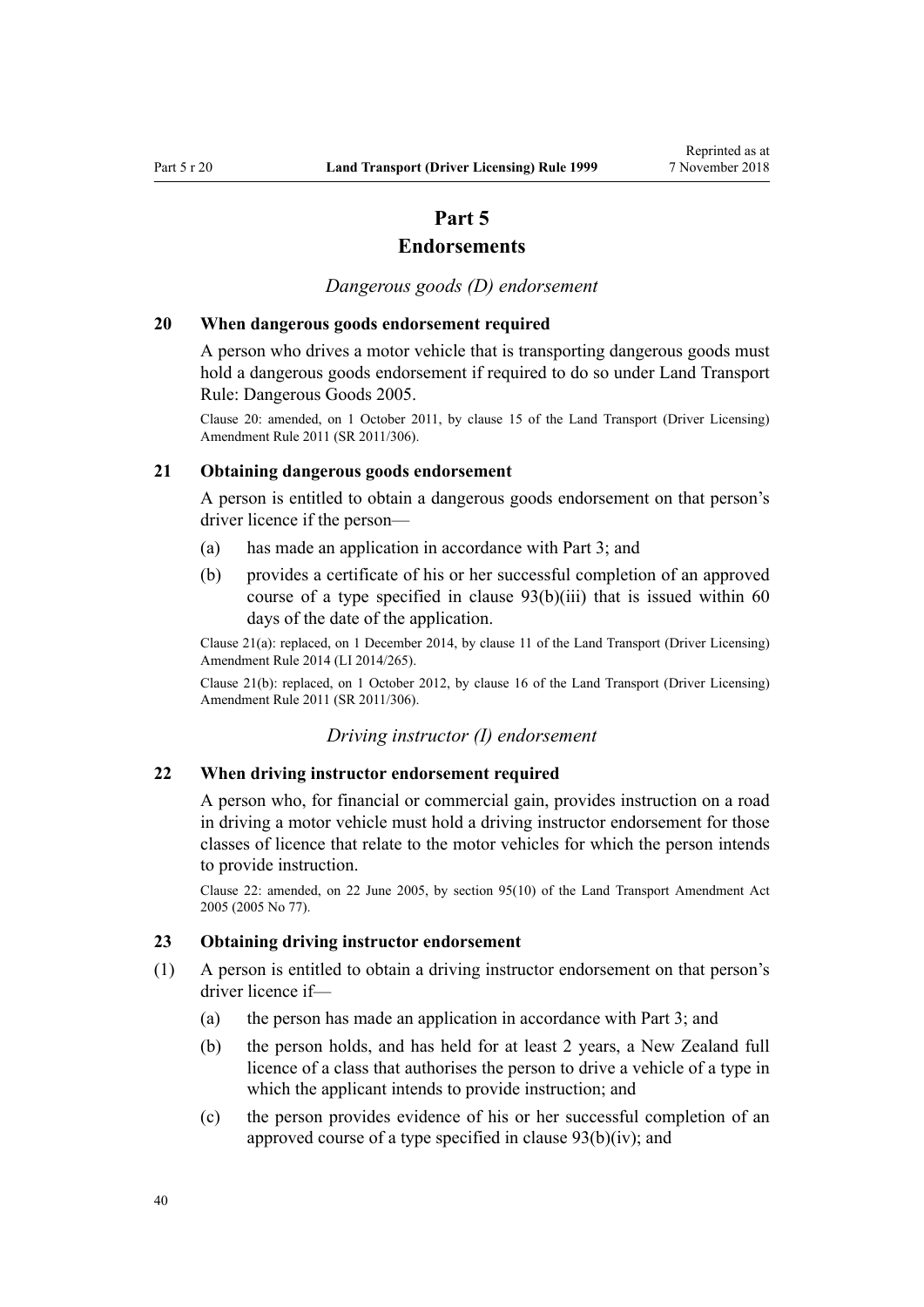# Part 5
# Endorsements

*Dangerous goods (D) endorsement*

### 20 When dangerous goods endorsement required

A person who drives a motor vehicle that is transporting dangerous goods must hold a dangerous goods endorsement if required to do so under Land Transport Rule: Dangerous Goods 2005.

Clause 20: amended, on 1 October 2011, by clause 15 of the Land Transport (Driver Licensing) Amendment Rule 2011 (SR 2011/306).

### 21 Obtaining dangerous goods endorsement

A person is entitled to obtain a dangerous goods endorsement on that person's driver licence if the person—

(a) has made an application in accordance with Part 3; and

(b) provides a certificate of his or her successful completion of an approved course of a type specified in clause 93(b)(iii) that is issued within 60 days of the date of the application.

Clause 21(a): replaced, on 1 December 2014, by clause 11 of the Land Transport (Driver Licensing) Amendment Rule 2014 (LI 2014/265).

Clause 21(b): replaced, on 1 October 2012, by clause 16 of the Land Transport (Driver Licensing) Amendment Rule 2011 (SR 2011/306).

*Driving instructor (I) endorsement*

### 22 When driving instructor endorsement required

A person who, for financial or commercial gain, provides instruction on a road in driving a motor vehicle must hold a driving instructor endorsement for those classes of licence that relate to the motor vehicles for which the person intends to provide instruction.

Clause 22: amended, on 22 June 2005, by section 95(10) of the Land Transport Amendment Act 2005 (2005 No 77).

### 23 Obtaining driving instructor endorsement

(1) A person is entitled to obtain a driving instructor endorsement on that person's driver licence if—

(a) the person has made an application in accordance with Part 3; and

(b) the person holds, and has held for at least 2 years, a New Zealand full licence of a class that authorises the person to drive a vehicle of a type in which the applicant intends to provide instruction; and

(c) the person provides evidence of his or her successful completion of an approved course of a type specified in clause 93(b)(iv); and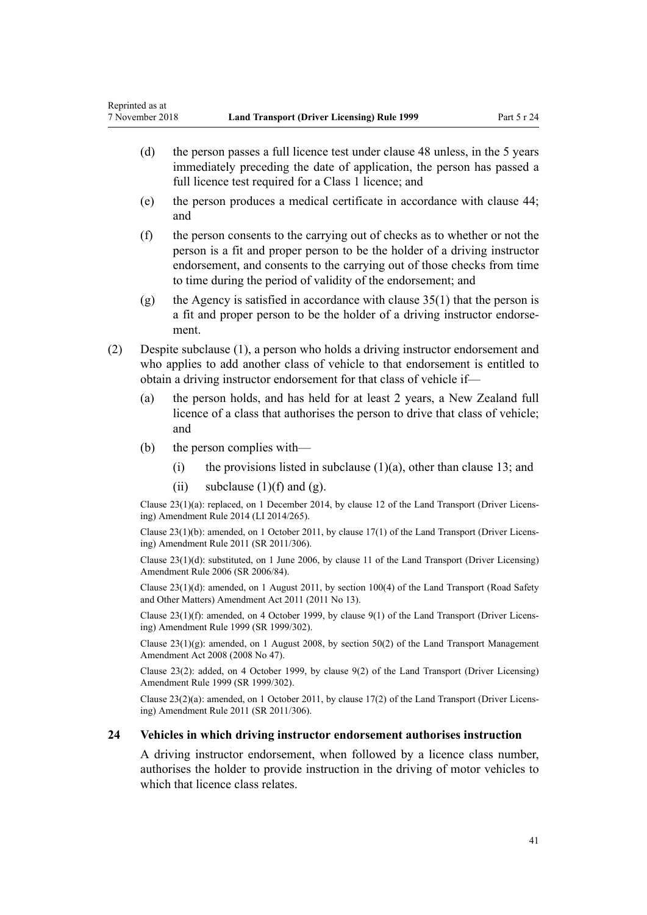(d) the person passes a full licence test under clause 48 unless, in the 5 years immediately preceding the date of application, the person has passed a full licence test required for a Class 1 licence; and

(e) the person produces a medical certificate in accordance with clause 44; and

(f) the person consents to the carrying out of checks as to whether or not the person is a fit and proper person to be the holder of a driving instructor endorsement, and consents to the carrying out of those checks from time to time during the period of validity of the endorsement; and

(g) the Agency is satisfied in accordance with clause 35(1) that the person is a fit and proper person to be the holder of a driving instructor endorsement.

(2) Despite subclause (1), a person who holds a driving instructor endorsement and who applies to add another class of vehicle to that endorsement is entitled to obtain a driving instructor endorsement for that class of vehicle if—

(a) the person holds, and has held for at least 2 years, a New Zealand full licence of a class that authorises the person to drive that class of vehicle; and

(b) the person complies with—

(i) the provisions listed in subclause (1)(a), other than clause 13; and

(ii) subclause (1)(f) and (g).

Clause 23(1)(a): replaced, on 1 December 2014, by clause 12 of the Land Transport (Driver Licensing) Amendment Rule 2014 (LI 2014/265).

Clause 23(1)(b): amended, on 1 October 2011, by clause 17(1) of the Land Transport (Driver Licensing) Amendment Rule 2011 (SR 2011/306).

Clause 23(1)(d): substituted, on 1 June 2006, by clause 11 of the Land Transport (Driver Licensing) Amendment Rule 2006 (SR 2006/84).

Clause 23(1)(d): amended, on 1 August 2011, by section 100(4) of the Land Transport (Road Safety and Other Matters) Amendment Act 2011 (2011 No 13).

Clause 23(1)(f): amended, on 4 October 1999, by clause 9(1) of the Land Transport (Driver Licensing) Amendment Rule 1999 (SR 1999/302).

Clause 23(1)(g): amended, on 1 August 2008, by section 50(2) of the Land Transport Management Amendment Act 2008 (2008 No 47).

Clause 23(2): added, on 4 October 1999, by clause 9(2) of the Land Transport (Driver Licensing) Amendment Rule 1999 (SR 1999/302).

Clause 23(2)(a): amended, on 1 October 2011, by clause 17(2) of the Land Transport (Driver Licensing) Amendment Rule 2011 (SR 2011/306).

### 24 Vehicles in which driving instructor endorsement authorises instruction

A driving instructor endorsement, when followed by a licence class number, authorises the holder to provide instruction in the driving of motor vehicles to which that licence class relates.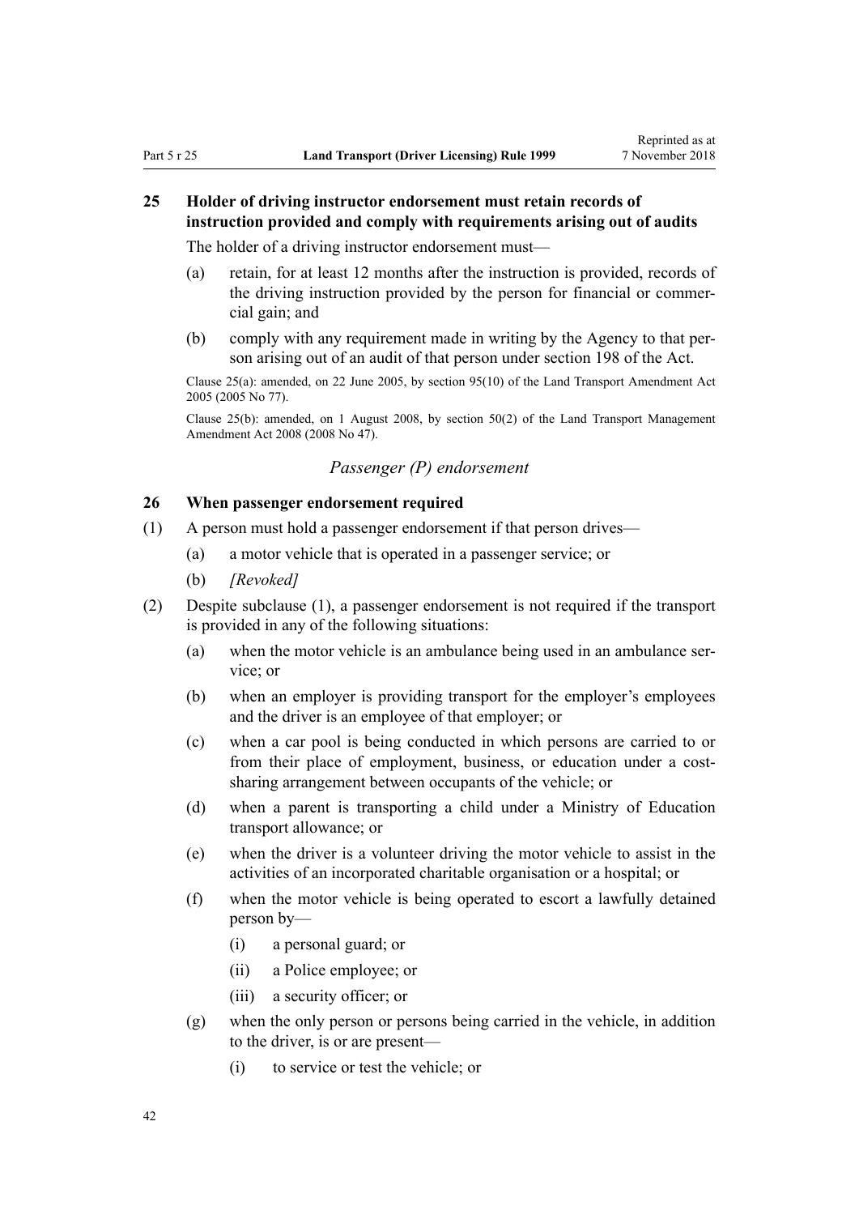## 25 Holder of driving instructor endorsement must retain records of instruction provided and comply with requirements arising out of audits

The holder of a driving instructor endorsement must—

(a) retain, for at least 12 months after the instruction is provided, records of the driving instruction provided by the person for financial or commercial gain; and

(b) comply with any requirement made in writing by the Agency to that person arising out of an audit of that person under section 198 of the Act.

Clause 25(a): amended, on 22 June 2005, by section 95(10) of the Land Transport Amendment Act 2005 (2005 No 77).

Clause 25(b): amended, on 1 August 2008, by section 50(2) of the Land Transport Management Amendment Act 2008 (2008 No 47).

### *Passenger (P) endorsement*

## 26 When passenger endorsement required

(1) A person must hold a passenger endorsement if that person drives—

(a) a motor vehicle that is operated in a passenger service; or

(b) *[Revoked]*

(2) Despite subclause (1), a passenger endorsement is not required if the transport is provided in any of the following situations:

(a) when the motor vehicle is an ambulance being used in an ambulance service; or

(b) when an employer is providing transport for the employer's employees and the driver is an employee of that employer; or

(c) when a car pool is being conducted in which persons are carried to or from their place of employment, business, or education under a cost-sharing arrangement between occupants of the vehicle; or

(d) when a parent is transporting a child under a Ministry of Education transport allowance; or

(e) when the driver is a volunteer driving the motor vehicle to assist in the activities of an incorporated charitable organisation or a hospital; or

(f) when the motor vehicle is being operated to escort a lawfully detained person by—

(i) a personal guard; or

(ii) a Police employee; or

(iii) a security officer; or

(g) when the only person or persons being carried in the vehicle, in addition to the driver, is or are present—

(i) to service or test the vehicle; or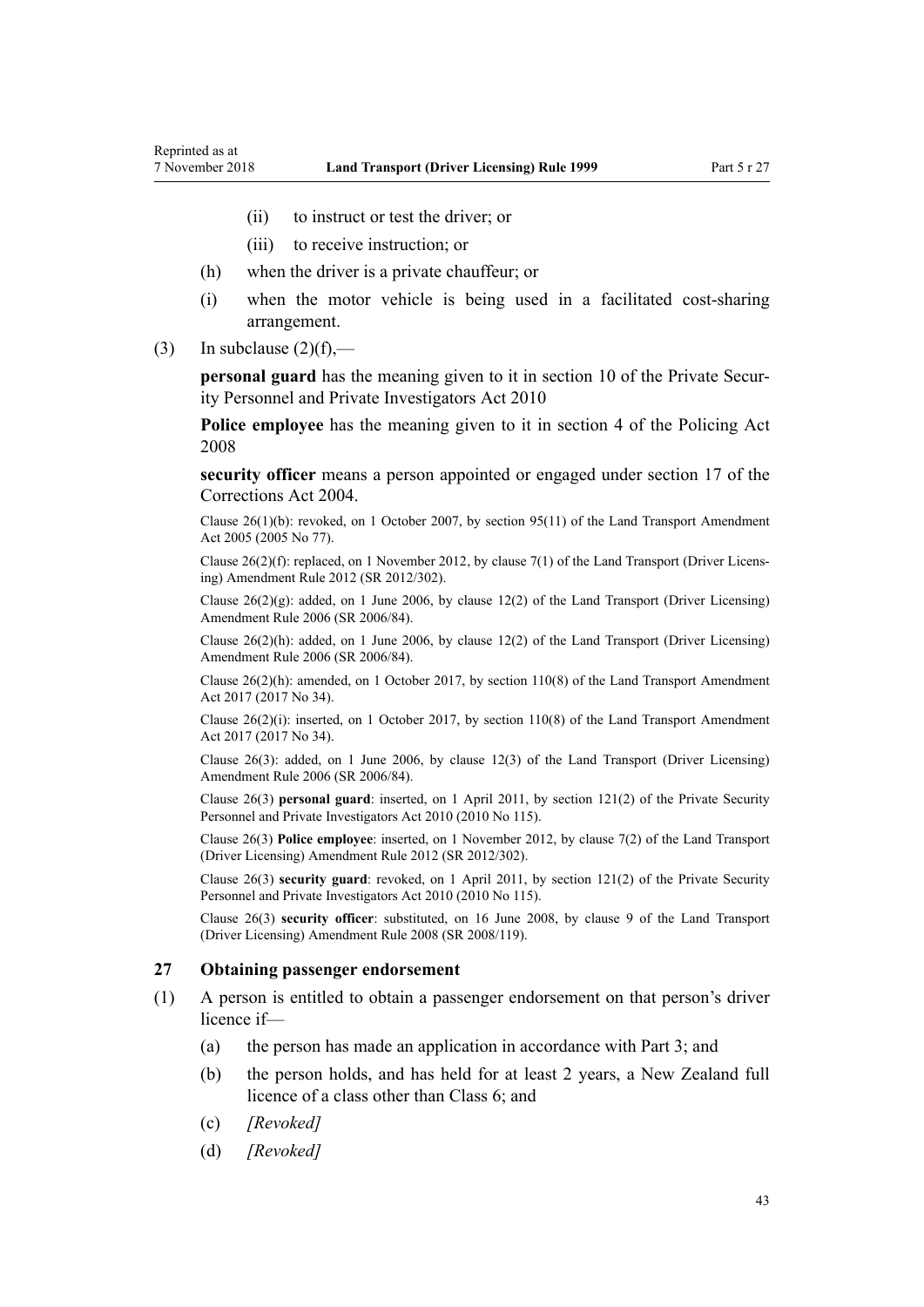(ii) to instruct or test the driver; or

    (iii) to receive instruction; or

(h) when the driver is a private chauffeur; or

(i) when the motor vehicle is being used in a facilitated cost-sharing arrangement.

(3) In subclause (2)(f),—

**personal guard** has the meaning given to it in section 10 of the Private Security Personnel and Private Investigators Act 2010

**Police employee** has the meaning given to it in section 4 of the Policing Act 2008

**security officer** means a person appointed or engaged under section 17 of the Corrections Act 2004.

Clause 26(1)(b): revoked, on 1 October 2007, by section 95(11) of the Land Transport Amendment Act 2005 (2005 No 77).

Clause 26(2)(f): replaced, on 1 November 2012, by clause 7(1) of the Land Transport (Driver Licensing) Amendment Rule 2012 (SR 2012/302).

Clause 26(2)(g): added, on 1 June 2006, by clause 12(2) of the Land Transport (Driver Licensing) Amendment Rule 2006 (SR 2006/84).

Clause 26(2)(h): added, on 1 June 2006, by clause 12(2) of the Land Transport (Driver Licensing) Amendment Rule 2006 (SR 2006/84).

Clause 26(2)(h): amended, on 1 October 2017, by section 110(8) of the Land Transport Amendment Act 2017 (2017 No 34).

Clause 26(2)(i): inserted, on 1 October 2017, by section 110(8) of the Land Transport Amendment Act 2017 (2017 No 34).

Clause 26(3): added, on 1 June 2006, by clause 12(3) of the Land Transport (Driver Licensing) Amendment Rule 2006 (SR 2006/84).

Clause 26(3) **personal guard**: inserted, on 1 April 2011, by section 121(2) of the Private Security Personnel and Private Investigators Act 2010 (2010 No 115).

Clause 26(3) **Police employee**: inserted, on 1 November 2012, by clause 7(2) of the Land Transport (Driver Licensing) Amendment Rule 2012 (SR 2012/302).

Clause 26(3) **security guard**: revoked, on 1 April 2011, by section 121(2) of the Private Security Personnel and Private Investigators Act 2010 (2010 No 115).

Clause 26(3) **security officer**: substituted, on 16 June 2008, by clause 9 of the Land Transport (Driver Licensing) Amendment Rule 2008 (SR 2008/119).

### 27 Obtaining passenger endorsement

(1) A person is entitled to obtain a passenger endorsement on that person's driver licence if—

(a) the person has made an application in accordance with Part 3; and

(b) the person holds, and has held for at least 2 years, a New Zealand full licence of a class other than Class 6; and

(c) *[Revoked]*

(d) *[Revoked]*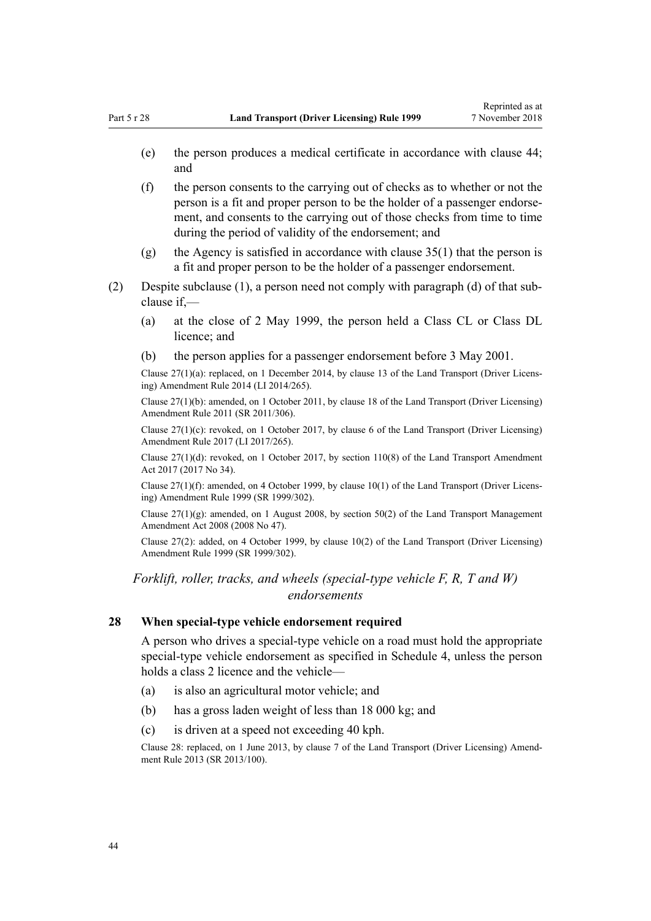- (e) the person produces a medical certificate in accordance with clause 44; and
- (f) the person consents to the carrying out of checks as to whether or not the person is a fit and proper person to be the holder of a passenger endorsement, and consents to the carrying out of those checks from time to time during the period of validity of the endorsement; and
- (g) the Agency is satisfied in accordance with clause 35(1) that the person is a fit and proper person to be the holder of a passenger endorsement.

(2) Despite subclause (1), a person need not comply with paragraph (d) of that subclause if,—

- (a) at the close of 2 May 1999, the person held a Class CL or Class DL licence; and
- (b) the person applies for a passenger endorsement before 3 May 2001.

Clause 27(1)(a): replaced, on 1 December 2014, by clause 13 of the Land Transport (Driver Licensing) Amendment Rule 2014 (LI 2014/265).

Clause 27(1)(b): amended, on 1 October 2011, by clause 18 of the Land Transport (Driver Licensing) Amendment Rule 2011 (SR 2011/306).

Clause 27(1)(c): revoked, on 1 October 2017, by clause 6 of the Land Transport (Driver Licensing) Amendment Rule 2017 (LI 2017/265).

Clause 27(1)(d): revoked, on 1 October 2017, by section 110(8) of the Land Transport Amendment Act 2017 (2017 No 34).

Clause 27(1)(f): amended, on 4 October 1999, by clause 10(1) of the Land Transport (Driver Licensing) Amendment Rule 1999 (SR 1999/302).

Clause 27(1)(g): amended, on 1 August 2008, by section 50(2) of the Land Transport Management Amendment Act 2008 (2008 No 47).

Clause 27(2): added, on 4 October 1999, by clause 10(2) of the Land Transport (Driver Licensing) Amendment Rule 1999 (SR 1999/302).

*Forklift, roller, tracks, and wheels (special-type vehicle F, R, T and W) endorsements*

### 28 When special-type vehicle endorsement required

A person who drives a special-type vehicle on a road must hold the appropriate special-type vehicle endorsement as specified in Schedule 4, unless the person holds a class 2 licence and the vehicle—

- (a) is also an agricultural motor vehicle; and
- (b) has a gross laden weight of less than 18 000 kg; and
- (c) is driven at a speed not exceeding 40 kph.

Clause 28: replaced, on 1 June 2013, by clause 7 of the Land Transport (Driver Licensing) Amendment Rule 2013 (SR 2013/100).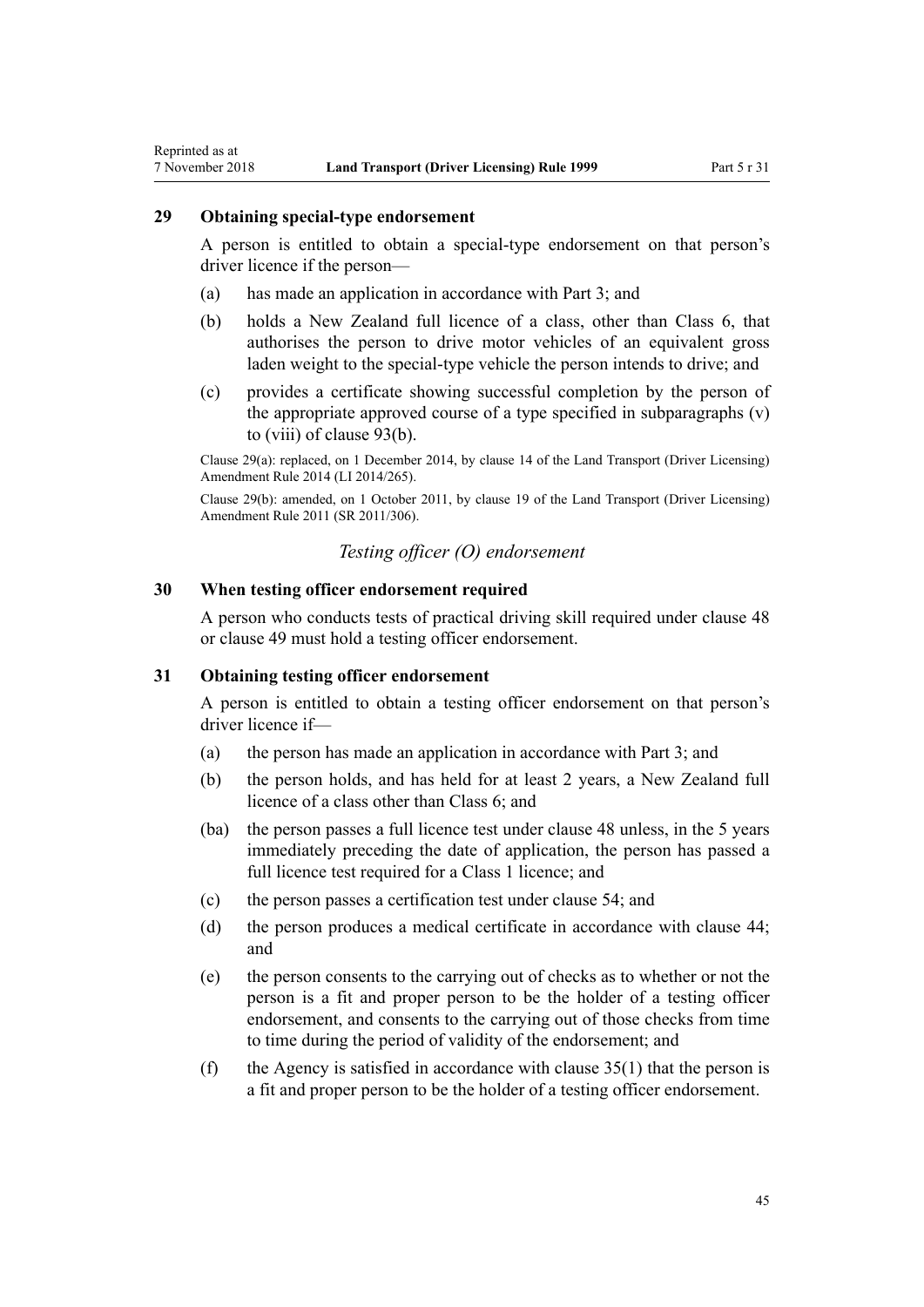### 29 Obtaining special-type endorsement

A person is entitled to obtain a special-type endorsement on that person's driver licence if the person—

(a) has made an application in accordance with Part 3; and

(b) holds a New Zealand full licence of a class, other than Class 6, that authorises the person to drive motor vehicles of an equivalent gross laden weight to the special-type vehicle the person intends to drive; and

(c) provides a certificate showing successful completion by the person of the appropriate approved course of a type specified in subparagraphs (v) to (viii) of clause 93(b).

Clause 29(a): replaced, on 1 December 2014, by clause 14 of the Land Transport (Driver Licensing) Amendment Rule 2014 (LI 2014/265).

Clause 29(b): amended, on 1 October 2011, by clause 19 of the Land Transport (Driver Licensing) Amendment Rule 2011 (SR 2011/306).

*Testing officer (O) endorsement*

### 30 When testing officer endorsement required

A person who conducts tests of practical driving skill required under clause 48 or clause 49 must hold a testing officer endorsement.

### 31 Obtaining testing officer endorsement

A person is entitled to obtain a testing officer endorsement on that person's driver licence if—

(a) the person has made an application in accordance with Part 3; and

(b) the person holds, and has held for at least 2 years, a New Zealand full licence of a class other than Class 6; and

(ba) the person passes a full licence test under clause 48 unless, in the 5 years immediately preceding the date of application, the person has passed a full licence test required for a Class 1 licence; and

(c) the person passes a certification test under clause 54; and

(d) the person produces a medical certificate in accordance with clause 44; and

(e) the person consents to the carrying out of checks as to whether or not the person is a fit and proper person to be the holder of a testing officer endorsement, and consents to the carrying out of those checks from time to time during the period of validity of the endorsement; and

(f) the Agency is satisfied in accordance with clause 35(1) that the person is a fit and proper person to be the holder of a testing officer endorsement.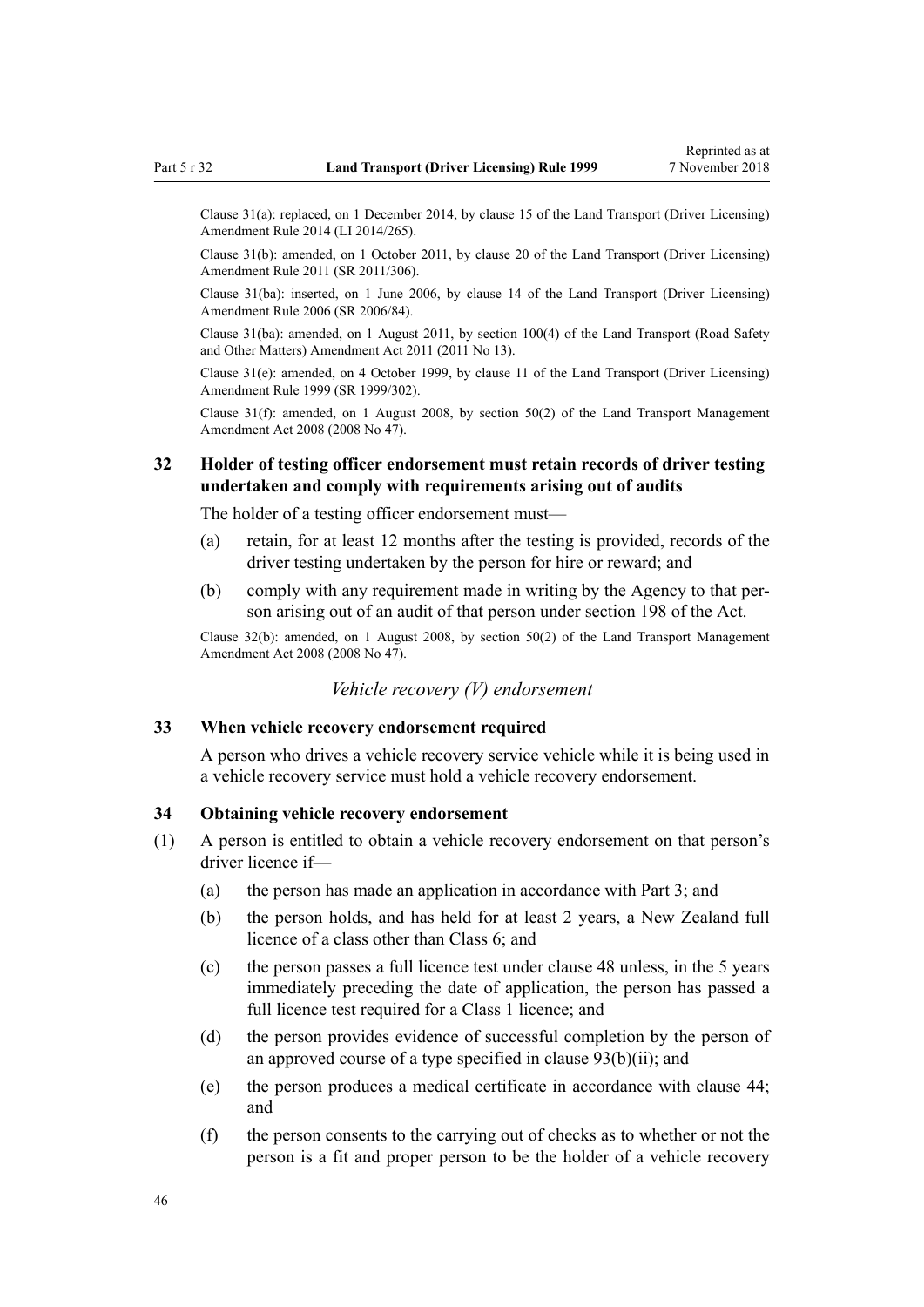Clause 31(a): replaced, on 1 December 2014, by clause 15 of the Land Transport (Driver Licensing) Amendment Rule 2014 (LI 2014/265).

Clause 31(b): amended, on 1 October 2011, by clause 20 of the Land Transport (Driver Licensing) Amendment Rule 2011 (SR 2011/306).

Clause 31(ba): inserted, on 1 June 2006, by clause 14 of the Land Transport (Driver Licensing) Amendment Rule 2006 (SR 2006/84).

Clause 31(ba): amended, on 1 August 2011, by section 100(4) of the Land Transport (Road Safety and Other Matters) Amendment Act 2011 (2011 No 13).

Clause 31(e): amended, on 4 October 1999, by clause 11 of the Land Transport (Driver Licensing) Amendment Rule 1999 (SR 1999/302).

Clause 31(f): amended, on 1 August 2008, by section 50(2) of the Land Transport Management Amendment Act 2008 (2008 No 47).

### 32 Holder of testing officer endorsement must retain records of driver testing undertaken and comply with requirements arising out of audits

The holder of a testing officer endorsement must—

(a) retain, for at least 12 months after the testing is provided, records of the driver testing undertaken by the person for hire or reward; and

(b) comply with any requirement made in writing by the Agency to that person arising out of an audit of that person under section 198 of the Act.

Clause 32(b): amended, on 1 August 2008, by section 50(2) of the Land Transport Management Amendment Act 2008 (2008 No 47).

*Vehicle recovery (V) endorsement*

### 33 When vehicle recovery endorsement required

A person who drives a vehicle recovery service vehicle while it is being used in a vehicle recovery service must hold a vehicle recovery endorsement.

### 34 Obtaining vehicle recovery endorsement

(1) A person is entitled to obtain a vehicle recovery endorsement on that person's driver licence if—

(a) the person has made an application in accordance with Part 3; and

(b) the person holds, and has held for at least 2 years, a New Zealand full licence of a class other than Class 6; and

(c) the person passes a full licence test under clause 48 unless, in the 5 years immediately preceding the date of application, the person has passed a full licence test required for a Class 1 licence; and

(d) the person provides evidence of successful completion by the person of an approved course of a type specified in clause 93(b)(ii); and

(e) the person produces a medical certificate in accordance with clause 44; and

(f) the person consents to the carrying out of checks as to whether or not the person is a fit and proper person to be the holder of a vehicle recovery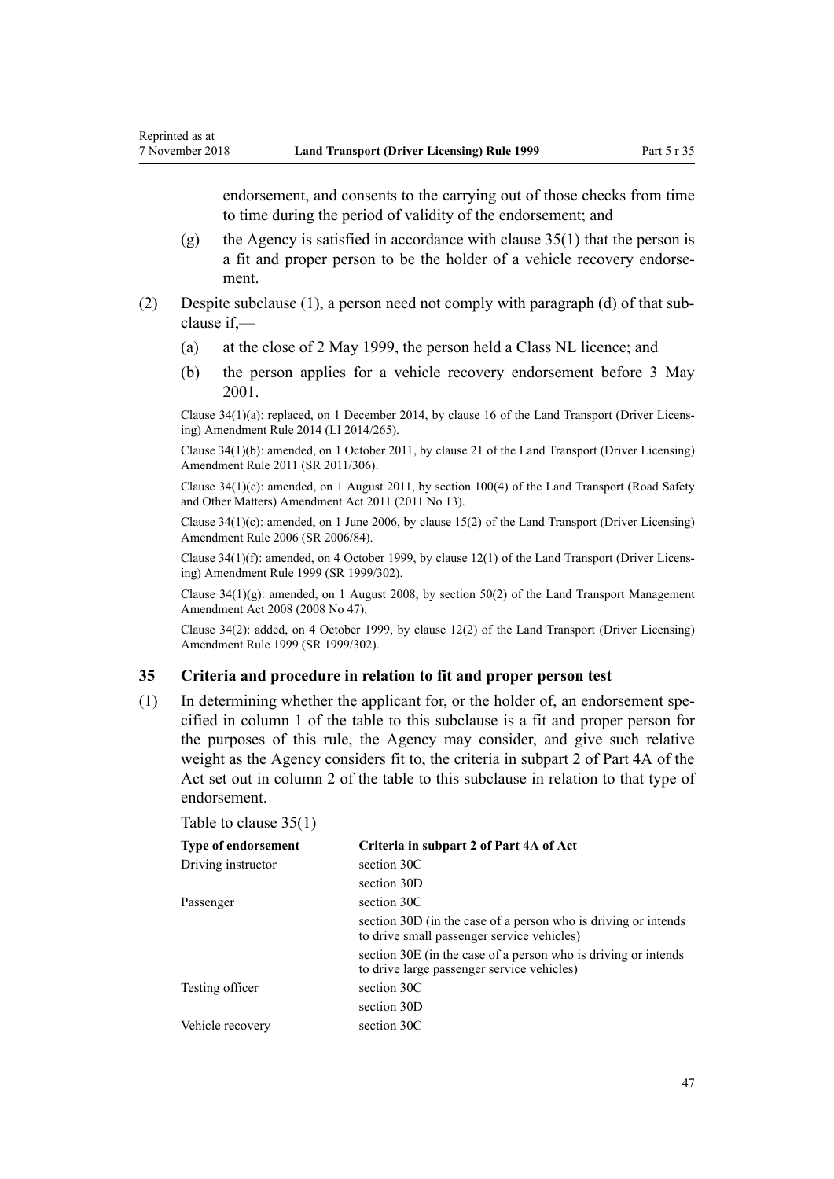endorsement, and consents to the carrying out of those checks from time to time during the period of validity of the endorsement; and

(g) the Agency is satisfied in accordance with clause 35(1) that the person is a fit and proper person to be the holder of a vehicle recovery endorsement.

(2) Despite subclause (1), a person need not comply with paragraph (d) of that subclause if,—

(a) at the close of 2 May 1999, the person held a Class NL licence; and

(b) the person applies for a vehicle recovery endorsement before 3 May 2001.

Clause 34(1)(a): replaced, on 1 December 2014, by clause 16 of the Land Transport (Driver Licensing) Amendment Rule 2014 (LI 2014/265).

Clause 34(1)(b): amended, on 1 October 2011, by clause 21 of the Land Transport (Driver Licensing) Amendment Rule 2011 (SR 2011/306).

Clause 34(1)(c): amended, on 1 August 2011, by section 100(4) of the Land Transport (Road Safety and Other Matters) Amendment Act 2011 (2011 No 13).

Clause 34(1)(c): amended, on 1 June 2006, by clause 15(2) of the Land Transport (Driver Licensing) Amendment Rule 2006 (SR 2006/84).

Clause 34(1)(f): amended, on 4 October 1999, by clause 12(1) of the Land Transport (Driver Licensing) Amendment Rule 1999 (SR 1999/302).

Clause 34(1)(g): amended, on 1 August 2008, by section 50(2) of the Land Transport Management Amendment Act 2008 (2008 No 47).

Clause 34(2): added, on 4 October 1999, by clause 12(2) of the Land Transport (Driver Licensing) Amendment Rule 1999 (SR 1999/302).

### 35 Criteria and procedure in relation to fit and proper person test

(1) In determining whether the applicant for, or the holder of, an endorsement specified in column 1 of the table to this subclause is a fit and proper person for the purposes of this rule, the Agency may consider, and give such relative weight as the Agency considers fit to, the criteria in subpart 2 of Part 4A of the Act set out in column 2 of the table to this subclause in relation to that type of endorsement.

Table to clause 35(1)

| Type of endorsement | Criteria in subpart 2 of Part 4A of Act |
|---|---|
| Driving instructor | section 30C |
| | section 30D |
| Passenger | section 30C |
| | section 30D (in the case of a person who is driving or intends to drive small passenger service vehicles) |
| | section 30E (in the case of a person who is driving or intends to drive large passenger service vehicles) |
| Testing officer | section 30C |
| | section 30D |
| Vehicle recovery | section 30C |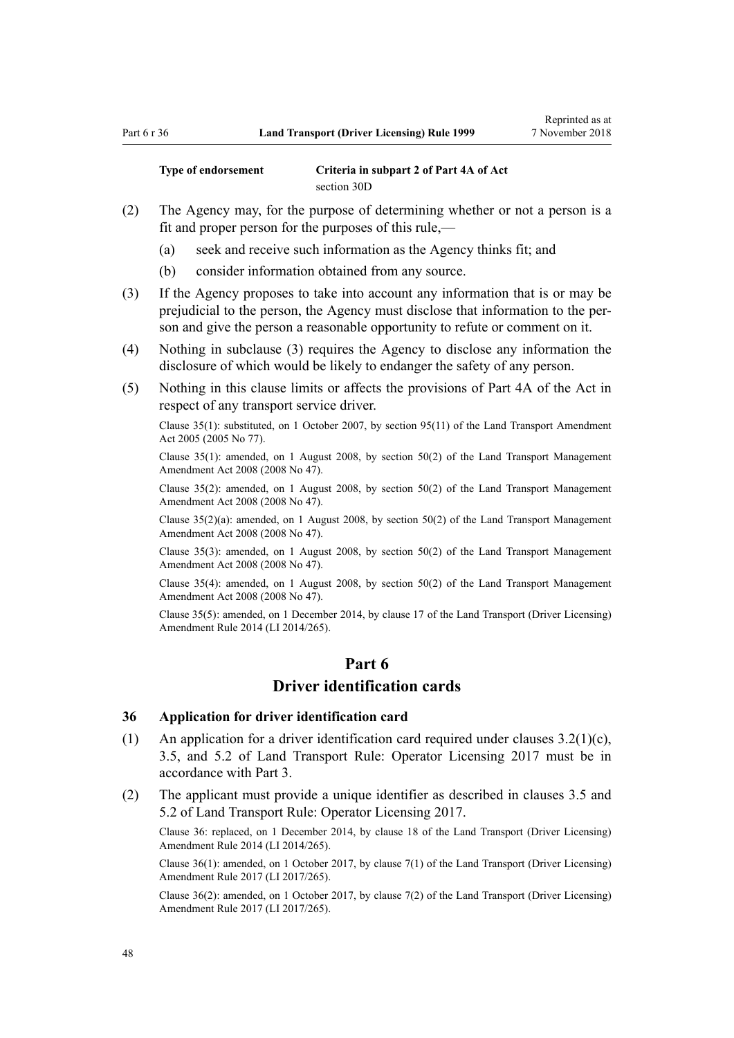| Type of endorsement | Criteria in subpart 2 of Part 4A of Act |
| --- | --- |
| | section 30D |

(2) The Agency may, for the purpose of determining whether or not a person is a fit and proper person for the purposes of this rule,—

(a) seek and receive such information as the Agency thinks fit; and

(b) consider information obtained from any source.

(3) If the Agency proposes to take into account any information that is or may be prejudicial to the person, the Agency must disclose that information to the person and give the person a reasonable opportunity to refute or comment on it.

(4) Nothing in subclause (3) requires the Agency to disclose any information the disclosure of which would be likely to endanger the safety of any person.

(5) Nothing in this clause limits or affects the provisions of Part 4A of the Act in respect of any transport service driver.

Clause 35(1): substituted, on 1 October 2007, by section 95(11) of the Land Transport Amendment Act 2005 (2005 No 77).

Clause 35(1): amended, on 1 August 2008, by section 50(2) of the Land Transport Management Amendment Act 2008 (2008 No 47).

Clause 35(2): amended, on 1 August 2008, by section 50(2) of the Land Transport Management Amendment Act 2008 (2008 No 47).

Clause 35(2)(a): amended, on 1 August 2008, by section 50(2) of the Land Transport Management Amendment Act 2008 (2008 No 47).

Clause 35(3): amended, on 1 August 2008, by section 50(2) of the Land Transport Management Amendment Act 2008 (2008 No 47).

Clause 35(4): amended, on 1 August 2008, by section 50(2) of the Land Transport Management Amendment Act 2008 (2008 No 47).

Clause 35(5): amended, on 1 December 2014, by clause 17 of the Land Transport (Driver Licensing) Amendment Rule 2014 (LI 2014/265).

# Part 6
# Driver identification cards

### 36 Application for driver identification card

(1) An application for a driver identification card required under clauses 3.2(1)(c), 3.5, and 5.2 of Land Transport Rule: Operator Licensing 2017 must be in accordance with Part 3.

(2) The applicant must provide a unique identifier as described in clauses 3.5 and 5.2 of Land Transport Rule: Operator Licensing 2017.

Clause 36: replaced, on 1 December 2014, by clause 18 of the Land Transport (Driver Licensing) Amendment Rule 2014 (LI 2014/265).

Clause 36(1): amended, on 1 October 2017, by clause 7(1) of the Land Transport (Driver Licensing) Amendment Rule 2017 (LI 2017/265).

Clause 36(2): amended, on 1 October 2017, by clause 7(2) of the Land Transport (Driver Licensing) Amendment Rule 2017 (LI 2017/265).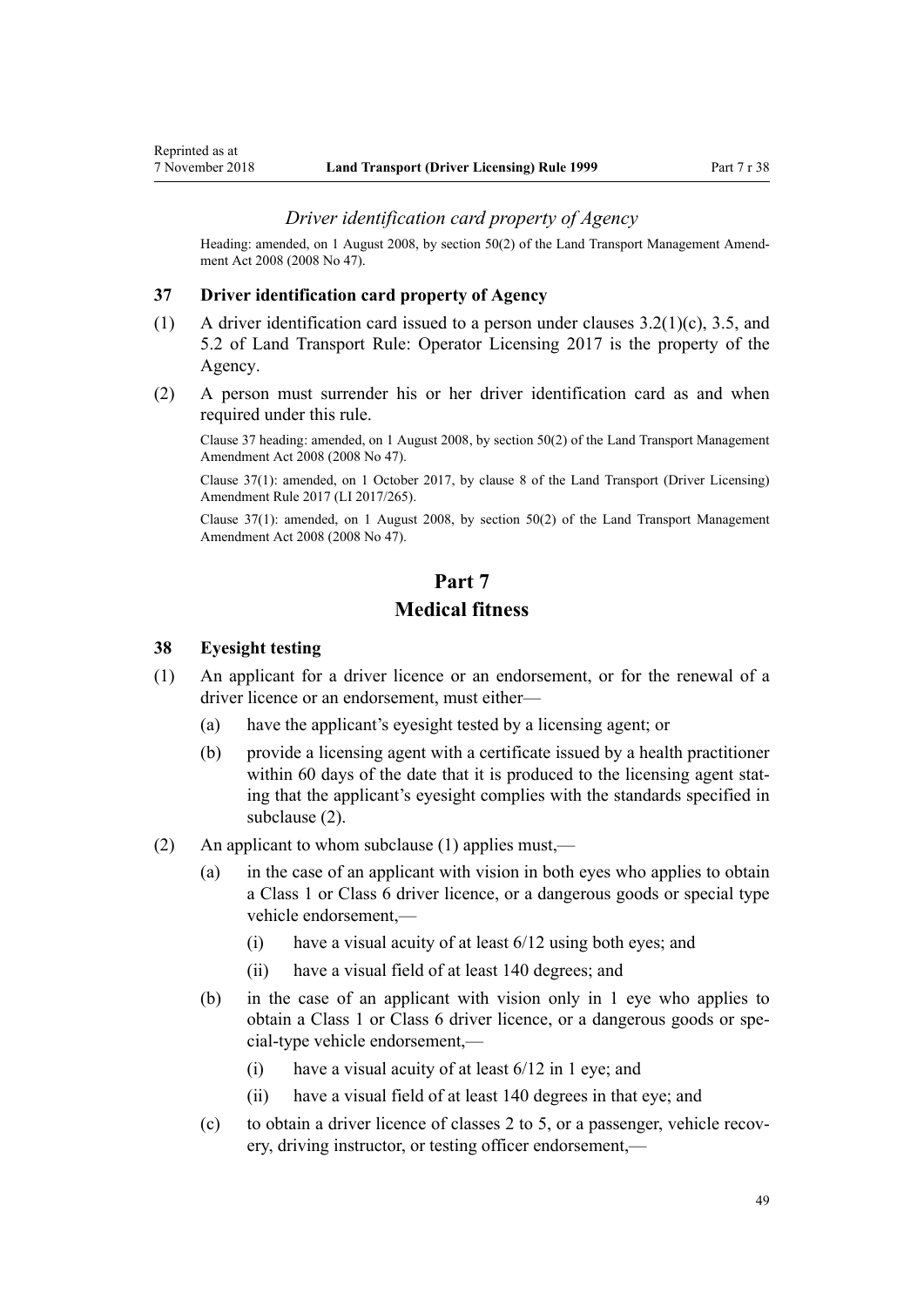*Driver identification card property of Agency*

Heading: amended, on 1 August 2008, by section 50(2) of the Land Transport Management Amendment Act 2008 (2008 No 47).

### 37 Driver identification card property of Agency

(1) A driver identification card issued to a person under clauses 3.2(1)(c), 3.5, and 5.2 of Land Transport Rule: Operator Licensing 2017 is the property of the Agency.

(2) A person must surrender his or her driver identification card as and when required under this rule.

Clause 37 heading: amended, on 1 August 2008, by section 50(2) of the Land Transport Management Amendment Act 2008 (2008 No 47).

Clause 37(1): amended, on 1 October 2017, by clause 8 of the Land Transport (Driver Licensing) Amendment Rule 2017 (LI 2017/265).

Clause 37(1): amended, on 1 August 2008, by section 50(2) of the Land Transport Management Amendment Act 2008 (2008 No 47).

## Part 7
## Medical fitness

### 38 Eyesight testing

(1) An applicant for a driver licence or an endorsement, or for the renewal of a driver licence or an endorsement, must either—

- (a) have the applicant's eyesight tested by a licensing agent; or
- (b) provide a licensing agent with a certificate issued by a health practitioner within 60 days of the date that it is produced to the licensing agent stating that the applicant's eyesight complies with the standards specified in subclause (2).

(2) An applicant to whom subclause (1) applies must,—

- (a) in the case of an applicant with vision in both eyes who applies to obtain a Class 1 or Class 6 driver licence, or a dangerous goods or special type vehicle endorsement,—
  - (i) have a visual acuity of at least 6/12 using both eyes; and
  - (ii) have a visual field of at least 140 degrees; and
- (b) in the case of an applicant with vision only in 1 eye who applies to obtain a Class 1 or Class 6 driver licence, or a dangerous goods or special-type vehicle endorsement,—
  - (i) have a visual acuity of at least 6/12 in 1 eye; and
  - (ii) have a visual field of at least 140 degrees in that eye; and
- (c) to obtain a driver licence of classes 2 to 5, or a passenger, vehicle recovery, driving instructor, or testing officer endorsement,—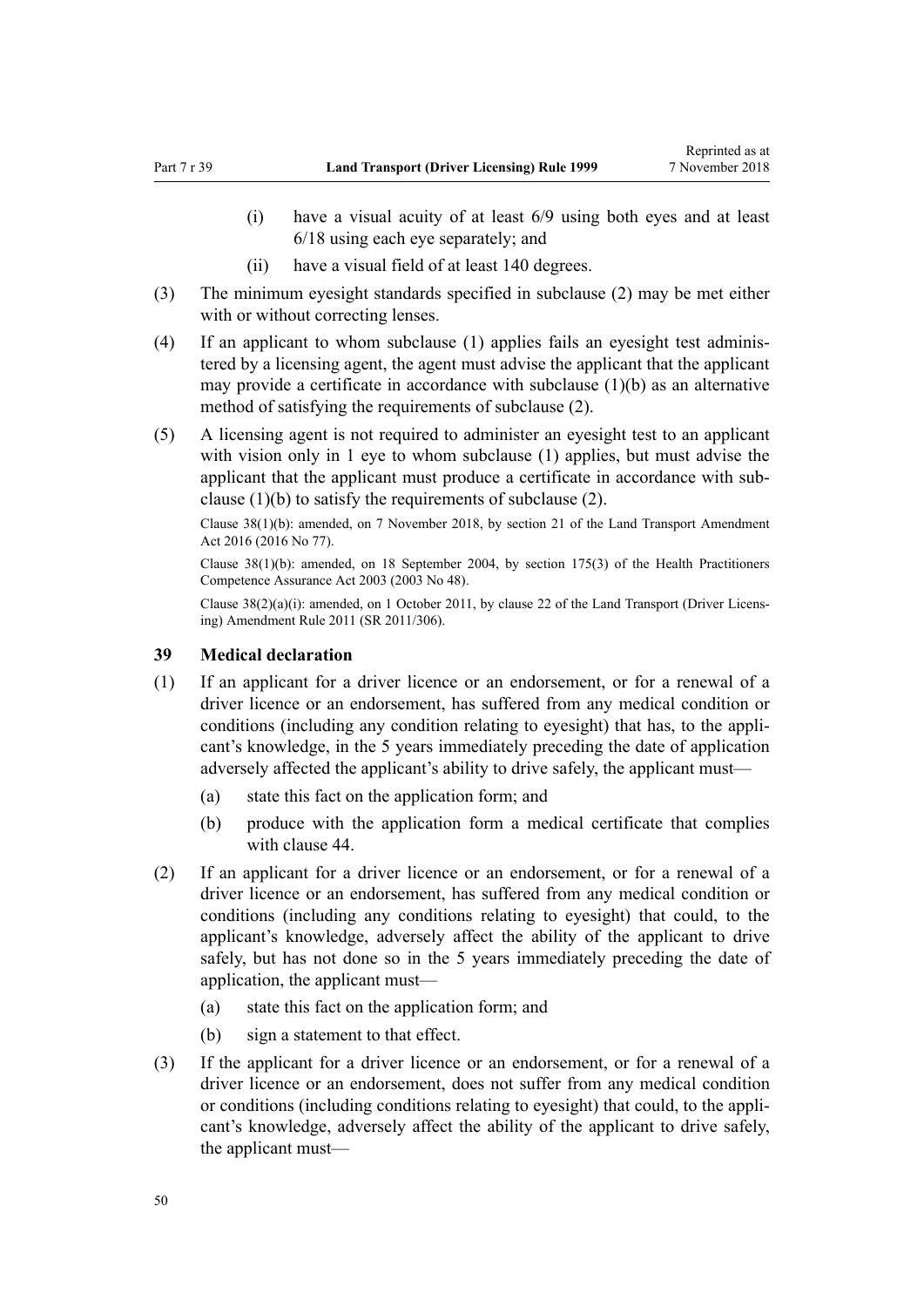(i) have a visual acuity of at least 6/9 using both eyes and at least 6/18 using each eye separately; and

(ii) have a visual field of at least 140 degrees.

(3) The minimum eyesight standards specified in subclause (2) may be met either with or without correcting lenses.

(4) If an applicant to whom subclause (1) applies fails an eyesight test administered by a licensing agent, the agent must advise the applicant that the applicant may provide a certificate in accordance with subclause (1)(b) as an alternative method of satisfying the requirements of subclause (2).

(5) A licensing agent is not required to administer an eyesight test to an applicant with vision only in 1 eye to whom subclause (1) applies, but must advise the applicant that the applicant must produce a certificate in accordance with subclause (1)(b) to satisfy the requirements of subclause (2).

Clause 38(1)(b): amended, on 7 November 2018, by section 21 of the Land Transport Amendment Act 2016 (2016 No 77).

Clause 38(1)(b): amended, on 18 September 2004, by section 175(3) of the Health Practitioners Competence Assurance Act 2003 (2003 No 48).

Clause 38(2)(a)(i): amended, on 1 October 2011, by clause 22 of the Land Transport (Driver Licensing) Amendment Rule 2011 (SR 2011/306).

### 39 Medical declaration

(1) If an applicant for a driver licence or an endorsement, or for a renewal of a driver licence or an endorsement, has suffered from any medical condition or conditions (including any condition relating to eyesight) that has, to the applicant's knowledge, in the 5 years immediately preceding the date of application adversely affected the applicant's ability to drive safely, the applicant must—

(a) state this fact on the application form; and

(b) produce with the application form a medical certificate that complies with clause 44.

(2) If an applicant for a driver licence or an endorsement, or for a renewal of a driver licence or an endorsement, has suffered from any medical condition or conditions (including any conditions relating to eyesight) that could, to the applicant's knowledge, adversely affect the ability of the applicant to drive safely, but has not done so in the 5 years immediately preceding the date of application, the applicant must—

(a) state this fact on the application form; and

(b) sign a statement to that effect.

(3) If the applicant for a driver licence or an endorsement, or for a renewal of a driver licence or an endorsement, does not suffer from any medical condition or conditions (including conditions relating to eyesight) that could, to the applicant's knowledge, adversely affect the ability of the applicant to drive safely, the applicant must—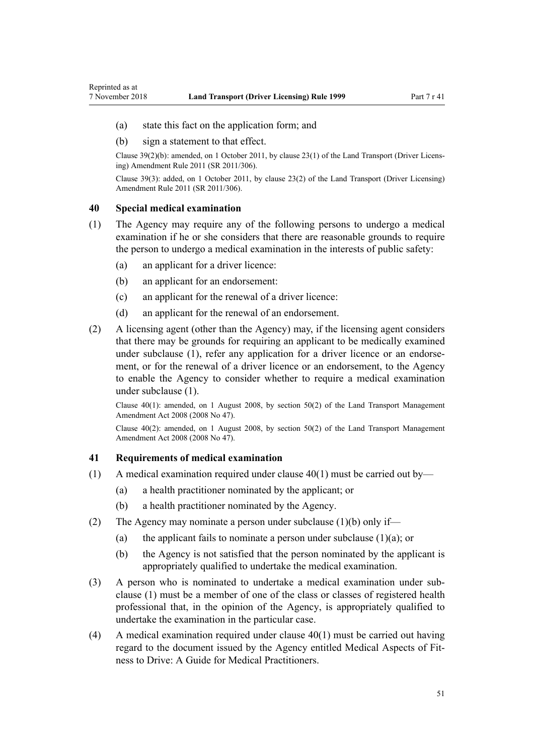(a) state this fact on the application form; and

(b) sign a statement to that effect.

Clause 39(2)(b): amended, on 1 October 2011, by clause 23(1) of the Land Transport (Driver Licensing) Amendment Rule 2011 (SR 2011/306).

Clause 39(3): added, on 1 October 2011, by clause 23(2) of the Land Transport (Driver Licensing) Amendment Rule 2011 (SR 2011/306).

## 40 Special medical examination

(1) The Agency may require any of the following persons to undergo a medical examination if he or she considers that there are reasonable grounds to require the person to undergo a medical examination in the interests of public safety:

(a) an applicant for a driver licence:

(b) an applicant for an endorsement:

(c) an applicant for the renewal of a driver licence:

(d) an applicant for the renewal of an endorsement.

(2) A licensing agent (other than the Agency) may, if the licensing agent considers that there may be grounds for requiring an applicant to be medically examined under subclause (1), refer any application for a driver licence or an endorsement, or for the renewal of a driver licence or an endorsement, to the Agency to enable the Agency to consider whether to require a medical examination under subclause (1).

Clause 40(1): amended, on 1 August 2008, by section 50(2) of the Land Transport Management Amendment Act 2008 (2008 No 47).

Clause 40(2): amended, on 1 August 2008, by section 50(2) of the Land Transport Management Amendment Act 2008 (2008 No 47).

## 41 Requirements of medical examination

(1) A medical examination required under clause 40(1) must be carried out by—

(a) a health practitioner nominated by the applicant; or

(b) a health practitioner nominated by the Agency.

(2) The Agency may nominate a person under subclause (1)(b) only if—

(a) the applicant fails to nominate a person under subclause (1)(a); or

(b) the Agency is not satisfied that the person nominated by the applicant is appropriately qualified to undertake the medical examination.

(3) A person who is nominated to undertake a medical examination under subclause (1) must be a member of one of the class or classes of registered health professional that, in the opinion of the Agency, is appropriately qualified to undertake the examination in the particular case.

(4) A medical examination required under clause 40(1) must be carried out having regard to the document issued by the Agency entitled Medical Aspects of Fitness to Drive: A Guide for Medical Practitioners.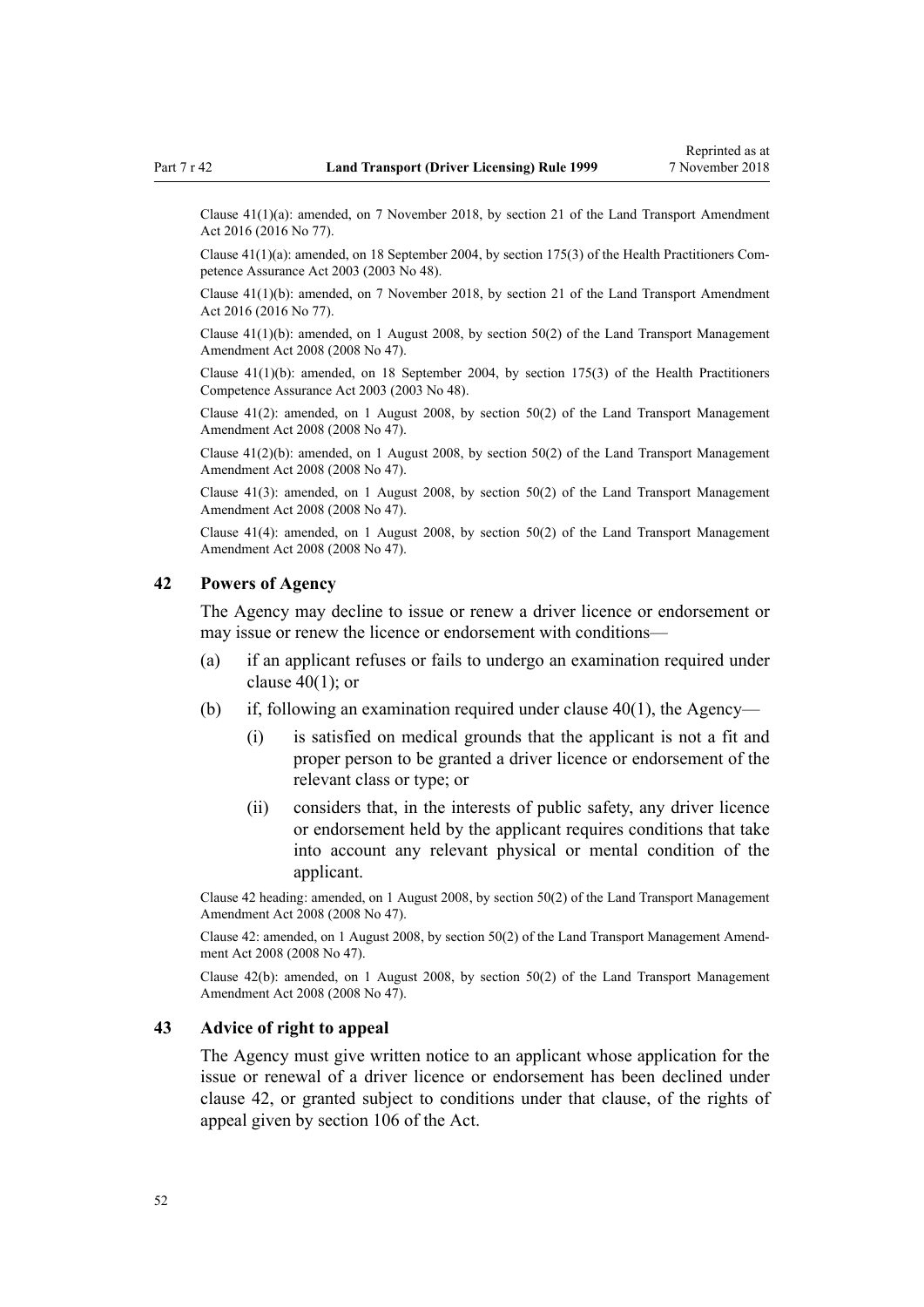Clause 41(1)(a): amended, on 7 November 2018, by section 21 of the Land Transport Amendment Act 2016 (2016 No 77).

Clause 41(1)(a): amended, on 18 September 2004, by section 175(3) of the Health Practitioners Competence Assurance Act 2003 (2003 No 48).

Clause 41(1)(b): amended, on 7 November 2018, by section 21 of the Land Transport Amendment Act 2016 (2016 No 77).

Clause 41(1)(b): amended, on 1 August 2008, by section 50(2) of the Land Transport Management Amendment Act 2008 (2008 No 47).

Clause 41(1)(b): amended, on 18 September 2004, by section 175(3) of the Health Practitioners Competence Assurance Act 2003 (2003 No 48).

Clause 41(2): amended, on 1 August 2008, by section 50(2) of the Land Transport Management Amendment Act 2008 (2008 No 47).

Clause 41(2)(b): amended, on 1 August 2008, by section 50(2) of the Land Transport Management Amendment Act 2008 (2008 No 47).

Clause 41(3): amended, on 1 August 2008, by section 50(2) of the Land Transport Management Amendment Act 2008 (2008 No 47).

Clause 41(4): amended, on 1 August 2008, by section 50(2) of the Land Transport Management Amendment Act 2008 (2008 No 47).

### 42 Powers of Agency

The Agency may decline to issue or renew a driver licence or endorsement or may issue or renew the licence or endorsement with conditions—

(a) if an applicant refuses or fails to undergo an examination required under clause 40(1); or

(b) if, following an examination required under clause 40(1), the Agency—

  (i) is satisfied on medical grounds that the applicant is not a fit and proper person to be granted a driver licence or endorsement of the relevant class or type; or

  (ii) considers that, in the interests of public safety, any driver licence or endorsement held by the applicant requires conditions that take into account any relevant physical or mental condition of the applicant.

Clause 42 heading: amended, on 1 August 2008, by section 50(2) of the Land Transport Management Amendment Act 2008 (2008 No 47).

Clause 42: amended, on 1 August 2008, by section 50(2) of the Land Transport Management Amendment Act 2008 (2008 No 47).

Clause 42(b): amended, on 1 August 2008, by section 50(2) of the Land Transport Management Amendment Act 2008 (2008 No 47).

### 43 Advice of right to appeal

The Agency must give written notice to an applicant whose application for the issue or renewal of a driver licence or endorsement has been declined under clause 42, or granted subject to conditions under that clause, of the rights of appeal given by section 106 of the Act.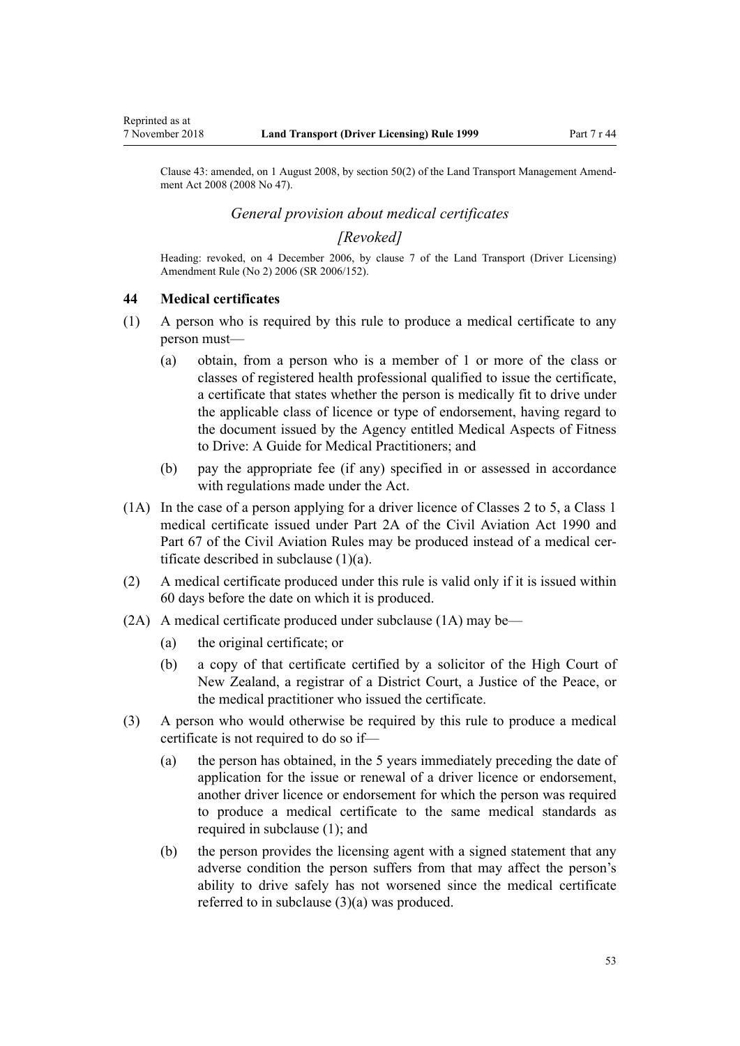Clause 43: amended, on 1 August 2008, by section 50(2) of the Land Transport Management Amendment Act 2008 (2008 No 47).

### *General provision about medical certificates*

### *[Revoked]*

Heading: revoked, on 4 December 2006, by clause 7 of the Land Transport (Driver Licensing) Amendment Rule (No 2) 2006 (SR 2006/152).

### 44 Medical certificates

(1) A person who is required by this rule to produce a medical certificate to any person must—

   (a) obtain, from a person who is a member of 1 or more of the class or classes of registered health professional qualified to issue the certificate, a certificate that states whether the person is medically fit to drive under the applicable class of licence or type of endorsement, having regard to the document issued by the Agency entitled Medical Aspects of Fitness to Drive: A Guide for Medical Practitioners; and

   (b) pay the appropriate fee (if any) specified in or assessed in accordance with regulations made under the Act.

(1A) In the case of a person applying for a driver licence of Classes 2 to 5, a Class 1 medical certificate issued under Part 2A of the Civil Aviation Act 1990 and Part 67 of the Civil Aviation Rules may be produced instead of a medical certificate described in subclause (1)(a).

(2) A medical certificate produced under this rule is valid only if it is issued within 60 days before the date on which it is produced.

(2A) A medical certificate produced under subclause (1A) may be—

   (a) the original certificate; or

   (b) a copy of that certificate certified by a solicitor of the High Court of New Zealand, a registrar of a District Court, a Justice of the Peace, or the medical practitioner who issued the certificate.

(3) A person who would otherwise be required by this rule to produce a medical certificate is not required to do so if—

   (a) the person has obtained, in the 5 years immediately preceding the date of application for the issue or renewal of a driver licence or endorsement, another driver licence or endorsement for which the person was required to produce a medical certificate to the same medical standards as required in subclause (1); and

   (b) the person provides the licensing agent with a signed statement that any adverse condition the person suffers from that may affect the person's ability to drive safely has not worsened since the medical certificate referred to in subclause (3)(a) was produced.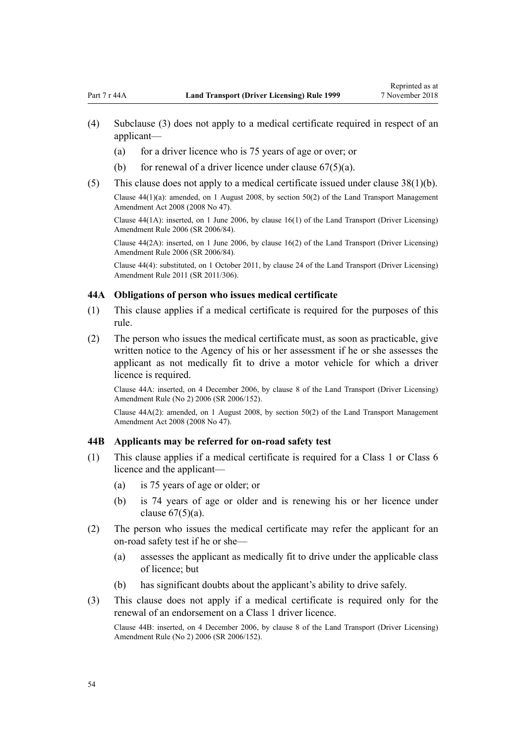(4) Subclause (3) does not apply to a medical certificate required in respect of an applicant—

(a) for a driver licence who is 75 years of age or over; or

(b) for renewal of a driver licence under clause 67(5)(a).

(5) This clause does not apply to a medical certificate issued under clause 38(1)(b).

Clause 44(1)(a): amended, on 1 August 2008, by section 50(2) of the Land Transport Management Amendment Act 2008 (2008 No 47).

Clause 44(1A): inserted, on 1 June 2006, by clause 16(1) of the Land Transport (Driver Licensing) Amendment Rule 2006 (SR 2006/84).

Clause 44(2A): inserted, on 1 June 2006, by clause 16(2) of the Land Transport (Driver Licensing) Amendment Rule 2006 (SR 2006/84).

Clause 44(4): substituted, on 1 October 2011, by clause 24 of the Land Transport (Driver Licensing) Amendment Rule 2011 (SR 2011/306).

### 44A Obligations of person who issues medical certificate

(1) This clause applies if a medical certificate is required for the purposes of this rule.

(2) The person who issues the medical certificate must, as soon as practicable, give written notice to the Agency of his or her assessment if he or she assesses the applicant as not medically fit to drive a motor vehicle for which a driver licence is required.

Clause 44A: inserted, on 4 December 2006, by clause 8 of the Land Transport (Driver Licensing) Amendment Rule (No 2) 2006 (SR 2006/152).

Clause 44A(2): amended, on 1 August 2008, by section 50(2) of the Land Transport Management Amendment Act 2008 (2008 No 47).

### 44B Applicants may be referred for on-road safety test

(1) This clause applies if a medical certificate is required for a Class 1 or Class 6 licence and the applicant—

(a) is 75 years of age or older; or

(b) is 74 years of age or older and is renewing his or her licence under clause 67(5)(a).

(2) The person who issues the medical certificate may refer the applicant for an on-road safety test if he or she—

(a) assesses the applicant as medically fit to drive under the applicable class of licence; but

(b) has significant doubts about the applicant's ability to drive safely.

(3) This clause does not apply if a medical certificate is required only for the renewal of an endorsement on a Class 1 driver licence.

Clause 44B: inserted, on 4 December 2006, by clause 8 of the Land Transport (Driver Licensing) Amendment Rule (No 2) 2006 (SR 2006/152).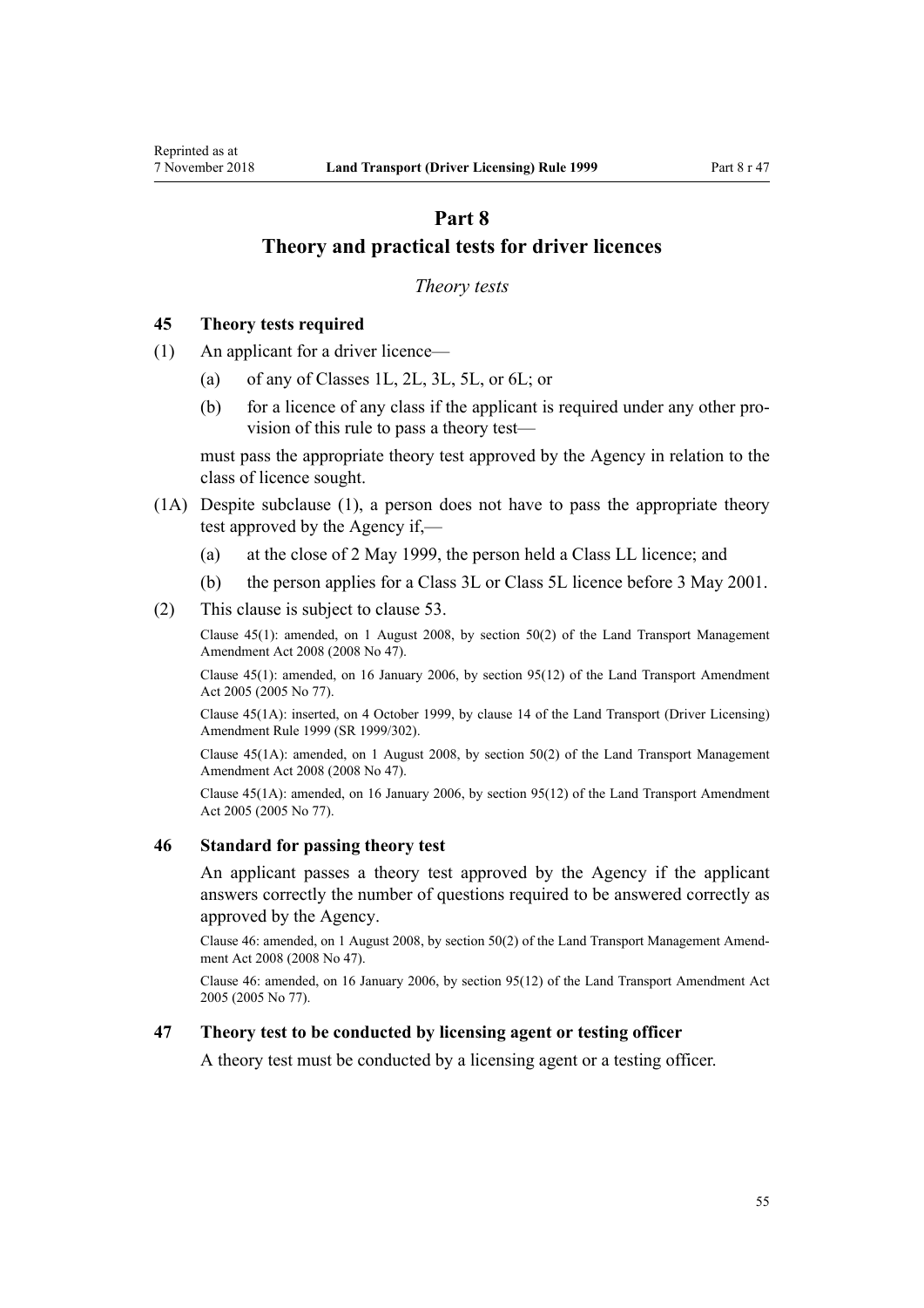# Part 8
# Theory and practical tests for driver licences

*Theory tests*

### 45 Theory tests required

(1) An applicant for a driver licence—

 (a) of any of Classes 1L, 2L, 3L, 5L, or 6L; or

 (b) for a licence of any class if the applicant is required under any other provision of this rule to pass a theory test—

 must pass the appropriate theory test approved by the Agency in relation to the class of licence sought.

(1A) Despite subclause (1), a person does not have to pass the appropriate theory test approved by the Agency if,—

 (a) at the close of 2 May 1999, the person held a Class LL licence; and

 (b) the person applies for a Class 3L or Class 5L licence before 3 May 2001.

(2) This clause is subject to clause 53.

Clause 45(1): amended, on 1 August 2008, by section 50(2) of the Land Transport Management Amendment Act 2008 (2008 No 47).

Clause 45(1): amended, on 16 January 2006, by section 95(12) of the Land Transport Amendment Act 2005 (2005 No 77).

Clause 45(1A): inserted, on 4 October 1999, by clause 14 of the Land Transport (Driver Licensing) Amendment Rule 1999 (SR 1999/302).

Clause 45(1A): amended, on 1 August 2008, by section 50(2) of the Land Transport Management Amendment Act 2008 (2008 No 47).

Clause 45(1A): amended, on 16 January 2006, by section 95(12) of the Land Transport Amendment Act 2005 (2005 No 77).

### 46 Standard for passing theory test

An applicant passes a theory test approved by the Agency if the applicant answers correctly the number of questions required to be answered correctly as approved by the Agency.

Clause 46: amended, on 1 August 2008, by section 50(2) of the Land Transport Management Amendment Act 2008 (2008 No 47).

Clause 46: amended, on 16 January 2006, by section 95(12) of the Land Transport Amendment Act 2005 (2005 No 77).

### 47 Theory test to be conducted by licensing agent or testing officer

A theory test must be conducted by a licensing agent or a testing officer.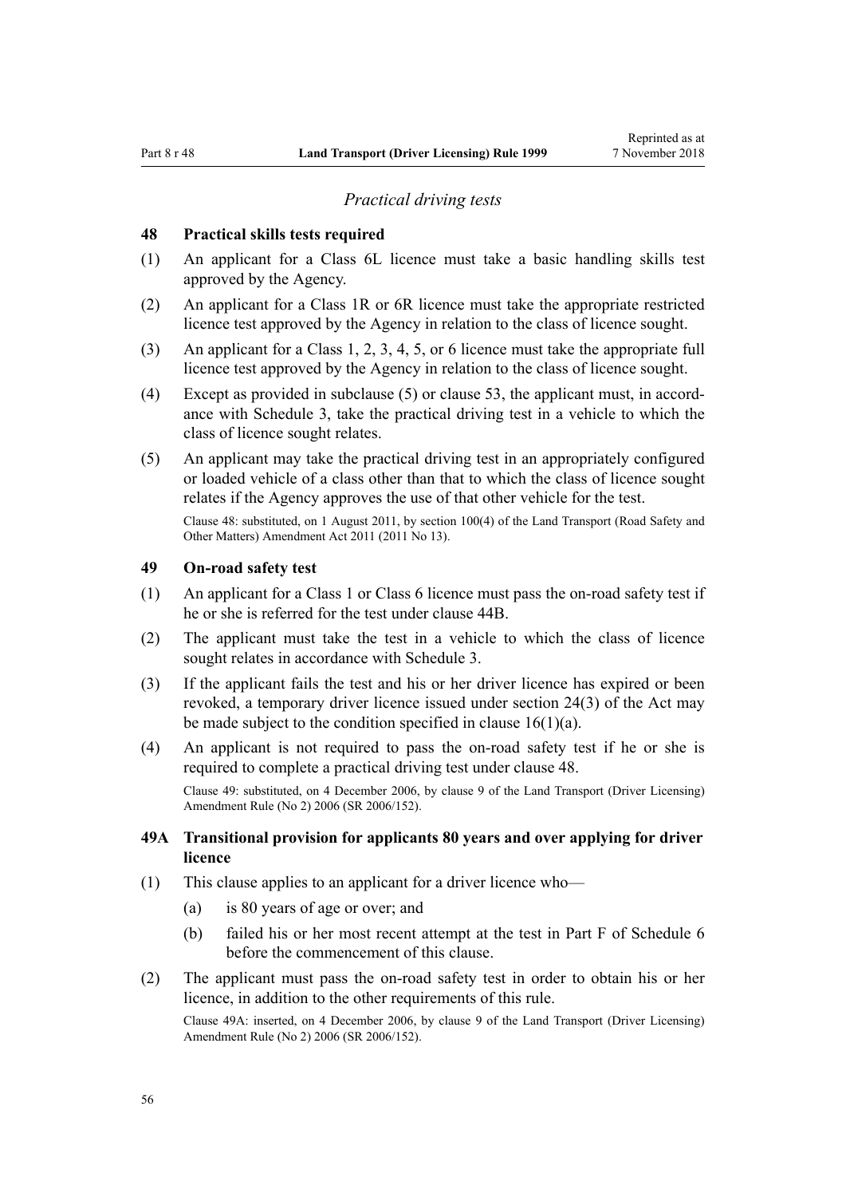*Practical driving tests*

### 48 Practical skills tests required

(1) An applicant for a Class 6L licence must take a basic handling skills test approved by the Agency.

(2) An applicant for a Class 1R or 6R licence must take the appropriate restricted licence test approved by the Agency in relation to the class of licence sought.

(3) An applicant for a Class 1, 2, 3, 4, 5, or 6 licence must take the appropriate full licence test approved by the Agency in relation to the class of licence sought.

(4) Except as provided in subclause (5) or clause 53, the applicant must, in accordance with Schedule 3, take the practical driving test in a vehicle to which the class of licence sought relates.

(5) An applicant may take the practical driving test in an appropriately configured or loaded vehicle of a class other than that to which the class of licence sought relates if the Agency approves the use of that other vehicle for the test.

Clause 48: substituted, on 1 August 2011, by section 100(4) of the Land Transport (Road Safety and Other Matters) Amendment Act 2011 (2011 No 13).

### 49 On-road safety test

(1) An applicant for a Class 1 or Class 6 licence must pass the on-road safety test if he or she is referred for the test under clause 44B.

(2) The applicant must take the test in a vehicle to which the class of licence sought relates in accordance with Schedule 3.

(3) If the applicant fails the test and his or her driver licence has expired or been revoked, a temporary driver licence issued under section 24(3) of the Act may be made subject to the condition specified in clause 16(1)(a).

(4) An applicant is not required to pass the on-road safety test if he or she is required to complete a practical driving test under clause 48.

Clause 49: substituted, on 4 December 2006, by clause 9 of the Land Transport (Driver Licensing) Amendment Rule (No 2) 2006 (SR 2006/152).

### 49A Transitional provision for applicants 80 years and over applying for driver licence

(1) This clause applies to an applicant for a driver licence who—

  (a) is 80 years of age or over; and

  (b) failed his or her most recent attempt at the test in Part F of Schedule 6 before the commencement of this clause.

(2) The applicant must pass the on-road safety test in order to obtain his or her licence, in addition to the other requirements of this rule.

Clause 49A: inserted, on 4 December 2006, by clause 9 of the Land Transport (Driver Licensing) Amendment Rule (No 2) 2006 (SR 2006/152).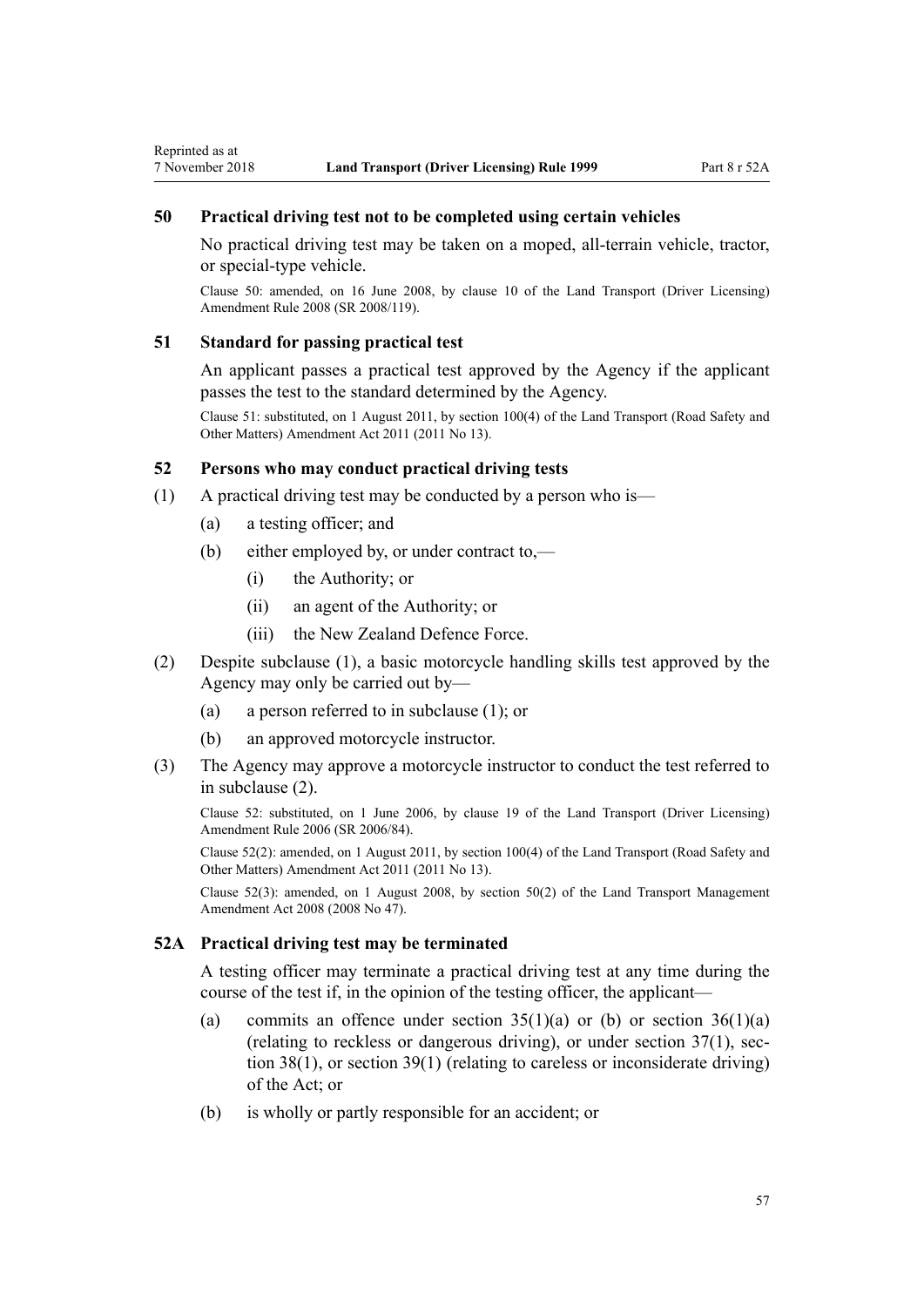## 50 Practical driving test not to be completed using certain vehicles

No practical driving test may be taken on a moped, all-terrain vehicle, tractor, or special-type vehicle.

Clause 50: amended, on 16 June 2008, by clause 10 of the Land Transport (Driver Licensing) Amendment Rule 2008 (SR 2008/119).

## 51 Standard for passing practical test

An applicant passes a practical test approved by the Agency if the applicant passes the test to the standard determined by the Agency.

Clause 51: substituted, on 1 August 2011, by section 100(4) of the Land Transport (Road Safety and Other Matters) Amendment Act 2011 (2011 No 13).

## 52 Persons who may conduct practical driving tests

(1) A practical driving test may be conducted by a person who is—

- (a) a testing officer; and
- (b) either employed by, or under contract to,—
  - (i) the Authority; or
  - (ii) an agent of the Authority; or
  - (iii) the New Zealand Defence Force.

(2) Despite subclause (1), a basic motorcycle handling skills test approved by the Agency may only be carried out by—

- (a) a person referred to in subclause (1); or
- (b) an approved motorcycle instructor.

(3) The Agency may approve a motorcycle instructor to conduct the test referred to in subclause (2).

Clause 52: substituted, on 1 June 2006, by clause 19 of the Land Transport (Driver Licensing) Amendment Rule 2006 (SR 2006/84).

Clause 52(2): amended, on 1 August 2011, by section 100(4) of the Land Transport (Road Safety and Other Matters) Amendment Act 2011 (2011 No 13).

Clause 52(3): amended, on 1 August 2008, by section 50(2) of the Land Transport Management Amendment Act 2008 (2008 No 47).

## 52A Practical driving test may be terminated

A testing officer may terminate a practical driving test at any time during the course of the test if, in the opinion of the testing officer, the applicant—

- (a) commits an offence under section 35(1)(a) or (b) or section 36(1)(a) (relating to reckless or dangerous driving), or under section 37(1), section 38(1), or section 39(1) (relating to careless or inconsiderate driving) of the Act; or
- (b) is wholly or partly responsible for an accident; or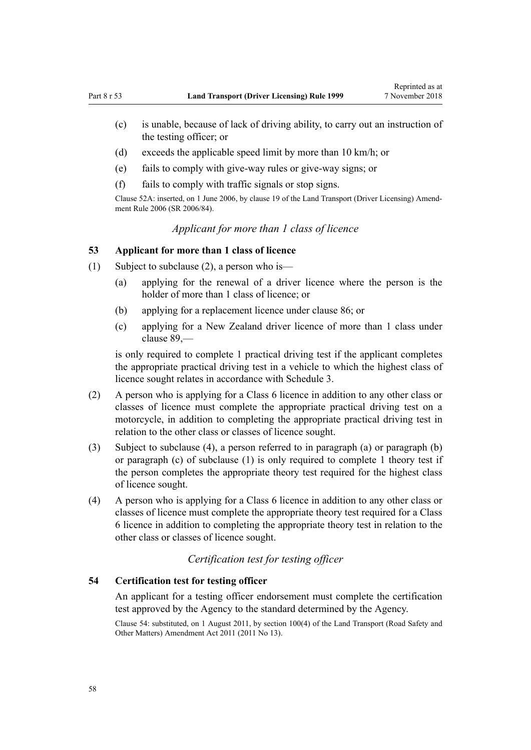- (c) is unable, because of lack of driving ability, to carry out an instruction of the testing officer; or
- (d) exceeds the applicable speed limit by more than 10 km/h; or
- (e) fails to comply with give-way rules or give-way signs; or
- (f) fails to comply with traffic signals or stop signs.

Clause 52A: inserted, on 1 June 2006, by clause 19 of the Land Transport (Driver Licensing) Amendment Rule 2006 (SR 2006/84).

*Applicant for more than 1 class of licence*

### 53 Applicant for more than 1 class of licence

(1) Subject to subclause (2), a person who is—

- (a) applying for the renewal of a driver licence where the person is the holder of more than 1 class of licence; or
- (b) applying for a replacement licence under clause 86; or
- (c) applying for a New Zealand driver licence of more than 1 class under clause 89,—

is only required to complete 1 practical driving test if the applicant completes the appropriate practical driving test in a vehicle to which the highest class of licence sought relates in accordance with Schedule 3.

(2) A person who is applying for a Class 6 licence in addition to any other class or classes of licence must complete the appropriate practical driving test on a motorcycle, in addition to completing the appropriate practical driving test in relation to the other class or classes of licence sought.

(3) Subject to subclause (4), a person referred to in paragraph (a) or paragraph (b) or paragraph (c) of subclause (1) is only required to complete 1 theory test if the person completes the appropriate theory test required for the highest class of licence sought.

(4) A person who is applying for a Class 6 licence in addition to any other class or classes of licence must complete the appropriate theory test required for a Class 6 licence in addition to completing the appropriate theory test in relation to the other class or classes of licence sought.

*Certification test for testing officer*

### 54 Certification test for testing officer

An applicant for a testing officer endorsement must complete the certification test approved by the Agency to the standard determined by the Agency.

Clause 54: substituted, on 1 August 2011, by section 100(4) of the Land Transport (Road Safety and Other Matters) Amendment Act 2011 (2011 No 13).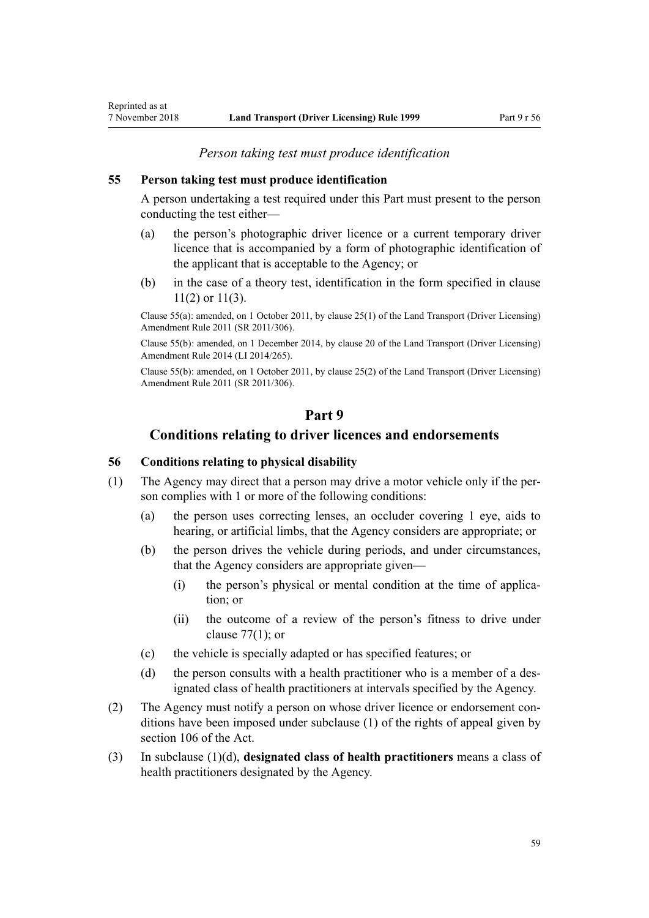*Person taking test must produce identification*

### 55 Person taking test must produce identification

A person undertaking a test required under this Part must present to the person conducting the test either—

- (a) the person's photographic driver licence or a current temporary driver licence that is accompanied by a form of photographic identification of the applicant that is acceptable to the Agency; or
- (b) in the case of a theory test, identification in the form specified in clause 11(2) or 11(3).

Clause 55(a): amended, on 1 October 2011, by clause 25(1) of the Land Transport (Driver Licensing) Amendment Rule 2011 (SR 2011/306).

Clause 55(b): amended, on 1 December 2014, by clause 20 of the Land Transport (Driver Licensing) Amendment Rule 2014 (LI 2014/265).

Clause 55(b): amended, on 1 October 2011, by clause 25(2) of the Land Transport (Driver Licensing) Amendment Rule 2011 (SR 2011/306).

## Part 9
## Conditions relating to driver licences and endorsements

### 56 Conditions relating to physical disability

(1) The Agency may direct that a person may drive a motor vehicle only if the person complies with 1 or more of the following conditions:

- (a) the person uses correcting lenses, an occluder covering 1 eye, aids to hearing, or artificial limbs, that the Agency considers are appropriate; or
- (b) the person drives the vehicle during periods, and under circumstances, that the Agency considers are appropriate given—
  - (i) the person's physical or mental condition at the time of application; or
  - (ii) the outcome of a review of the person's fitness to drive under clause 77(1); or
- (c) the vehicle is specially adapted or has specified features; or
- (d) the person consults with a health practitioner who is a member of a designated class of health practitioners at intervals specified by the Agency.

(2) The Agency must notify a person on whose driver licence or endorsement conditions have been imposed under subclause (1) of the rights of appeal given by section 106 of the Act.

(3) In subclause (1)(d), **designated class of health practitioners** means a class of health practitioners designated by the Agency.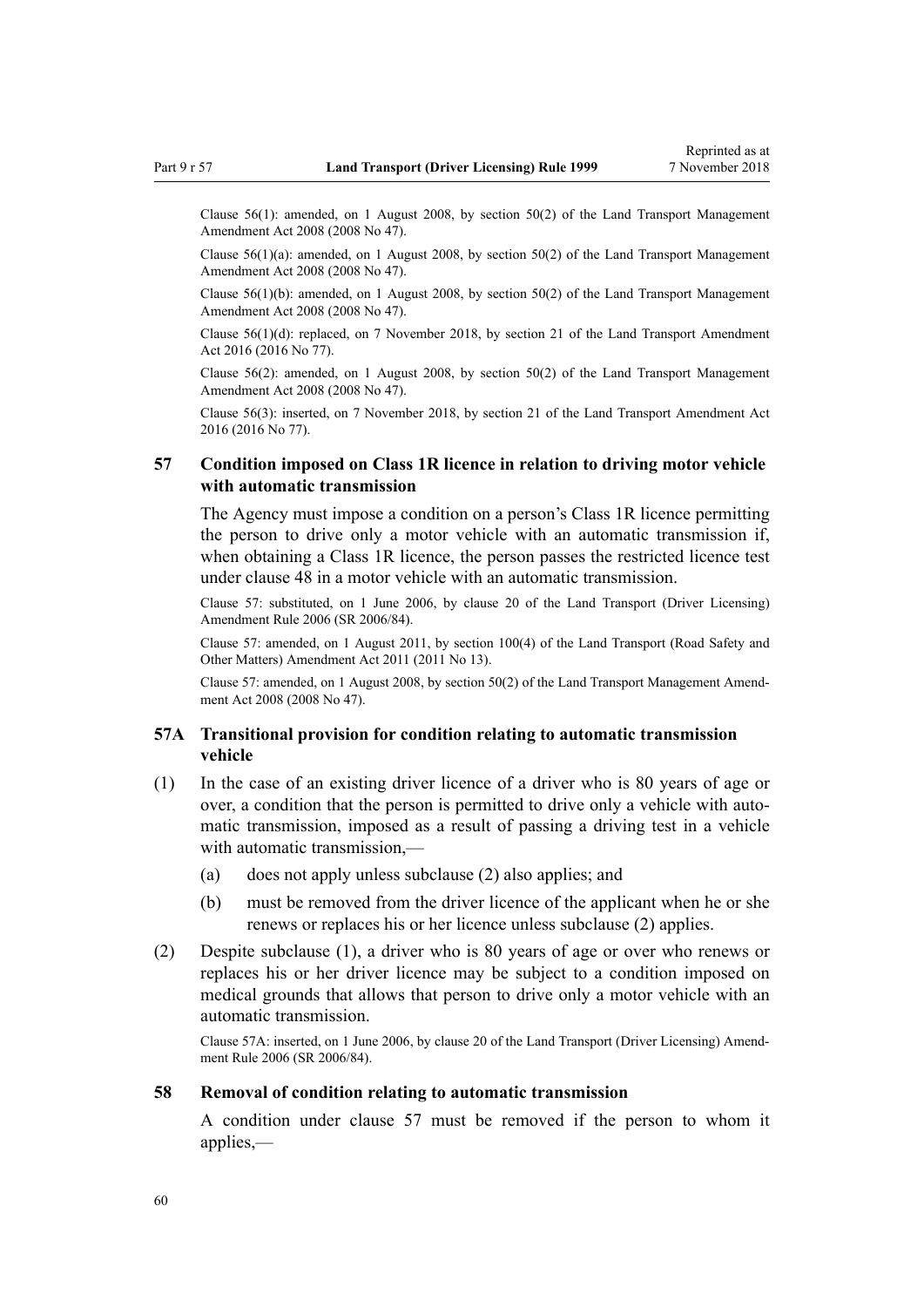Clause 56(1): amended, on 1 August 2008, by section 50(2) of the Land Transport Management Amendment Act 2008 (2008 No 47).

Clause 56(1)(a): amended, on 1 August 2008, by section 50(2) of the Land Transport Management Amendment Act 2008 (2008 No 47).

Clause 56(1)(b): amended, on 1 August 2008, by section 50(2) of the Land Transport Management Amendment Act 2008 (2008 No 47).

Clause 56(1)(d): replaced, on 7 November 2018, by section 21 of the Land Transport Amendment Act 2016 (2016 No 77).

Clause 56(2): amended, on 1 August 2008, by section 50(2) of the Land Transport Management Amendment Act 2008 (2008 No 47).

Clause 56(3): inserted, on 7 November 2018, by section 21 of the Land Transport Amendment Act 2016 (2016 No 77).

### 57 Condition imposed on Class 1R licence in relation to driving motor vehicle with automatic transmission

The Agency must impose a condition on a person's Class 1R licence permitting the person to drive only a motor vehicle with an automatic transmission if, when obtaining a Class 1R licence, the person passes the restricted licence test under clause 48 in a motor vehicle with an automatic transmission.

Clause 57: substituted, on 1 June 2006, by clause 20 of the Land Transport (Driver Licensing) Amendment Rule 2006 (SR 2006/84).

Clause 57: amended, on 1 August 2011, by section 100(4) of the Land Transport (Road Safety and Other Matters) Amendment Act 2011 (2011 No 13).

Clause 57: amended, on 1 August 2008, by section 50(2) of the Land Transport Management Amendment Act 2008 (2008 No 47).

### 57A Transitional provision for condition relating to automatic transmission vehicle

(1) In the case of an existing driver licence of a driver who is 80 years of age or over, a condition that the person is permitted to drive only a vehicle with automatic transmission, imposed as a result of passing a driving test in a vehicle with automatic transmission,—

  (a) does not apply unless subclause (2) also applies; and

  (b) must be removed from the driver licence of the applicant when he or she renews or replaces his or her licence unless subclause (2) applies.

(2) Despite subclause (1), a driver who is 80 years of age or over who renews or replaces his or her driver licence may be subject to a condition imposed on medical grounds that allows that person to drive only a motor vehicle with an automatic transmission.

Clause 57A: inserted, on 1 June 2006, by clause 20 of the Land Transport (Driver Licensing) Amendment Rule 2006 (SR 2006/84).

### 58 Removal of condition relating to automatic transmission

A condition under clause 57 must be removed if the person to whom it applies,—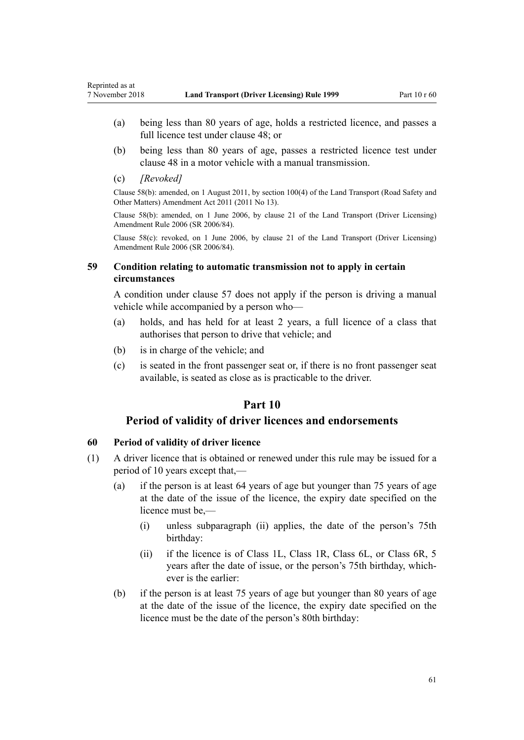(a) being less than 80 years of age, holds a restricted licence, and passes a full licence test under clause 48; or

(b) being less than 80 years of age, passes a restricted licence test under clause 48 in a motor vehicle with a manual transmission.

(c) *[Revoked]*

Clause 58(b): amended, on 1 August 2011, by section 100(4) of the Land Transport (Road Safety and Other Matters) Amendment Act 2011 (2011 No 13).

Clause 58(b): amended, on 1 June 2006, by clause 21 of the Land Transport (Driver Licensing) Amendment Rule 2006 (SR 2006/84).

Clause 58(c): revoked, on 1 June 2006, by clause 21 of the Land Transport (Driver Licensing) Amendment Rule 2006 (SR 2006/84).

### 59 Condition relating to automatic transmission not to apply in certain circumstances

A condition under clause 57 does not apply if the person is driving a manual vehicle while accompanied by a person who—

(a) holds, and has held for at least 2 years, a full licence of a class that authorises that person to drive that vehicle; and

(b) is in charge of the vehicle; and

(c) is seated in the front passenger seat or, if there is no front passenger seat available, is seated as close as is practicable to the driver.

## Part 10
## Period of validity of driver licences and endorsements

### 60 Period of validity of driver licence

(1) A driver licence that is obtained or renewed under this rule may be issued for a period of 10 years except that,—

(a) if the person is at least 64 years of age but younger than 75 years of age at the date of the issue of the licence, the expiry date specified on the licence must be,—

(i) unless subparagraph (ii) applies, the date of the person's 75th birthday:

(ii) if the licence is of Class 1L, Class 1R, Class 6L, or Class 6R, 5 years after the date of issue, or the person's 75th birthday, whichever is the earlier:

(b) if the person is at least 75 years of age but younger than 80 years of age at the date of the issue of the licence, the expiry date specified on the licence must be the date of the person's 80th birthday: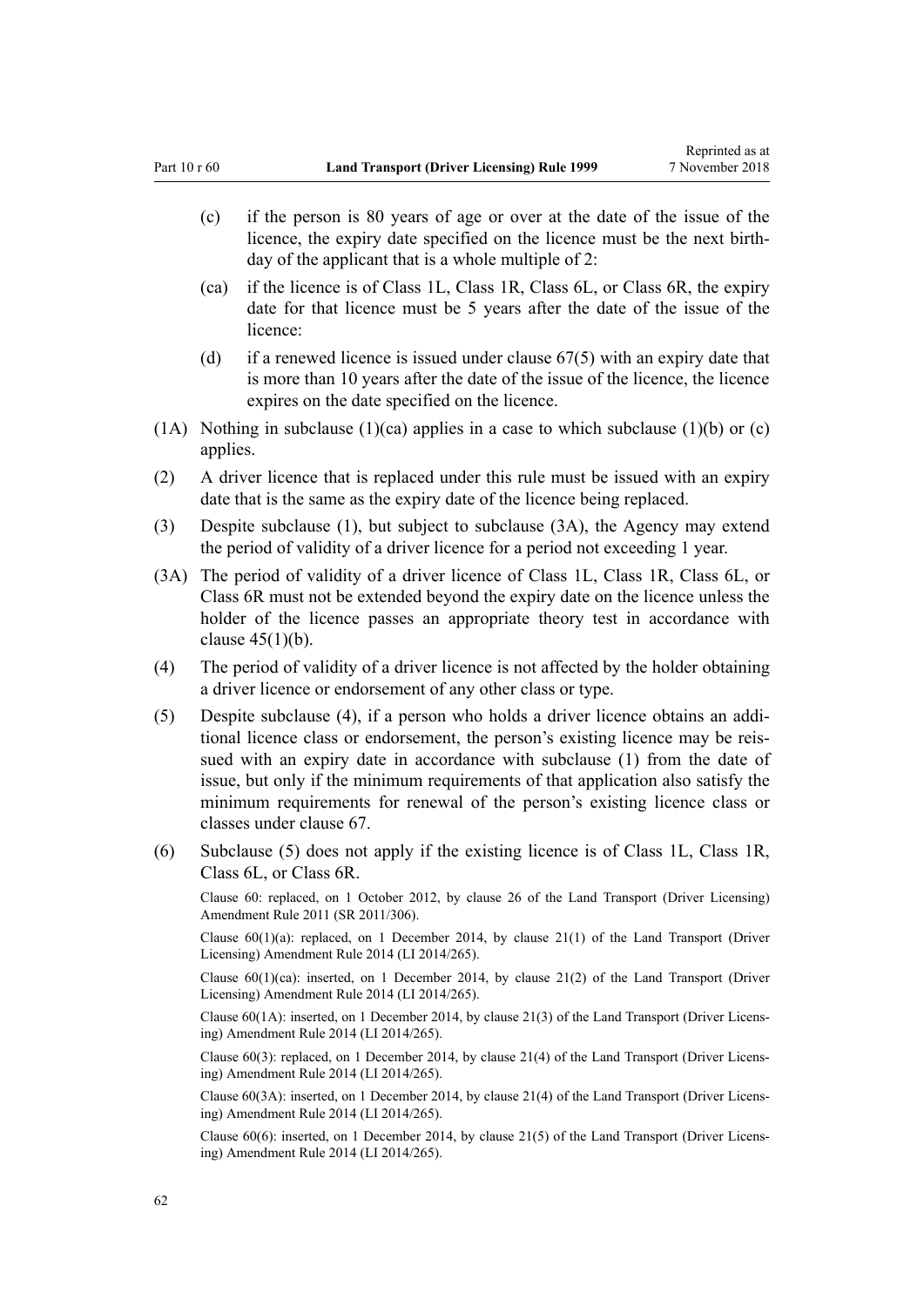(c) if the person is 80 years of age or over at the date of the issue of the licence, the expiry date specified on the licence must be the next birthday of the applicant that is a whole multiple of 2:

(ca) if the licence is of Class 1L, Class 1R, Class 6L, or Class 6R, the expiry date for that licence must be 5 years after the date of the issue of the licence:

(d) if a renewed licence is issued under clause 67(5) with an expiry date that is more than 10 years after the date of the issue of the licence, the licence expires on the date specified on the licence.

(1A) Nothing in subclause (1)(ca) applies in a case to which subclause (1)(b) or (c) applies.

(2) A driver licence that is replaced under this rule must be issued with an expiry date that is the same as the expiry date of the licence being replaced.

(3) Despite subclause (1), but subject to subclause (3A), the Agency may extend the period of validity of a driver licence for a period not exceeding 1 year.

(3A) The period of validity of a driver licence of Class 1L, Class 1R, Class 6L, or Class 6R must not be extended beyond the expiry date on the licence unless the holder of the licence passes an appropriate theory test in accordance with clause 45(1)(b).

(4) The period of validity of a driver licence is not affected by the holder obtaining a driver licence or endorsement of any other class or type.

(5) Despite subclause (4), if a person who holds a driver licence obtains an additional licence class or endorsement, the person's existing licence may be reissued with an expiry date in accordance with subclause (1) from the date of issue, but only if the minimum requirements of that application also satisfy the minimum requirements for renewal of the person's existing licence class or classes under clause 67.

(6) Subclause (5) does not apply if the existing licence is of Class 1L, Class 1R, Class 6L, or Class 6R.

Clause 60: replaced, on 1 October 2012, by clause 26 of the Land Transport (Driver Licensing) Amendment Rule 2011 (SR 2011/306).

Clause 60(1)(a): replaced, on 1 December 2014, by clause 21(1) of the Land Transport (Driver Licensing) Amendment Rule 2014 (LI 2014/265).

Clause 60(1)(ca): inserted, on 1 December 2014, by clause 21(2) of the Land Transport (Driver Licensing) Amendment Rule 2014 (LI 2014/265).

Clause 60(1A): inserted, on 1 December 2014, by clause 21(3) of the Land Transport (Driver Licensing) Amendment Rule 2014 (LI 2014/265).

Clause 60(3): replaced, on 1 December 2014, by clause 21(4) of the Land Transport (Driver Licensing) Amendment Rule 2014 (LI 2014/265).

Clause 60(3A): inserted, on 1 December 2014, by clause 21(4) of the Land Transport (Driver Licensing) Amendment Rule 2014 (LI 2014/265).

Clause 60(6): inserted, on 1 December 2014, by clause 21(5) of the Land Transport (Driver Licensing) Amendment Rule 2014 (LI 2014/265).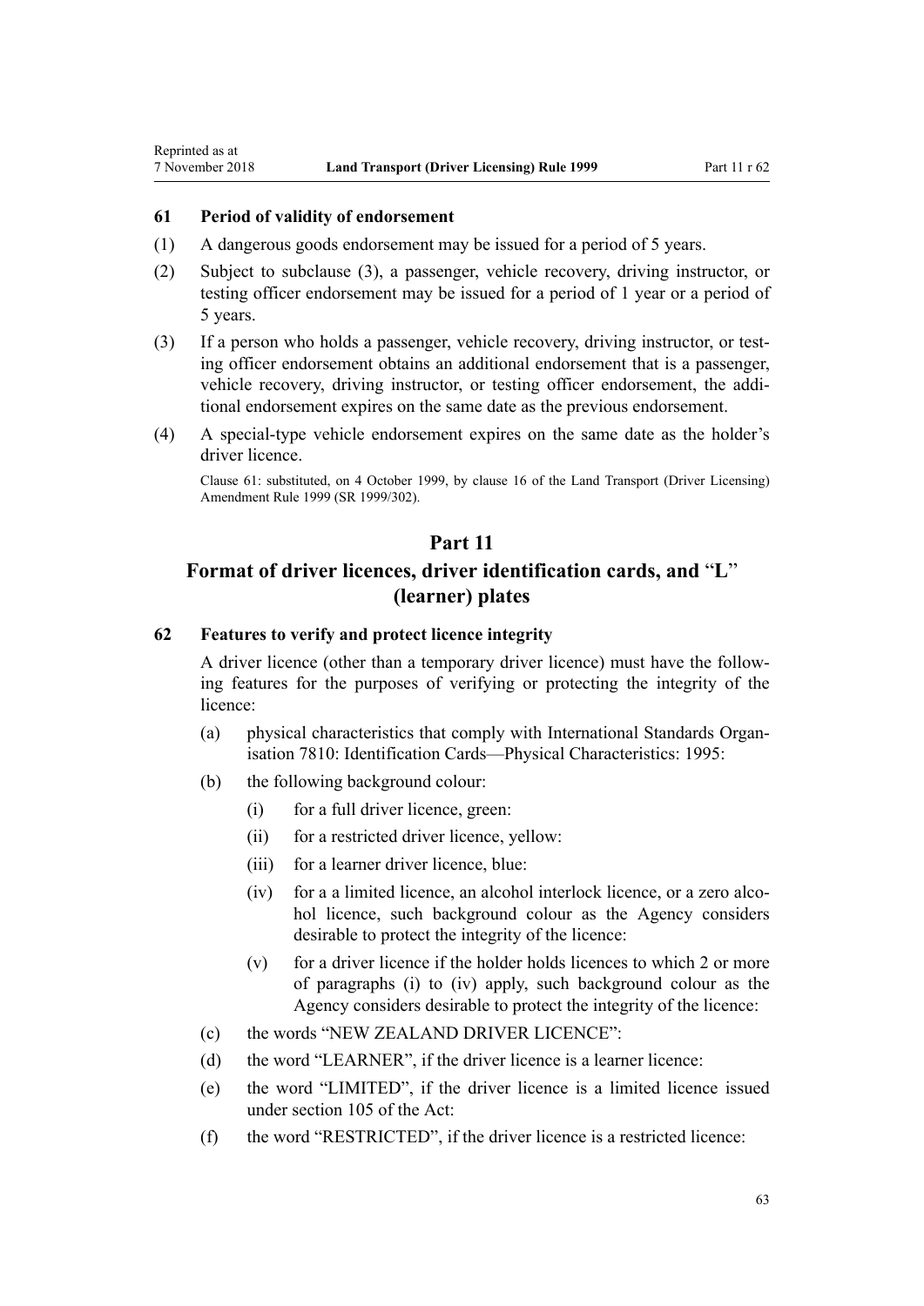### 61 Period of validity of endorsement

(1) A dangerous goods endorsement may be issued for a period of 5 years.

(2) Subject to subclause (3), a passenger, vehicle recovery, driving instructor, or testing officer endorsement may be issued for a period of 1 year or a period of 5 years.

(3) If a person who holds a passenger, vehicle recovery, driving instructor, or testing officer endorsement obtains an additional endorsement that is a passenger, vehicle recovery, driving instructor, or testing officer endorsement, the additional endorsement expires on the same date as the previous endorsement.

(4) A special-type vehicle endorsement expires on the same date as the holder's driver licence.

Clause 61: substituted, on 4 October 1999, by clause 16 of the Land Transport (Driver Licensing) Amendment Rule 1999 (SR 1999/302).

## Part 11
## Format of driver licences, driver identification cards, and "L" (learner) plates

### 62 Features to verify and protect licence integrity

A driver licence (other than a temporary driver licence) must have the following features for the purposes of verifying or protecting the integrity of the licence:

(a) physical characteristics that comply with International Standards Organisation 7810: Identification Cards—Physical Characteristics: 1995:

(b) the following background colour:

- (i) for a full driver licence, green:
- (ii) for a restricted driver licence, yellow:
- (iii) for a learner driver licence, blue:
- (iv) for a a limited licence, an alcohol interlock licence, or a zero alcohol licence, such background colour as the Agency considers desirable to protect the integrity of the licence:
- (v) for a driver licence if the holder holds licences to which 2 or more of paragraphs (i) to (iv) apply, such background colour as the Agency considers desirable to protect the integrity of the licence:

(c) the words "NEW ZEALAND DRIVER LICENCE":

(d) the word "LEARNER", if the driver licence is a learner licence:

(e) the word "LIMITED", if the driver licence is a limited licence issued under section 105 of the Act:

(f) the word "RESTRICTED", if the driver licence is a restricted licence: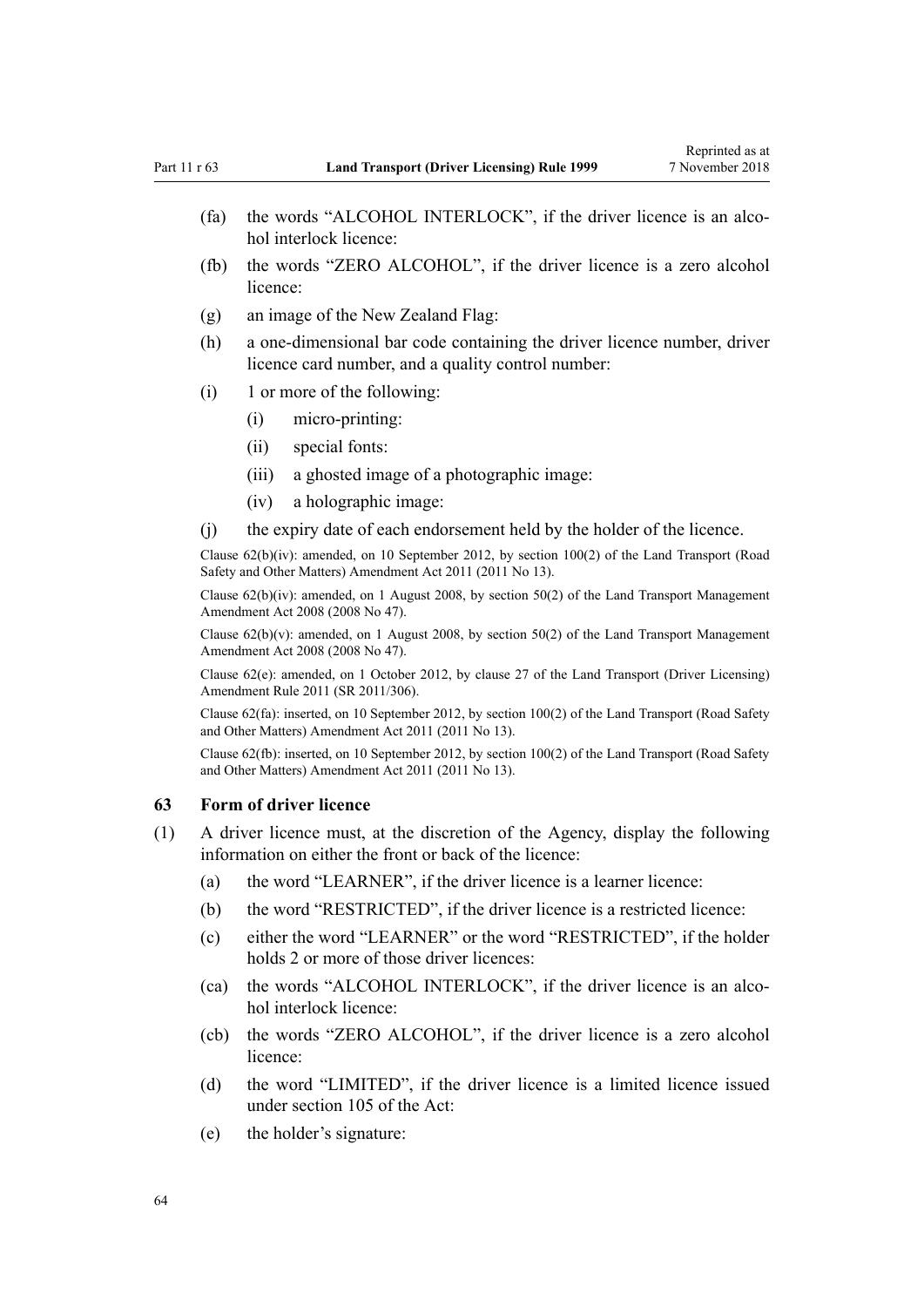(fa) the words "ALCOHOL INTERLOCK", if the driver licence is an alcohol interlock licence:

(fb) the words "ZERO ALCOHOL", if the driver licence is a zero alcohol licence:

(g) an image of the New Zealand Flag:

(h) a one-dimensional bar code containing the driver licence number, driver licence card number, and a quality control number:

(i) 1 or more of the following:

- (i) micro-printing:
- (ii) special fonts:
- (iii) a ghosted image of a photographic image:
- (iv) a holographic image:

(j) the expiry date of each endorsement held by the holder of the licence.

Clause 62(b)(iv): amended, on 10 September 2012, by section 100(2) of the Land Transport (Road Safety and Other Matters) Amendment Act 2011 (2011 No 13).

Clause 62(b)(iv): amended, on 1 August 2008, by section 50(2) of the Land Transport Management Amendment Act 2008 (2008 No 47).

Clause 62(b)(v): amended, on 1 August 2008, by section 50(2) of the Land Transport Management Amendment Act 2008 (2008 No 47).

Clause 62(e): amended, on 1 October 2012, by clause 27 of the Land Transport (Driver Licensing) Amendment Rule 2011 (SR 2011/306).

Clause 62(fa): inserted, on 10 September 2012, by section 100(2) of the Land Transport (Road Safety and Other Matters) Amendment Act 2011 (2011 No 13).

Clause 62(fb): inserted, on 10 September 2012, by section 100(2) of the Land Transport (Road Safety and Other Matters) Amendment Act 2011 (2011 No 13).

### 63 Form of driver licence

(1) A driver licence must, at the discretion of the Agency, display the following information on either the front or back of the licence:

(a) the word "LEARNER", if the driver licence is a learner licence:

(b) the word "RESTRICTED", if the driver licence is a restricted licence:

(c) either the word "LEARNER" or the word "RESTRICTED", if the holder holds 2 or more of those driver licences:

(ca) the words "ALCOHOL INTERLOCK", if the driver licence is an alcohol interlock licence:

(cb) the words "ZERO ALCOHOL", if the driver licence is a zero alcohol licence:

(d) the word "LIMITED", if the driver licence is a limited licence issued under section 105 of the Act:

(e) the holder's signature: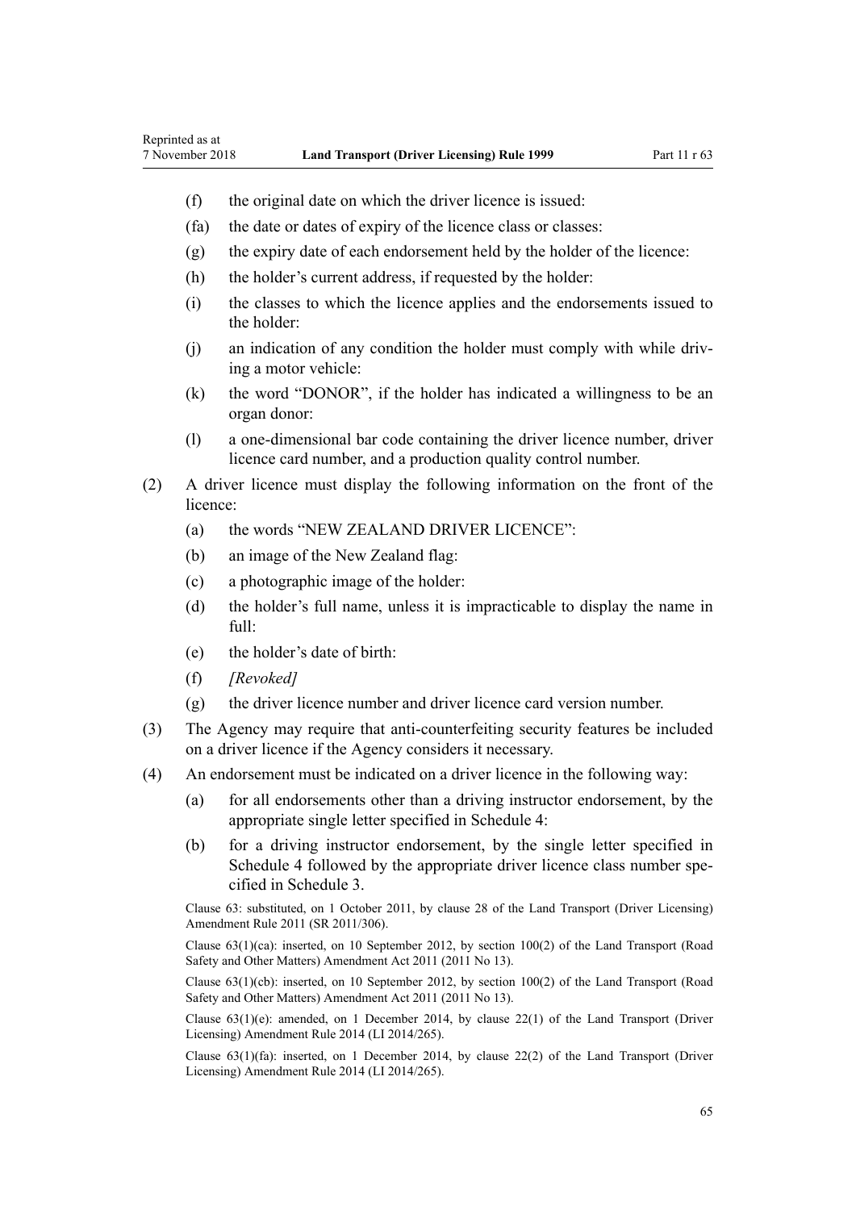- (f) the original date on which the driver licence is issued:
- (fa) the date or dates of expiry of the licence class or classes:
- (g) the expiry date of each endorsement held by the holder of the licence:
- (h) the holder's current address, if requested by the holder:
- (i) the classes to which the licence applies and the endorsements issued to the holder:
- (j) an indication of any condition the holder must comply with while driving a motor vehicle:
- (k) the word "DONOR", if the holder has indicated a willingness to be an organ donor:
- (l) a one-dimensional bar code containing the driver licence number, driver licence card number, and a production quality control number.

(2) A driver licence must display the following information on the front of the licence:

- (a) the words "NEW ZEALAND DRIVER LICENCE":
- (b) an image of the New Zealand flag:
- (c) a photographic image of the holder:
- (d) the holder's full name, unless it is impracticable to display the name in full:
- (e) the holder's date of birth:
- (f) *[Revoked]*
- (g) the driver licence number and driver licence card version number.

(3) The Agency may require that anti-counterfeiting security features be included on a driver licence if the Agency considers it necessary.

(4) An endorsement must be indicated on a driver licence in the following way:

- (a) for all endorsements other than a driving instructor endorsement, by the appropriate single letter specified in Schedule 4:
- (b) for a driving instructor endorsement, by the single letter specified in Schedule 4 followed by the appropriate driver licence class number specified in Schedule 3.

Clause 63: substituted, on 1 October 2011, by clause 28 of the Land Transport (Driver Licensing) Amendment Rule 2011 (SR 2011/306).

Clause 63(1)(ca): inserted, on 10 September 2012, by section 100(2) of the Land Transport (Road Safety and Other Matters) Amendment Act 2011 (2011 No 13).

Clause 63(1)(cb): inserted, on 10 September 2012, by section 100(2) of the Land Transport (Road Safety and Other Matters) Amendment Act 2011 (2011 No 13).

Clause 63(1)(e): amended, on 1 December 2014, by clause 22(1) of the Land Transport (Driver Licensing) Amendment Rule 2014 (LI 2014/265).

Clause 63(1)(fa): inserted, on 1 December 2014, by clause 22(2) of the Land Transport (Driver Licensing) Amendment Rule 2014 (LI 2014/265).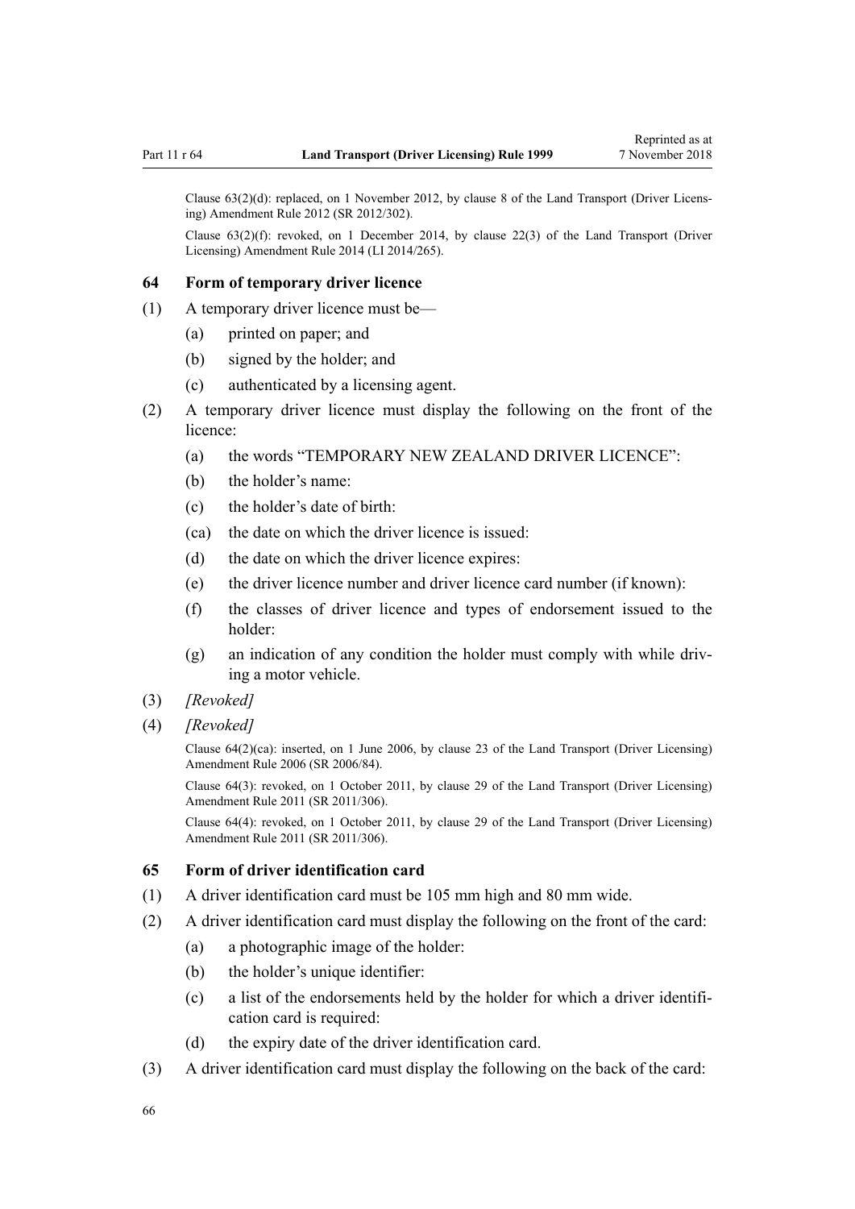Clause 63(2)(d): replaced, on 1 November 2012, by clause 8 of the Land Transport (Driver Licensing) Amendment Rule 2012 (SR 2012/302).

Clause 63(2)(f): revoked, on 1 December 2014, by clause 22(3) of the Land Transport (Driver Licensing) Amendment Rule 2014 (LI 2014/265).

### 64 Form of temporary driver licence

(1) A temporary driver licence must be—

- (a) printed on paper; and
- (b) signed by the holder; and
- (c) authenticated by a licensing agent.

(2) A temporary driver licence must display the following on the front of the licence:

- (a) the words "TEMPORARY NEW ZEALAND DRIVER LICENCE":
- (b) the holder's name:
- (c) the holder's date of birth:
- (ca) the date on which the driver licence is issued:
- (d) the date on which the driver licence expires:
- (e) the driver licence number and driver licence card number (if known):
- (f) the classes of driver licence and types of endorsement issued to the holder:
- (g) an indication of any condition the holder must comply with while driving a motor vehicle.

(3) *[Revoked]*

(4) *[Revoked]*

Clause 64(2)(ca): inserted, on 1 June 2006, by clause 23 of the Land Transport (Driver Licensing) Amendment Rule 2006 (SR 2006/84).

Clause 64(3): revoked, on 1 October 2011, by clause 29 of the Land Transport (Driver Licensing) Amendment Rule 2011 (SR 2011/306).

Clause 64(4): revoked, on 1 October 2011, by clause 29 of the Land Transport (Driver Licensing) Amendment Rule 2011 (SR 2011/306).

### 65 Form of driver identification card

(1) A driver identification card must be 105 mm high and 80 mm wide.

(2) A driver identification card must display the following on the front of the card:

- (a) a photographic image of the holder:
- (b) the holder's unique identifier:
- (c) a list of the endorsements held by the holder for which a driver identification card is required:
- (d) the expiry date of the driver identification card.

(3) A driver identification card must display the following on the back of the card: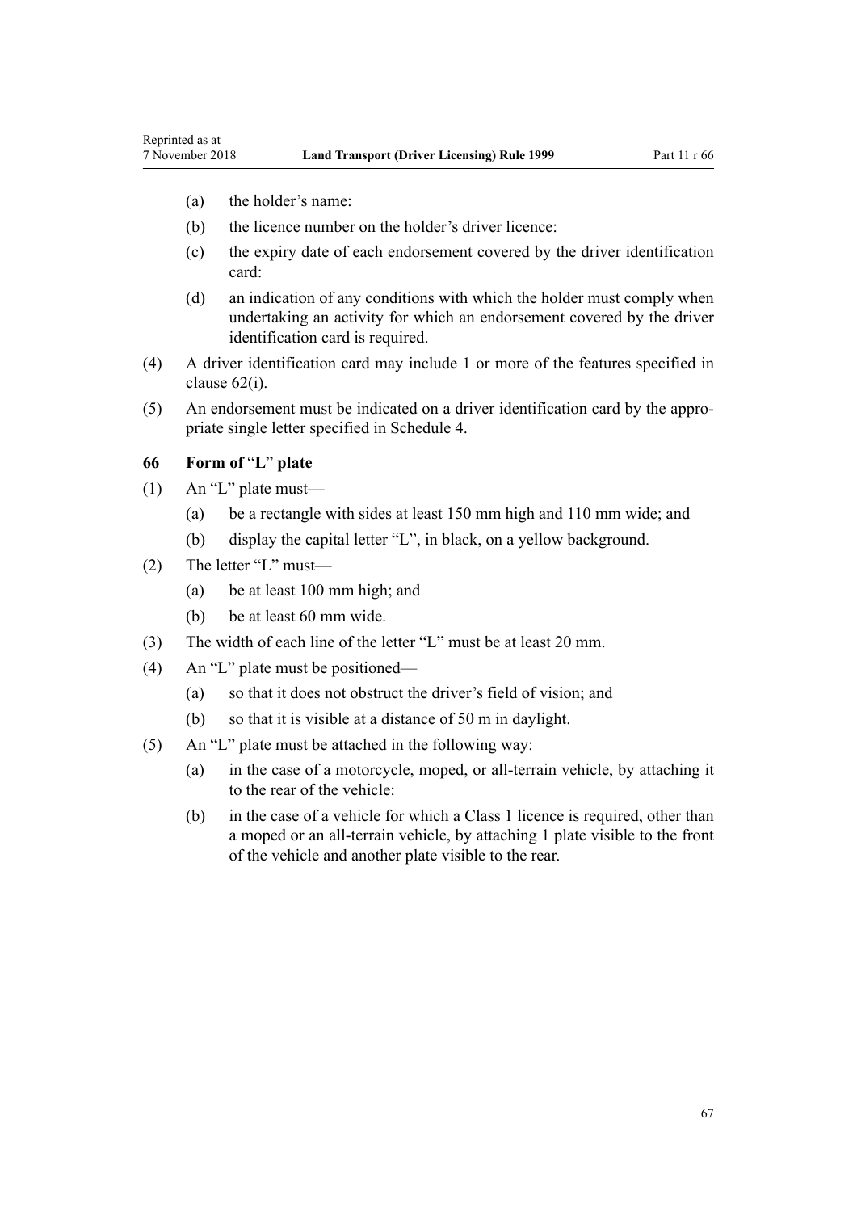(a) the holder's name:

(b) the licence number on the holder's driver licence:

(c) the expiry date of each endorsement covered by the driver identification card:

(d) an indication of any conditions with which the holder must comply when undertaking an activity for which an endorsement covered by the driver identification card is required.

(4) A driver identification card may include 1 or more of the features specified in clause 62(i).

(5) An endorsement must be indicated on a driver identification card by the appropriate single letter specified in Schedule 4.

### 66 Form of "L" plate

(1) An "L" plate must—

(a) be a rectangle with sides at least 150 mm high and 110 mm wide; and

(b) display the capital letter "L", in black, on a yellow background.

(2) The letter "L" must—

(a) be at least 100 mm high; and

(b) be at least 60 mm wide.

(3) The width of each line of the letter "L" must be at least 20 mm.

(4) An "L" plate must be positioned—

(a) so that it does not obstruct the driver's field of vision; and

(b) so that it is visible at a distance of 50 m in daylight.

(5) An "L" plate must be attached in the following way:

(a) in the case of a motorcycle, moped, or all-terrain vehicle, by attaching it to the rear of the vehicle:

(b) in the case of a vehicle for which a Class 1 licence is required, other than a moped or an all-terrain vehicle, by attaching 1 plate visible to the front of the vehicle and another plate visible to the rear.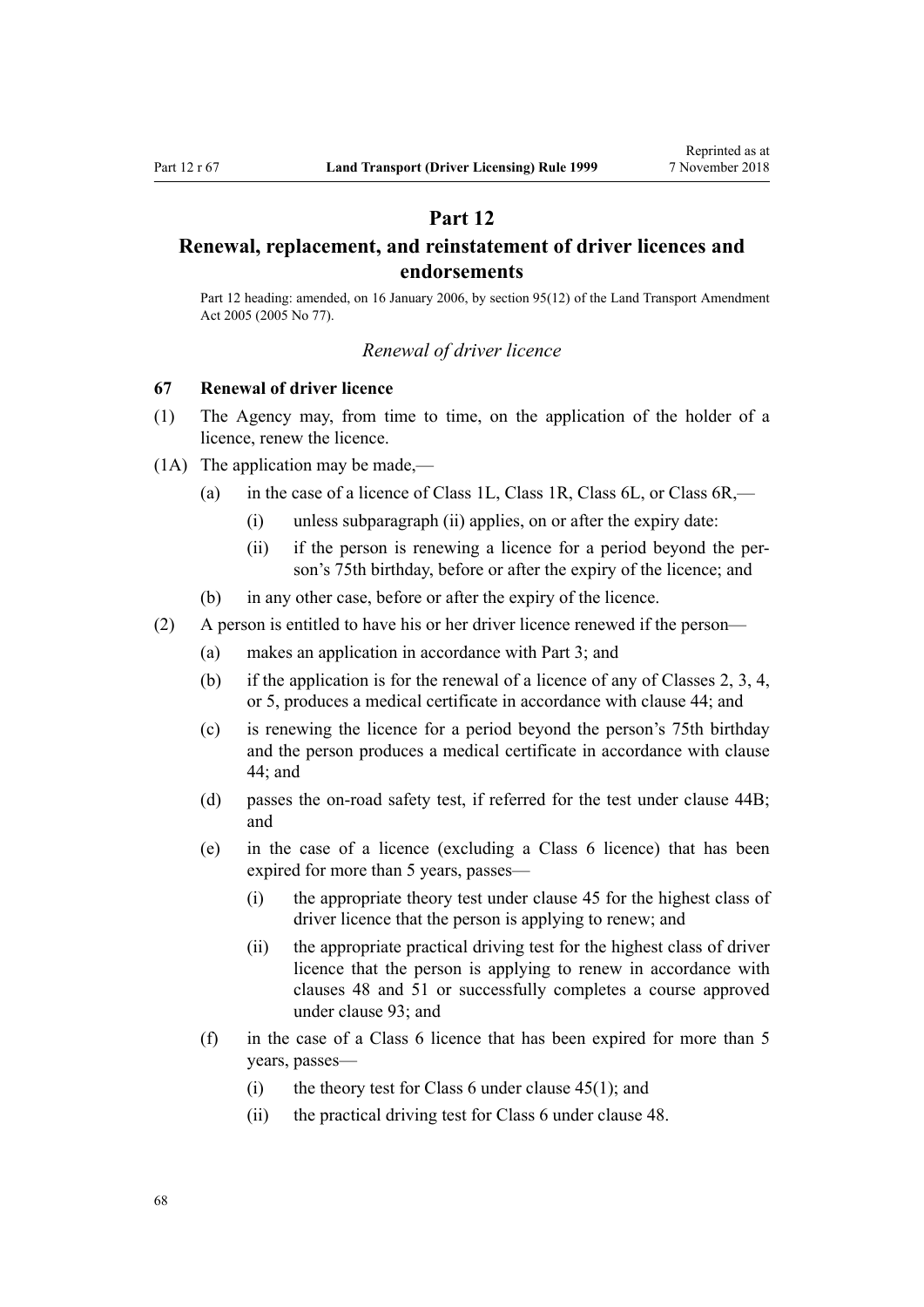# Part 12

# Renewal, replacement, and reinstatement of driver licences and endorsements

Part 12 heading: amended, on 16 January 2006, by section 95(12) of the Land Transport Amendment Act 2005 (2005 No 77).

*Renewal of driver licence*

### 67 Renewal of driver licence

(1) The Agency may, from time to time, on the application of the holder of a licence, renew the licence.

(1A) The application may be made,—

- (a) in the case of a licence of Class 1L, Class 1R, Class 6L, or Class 6R,—
  - (i) unless subparagraph (ii) applies, on or after the expiry date:
  - (ii) if the person is renewing a licence for a period beyond the person's 75th birthday, before or after the expiry of the licence; and
- (b) in any other case, before or after the expiry of the licence.

(2) A person is entitled to have his or her driver licence renewed if the person—

- (a) makes an application in accordance with Part 3; and
- (b) if the application is for the renewal of a licence of any of Classes 2, 3, 4, or 5, produces a medical certificate in accordance with clause 44; and
- (c) is renewing the licence for a period beyond the person's 75th birthday and the person produces a medical certificate in accordance with clause 44; and
- (d) passes the on-road safety test, if referred for the test under clause 44B; and
- (e) in the case of a licence (excluding a Class 6 licence) that has been expired for more than 5 years, passes—
  - (i) the appropriate theory test under clause 45 for the highest class of driver licence that the person is applying to renew; and
  - (ii) the appropriate practical driving test for the highest class of driver licence that the person is applying to renew in accordance with clauses 48 and 51 or successfully completes a course approved under clause 93; and
- (f) in the case of a Class 6 licence that has been expired for more than 5 years, passes—
  - (i) the theory test for Class 6 under clause 45(1); and
  - (ii) the practical driving test for Class 6 under clause 48.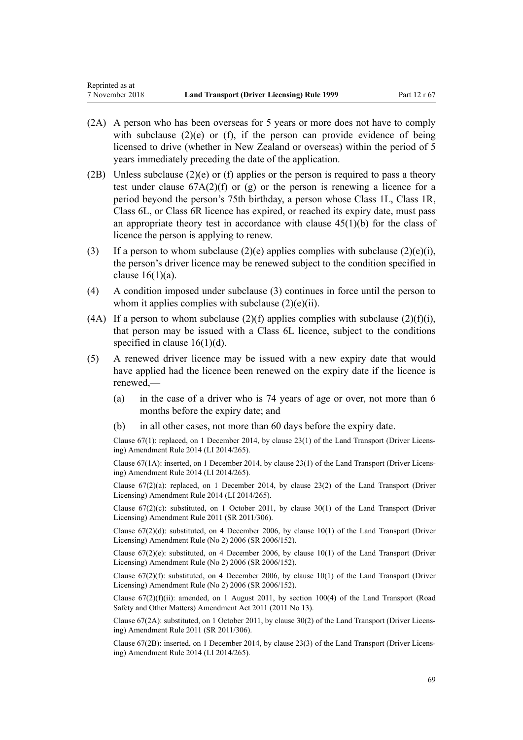(2A) A person who has been overseas for 5 years or more does not have to comply with subclause (2)(e) or (f), if the person can provide evidence of being licensed to drive (whether in New Zealand or overseas) within the period of 5 years immediately preceding the date of the application.

(2B) Unless subclause (2)(e) or (f) applies or the person is required to pass a theory test under clause 67A(2)(f) or (g) or the person is renewing a licence for a period beyond the person's 75th birthday, a person whose Class 1L, Class 1R, Class 6L, or Class 6R licence has expired, or reached its expiry date, must pass an appropriate theory test in accordance with clause 45(1)(b) for the class of licence the person is applying to renew.

(3) If a person to whom subclause (2)(e) applies complies with subclause (2)(e)(i), the person's driver licence may be renewed subject to the condition specified in clause 16(1)(a).

(4) A condition imposed under subclause (3) continues in force until the person to whom it applies complies with subclause (2)(e)(ii).

(4A) If a person to whom subclause (2)(f) applies complies with subclause (2)(f)(i), that person may be issued with a Class 6L licence, subject to the conditions specified in clause 16(1)(d).

(5) A renewed driver licence may be issued with a new expiry date that would have applied had the licence been renewed on the expiry date if the licence is renewed,—

(a) in the case of a driver who is 74 years of age or over, not more than 6 months before the expiry date; and

(b) in all other cases, not more than 60 days before the expiry date.

Clause 67(1): replaced, on 1 December 2014, by clause 23(1) of the Land Transport (Driver Licensing) Amendment Rule 2014 (LI 2014/265).

Clause 67(1A): inserted, on 1 December 2014, by clause 23(1) of the Land Transport (Driver Licensing) Amendment Rule 2014 (LI 2014/265).

Clause 67(2)(a): replaced, on 1 December 2014, by clause 23(2) of the Land Transport (Driver Licensing) Amendment Rule 2014 (LI 2014/265).

Clause 67(2)(c): substituted, on 1 October 2011, by clause 30(1) of the Land Transport (Driver Licensing) Amendment Rule 2011 (SR 2011/306).

Clause 67(2)(d): substituted, on 4 December 2006, by clause 10(1) of the Land Transport (Driver Licensing) Amendment Rule (No 2) 2006 (SR 2006/152).

Clause 67(2)(e): substituted, on 4 December 2006, by clause 10(1) of the Land Transport (Driver Licensing) Amendment Rule (No 2) 2006 (SR 2006/152).

Clause 67(2)(f): substituted, on 4 December 2006, by clause 10(1) of the Land Transport (Driver Licensing) Amendment Rule (No 2) 2006 (SR 2006/152).

Clause 67(2)(f)(ii): amended, on 1 August 2011, by section 100(4) of the Land Transport (Road Safety and Other Matters) Amendment Act 2011 (2011 No 13).

Clause 67(2A): substituted, on 1 October 2011, by clause 30(2) of the Land Transport (Driver Licensing) Amendment Rule 2011 (SR 2011/306).

Clause 67(2B): inserted, on 1 December 2014, by clause 23(3) of the Land Transport (Driver Licensing) Amendment Rule 2014 (LI 2014/265).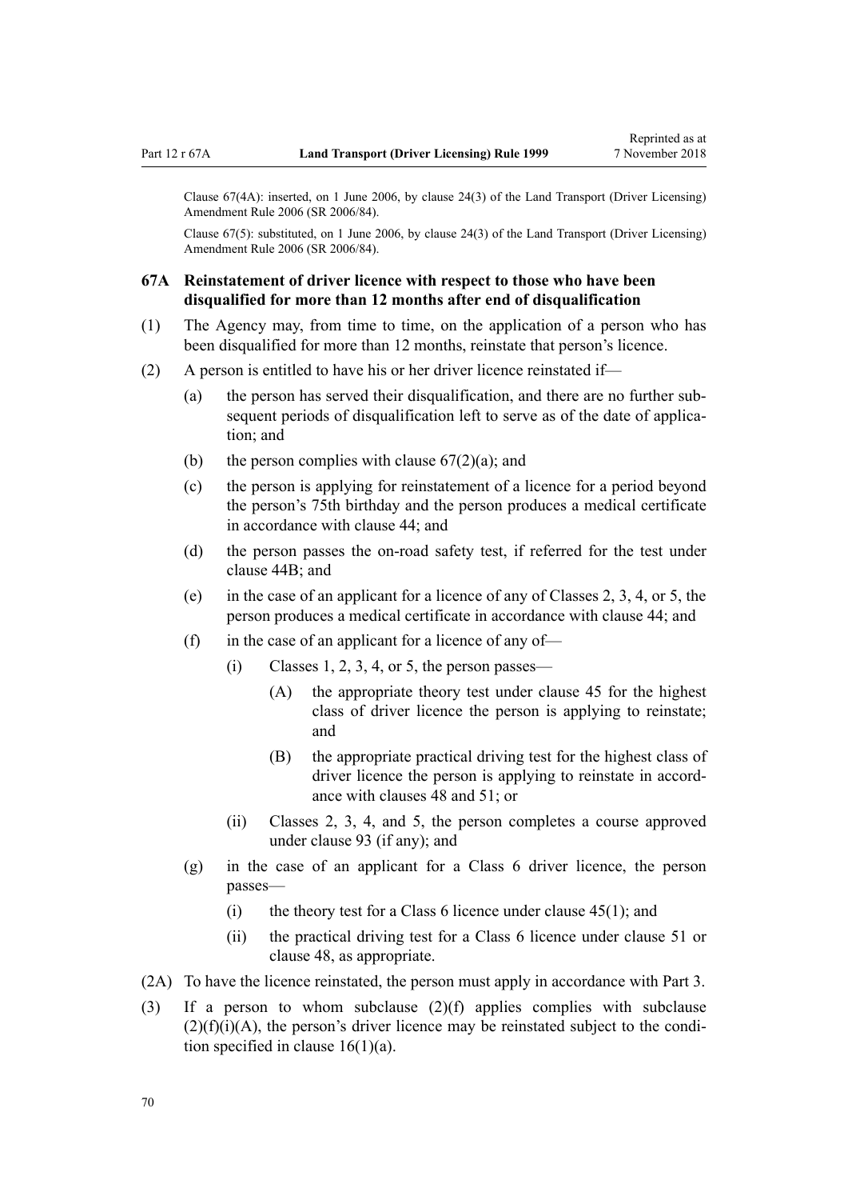Clause 67(4A): inserted, on 1 June 2006, by clause 24(3) of the Land Transport (Driver Licensing) Amendment Rule 2006 (SR 2006/84).

Clause 67(5): substituted, on 1 June 2006, by clause 24(3) of the Land Transport (Driver Licensing) Amendment Rule 2006 (SR 2006/84).

### 67A Reinstatement of driver licence with respect to those who have been disqualified for more than 12 months after end of disqualification

(1) The Agency may, from time to time, on the application of a person who has been disqualified for more than 12 months, reinstate that person's licence.

(2) A person is entitled to have his or her driver licence reinstated if—

- (a) the person has served their disqualification, and there are no further subsequent periods of disqualification left to serve as of the date of application; and
- (b) the person complies with clause 67(2)(a); and
- (c) the person is applying for reinstatement of a licence for a period beyond the person's 75th birthday and the person produces a medical certificate in accordance with clause 44; and
- (d) the person passes the on-road safety test, if referred for the test under clause 44B; and
- (e) in the case of an applicant for a licence of any of Classes 2, 3, 4, or 5, the person produces a medical certificate in accordance with clause 44; and
- (f) in the case of an applicant for a licence of any of—
  - (i) Classes 1, 2, 3, 4, or 5, the person passes—
    - (A) the appropriate theory test under clause 45 for the highest class of driver licence the person is applying to reinstate; and
    - (B) the appropriate practical driving test for the highest class of driver licence the person is applying to reinstate in accordance with clauses 48 and 51; or
  - (ii) Classes 2, 3, 4, and 5, the person completes a course approved under clause 93 (if any); and
- (g) in the case of an applicant for a Class 6 driver licence, the person passes—
  - (i) the theory test for a Class 6 licence under clause 45(1); and
  - (ii) the practical driving test for a Class 6 licence under clause 51 or clause 48, as appropriate.

(2A) To have the licence reinstated, the person must apply in accordance with Part 3.

(3) If a person to whom subclause (2)(f) applies complies with subclause (2)(f)(i)(A), the person's driver licence may be reinstated subject to the condition specified in clause 16(1)(a).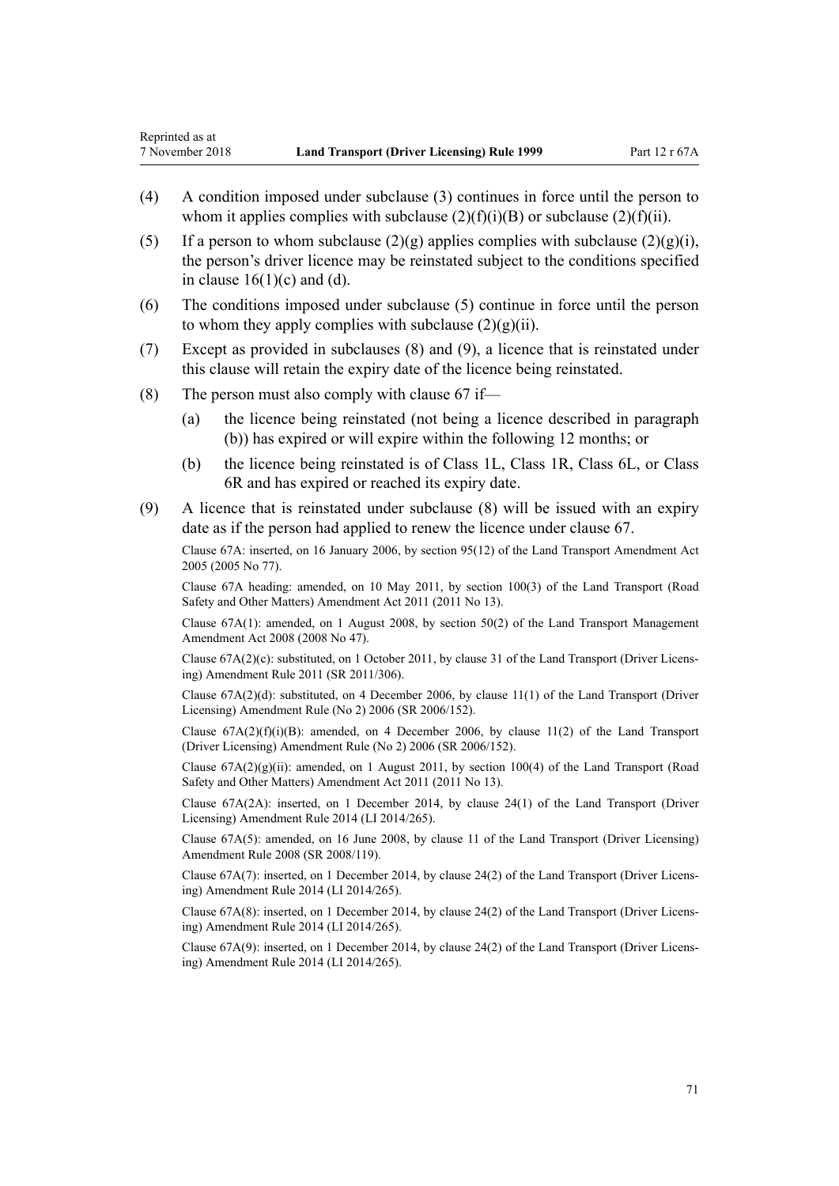(4) A condition imposed under subclause (3) continues in force until the person to whom it applies complies with subclause (2)(f)(i)(B) or subclause (2)(f)(ii).

(5) If a person to whom subclause (2)(g) applies complies with subclause (2)(g)(i), the person's driver licence may be reinstated subject to the conditions specified in clause 16(1)(c) and (d).

(6) The conditions imposed under subclause (5) continue in force until the person to whom they apply complies with subclause (2)(g)(ii).

(7) Except as provided in subclauses (8) and (9), a licence that is reinstated under this clause will retain the expiry date of the licence being reinstated.

(8) The person must also comply with clause 67 if—

  (a) the licence being reinstated (not being a licence described in paragraph (b)) has expired or will expire within the following 12 months; or

  (b) the licence being reinstated is of Class 1L, Class 1R, Class 6L, or Class 6R and has expired or reached its expiry date.

(9) A licence that is reinstated under subclause (8) will be issued with an expiry date as if the person had applied to renew the licence under clause 67.

Clause 67A: inserted, on 16 January 2006, by section 95(12) of the Land Transport Amendment Act 2005 (2005 No 77).

Clause 67A heading: amended, on 10 May 2011, by section 100(3) of the Land Transport (Road Safety and Other Matters) Amendment Act 2011 (2011 No 13).

Clause 67A(1): amended, on 1 August 2008, by section 50(2) of the Land Transport Management Amendment Act 2008 (2008 No 47).

Clause 67A(2)(c): substituted, on 1 October 2011, by clause 31 of the Land Transport (Driver Licensing) Amendment Rule 2011 (SR 2011/306).

Clause 67A(2)(d): substituted, on 4 December 2006, by clause 11(1) of the Land Transport (Driver Licensing) Amendment Rule (No 2) 2006 (SR 2006/152).

Clause 67A(2)(f)(i)(B): amended, on 4 December 2006, by clause 11(2) of the Land Transport (Driver Licensing) Amendment Rule (No 2) 2006 (SR 2006/152).

Clause 67A(2)(g)(ii): amended, on 1 August 2011, by section 100(4) of the Land Transport (Road Safety and Other Matters) Amendment Act 2011 (2011 No 13).

Clause 67A(2A): inserted, on 1 December 2014, by clause 24(1) of the Land Transport (Driver Licensing) Amendment Rule 2014 (LI 2014/265).

Clause 67A(5): amended, on 16 June 2008, by clause 11 of the Land Transport (Driver Licensing) Amendment Rule 2008 (SR 2008/119).

Clause 67A(7): inserted, on 1 December 2014, by clause 24(2) of the Land Transport (Driver Licensing) Amendment Rule 2014 (LI 2014/265).

Clause 67A(8): inserted, on 1 December 2014, by clause 24(2) of the Land Transport (Driver Licensing) Amendment Rule 2014 (LI 2014/265).

Clause 67A(9): inserted, on 1 December 2014, by clause 24(2) of the Land Transport (Driver Licensing) Amendment Rule 2014 (LI 2014/265).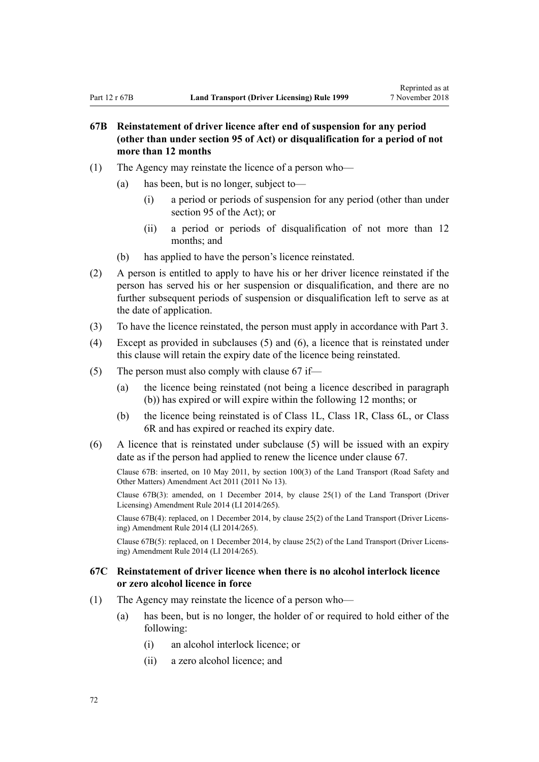### 67B Reinstatement of driver licence after end of suspension for any period (other than under section 95 of Act) or disqualification for a period of not more than 12 months

(1) The Agency may reinstate the licence of a person who—

(a) has been, but is no longer, subject to—

(i) a period or periods of suspension for any period (other than under section 95 of the Act); or

(ii) a period or periods of disqualification of not more than 12 months; and

(b) has applied to have the person's licence reinstated.

(2) A person is entitled to apply to have his or her driver licence reinstated if the person has served his or her suspension or disqualification, and there are no further subsequent periods of suspension or disqualification left to serve as at the date of application.

(3) To have the licence reinstated, the person must apply in accordance with Part 3.

(4) Except as provided in subclauses (5) and (6), a licence that is reinstated under this clause will retain the expiry date of the licence being reinstated.

(5) The person must also comply with clause 67 if—

(a) the licence being reinstated (not being a licence described in paragraph (b)) has expired or will expire within the following 12 months; or

(b) the licence being reinstated is of Class 1L, Class 1R, Class 6L, or Class 6R and has expired or reached its expiry date.

(6) A licence that is reinstated under subclause (5) will be issued with an expiry date as if the person had applied to renew the licence under clause 67.

Clause 67B: inserted, on 10 May 2011, by section 100(3) of the Land Transport (Road Safety and Other Matters) Amendment Act 2011 (2011 No 13).

Clause 67B(3): amended, on 1 December 2014, by clause 25(1) of the Land Transport (Driver Licensing) Amendment Rule 2014 (LI 2014/265).

Clause 67B(4): replaced, on 1 December 2014, by clause 25(2) of the Land Transport (Driver Licensing) Amendment Rule 2014 (LI 2014/265).

Clause 67B(5): replaced, on 1 December 2014, by clause 25(2) of the Land Transport (Driver Licensing) Amendment Rule 2014 (LI 2014/265).

### 67C Reinstatement of driver licence when there is no alcohol interlock licence or zero alcohol licence in force

(1) The Agency may reinstate the licence of a person who—

(a) has been, but is no longer, the holder of or required to hold either of the following:

(i) an alcohol interlock licence; or

(ii) a zero alcohol licence; and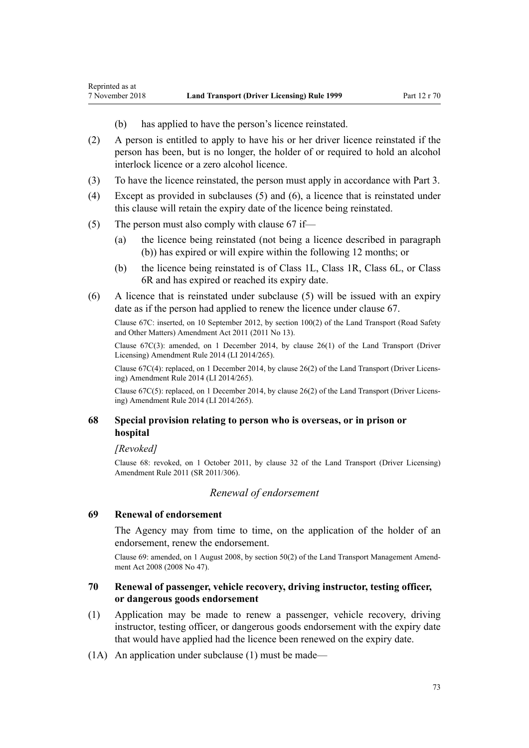(b) has applied to have the person's licence reinstated.

(2) A person is entitled to apply to have his or her driver licence reinstated if the person has been, but is no longer, the holder of or required to hold an alcohol interlock licence or a zero alcohol licence.

(3) To have the licence reinstated, the person must apply in accordance with Part 3.

(4) Except as provided in subclauses (5) and (6), a licence that is reinstated under this clause will retain the expiry date of the licence being reinstated.

(5) The person must also comply with clause 67 if—

(a) the licence being reinstated (not being a licence described in paragraph (b)) has expired or will expire within the following 12 months; or

(b) the licence being reinstated is of Class 1L, Class 1R, Class 6L, or Class 6R and has expired or reached its expiry date.

(6) A licence that is reinstated under subclause (5) will be issued with an expiry date as if the person had applied to renew the licence under clause 67.

Clause 67C: inserted, on 10 September 2012, by section 100(2) of the Land Transport (Road Safety and Other Matters) Amendment Act 2011 (2011 No 13).

Clause 67C(3): amended, on 1 December 2014, by clause 26(1) of the Land Transport (Driver Licensing) Amendment Rule 2014 (LI 2014/265).

Clause 67C(4): replaced, on 1 December 2014, by clause 26(2) of the Land Transport (Driver Licensing) Amendment Rule 2014 (LI 2014/265).

Clause 67C(5): replaced, on 1 December 2014, by clause 26(2) of the Land Transport (Driver Licensing) Amendment Rule 2014 (LI 2014/265).

### 68 Special provision relating to person who is overseas, or in prison or hospital

*[Revoked]*

Clause 68: revoked, on 1 October 2011, by clause 32 of the Land Transport (Driver Licensing) Amendment Rule 2011 (SR 2011/306).

## *Renewal of endorsement*

### 69 Renewal of endorsement

The Agency may from time to time, on the application of the holder of an endorsement, renew the endorsement.

Clause 69: amended, on 1 August 2008, by section 50(2) of the Land Transport Management Amendment Act 2008 (2008 No 47).

### 70 Renewal of passenger, vehicle recovery, driving instructor, testing officer, or dangerous goods endorsement

(1) Application may be made to renew a passenger, vehicle recovery, driving instructor, testing officer, or dangerous goods endorsement with the expiry date that would have applied had the licence been renewed on the expiry date.

(1A) An application under subclause (1) must be made—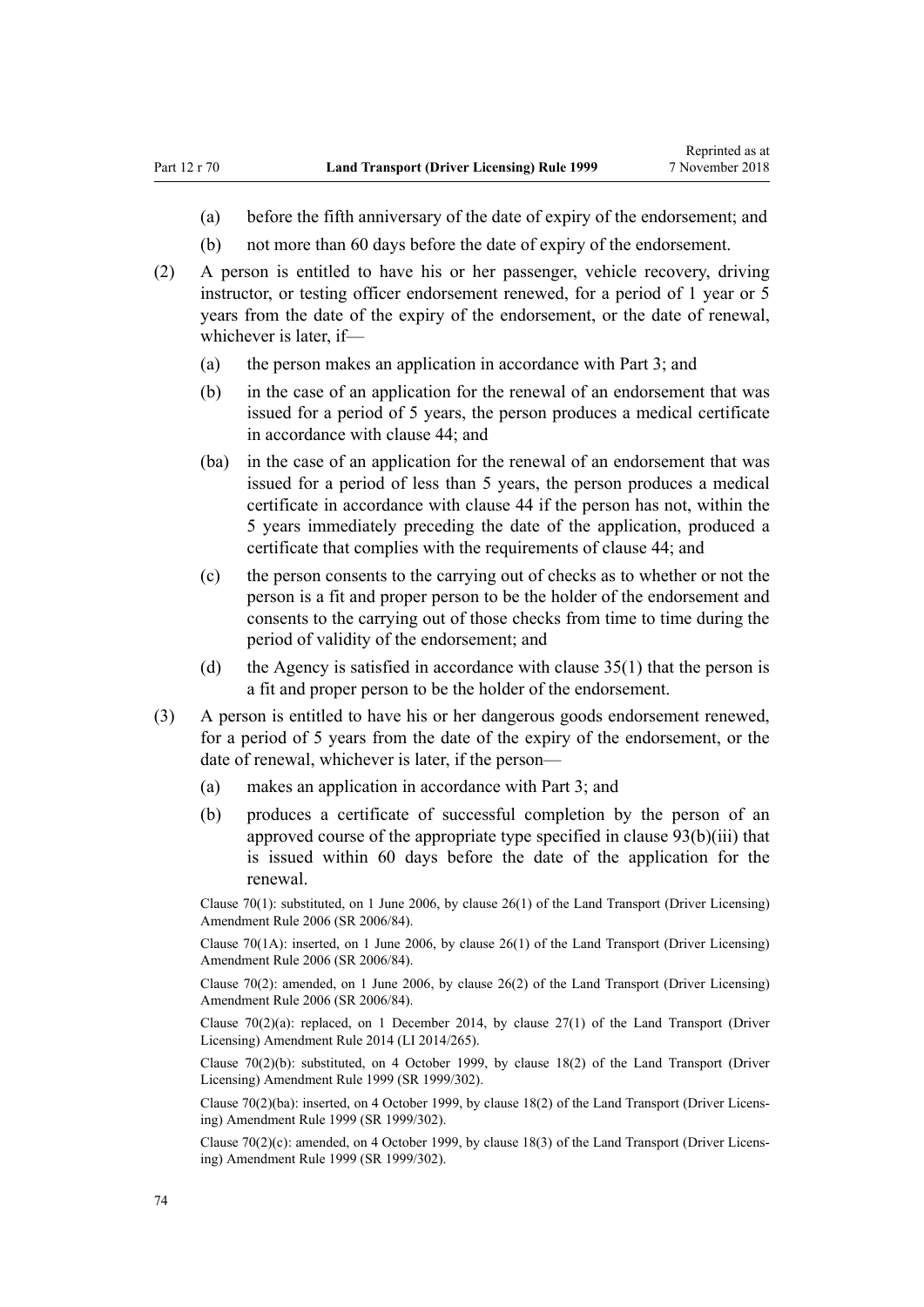(a) before the fifth anniversary of the date of expiry of the endorsement; and

(b) not more than 60 days before the date of expiry of the endorsement.

(2) A person is entitled to have his or her passenger, vehicle recovery, driving instructor, or testing officer endorsement renewed, for a period of 1 year or 5 years from the date of the expiry of the endorsement, or the date of renewal, whichever is later, if—

(a) the person makes an application in accordance with Part 3; and

(b) in the case of an application for the renewal of an endorsement that was issued for a period of 5 years, the person produces a medical certificate in accordance with clause 44; and

(ba) in the case of an application for the renewal of an endorsement that was issued for a period of less than 5 years, the person produces a medical certificate in accordance with clause 44 if the person has not, within the 5 years immediately preceding the date of the application, produced a certificate that complies with the requirements of clause 44; and

(c) the person consents to the carrying out of checks as to whether or not the person is a fit and proper person to be the holder of the endorsement and consents to the carrying out of those checks from time to time during the period of validity of the endorsement; and

(d) the Agency is satisfied in accordance with clause 35(1) that the person is a fit and proper person to be the holder of the endorsement.

(3) A person is entitled to have his or her dangerous goods endorsement renewed, for a period of 5 years from the date of the expiry of the endorsement, or the date of renewal, whichever is later, if the person—

(a) makes an application in accordance with Part 3; and

(b) produces a certificate of successful completion by the person of an approved course of the appropriate type specified in clause 93(b)(iii) that is issued within 60 days before the date of the application for the renewal.

Clause 70(1): substituted, on 1 June 2006, by clause 26(1) of the Land Transport (Driver Licensing) Amendment Rule 2006 (SR 2006/84).

Clause 70(1A): inserted, on 1 June 2006, by clause 26(1) of the Land Transport (Driver Licensing) Amendment Rule 2006 (SR 2006/84).

Clause 70(2): amended, on 1 June 2006, by clause 26(2) of the Land Transport (Driver Licensing) Amendment Rule 2006 (SR 2006/84).

Clause 70(2)(a): replaced, on 1 December 2014, by clause 27(1) of the Land Transport (Driver Licensing) Amendment Rule 2014 (LI 2014/265).

Clause 70(2)(b): substituted, on 4 October 1999, by clause 18(2) of the Land Transport (Driver Licensing) Amendment Rule 1999 (SR 1999/302).

Clause 70(2)(ba): inserted, on 4 October 1999, by clause 18(2) of the Land Transport (Driver Licensing) Amendment Rule 1999 (SR 1999/302).

Clause 70(2)(c): amended, on 4 October 1999, by clause 18(3) of the Land Transport (Driver Licensing) Amendment Rule 1999 (SR 1999/302).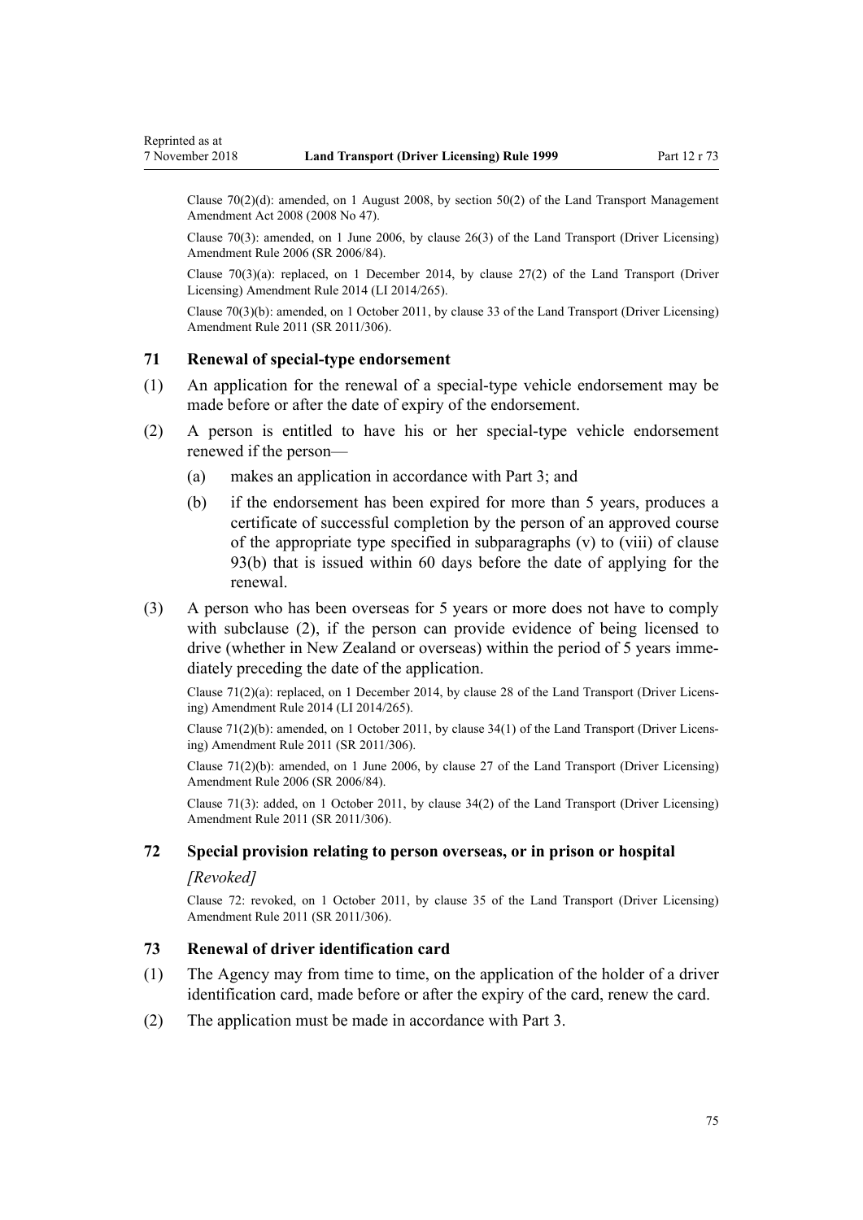Clause 70(2)(d): amended, on 1 August 2008, by section 50(2) of the Land Transport Management Amendment Act 2008 (2008 No 47).

Clause 70(3): amended, on 1 June 2006, by clause 26(3) of the Land Transport (Driver Licensing) Amendment Rule 2006 (SR 2006/84).

Clause 70(3)(a): replaced, on 1 December 2014, by clause 27(2) of the Land Transport (Driver Licensing) Amendment Rule 2014 (LI 2014/265).

Clause 70(3)(b): amended, on 1 October 2011, by clause 33 of the Land Transport (Driver Licensing) Amendment Rule 2011 (SR 2011/306).

### 71 Renewal of special-type endorsement

(1) An application for the renewal of a special-type vehicle endorsement may be made before or after the date of expiry of the endorsement.

(2) A person is entitled to have his or her special-type vehicle endorsement renewed if the person—

- (a) makes an application in accordance with Part 3; and
- (b) if the endorsement has been expired for more than 5 years, produces a certificate of successful completion by the person of an approved course of the appropriate type specified in subparagraphs (v) to (viii) of clause 93(b) that is issued within 60 days before the date of applying for the renewal.

(3) A person who has been overseas for 5 years or more does not have to comply with subclause (2), if the person can provide evidence of being licensed to drive (whether in New Zealand or overseas) within the period of 5 years immediately preceding the date of the application.

Clause 71(2)(a): replaced, on 1 December 2014, by clause 28 of the Land Transport (Driver Licensing) Amendment Rule 2014 (LI 2014/265).

Clause 71(2)(b): amended, on 1 October 2011, by clause 34(1) of the Land Transport (Driver Licensing) Amendment Rule 2011 (SR 2011/306).

Clause 71(2)(b): amended, on 1 June 2006, by clause 27 of the Land Transport (Driver Licensing) Amendment Rule 2006 (SR 2006/84).

Clause 71(3): added, on 1 October 2011, by clause 34(2) of the Land Transport (Driver Licensing) Amendment Rule 2011 (SR 2011/306).

### 72 Special provision relating to person overseas, or in prison or hospital

*[Revoked]*

Clause 72: revoked, on 1 October 2011, by clause 35 of the Land Transport (Driver Licensing) Amendment Rule 2011 (SR 2011/306).

### 73 Renewal of driver identification card

(1) The Agency may from time to time, on the application of the holder of a driver identification card, made before or after the expiry of the card, renew the card.

(2) The application must be made in accordance with Part 3.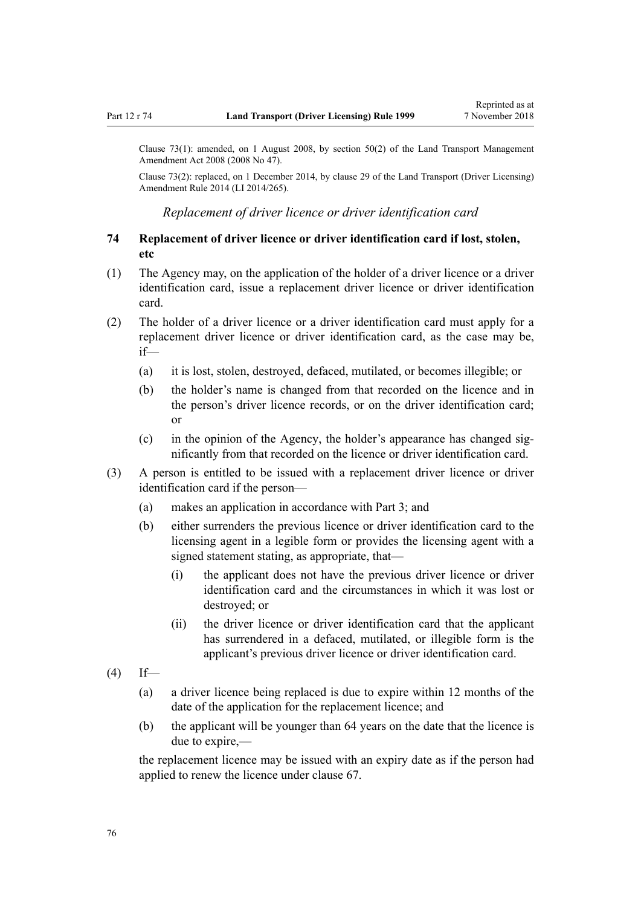Clause 73(1): amended, on 1 August 2008, by section 50(2) of the Land Transport Management Amendment Act 2008 (2008 No 47).

Clause 73(2): replaced, on 1 December 2014, by clause 29 of the Land Transport (Driver Licensing) Amendment Rule 2014 (LI 2014/265).

*Replacement of driver licence or driver identification card*

### 74 Replacement of driver licence or driver identification card if lost, stolen, etc

(1) The Agency may, on the application of the holder of a driver licence or a driver identification card, issue a replacement driver licence or driver identification card.

(2) The holder of a driver licence or a driver identification card must apply for a replacement driver licence or driver identification card, as the case may be, if—

- (a) it is lost, stolen, destroyed, defaced, mutilated, or becomes illegible; or
- (b) the holder's name is changed from that recorded on the licence and in the person's driver licence records, or on the driver identification card; or
- (c) in the opinion of the Agency, the holder's appearance has changed significantly from that recorded on the licence or driver identification card.

(3) A person is entitled to be issued with a replacement driver licence or driver identification card if the person—

- (a) makes an application in accordance with Part 3; and
- (b) either surrenders the previous licence or driver identification card to the licensing agent in a legible form or provides the licensing agent with a signed statement stating, as appropriate, that—
  - (i) the applicant does not have the previous driver licence or driver identification card and the circumstances in which it was lost or destroyed; or
  - (ii) the driver licence or driver identification card that the applicant has surrendered in a defaced, mutilated, or illegible form is the applicant's previous driver licence or driver identification card.

(4) If—

- (a) a driver licence being replaced is due to expire within 12 months of the date of the application for the replacement licence; and
- (b) the applicant will be younger than 64 years on the date that the licence is due to expire,—

the replacement licence may be issued with an expiry date as if the person had applied to renew the licence under clause 67.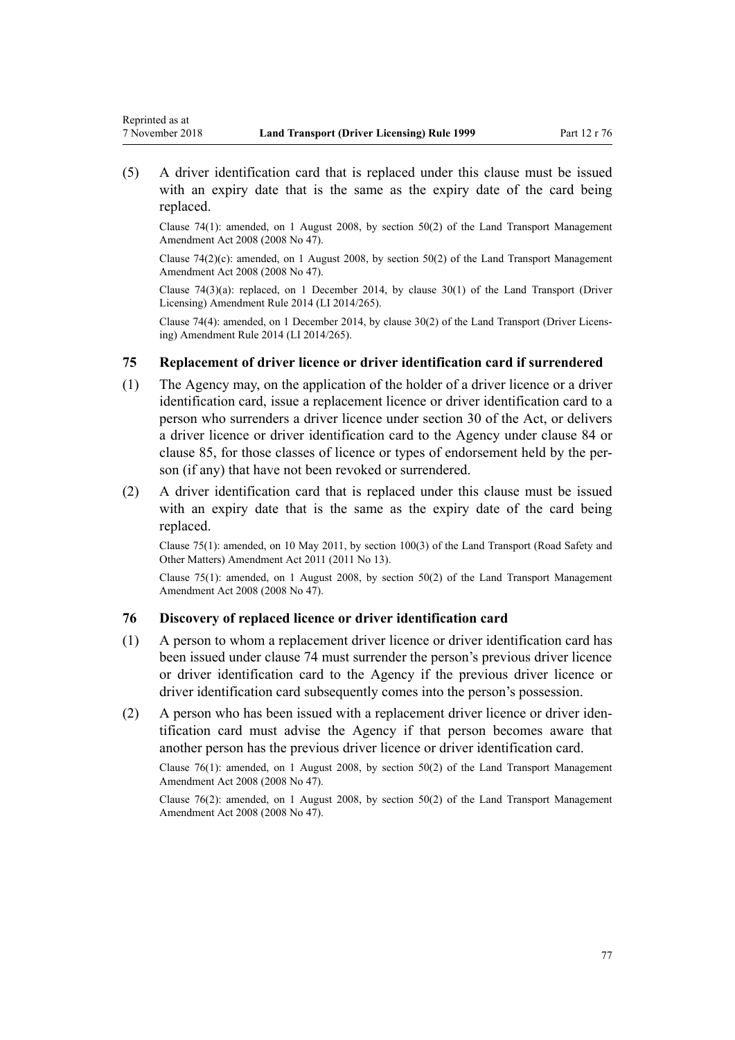(5) A driver identification card that is replaced under this clause must be issued with an expiry date that is the same as the expiry date of the card being replaced.

Clause 74(1): amended, on 1 August 2008, by section 50(2) of the Land Transport Management Amendment Act 2008 (2008 No 47).

Clause 74(2)(c): amended, on 1 August 2008, by section 50(2) of the Land Transport Management Amendment Act 2008 (2008 No 47).

Clause 74(3)(a): replaced, on 1 December 2014, by clause 30(1) of the Land Transport (Driver Licensing) Amendment Rule 2014 (LI 2014/265).

Clause 74(4): amended, on 1 December 2014, by clause 30(2) of the Land Transport (Driver Licensing) Amendment Rule 2014 (LI 2014/265).

### 75 Replacement of driver licence or driver identification card if surrendered

(1) The Agency may, on the application of the holder of a driver licence or a driver identification card, issue a replacement licence or driver identification card to a person who surrenders a driver licence under section 30 of the Act, or delivers a driver licence or driver identification card to the Agency under clause 84 or clause 85, for those classes of licence or types of endorsement held by the person (if any) that have not been revoked or surrendered.

(2) A driver identification card that is replaced under this clause must be issued with an expiry date that is the same as the expiry date of the card being replaced.

Clause 75(1): amended, on 10 May 2011, by section 100(3) of the Land Transport (Road Safety and Other Matters) Amendment Act 2011 (2011 No 13).

Clause 75(1): amended, on 1 August 2008, by section 50(2) of the Land Transport Management Amendment Act 2008 (2008 No 47).

### 76 Discovery of replaced licence or driver identification card

(1) A person to whom a replacement driver licence or driver identification card has been issued under clause 74 must surrender the person's previous driver licence or driver identification card to the Agency if the previous driver licence or driver identification card subsequently comes into the person's possession.

(2) A person who has been issued with a replacement driver licence or driver identification card must advise the Agency if that person becomes aware that another person has the previous driver licence or driver identification card.

Clause 76(1): amended, on 1 August 2008, by section 50(2) of the Land Transport Management Amendment Act 2008 (2008 No 47).

Clause 76(2): amended, on 1 August 2008, by section 50(2) of the Land Transport Management Amendment Act 2008 (2008 No 47).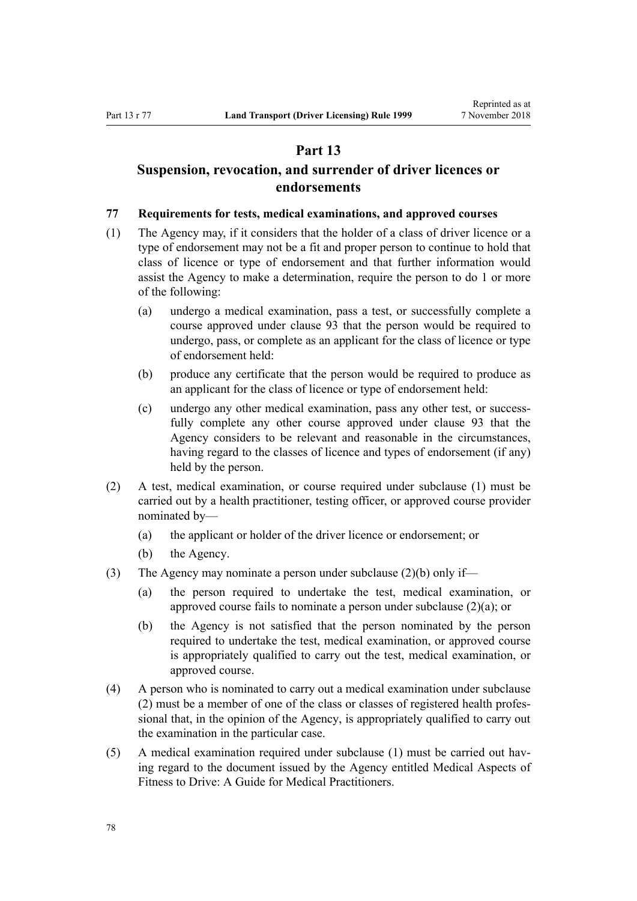# Part 13

## Suspension, revocation, and surrender of driver licences or endorsements

### 77 Requirements for tests, medical examinations, and approved courses

(1) The Agency may, if it considers that the holder of a class of driver licence or a type of endorsement may not be a fit and proper person to continue to hold that class of licence or type of endorsement and that further information would assist the Agency to make a determination, require the person to do 1 or more of the following:

   (a) undergo a medical examination, pass a test, or successfully complete a course approved under clause 93 that the person would be required to undergo, pass, or complete as an applicant for the class of licence or type of endorsement held:

   (b) produce any certificate that the person would be required to produce as an applicant for the class of licence or type of endorsement held:

   (c) undergo any other medical examination, pass any other test, or successfully complete any other course approved under clause 93 that the Agency considers to be relevant and reasonable in the circumstances, having regard to the classes of licence and types of endorsement (if any) held by the person.

(2) A test, medical examination, or course required under subclause (1) must be carried out by a health practitioner, testing officer, or approved course provider nominated by—

   (a) the applicant or holder of the driver licence or endorsement; or

   (b) the Agency.

(3) The Agency may nominate a person under subclause (2)(b) only if—

   (a) the person required to undertake the test, medical examination, or approved course fails to nominate a person under subclause (2)(a); or

   (b) the Agency is not satisfied that the person nominated by the person required to undertake the test, medical examination, or approved course is appropriately qualified to carry out the test, medical examination, or approved course.

(4) A person who is nominated to carry out a medical examination under subclause (2) must be a member of one of the class or classes of registered health professional that, in the opinion of the Agency, is appropriately qualified to carry out the examination in the particular case.

(5) A medical examination required under subclause (1) must be carried out having regard to the document issued by the Agency entitled Medical Aspects of Fitness to Drive: A Guide for Medical Practitioners.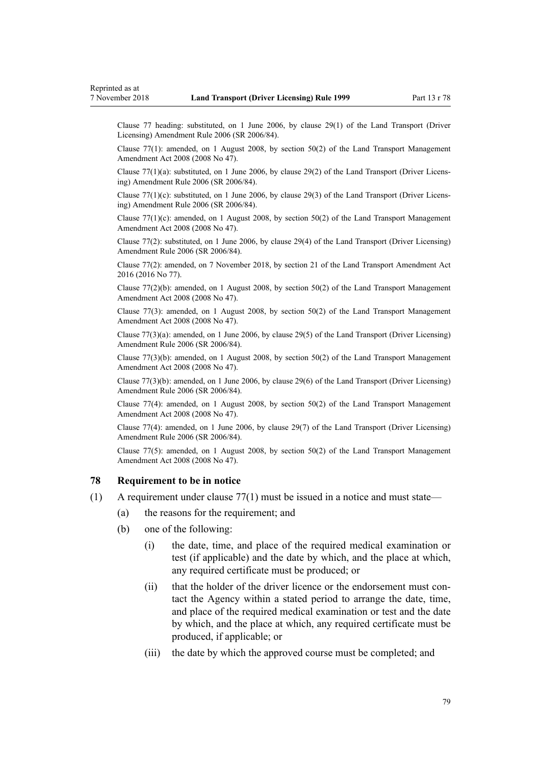Clause 77 heading: substituted, on 1 June 2006, by clause 29(1) of the Land Transport (Driver Licensing) Amendment Rule 2006 (SR 2006/84).

Clause 77(1): amended, on 1 August 2008, by section 50(2) of the Land Transport Management Amendment Act 2008 (2008 No 47).

Clause 77(1)(a): substituted, on 1 June 2006, by clause 29(2) of the Land Transport (Driver Licensing) Amendment Rule 2006 (SR 2006/84).

Clause 77(1)(c): substituted, on 1 June 2006, by clause 29(3) of the Land Transport (Driver Licensing) Amendment Rule 2006 (SR 2006/84).

Clause 77(1)(c): amended, on 1 August 2008, by section 50(2) of the Land Transport Management Amendment Act 2008 (2008 No 47).

Clause 77(2): substituted, on 1 June 2006, by clause 29(4) of the Land Transport (Driver Licensing) Amendment Rule 2006 (SR 2006/84).

Clause 77(2): amended, on 7 November 2018, by section 21 of the Land Transport Amendment Act 2016 (2016 No 77).

Clause 77(2)(b): amended, on 1 August 2008, by section 50(2) of the Land Transport Management Amendment Act 2008 (2008 No 47).

Clause 77(3): amended, on 1 August 2008, by section 50(2) of the Land Transport Management Amendment Act 2008 (2008 No 47).

Clause 77(3)(a): amended, on 1 June 2006, by clause 29(5) of the Land Transport (Driver Licensing) Amendment Rule 2006 (SR 2006/84).

Clause 77(3)(b): amended, on 1 August 2008, by section 50(2) of the Land Transport Management Amendment Act 2008 (2008 No 47).

Clause 77(3)(b): amended, on 1 June 2006, by clause 29(6) of the Land Transport (Driver Licensing) Amendment Rule 2006 (SR 2006/84).

Clause 77(4): amended, on 1 August 2008, by section 50(2) of the Land Transport Management Amendment Act 2008 (2008 No 47).

Clause 77(4): amended, on 1 June 2006, by clause 29(7) of the Land Transport (Driver Licensing) Amendment Rule 2006 (SR 2006/84).

Clause 77(5): amended, on 1 August 2008, by section 50(2) of the Land Transport Management Amendment Act 2008 (2008 No 47).

### 78 Requirement to be in notice

(1) A requirement under clause 77(1) must be issued in a notice and must state—

  (a) the reasons for the requirement; and

  (b) one of the following:

    (i) the date, time, and place of the required medical examination or test (if applicable) and the date by which, and the place at which, any required certificate must be produced; or

    (ii) that the holder of the driver licence or the endorsement must contact the Agency within a stated period to arrange the date, time, and place of the required medical examination or test and the date by which, and the place at which, any required certificate must be produced, if applicable; or

    (iii) the date by which the approved course must be completed; and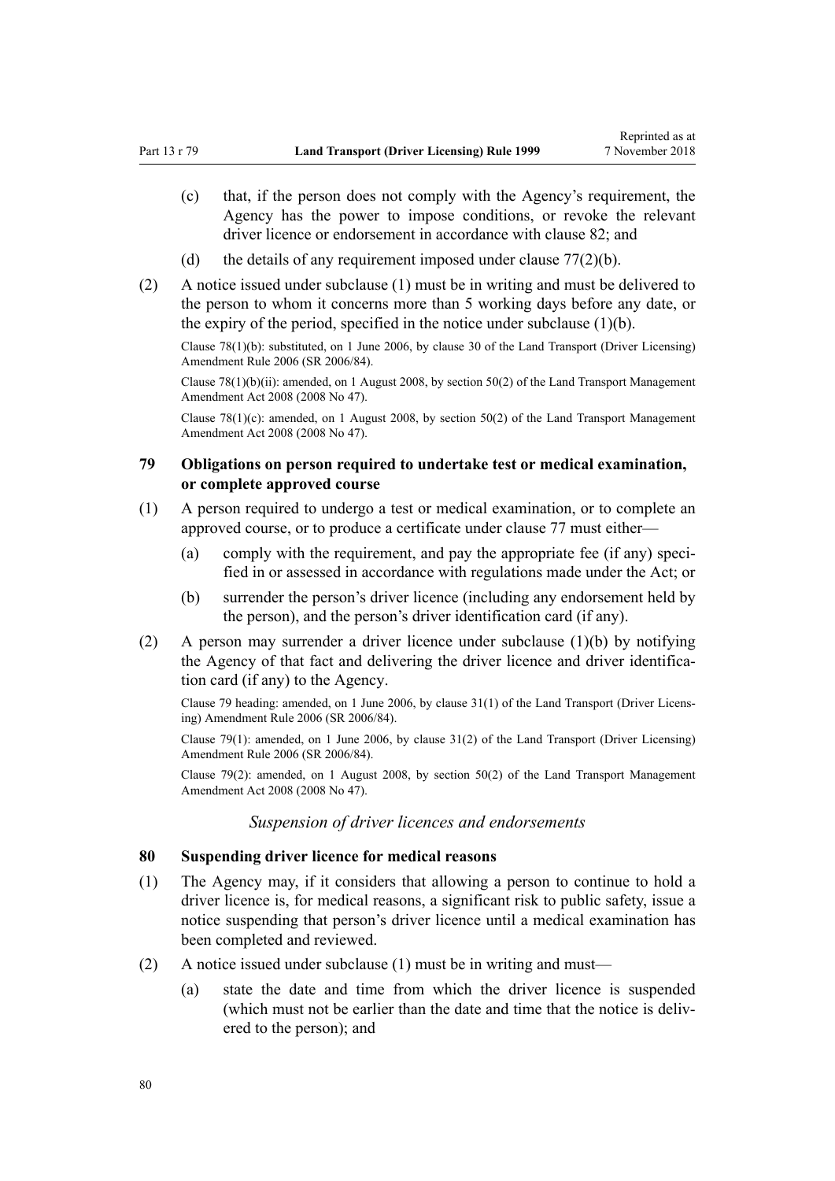(c) that, if the person does not comply with the Agency's requirement, the Agency has the power to impose conditions, or revoke the relevant driver licence or endorsement in accordance with clause 82; and

(d) the details of any requirement imposed under clause 77(2)(b).

(2) A notice issued under subclause (1) must be in writing and must be delivered to the person to whom it concerns more than 5 working days before any date, or the expiry of the period, specified in the notice under subclause (1)(b).

Clause 78(1)(b): substituted, on 1 June 2006, by clause 30 of the Land Transport (Driver Licensing) Amendment Rule 2006 (SR 2006/84).

Clause 78(1)(b)(ii): amended, on 1 August 2008, by section 50(2) of the Land Transport Management Amendment Act 2008 (2008 No 47).

Clause 78(1)(c): amended, on 1 August 2008, by section 50(2) of the Land Transport Management Amendment Act 2008 (2008 No 47).

### 79 Obligations on person required to undertake test or medical examination, or complete approved course

(1) A person required to undergo a test or medical examination, or to complete an approved course, or to produce a certificate under clause 77 must either—

(a) comply with the requirement, and pay the appropriate fee (if any) specified in or assessed in accordance with regulations made under the Act; or

(b) surrender the person's driver licence (including any endorsement held by the person), and the person's driver identification card (if any).

(2) A person may surrender a driver licence under subclause (1)(b) by notifying the Agency of that fact and delivering the driver licence and driver identification card (if any) to the Agency.

Clause 79 heading: amended, on 1 June 2006, by clause 31(1) of the Land Transport (Driver Licensing) Amendment Rule 2006 (SR 2006/84).

Clause 79(1): amended, on 1 June 2006, by clause 31(2) of the Land Transport (Driver Licensing) Amendment Rule 2006 (SR 2006/84).

Clause 79(2): amended, on 1 August 2008, by section 50(2) of the Land Transport Management Amendment Act 2008 (2008 No 47).

*Suspension of driver licences and endorsements*

### 80 Suspending driver licence for medical reasons

(1) The Agency may, if it considers that allowing a person to continue to hold a driver licence is, for medical reasons, a significant risk to public safety, issue a notice suspending that person's driver licence until a medical examination has been completed and reviewed.

(2) A notice issued under subclause (1) must be in writing and must—

(a) state the date and time from which the driver licence is suspended (which must not be earlier than the date and time that the notice is delivered to the person); and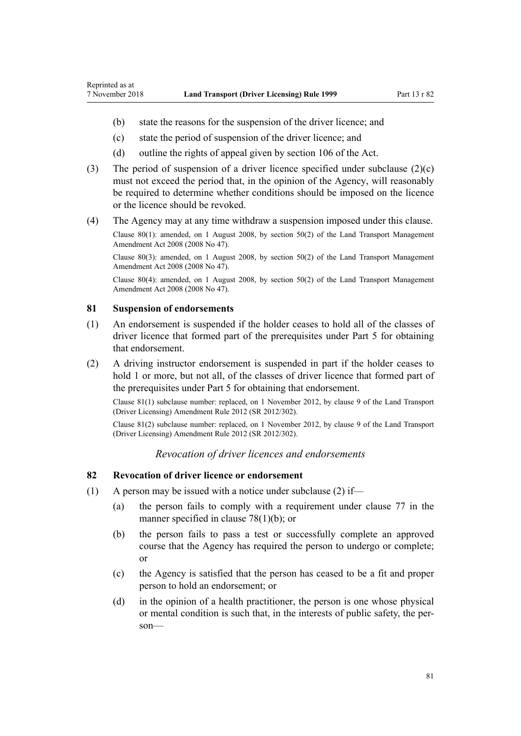(b) state the reasons for the suspension of the driver licence; and

(c) state the period of suspension of the driver licence; and

(d) outline the rights of appeal given by section 106 of the Act.

(3) The period of suspension of a driver licence specified under subclause (2)(c) must not exceed the period that, in the opinion of the Agency, will reasonably be required to determine whether conditions should be imposed on the licence or the licence should be revoked.

(4) The Agency may at any time withdraw a suspension imposed under this clause.

Clause 80(1): amended, on 1 August 2008, by section 50(2) of the Land Transport Management Amendment Act 2008 (2008 No 47).

Clause 80(3): amended, on 1 August 2008, by section 50(2) of the Land Transport Management Amendment Act 2008 (2008 No 47).

Clause 80(4): amended, on 1 August 2008, by section 50(2) of the Land Transport Management Amendment Act 2008 (2008 No 47).

### 81 Suspension of endorsements

(1) An endorsement is suspended if the holder ceases to hold all of the classes of driver licence that formed part of the prerequisites under Part 5 for obtaining that endorsement.

(2) A driving instructor endorsement is suspended in part if the holder ceases to hold 1 or more, but not all, of the classes of driver licence that formed part of the prerequisites under Part 5 for obtaining that endorsement.

Clause 81(1) subclause number: replaced, on 1 November 2012, by clause 9 of the Land Transport (Driver Licensing) Amendment Rule 2012 (SR 2012/302).

Clause 81(2) subclause number: replaced, on 1 November 2012, by clause 9 of the Land Transport (Driver Licensing) Amendment Rule 2012 (SR 2012/302).

*Revocation of driver licences and endorsements*

### 82 Revocation of driver licence or endorsement

(1) A person may be issued with a notice under subclause (2) if—

(a) the person fails to comply with a requirement under clause 77 in the manner specified in clause 78(1)(b); or

(b) the person fails to pass a test or successfully complete an approved course that the Agency has required the person to undergo or complete; or

(c) the Agency is satisfied that the person has ceased to be a fit and proper person to hold an endorsement; or

(d) in the opinion of a health practitioner, the person is one whose physical or mental condition is such that, in the interests of public safety, the person—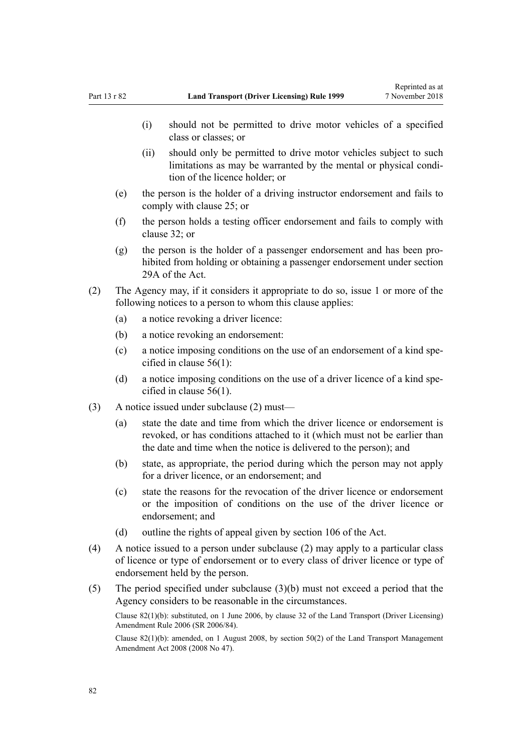(i) should not be permitted to drive motor vehicles of a specified class or classes; or

(ii) should only be permitted to drive motor vehicles subject to such limitations as may be warranted by the mental or physical condition of the licence holder; or

(e) the person is the holder of a driving instructor endorsement and fails to comply with clause 25; or

(f) the person holds a testing officer endorsement and fails to comply with clause 32; or

(g) the person is the holder of a passenger endorsement and has been prohibited from holding or obtaining a passenger endorsement under section 29A of the Act.

(2) The Agency may, if it considers it appropriate to do so, issue 1 or more of the following notices to a person to whom this clause applies:

(a) a notice revoking a driver licence:

(b) a notice revoking an endorsement:

(c) a notice imposing conditions on the use of an endorsement of a kind specified in clause 56(1):

(d) a notice imposing conditions on the use of a driver licence of a kind specified in clause 56(1).

(3) A notice issued under subclause (2) must—

(a) state the date and time from which the driver licence or endorsement is revoked, or has conditions attached to it (which must not be earlier than the date and time when the notice is delivered to the person); and

(b) state, as appropriate, the period during which the person may not apply for a driver licence, or an endorsement; and

(c) state the reasons for the revocation of the driver licence or endorsement or the imposition of conditions on the use of the driver licence or endorsement; and

(d) outline the rights of appeal given by section 106 of the Act.

(4) A notice issued to a person under subclause (2) may apply to a particular class of licence or type of endorsement or to every class of driver licence or type of endorsement held by the person.

(5) The period specified under subclause (3)(b) must not exceed a period that the Agency considers to be reasonable in the circumstances.

Clause 82(1)(b): substituted, on 1 June 2006, by clause 32 of the Land Transport (Driver Licensing) Amendment Rule 2006 (SR 2006/84).

Clause 82(1)(b): amended, on 1 August 2008, by section 50(2) of the Land Transport Management Amendment Act 2008 (2008 No 47).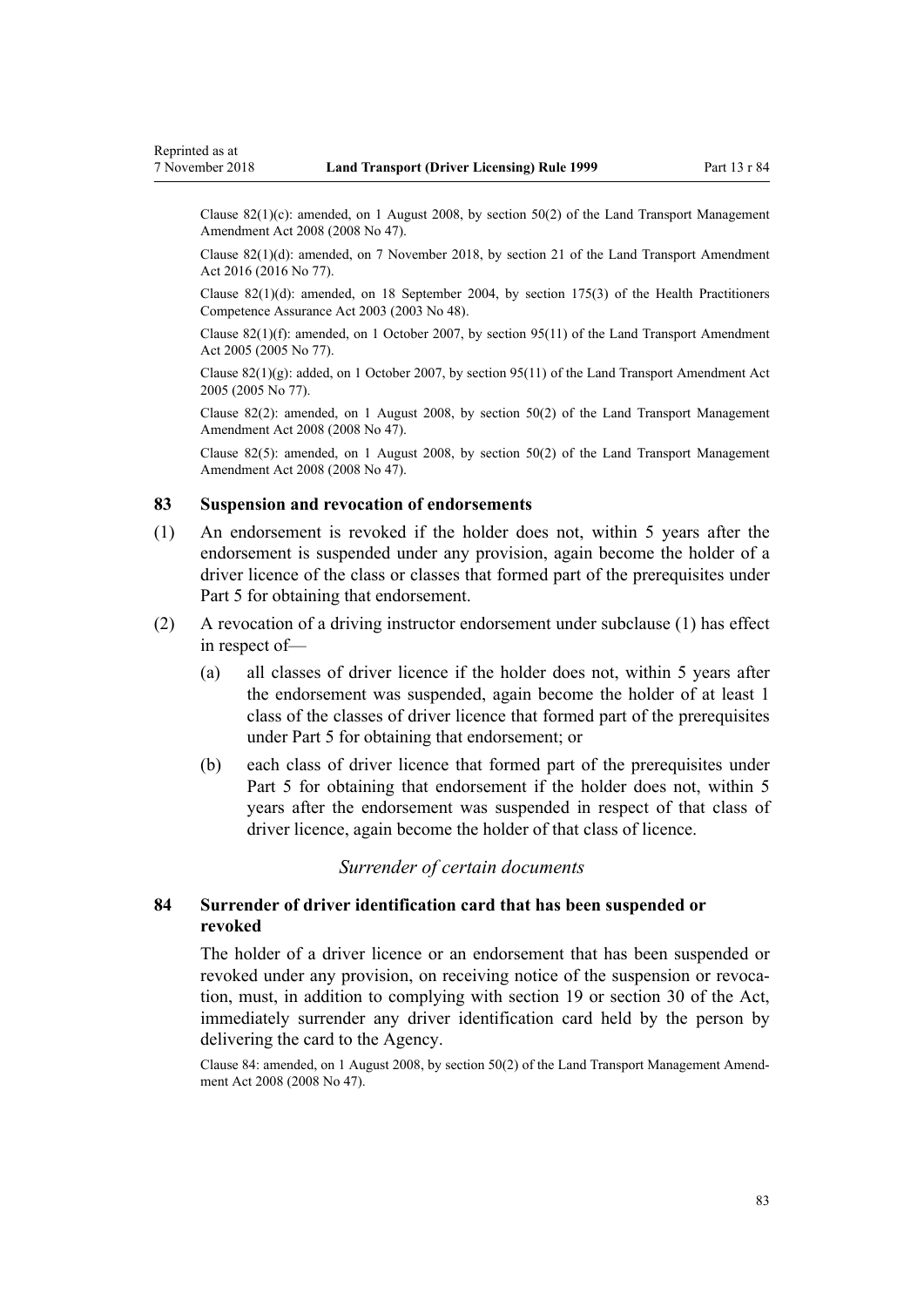Clause 82(1)(c): amended, on 1 August 2008, by section 50(2) of the Land Transport Management Amendment Act 2008 (2008 No 47).

Clause 82(1)(d): amended, on 7 November 2018, by section 21 of the Land Transport Amendment Act 2016 (2016 No 77).

Clause 82(1)(d): amended, on 18 September 2004, by section 175(3) of the Health Practitioners Competence Assurance Act 2003 (2003 No 48).

Clause 82(1)(f): amended, on 1 October 2007, by section 95(11) of the Land Transport Amendment Act 2005 (2005 No 77).

Clause 82(1)(g): added, on 1 October 2007, by section 95(11) of the Land Transport Amendment Act 2005 (2005 No 77).

Clause 82(2): amended, on 1 August 2008, by section 50(2) of the Land Transport Management Amendment Act 2008 (2008 No 47).

Clause 82(5): amended, on 1 August 2008, by section 50(2) of the Land Transport Management Amendment Act 2008 (2008 No 47).

### 83 Suspension and revocation of endorsements

(1) An endorsement is revoked if the holder does not, within 5 years after the endorsement is suspended under any provision, again become the holder of a driver licence of the class or classes that formed part of the prerequisites under Part 5 for obtaining that endorsement.

(2) A revocation of a driving instructor endorsement under subclause (1) has effect in respect of—

(a) all classes of driver licence if the holder does not, within 5 years after the endorsement was suspended, again become the holder of at least 1 class of the classes of driver licence that formed part of the prerequisites under Part 5 for obtaining that endorsement; or

(b) each class of driver licence that formed part of the prerequisites under Part 5 for obtaining that endorsement if the holder does not, within 5 years after the endorsement was suspended in respect of that class of driver licence, again become the holder of that class of licence.

*Surrender of certain documents*

### 84 Surrender of driver identification card that has been suspended or revoked

The holder of a driver licence or an endorsement that has been suspended or revoked under any provision, on receiving notice of the suspension or revocation, must, in addition to complying with section 19 or section 30 of the Act, immediately surrender any driver identification card held by the person by delivering the card to the Agency.

Clause 84: amended, on 1 August 2008, by section 50(2) of the Land Transport Management Amendment Act 2008 (2008 No 47).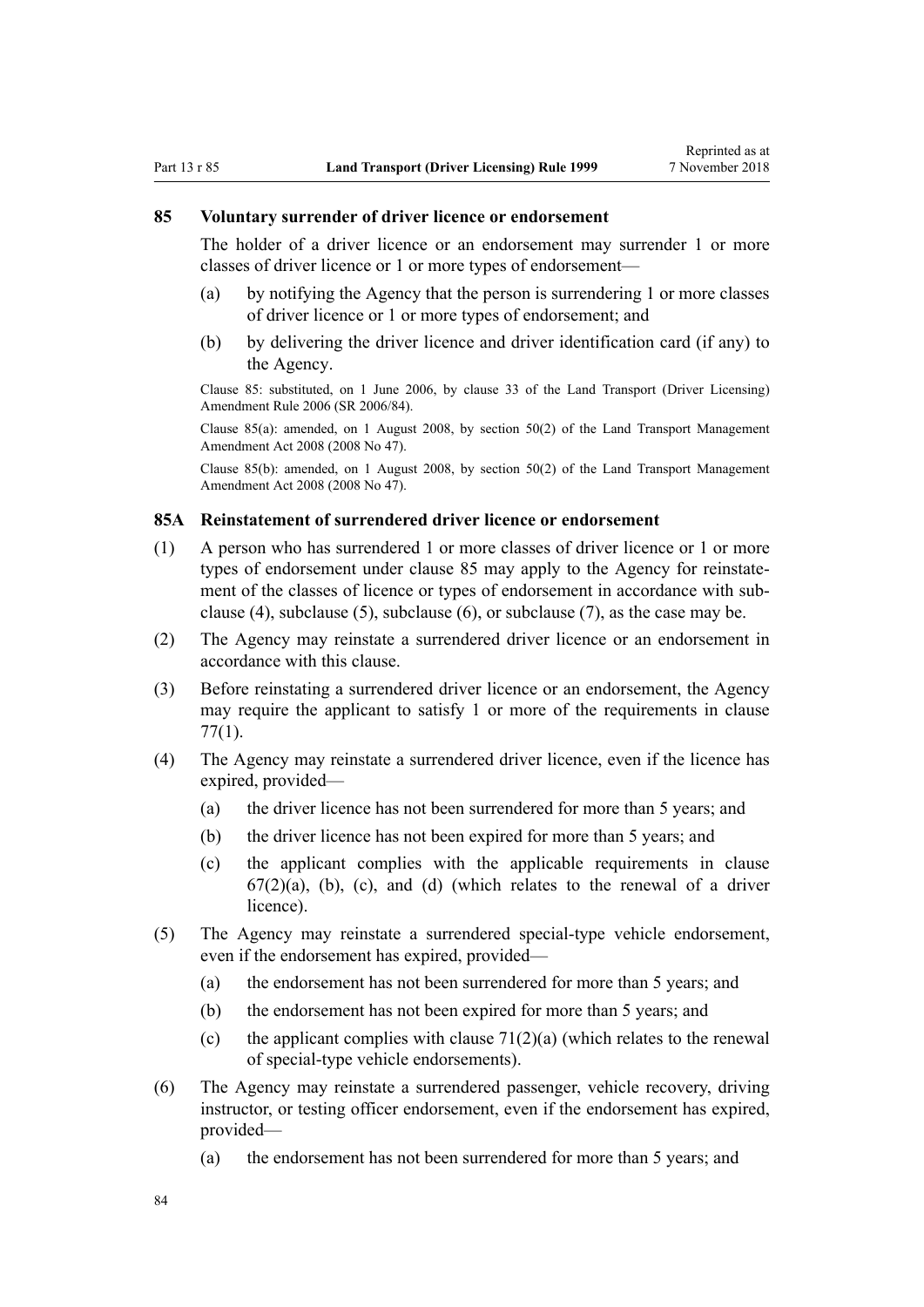### 85 Voluntary surrender of driver licence or endorsement

The holder of a driver licence or an endorsement may surrender 1 or more classes of driver licence or 1 or more types of endorsement—

(a) by notifying the Agency that the person is surrendering 1 or more classes of driver licence or 1 or more types of endorsement; and

(b) by delivering the driver licence and driver identification card (if any) to the Agency.

Clause 85: substituted, on 1 June 2006, by clause 33 of the Land Transport (Driver Licensing) Amendment Rule 2006 (SR 2006/84).

Clause 85(a): amended, on 1 August 2008, by section 50(2) of the Land Transport Management Amendment Act 2008 (2008 No 47).

Clause 85(b): amended, on 1 August 2008, by section 50(2) of the Land Transport Management Amendment Act 2008 (2008 No 47).

### 85A Reinstatement of surrendered driver licence or endorsement

(1) A person who has surrendered 1 or more classes of driver licence or 1 or more types of endorsement under clause 85 may apply to the Agency for reinstatement of the classes of licence or types of endorsement in accordance with subclause (4), subclause (5), subclause (6), or subclause (7), as the case may be.

(2) The Agency may reinstate a surrendered driver licence or an endorsement in accordance with this clause.

(3) Before reinstating a surrendered driver licence or an endorsement, the Agency may require the applicant to satisfy 1 or more of the requirements in clause 77(1).

(4) The Agency may reinstate a surrendered driver licence, even if the licence has expired, provided—

(a) the driver licence has not been surrendered for more than 5 years; and

(b) the driver licence has not been expired for more than 5 years; and

(c) the applicant complies with the applicable requirements in clause 67(2)(a), (b), (c), and (d) (which relates to the renewal of a driver licence).

(5) The Agency may reinstate a surrendered special-type vehicle endorsement, even if the endorsement has expired, provided—

(a) the endorsement has not been surrendered for more than 5 years; and

(b) the endorsement has not been expired for more than 5 years; and

(c) the applicant complies with clause 71(2)(a) (which relates to the renewal of special-type vehicle endorsements).

(6) The Agency may reinstate a surrendered passenger, vehicle recovery, driving instructor, or testing officer endorsement, even if the endorsement has expired, provided—

(a) the endorsement has not been surrendered for more than 5 years; and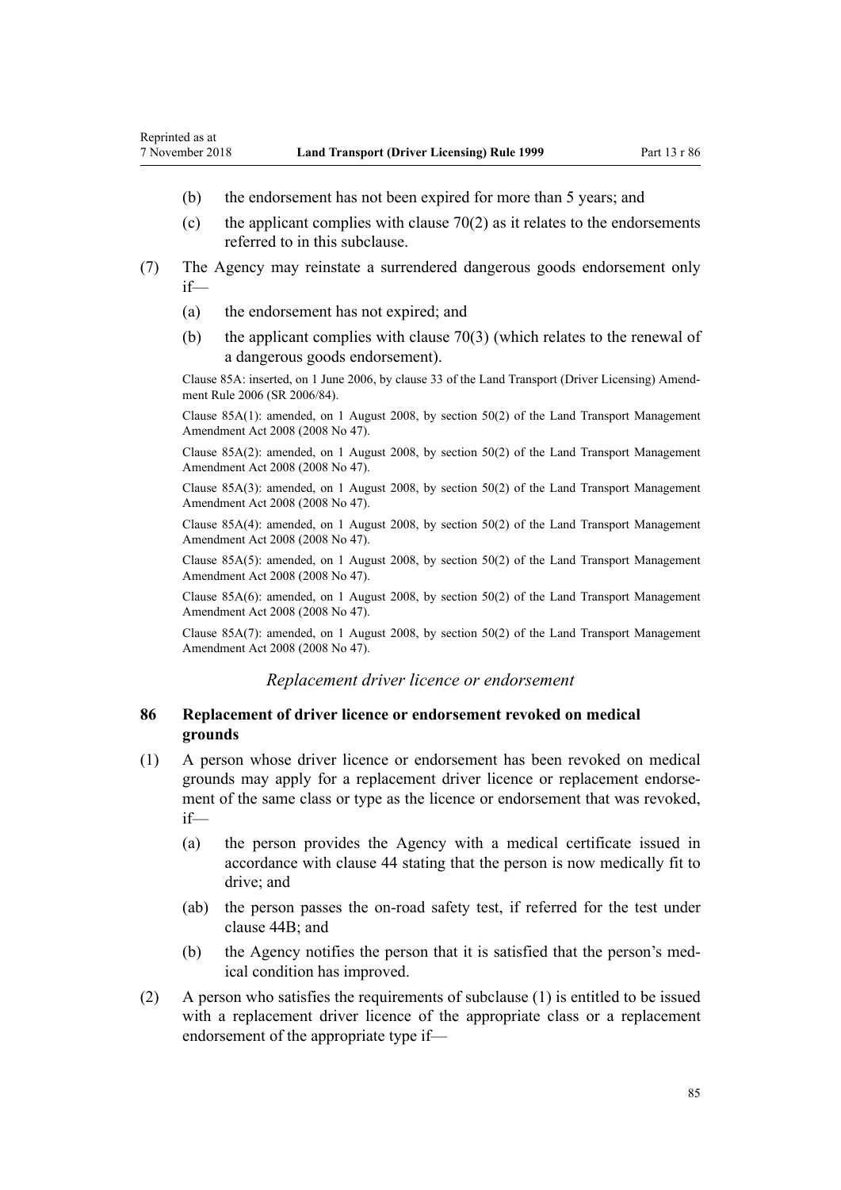(b) the endorsement has not been expired for more than 5 years; and

(c) the applicant complies with clause 70(2) as it relates to the endorsements referred to in this subclause.

(7) The Agency may reinstate a surrendered dangerous goods endorsement only if—

(a) the endorsement has not expired; and

(b) the applicant complies with clause 70(3) (which relates to the renewal of a dangerous goods endorsement).

Clause 85A: inserted, on 1 June 2006, by clause 33 of the Land Transport (Driver Licensing) Amendment Rule 2006 (SR 2006/84).

Clause 85A(1): amended, on 1 August 2008, by section 50(2) of the Land Transport Management Amendment Act 2008 (2008 No 47).

Clause 85A(2): amended, on 1 August 2008, by section 50(2) of the Land Transport Management Amendment Act 2008 (2008 No 47).

Clause 85A(3): amended, on 1 August 2008, by section 50(2) of the Land Transport Management Amendment Act 2008 (2008 No 47).

Clause 85A(4): amended, on 1 August 2008, by section 50(2) of the Land Transport Management Amendment Act 2008 (2008 No 47).

Clause 85A(5): amended, on 1 August 2008, by section 50(2) of the Land Transport Management Amendment Act 2008 (2008 No 47).

Clause 85A(6): amended, on 1 August 2008, by section 50(2) of the Land Transport Management Amendment Act 2008 (2008 No 47).

Clause 85A(7): amended, on 1 August 2008, by section 50(2) of the Land Transport Management Amendment Act 2008 (2008 No 47).

*Replacement driver licence or endorsement*

## 86 Replacement of driver licence or endorsement revoked on medical grounds

(1) A person whose driver licence or endorsement has been revoked on medical grounds may apply for a replacement driver licence or replacement endorsement of the same class or type as the licence or endorsement that was revoked, if—

(a) the person provides the Agency with a medical certificate issued in accordance with clause 44 stating that the person is now medically fit to drive; and

(ab) the person passes the on-road safety test, if referred for the test under clause 44B; and

(b) the Agency notifies the person that it is satisfied that the person's medical condition has improved.

(2) A person who satisfies the requirements of subclause (1) is entitled to be issued with a replacement driver licence of the appropriate class or a replacement endorsement of the appropriate type if—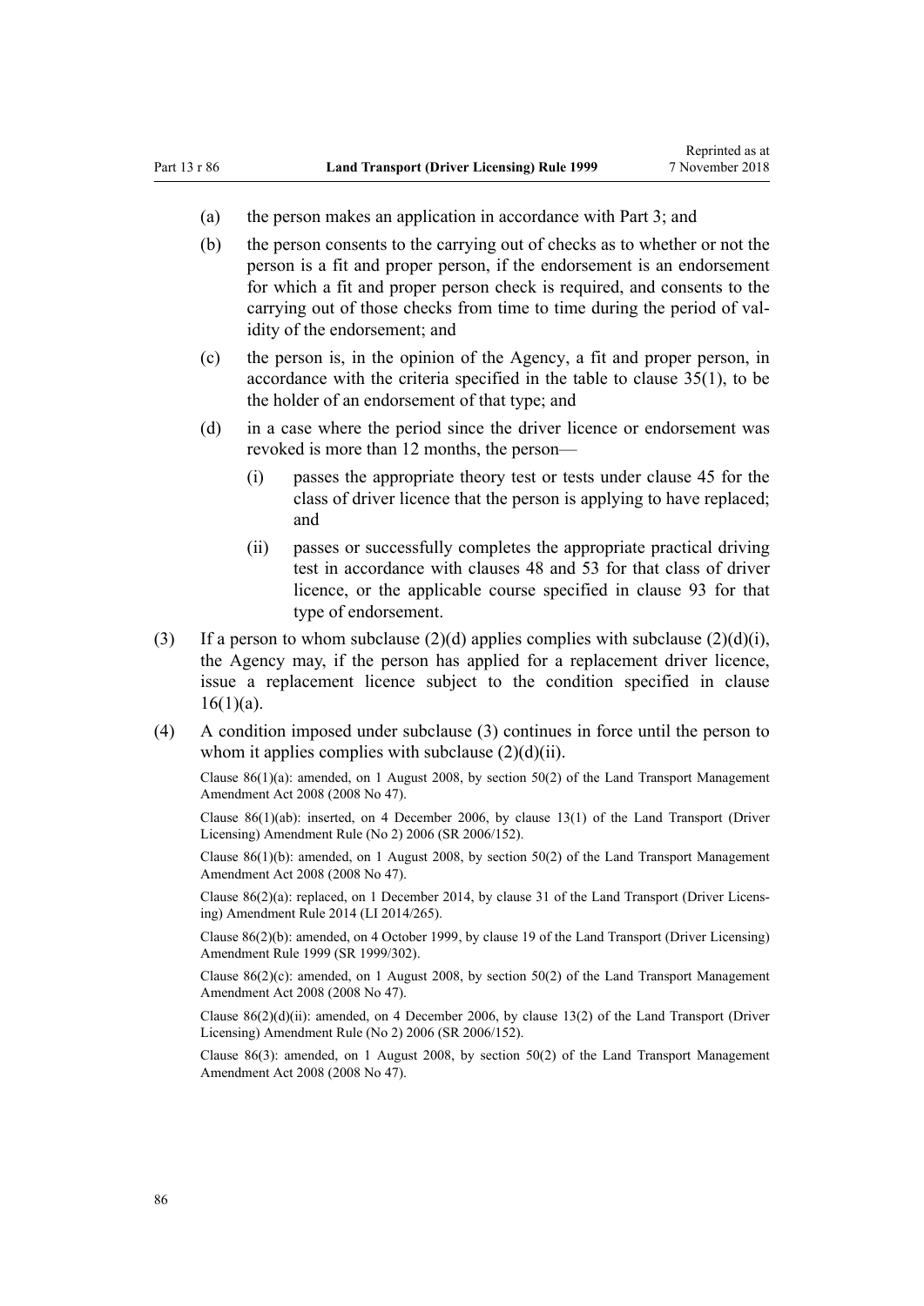(a) the person makes an application in accordance with Part 3; and

(b) the person consents to the carrying out of checks as to whether or not the person is a fit and proper person, if the endorsement is an endorsement for which a fit and proper person check is required, and consents to the carrying out of those checks from time to time during the period of validity of the endorsement; and

(c) the person is, in the opinion of the Agency, a fit and proper person, in accordance with the criteria specified in the table to clause 35(1), to be the holder of an endorsement of that type; and

(d) in a case where the period since the driver licence or endorsement was revoked is more than 12 months, the person—

  (i) passes the appropriate theory test or tests under clause 45 for the class of driver licence that the person is applying to have replaced; and

  (ii) passes or successfully completes the appropriate practical driving test in accordance with clauses 48 and 53 for that class of driver licence, or the applicable course specified in clause 93 for that type of endorsement.

(3) If a person to whom subclause (2)(d) applies complies with subclause (2)(d)(i), the Agency may, if the person has applied for a replacement driver licence, issue a replacement licence subject to the condition specified in clause 16(1)(a).

(4) A condition imposed under subclause (3) continues in force until the person to whom it applies complies with subclause (2)(d)(ii).

Clause 86(1)(a): amended, on 1 August 2008, by section 50(2) of the Land Transport Management Amendment Act 2008 (2008 No 47).

Clause 86(1)(ab): inserted, on 4 December 2006, by clause 13(1) of the Land Transport (Driver Licensing) Amendment Rule (No 2) 2006 (SR 2006/152).

Clause 86(1)(b): amended, on 1 August 2008, by section 50(2) of the Land Transport Management Amendment Act 2008 (2008 No 47).

Clause 86(2)(a): replaced, on 1 December 2014, by clause 31 of the Land Transport (Driver Licensing) Amendment Rule 2014 (LI 2014/265).

Clause 86(2)(b): amended, on 4 October 1999, by clause 19 of the Land Transport (Driver Licensing) Amendment Rule 1999 (SR 1999/302).

Clause 86(2)(c): amended, on 1 August 2008, by section 50(2) of the Land Transport Management Amendment Act 2008 (2008 No 47).

Clause 86(2)(d)(ii): amended, on 4 December 2006, by clause 13(2) of the Land Transport (Driver Licensing) Amendment Rule (No 2) 2006 (SR 2006/152).

Clause 86(3): amended, on 1 August 2008, by section 50(2) of the Land Transport Management Amendment Act 2008 (2008 No 47).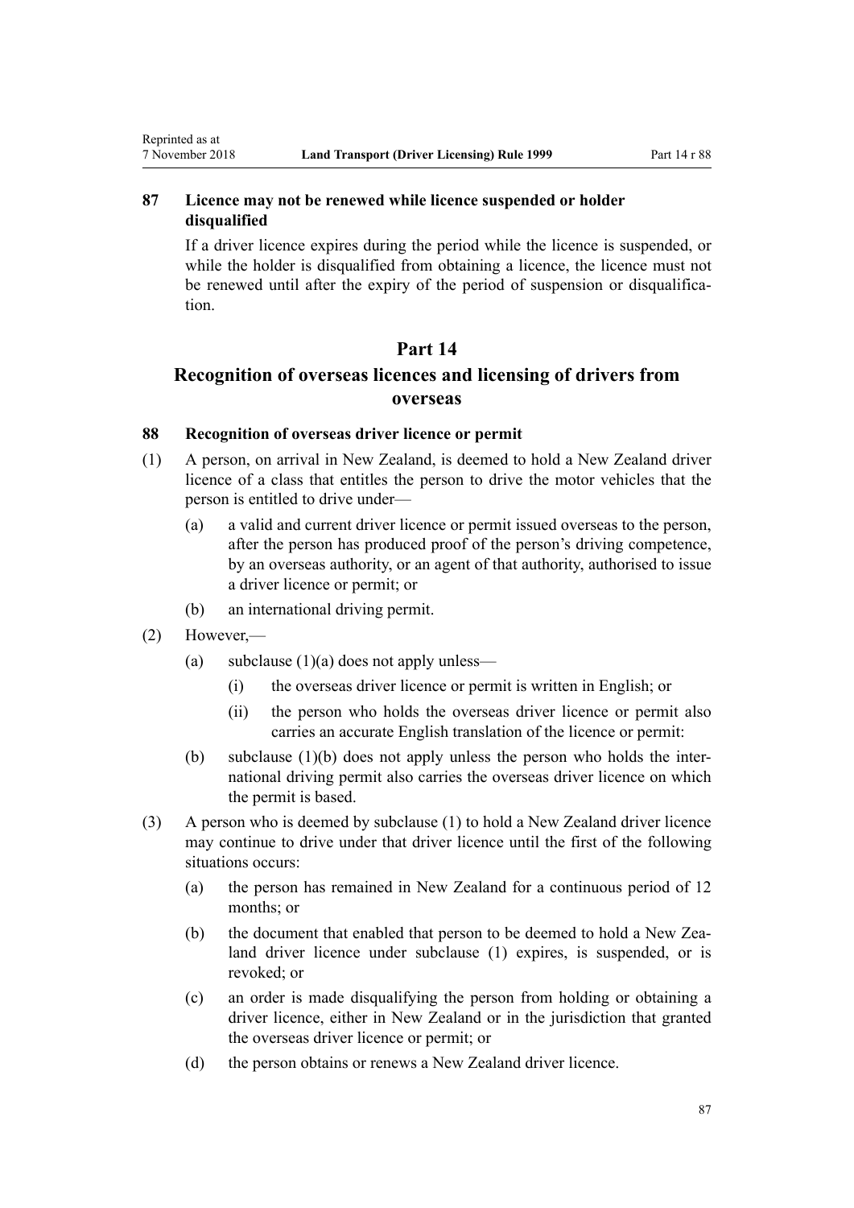### 87 Licence may not be renewed while licence suspended or holder disqualified

If a driver licence expires during the period while the licence is suspended, or while the holder is disqualified from obtaining a licence, the licence must not be renewed until after the expiry of the period of suspension or disqualification.

## Part 14

## Recognition of overseas licences and licensing of drivers from overseas

### 88 Recognition of overseas driver licence or permit

(1) A person, on arrival in New Zealand, is deemed to hold a New Zealand driver licence of a class that entitles the person to drive the motor vehicles that the person is entitled to drive under—

- (a) a valid and current driver licence or permit issued overseas to the person, after the person has produced proof of the person's driving competence, by an overseas authority, or an agent of that authority, authorised to issue a driver licence or permit; or
- (b) an international driving permit.

(2) However,—

- (a) subclause (1)(a) does not apply unless—
  - (i) the overseas driver licence or permit is written in English; or
  - (ii) the person who holds the overseas driver licence or permit also carries an accurate English translation of the licence or permit:
- (b) subclause (1)(b) does not apply unless the person who holds the international driving permit also carries the overseas driver licence on which the permit is based.

(3) A person who is deemed by subclause (1) to hold a New Zealand driver licence may continue to drive under that driver licence until the first of the following situations occurs:

- (a) the person has remained in New Zealand for a continuous period of 12 months; or
- (b) the document that enabled that person to be deemed to hold a New Zealand driver licence under subclause (1) expires, is suspended, or is revoked; or
- (c) an order is made disqualifying the person from holding or obtaining a driver licence, either in New Zealand or in the jurisdiction that granted the overseas driver licence or permit; or
- (d) the person obtains or renews a New Zealand driver licence.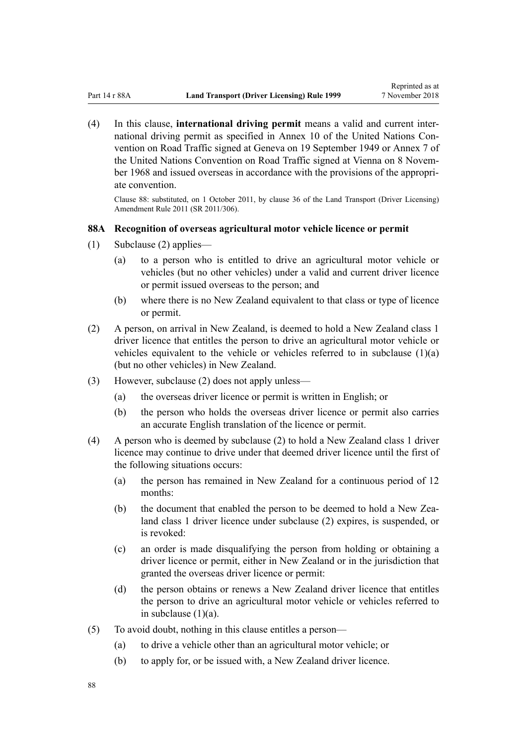(4) In this clause, **international driving permit** means a valid and current international driving permit as specified in Annex 10 of the United Nations Convention on Road Traffic signed at Geneva on 19 September 1949 or Annex 7 of the United Nations Convention on Road Traffic signed at Vienna on 8 November 1968 and issued overseas in accordance with the provisions of the appropriate convention.

Clause 88: substituted, on 1 October 2011, by clause 36 of the Land Transport (Driver Licensing) Amendment Rule 2011 (SR 2011/306).

### 88A Recognition of overseas agricultural motor vehicle licence or permit

(1) Subclause (2) applies—

  (a) to a person who is entitled to drive an agricultural motor vehicle or vehicles (but no other vehicles) under a valid and current driver licence or permit issued overseas to the person; and

  (b) where there is no New Zealand equivalent to that class or type of licence or permit.

(2) A person, on arrival in New Zealand, is deemed to hold a New Zealand class 1 driver licence that entitles the person to drive an agricultural motor vehicle or vehicles equivalent to the vehicle or vehicles referred to in subclause (1)(a) (but no other vehicles) in New Zealand.

(3) However, subclause (2) does not apply unless—

  (a) the overseas driver licence or permit is written in English; or

  (b) the person who holds the overseas driver licence or permit also carries an accurate English translation of the licence or permit.

(4) A person who is deemed by subclause (2) to hold a New Zealand class 1 driver licence may continue to drive under that deemed driver licence until the first of the following situations occurs:

  (a) the person has remained in New Zealand for a continuous period of 12 months:

  (b) the document that enabled the person to be deemed to hold a New Zealand class 1 driver licence under subclause (2) expires, is suspended, or is revoked:

  (c) an order is made disqualifying the person from holding or obtaining a driver licence or permit, either in New Zealand or in the jurisdiction that granted the overseas driver licence or permit:

  (d) the person obtains or renews a New Zealand driver licence that entitles the person to drive an agricultural motor vehicle or vehicles referred to in subclause (1)(a).

(5) To avoid doubt, nothing in this clause entitles a person—

  (a) to drive a vehicle other than an agricultural motor vehicle; or

  (b) to apply for, or be issued with, a New Zealand driver licence.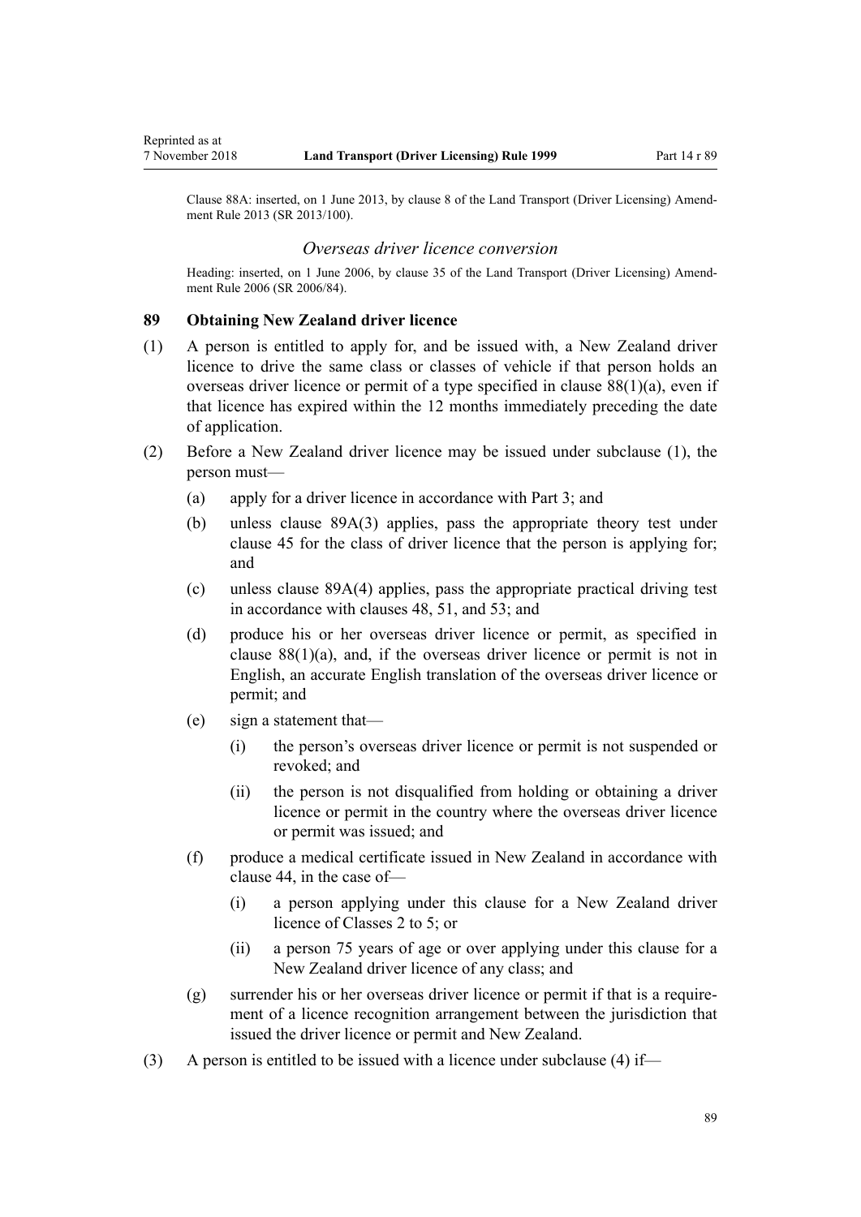Clause 88A: inserted, on 1 June 2013, by clause 8 of the Land Transport (Driver Licensing) Amendment Rule 2013 (SR 2013/100).

### *Overseas driver licence conversion*

Heading: inserted, on 1 June 2006, by clause 35 of the Land Transport (Driver Licensing) Amendment Rule 2006 (SR 2006/84).

### 89 Obtaining New Zealand driver licence

(1) A person is entitled to apply for, and be issued with, a New Zealand driver licence to drive the same class or classes of vehicle if that person holds an overseas driver licence or permit of a type specified in clause 88(1)(a), even if that licence has expired within the 12 months immediately preceding the date of application.

(2) Before a New Zealand driver licence may be issued under subclause (1), the person must—

- (a) apply for a driver licence in accordance with Part 3; and
- (b) unless clause 89A(3) applies, pass the appropriate theory test under clause 45 for the class of driver licence that the person is applying for; and
- (c) unless clause 89A(4) applies, pass the appropriate practical driving test in accordance with clauses 48, 51, and 53; and
- (d) produce his or her overseas driver licence or permit, as specified in clause 88(1)(a), and, if the overseas driver licence or permit is not in English, an accurate English translation of the overseas driver licence or permit; and
- (e) sign a statement that—
  - (i) the person's overseas driver licence or permit is not suspended or revoked; and
  - (ii) the person is not disqualified from holding or obtaining a driver licence or permit in the country where the overseas driver licence or permit was issued; and
- (f) produce a medical certificate issued in New Zealand in accordance with clause 44, in the case of—
  - (i) a person applying under this clause for a New Zealand driver licence of Classes 2 to 5; or
  - (ii) a person 75 years of age or over applying under this clause for a New Zealand driver licence of any class; and
- (g) surrender his or her overseas driver licence or permit if that is a requirement of a licence recognition arrangement between the jurisdiction that issued the driver licence or permit and New Zealand.

(3) A person is entitled to be issued with a licence under subclause (4) if—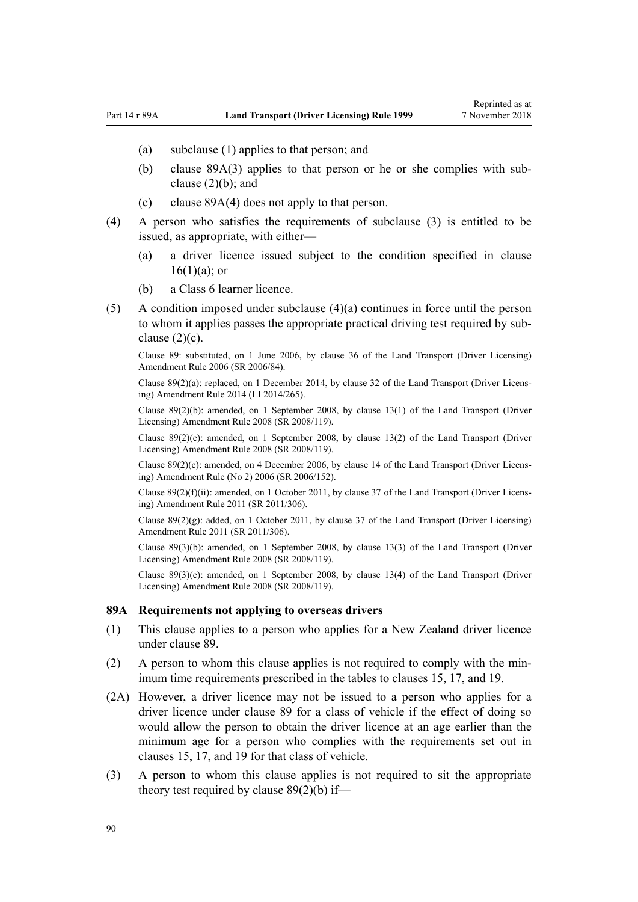(a) subclause (1) applies to that person; and

(b) clause 89A(3) applies to that person or he or she complies with subclause (2)(b); and

(c) clause 89A(4) does not apply to that person.

(4) A person who satisfies the requirements of subclause (3) is entitled to be issued, as appropriate, with either—

(a) a driver licence issued subject to the condition specified in clause 16(1)(a); or

(b) a Class 6 learner licence.

(5) A condition imposed under subclause (4)(a) continues in force until the person to whom it applies passes the appropriate practical driving test required by subclause (2)(c).

Clause 89: substituted, on 1 June 2006, by clause 36 of the Land Transport (Driver Licensing) Amendment Rule 2006 (SR 2006/84).

Clause 89(2)(a): replaced, on 1 December 2014, by clause 32 of the Land Transport (Driver Licensing) Amendment Rule 2014 (LI 2014/265).

Clause 89(2)(b): amended, on 1 September 2008, by clause 13(1) of the Land Transport (Driver Licensing) Amendment Rule 2008 (SR 2008/119).

Clause 89(2)(c): amended, on 1 September 2008, by clause 13(2) of the Land Transport (Driver Licensing) Amendment Rule 2008 (SR 2008/119).

Clause 89(2)(c): amended, on 4 December 2006, by clause 14 of the Land Transport (Driver Licensing) Amendment Rule (No 2) 2006 (SR 2006/152).

Clause 89(2)(f)(ii): amended, on 1 October 2011, by clause 37 of the Land Transport (Driver Licensing) Amendment Rule 2011 (SR 2011/306).

Clause 89(2)(g): added, on 1 October 2011, by clause 37 of the Land Transport (Driver Licensing) Amendment Rule 2011 (SR 2011/306).

Clause 89(3)(b): amended, on 1 September 2008, by clause 13(3) of the Land Transport (Driver Licensing) Amendment Rule 2008 (SR 2008/119).

Clause 89(3)(c): amended, on 1 September 2008, by clause 13(4) of the Land Transport (Driver Licensing) Amendment Rule 2008 (SR 2008/119).

### 89A Requirements not applying to overseas drivers

(1) This clause applies to a person who applies for a New Zealand driver licence under clause 89.

(2) A person to whom this clause applies is not required to comply with the minimum time requirements prescribed in the tables to clauses 15, 17, and 19.

(2A) However, a driver licence may not be issued to a person who applies for a driver licence under clause 89 for a class of vehicle if the effect of doing so would allow the person to obtain the driver licence at an age earlier than the minimum age for a person who complies with the requirements set out in clauses 15, 17, and 19 for that class of vehicle.

(3) A person to whom this clause applies is not required to sit the appropriate theory test required by clause 89(2)(b) if—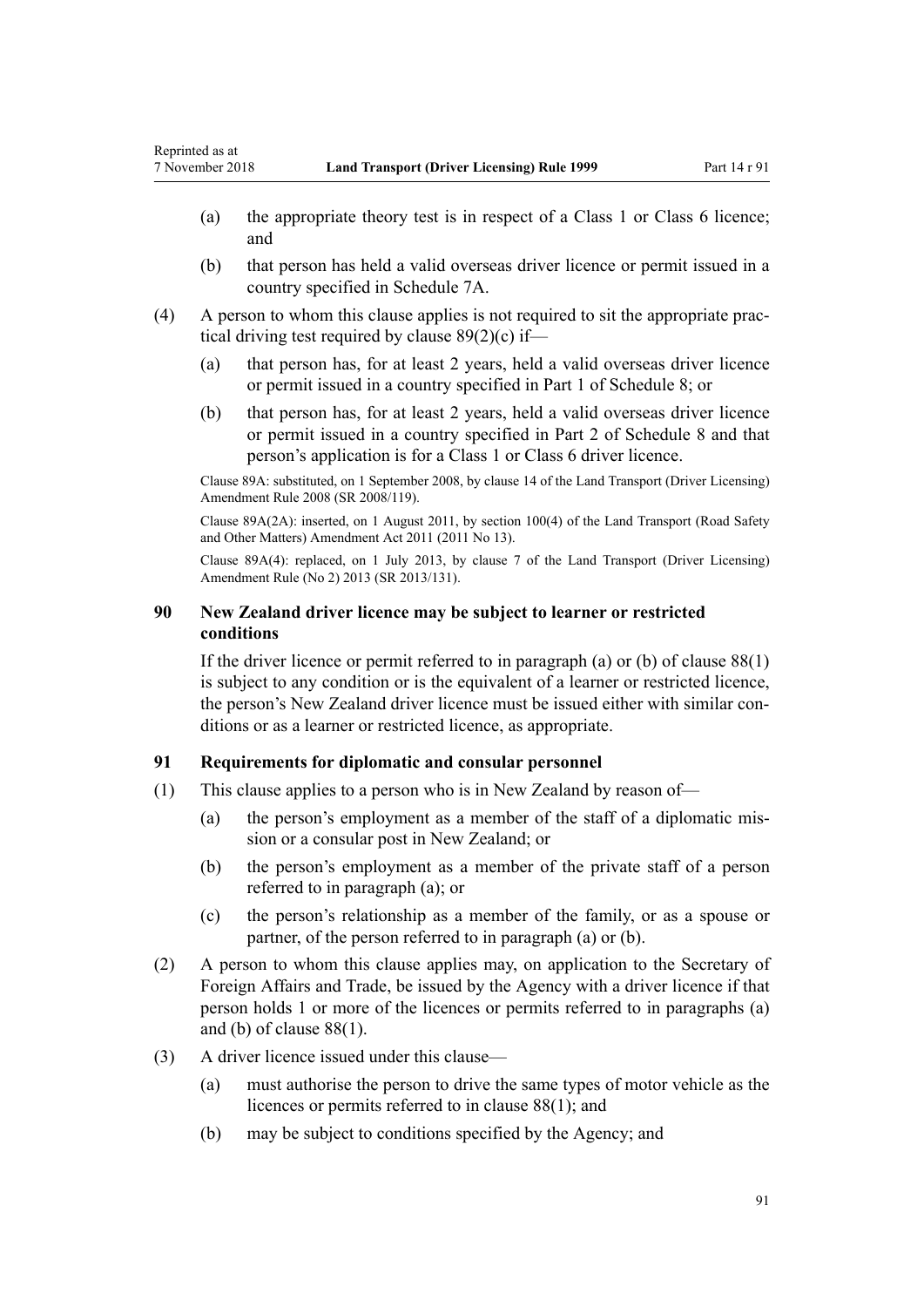(a) the appropriate theory test is in respect of a Class 1 or Class 6 licence; and

(b) that person has held a valid overseas driver licence or permit issued in a country specified in Schedule 7A.

(4) A person to whom this clause applies is not required to sit the appropriate practical driving test required by clause 89(2)(c) if—

(a) that person has, for at least 2 years, held a valid overseas driver licence or permit issued in a country specified in Part 1 of Schedule 8; or

(b) that person has, for at least 2 years, held a valid overseas driver licence or permit issued in a country specified in Part 2 of Schedule 8 and that person's application is for a Class 1 or Class 6 driver licence.

Clause 89A: substituted, on 1 September 2008, by clause 14 of the Land Transport (Driver Licensing) Amendment Rule 2008 (SR 2008/119).

Clause 89A(2A): inserted, on 1 August 2011, by section 100(4) of the Land Transport (Road Safety and Other Matters) Amendment Act 2011 (2011 No 13).

Clause 89A(4): replaced, on 1 July 2013, by clause 7 of the Land Transport (Driver Licensing) Amendment Rule (No 2) 2013 (SR 2013/131).

### 90 New Zealand driver licence may be subject to learner or restricted conditions

If the driver licence or permit referred to in paragraph (a) or (b) of clause 88(1) is subject to any condition or is the equivalent of a learner or restricted licence, the person's New Zealand driver licence must be issued either with similar conditions or as a learner or restricted licence, as appropriate.

### 91 Requirements for diplomatic and consular personnel

(1) This clause applies to a person who is in New Zealand by reason of—

(a) the person's employment as a member of the staff of a diplomatic mission or a consular post in New Zealand; or

(b) the person's employment as a member of the private staff of a person referred to in paragraph (a); or

(c) the person's relationship as a member of the family, or as a spouse or partner, of the person referred to in paragraph (a) or (b).

(2) A person to whom this clause applies may, on application to the Secretary of Foreign Affairs and Trade, be issued by the Agency with a driver licence if that person holds 1 or more of the licences or permits referred to in paragraphs (a) and (b) of clause 88(1).

(3) A driver licence issued under this clause—

(a) must authorise the person to drive the same types of motor vehicle as the licences or permits referred to in clause 88(1); and

(b) may be subject to conditions specified by the Agency; and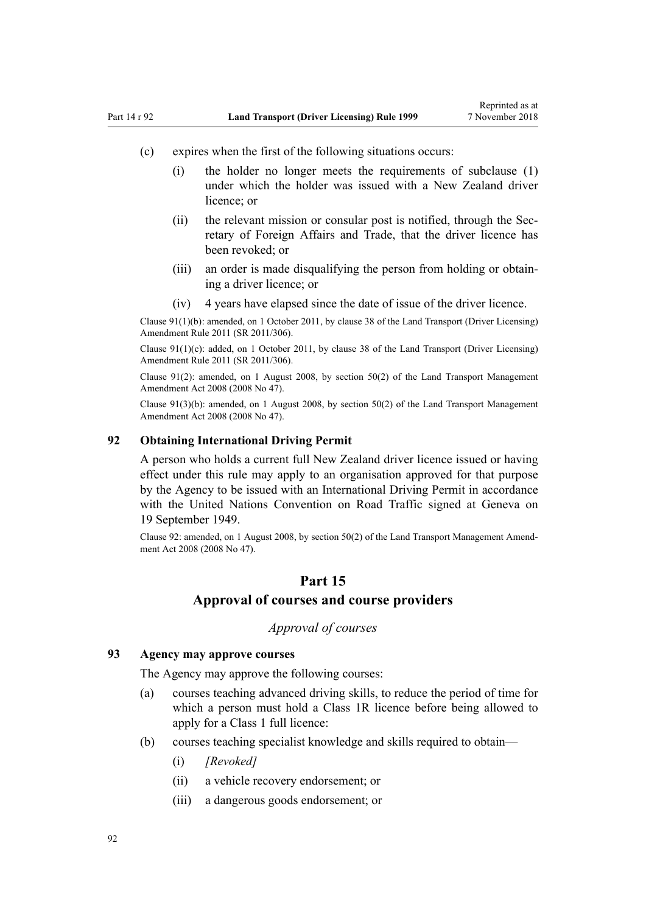(c) expires when the first of the following situations occurs:

  (i) the holder no longer meets the requirements of subclause (1) under which the holder was issued with a New Zealand driver licence; or

  (ii) the relevant mission or consular post is notified, through the Secretary of Foreign Affairs and Trade, that the driver licence has been revoked; or

  (iii) an order is made disqualifying the person from holding or obtaining a driver licence; or

  (iv) 4 years have elapsed since the date of issue of the driver licence.

Clause 91(1)(b): amended, on 1 October 2011, by clause 38 of the Land Transport (Driver Licensing) Amendment Rule 2011 (SR 2011/306).

Clause 91(1)(c): added, on 1 October 2011, by clause 38 of the Land Transport (Driver Licensing) Amendment Rule 2011 (SR 2011/306).

Clause 91(2): amended, on 1 August 2008, by section 50(2) of the Land Transport Management Amendment Act 2008 (2008 No 47).

Clause 91(3)(b): amended, on 1 August 2008, by section 50(2) of the Land Transport Management Amendment Act 2008 (2008 No 47).

### 92 Obtaining International Driving Permit

A person who holds a current full New Zealand driver licence issued or having effect under this rule may apply to an organisation approved for that purpose by the Agency to be issued with an International Driving Permit in accordance with the United Nations Convention on Road Traffic signed at Geneva on 19 September 1949.

Clause 92: amended, on 1 August 2008, by section 50(2) of the Land Transport Management Amendment Act 2008 (2008 No 47).

## Part 15
## Approval of courses and course providers

*Approval of courses*

### 93 Agency may approve courses

The Agency may approve the following courses:

(a) courses teaching advanced driving skills, to reduce the period of time for which a person must hold a Class 1R licence before being allowed to apply for a Class 1 full licence:

(b) courses teaching specialist knowledge and skills required to obtain—

  (i) *[Revoked]*

  (ii) a vehicle recovery endorsement; or

  (iii) a dangerous goods endorsement; or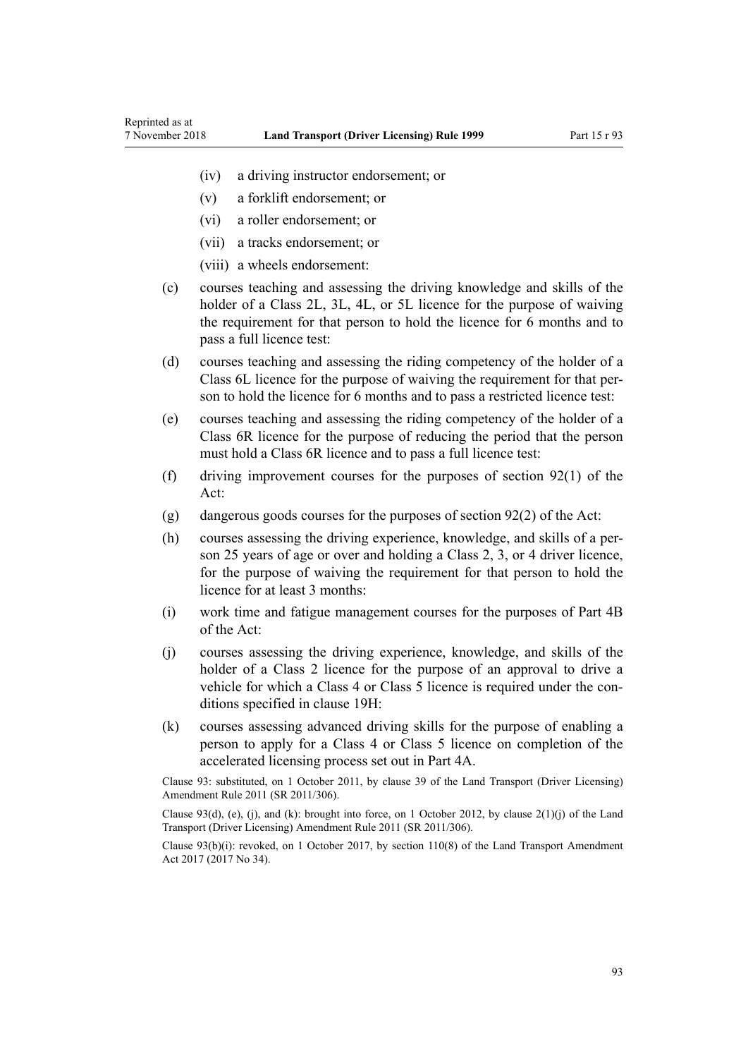- (iv) a driving instructor endorsement; or
- (v) a forklift endorsement; or
- (vi) a roller endorsement; or
- (vii) a tracks endorsement; or
- (viii) a wheels endorsement:

(c) courses teaching and assessing the driving knowledge and skills of the holder of a Class 2L, 3L, 4L, or 5L licence for the purpose of waiving the requirement for that person to hold the licence for 6 months and to pass a full licence test:

(d) courses teaching and assessing the riding competency of the holder of a Class 6L licence for the purpose of waiving the requirement for that person to hold the licence for 6 months and to pass a restricted licence test:

(e) courses teaching and assessing the riding competency of the holder of a Class 6R licence for the purpose of reducing the period that the person must hold a Class 6R licence and to pass a full licence test:

(f) driving improvement courses for the purposes of section 92(1) of the Act:

(g) dangerous goods courses for the purposes of section 92(2) of the Act:

(h) courses assessing the driving experience, knowledge, and skills of a person 25 years of age or over and holding a Class 2, 3, or 4 driver licence, for the purpose of waiving the requirement for that person to hold the licence for at least 3 months:

(i) work time and fatigue management courses for the purposes of Part 4B of the Act:

(j) courses assessing the driving experience, knowledge, and skills of the holder of a Class 2 licence for the purpose of an approval to drive a vehicle for which a Class 4 or Class 5 licence is required under the conditions specified in clause 19H:

(k) courses assessing advanced driving skills for the purpose of enabling a person to apply for a Class 4 or Class 5 licence on completion of the accelerated licensing process set out in Part 4A.

Clause 93: substituted, on 1 October 2011, by clause 39 of the Land Transport (Driver Licensing) Amendment Rule 2011 (SR 2011/306).

Clause 93(d), (e), (j), and (k): brought into force, on 1 October 2012, by clause 2(1)(j) of the Land Transport (Driver Licensing) Amendment Rule 2011 (SR 2011/306).

Clause 93(b)(i): revoked, on 1 October 2017, by section 110(8) of the Land Transport Amendment Act 2017 (2017 No 34).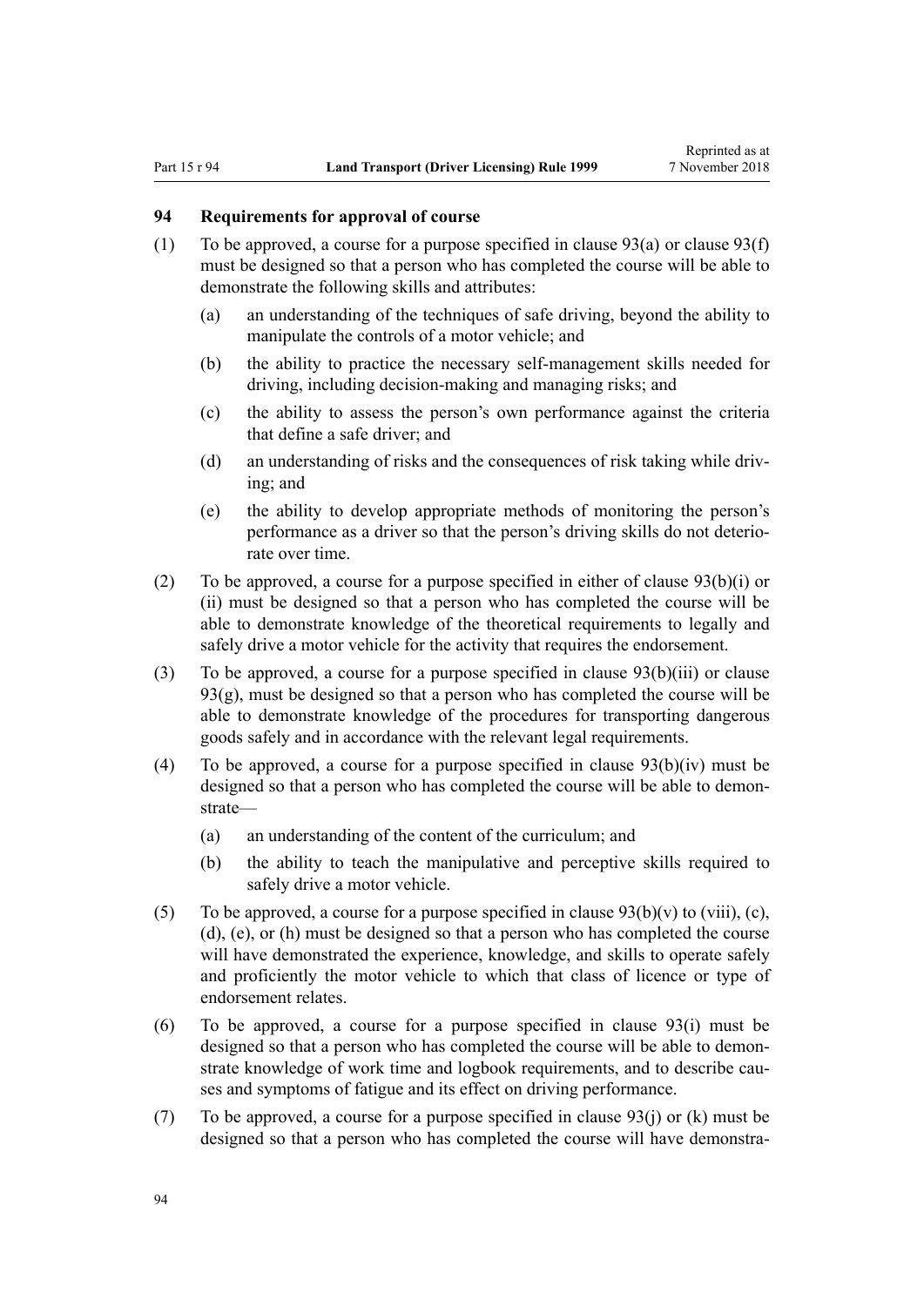### 94 Requirements for approval of course

(1) To be approved, a course for a purpose specified in clause 93(a) or clause 93(f) must be designed so that a person who has completed the course will be able to demonstrate the following skills and attributes:

(a) an understanding of the techniques of safe driving, beyond the ability to manipulate the controls of a motor vehicle; and

(b) the ability to practice the necessary self-management skills needed for driving, including decision-making and managing risks; and

(c) the ability to assess the person's own performance against the criteria that define a safe driver; and

(d) an understanding of risks and the consequences of risk taking while driving; and

(e) the ability to develop appropriate methods of monitoring the person's performance as a driver so that the person's driving skills do not deteriorate over time.

(2) To be approved, a course for a purpose specified in either of clause 93(b)(i) or (ii) must be designed so that a person who has completed the course will be able to demonstrate knowledge of the theoretical requirements to legally and safely drive a motor vehicle for the activity that requires the endorsement.

(3) To be approved, a course for a purpose specified in clause 93(b)(iii) or clause 93(g), must be designed so that a person who has completed the course will be able to demonstrate knowledge of the procedures for transporting dangerous goods safely and in accordance with the relevant legal requirements.

(4) To be approved, a course for a purpose specified in clause 93(b)(iv) must be designed so that a person who has completed the course will be able to demonstrate—

(a) an understanding of the content of the curriculum; and

(b) the ability to teach the manipulative and perceptive skills required to safely drive a motor vehicle.

(5) To be approved, a course for a purpose specified in clause 93(b)(v) to (viii), (c), (d), (e), or (h) must be designed so that a person who has completed the course will have demonstrated the experience, knowledge, and skills to operate safely and proficiently the motor vehicle to which that class of licence or type of endorsement relates.

(6) To be approved, a course for a purpose specified in clause 93(i) must be designed so that a person who has completed the course will be able to demonstrate knowledge of work time and logbook requirements, and to describe causes and symptoms of fatigue and its effect on driving performance.

(7) To be approved, a course for a purpose specified in clause 93(j) or (k) must be designed so that a person who has completed the course will have demonstra-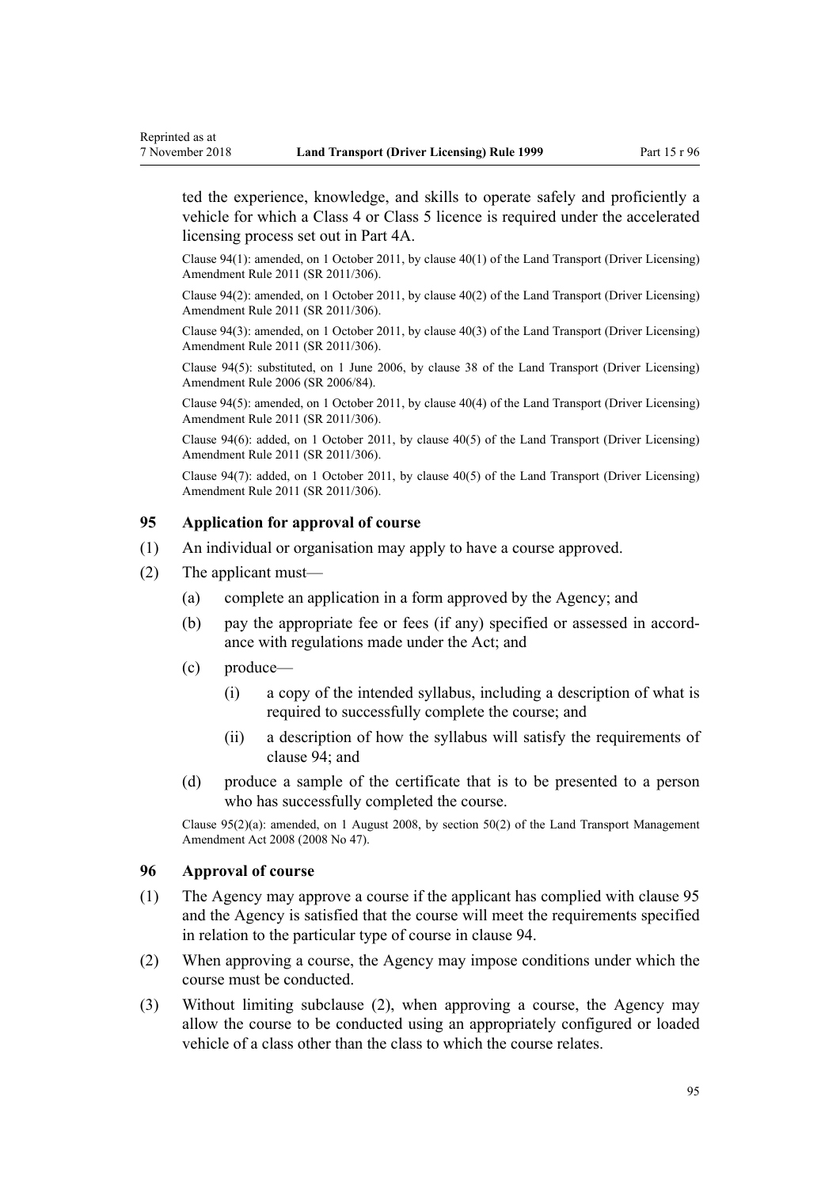ted the experience, knowledge, and skills to operate safely and proficiently a vehicle for which a Class 4 or Class 5 licence is required under the accelerated licensing process set out in Part 4A.

Clause 94(1): amended, on 1 October 2011, by clause 40(1) of the Land Transport (Driver Licensing) Amendment Rule 2011 (SR 2011/306).

Clause 94(2): amended, on 1 October 2011, by clause 40(2) of the Land Transport (Driver Licensing) Amendment Rule 2011 (SR 2011/306).

Clause 94(3): amended, on 1 October 2011, by clause 40(3) of the Land Transport (Driver Licensing) Amendment Rule 2011 (SR 2011/306).

Clause 94(5): substituted, on 1 June 2006, by clause 38 of the Land Transport (Driver Licensing) Amendment Rule 2006 (SR 2006/84).

Clause 94(5): amended, on 1 October 2011, by clause 40(4) of the Land Transport (Driver Licensing) Amendment Rule 2011 (SR 2011/306).

Clause 94(6): added, on 1 October 2011, by clause 40(5) of the Land Transport (Driver Licensing) Amendment Rule 2011 (SR 2011/306).

Clause 94(7): added, on 1 October 2011, by clause 40(5) of the Land Transport (Driver Licensing) Amendment Rule 2011 (SR 2011/306).

### 95 Application for approval of course

(1) An individual or organisation may apply to have a course approved.

(2) The applicant must—

- (a) complete an application in a form approved by the Agency; and
- (b) pay the appropriate fee or fees (if any) specified or assessed in accordance with regulations made under the Act; and
- (c) produce—
  - (i) a copy of the intended syllabus, including a description of what is required to successfully complete the course; and
  - (ii) a description of how the syllabus will satisfy the requirements of clause 94; and
- (d) produce a sample of the certificate that is to be presented to a person who has successfully completed the course.

Clause 95(2)(a): amended, on 1 August 2008, by section 50(2) of the Land Transport Management Amendment Act 2008 (2008 No 47).

### 96 Approval of course

(1) The Agency may approve a course if the applicant has complied with clause 95 and the Agency is satisfied that the course will meet the requirements specified in relation to the particular type of course in clause 94.

(2) When approving a course, the Agency may impose conditions under which the course must be conducted.

(3) Without limiting subclause (2), when approving a course, the Agency may allow the course to be conducted using an appropriately configured or loaded vehicle of a class other than the class to which the course relates.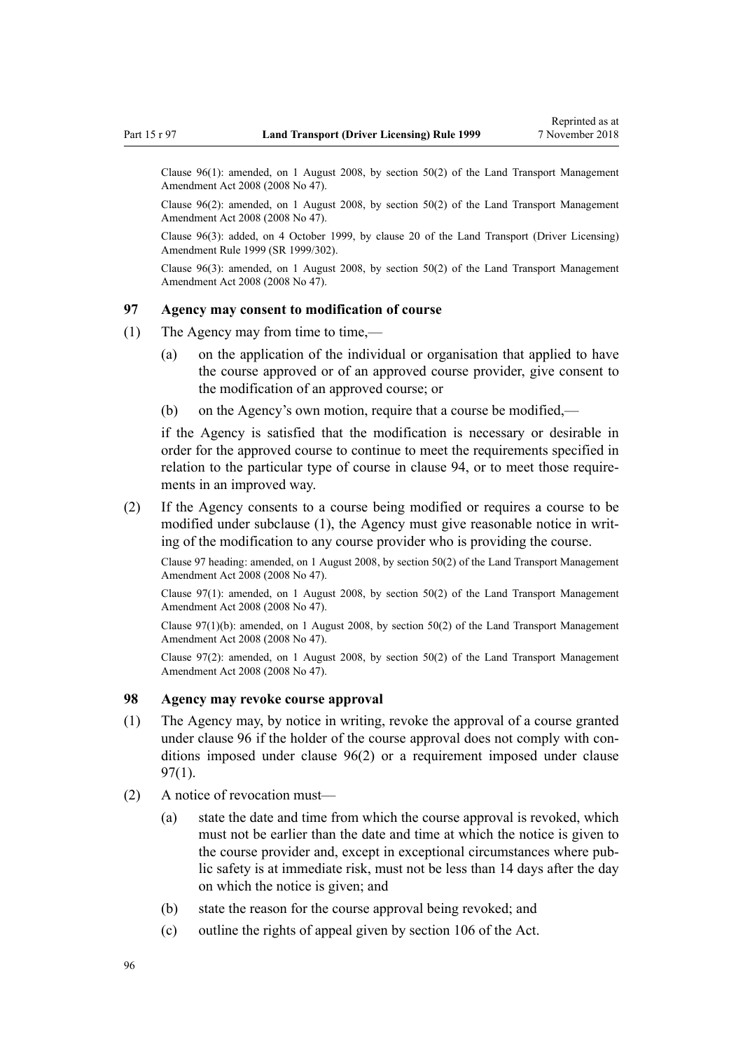Clause 96(1): amended, on 1 August 2008, by section 50(2) of the Land Transport Management Amendment Act 2008 (2008 No 47).

Clause 96(2): amended, on 1 August 2008, by section 50(2) of the Land Transport Management Amendment Act 2008 (2008 No 47).

Clause 96(3): added, on 4 October 1999, by clause 20 of the Land Transport (Driver Licensing) Amendment Rule 1999 (SR 1999/302).

Clause 96(3): amended, on 1 August 2008, by section 50(2) of the Land Transport Management Amendment Act 2008 (2008 No 47).

### 97 Agency may consent to modification of course

(1) The Agency may from time to time,—

(a) on the application of the individual or organisation that applied to have the course approved or of an approved course provider, give consent to the modification of an approved course; or

(b) on the Agency's own motion, require that a course be modified,—

if the Agency is satisfied that the modification is necessary or desirable in order for the approved course to continue to meet the requirements specified in relation to the particular type of course in clause 94, or to meet those requirements in an improved way.

(2) If the Agency consents to a course being modified or requires a course to be modified under subclause (1), the Agency must give reasonable notice in writing of the modification to any course provider who is providing the course.

Clause 97 heading: amended, on 1 August 2008, by section 50(2) of the Land Transport Management Amendment Act 2008 (2008 No 47).

Clause 97(1): amended, on 1 August 2008, by section 50(2) of the Land Transport Management Amendment Act 2008 (2008 No 47).

Clause 97(1)(b): amended, on 1 August 2008, by section 50(2) of the Land Transport Management Amendment Act 2008 (2008 No 47).

Clause 97(2): amended, on 1 August 2008, by section 50(2) of the Land Transport Management Amendment Act 2008 (2008 No 47).

### 98 Agency may revoke course approval

(1) The Agency may, by notice in writing, revoke the approval of a course granted under clause 96 if the holder of the course approval does not comply with conditions imposed under clause 96(2) or a requirement imposed under clause 97(1).

(2) A notice of revocation must—

(a) state the date and time from which the course approval is revoked, which must not be earlier than the date and time at which the notice is given to the course provider and, except in exceptional circumstances where public safety is at immediate risk, must not be less than 14 days after the day on which the notice is given; and

(b) state the reason for the course approval being revoked; and

(c) outline the rights of appeal given by section 106 of the Act.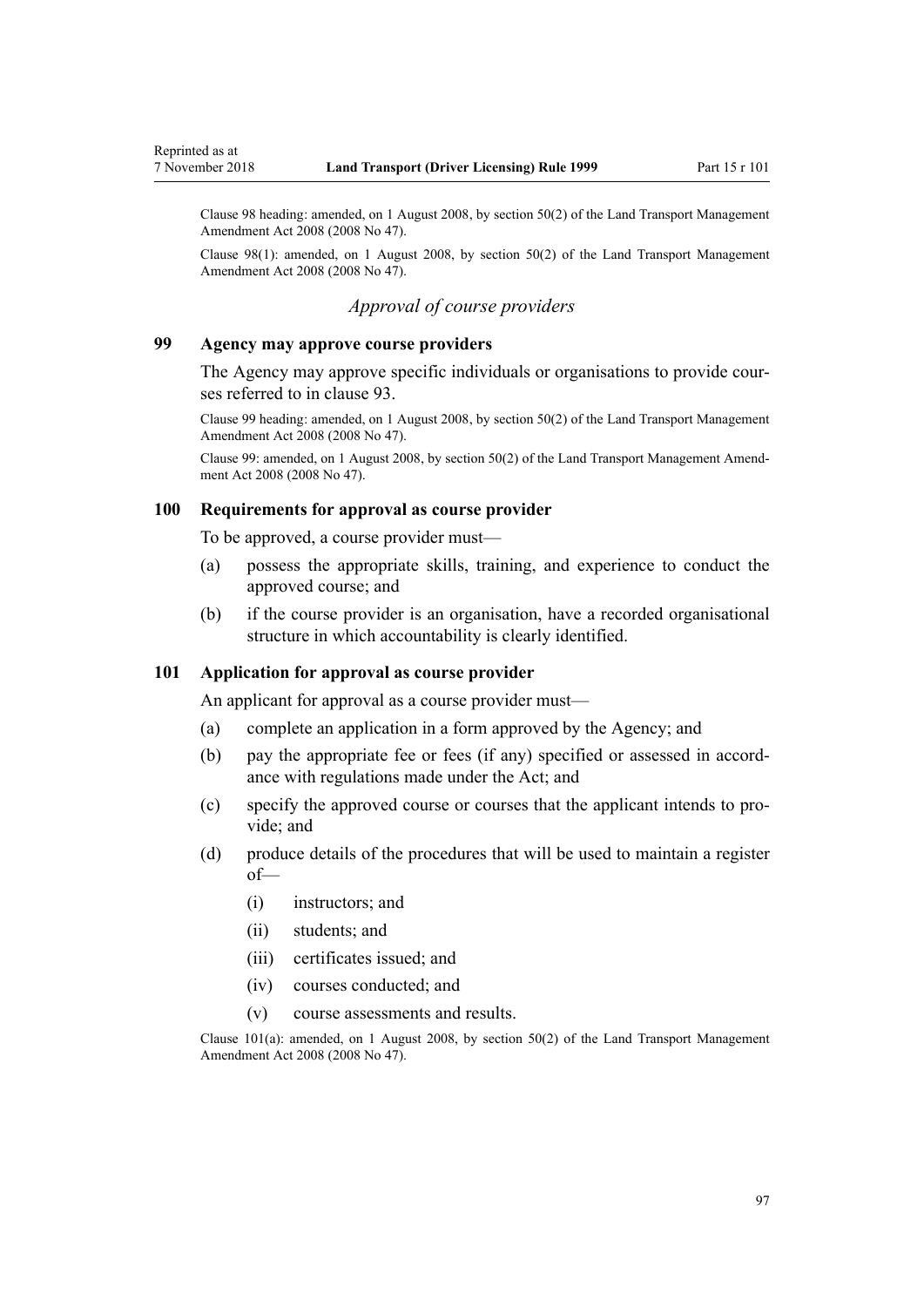Clause 98 heading: amended, on 1 August 2008, by section 50(2) of the Land Transport Management Amendment Act 2008 (2008 No 47).

Clause 98(1): amended, on 1 August 2008, by section 50(2) of the Land Transport Management Amendment Act 2008 (2008 No 47).

### *Approval of course providers*

### 99 Agency may approve course providers

The Agency may approve specific individuals or organisations to provide courses referred to in clause 93.

Clause 99 heading: amended, on 1 August 2008, by section 50(2) of the Land Transport Management Amendment Act 2008 (2008 No 47).

Clause 99: amended, on 1 August 2008, by section 50(2) of the Land Transport Management Amendment Act 2008 (2008 No 47).

### 100 Requirements for approval as course provider

To be approved, a course provider must—

(a) possess the appropriate skills, training, and experience to conduct the approved course; and

(b) if the course provider is an organisation, have a recorded organisational structure in which accountability is clearly identified.

### 101 Application for approval as course provider

An applicant for approval as a course provider must—

(a) complete an application in a form approved by the Agency; and

(b) pay the appropriate fee or fees (if any) specified or assessed in accordance with regulations made under the Act; and

(c) specify the approved course or courses that the applicant intends to provide; and

(d) produce details of the procedures that will be used to maintain a register of—

  (i) instructors; and

  (ii) students; and

  (iii) certificates issued; and

  (iv) courses conducted; and

  (v) course assessments and results.

Clause 101(a): amended, on 1 August 2008, by section 50(2) of the Land Transport Management Amendment Act 2008 (2008 No 47).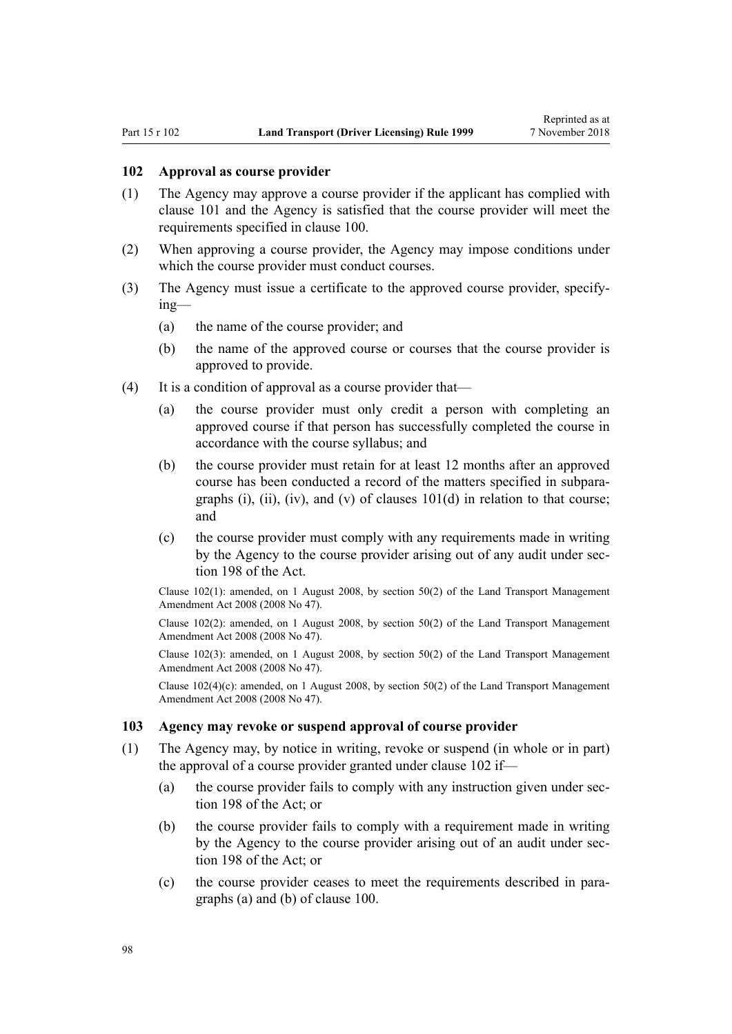### 102 Approval as course provider

(1) The Agency may approve a course provider if the applicant has complied with clause 101 and the Agency is satisfied that the course provider will meet the requirements specified in clause 100.

(2) When approving a course provider, the Agency may impose conditions under which the course provider must conduct courses.

(3) The Agency must issue a certificate to the approved course provider, specifying—

  (a) the name of the course provider; and

  (b) the name of the approved course or courses that the course provider is approved to provide.

(4) It is a condition of approval as a course provider that—

  (a) the course provider must only credit a person with completing an approved course if that person has successfully completed the course in accordance with the course syllabus; and

  (b) the course provider must retain for at least 12 months after an approved course has been conducted a record of the matters specified in subparagraphs (i), (ii), (iv), and (v) of clauses 101(d) in relation to that course; and

  (c) the course provider must comply with any requirements made in writing by the Agency to the course provider arising out of any audit under section 198 of the Act.

Clause 102(1): amended, on 1 August 2008, by section 50(2) of the Land Transport Management Amendment Act 2008 (2008 No 47).

Clause 102(2): amended, on 1 August 2008, by section 50(2) of the Land Transport Management Amendment Act 2008 (2008 No 47).

Clause 102(3): amended, on 1 August 2008, by section 50(2) of the Land Transport Management Amendment Act 2008 (2008 No 47).

Clause 102(4)(c): amended, on 1 August 2008, by section 50(2) of the Land Transport Management Amendment Act 2008 (2008 No 47).

### 103 Agency may revoke or suspend approval of course provider

(1) The Agency may, by notice in writing, revoke or suspend (in whole or in part) the approval of a course provider granted under clause 102 if—

  (a) the course provider fails to comply with any instruction given under section 198 of the Act; or

  (b) the course provider fails to comply with a requirement made in writing by the Agency to the course provider arising out of an audit under section 198 of the Act; or

  (c) the course provider ceases to meet the requirements described in paragraphs (a) and (b) of clause 100.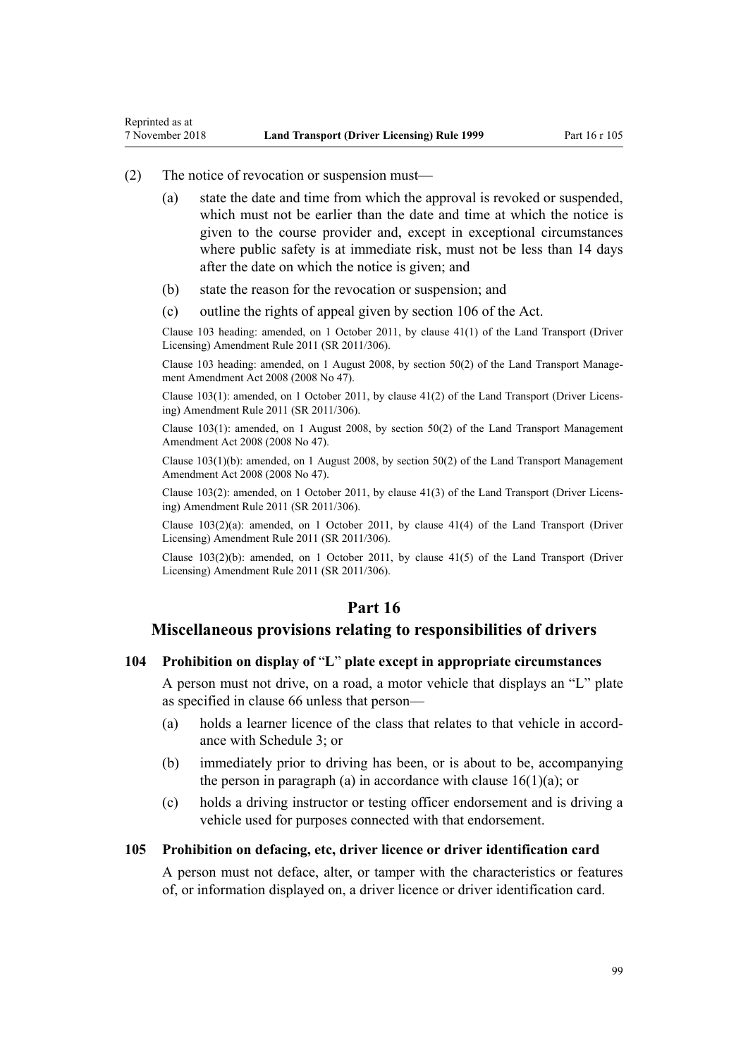(2) The notice of revocation or suspension must—

(a) state the date and time from which the approval is revoked or suspended, which must not be earlier than the date and time at which the notice is given to the course provider and, except in exceptional circumstances where public safety is at immediate risk, must not be less than 14 days after the date on which the notice is given; and

(b) state the reason for the revocation or suspension; and

(c) outline the rights of appeal given by section 106 of the Act.

Clause 103 heading: amended, on 1 October 2011, by clause 41(1) of the Land Transport (Driver Licensing) Amendment Rule 2011 (SR 2011/306).

Clause 103 heading: amended, on 1 August 2008, by section 50(2) of the Land Transport Management Amendment Act 2008 (2008 No 47).

Clause 103(1): amended, on 1 October 2011, by clause 41(2) of the Land Transport (Driver Licensing) Amendment Rule 2011 (SR 2011/306).

Clause 103(1): amended, on 1 August 2008, by section 50(2) of the Land Transport Management Amendment Act 2008 (2008 No 47).

Clause 103(1)(b): amended, on 1 August 2008, by section 50(2) of the Land Transport Management Amendment Act 2008 (2008 No 47).

Clause 103(2): amended, on 1 October 2011, by clause 41(3) of the Land Transport (Driver Licensing) Amendment Rule 2011 (SR 2011/306).

Clause 103(2)(a): amended, on 1 October 2011, by clause 41(4) of the Land Transport (Driver Licensing) Amendment Rule 2011 (SR 2011/306).

Clause 103(2)(b): amended, on 1 October 2011, by clause 41(5) of the Land Transport (Driver Licensing) Amendment Rule 2011 (SR 2011/306).

# Part 16

# Miscellaneous provisions relating to responsibilities of drivers

### 104 Prohibition on display of "L" plate except in appropriate circumstances

A person must not drive, on a road, a motor vehicle that displays an "L" plate as specified in clause 66 unless that person—

(a) holds a learner licence of the class that relates to that vehicle in accordance with Schedule 3; or

(b) immediately prior to driving has been, or is about to be, accompanying the person in paragraph (a) in accordance with clause 16(1)(a); or

(c) holds a driving instructor or testing officer endorsement and is driving a vehicle used for purposes connected with that endorsement.

### 105 Prohibition on defacing, etc, driver licence or driver identification card

A person must not deface, alter, or tamper with the characteristics or features of, or information displayed on, a driver licence or driver identification card.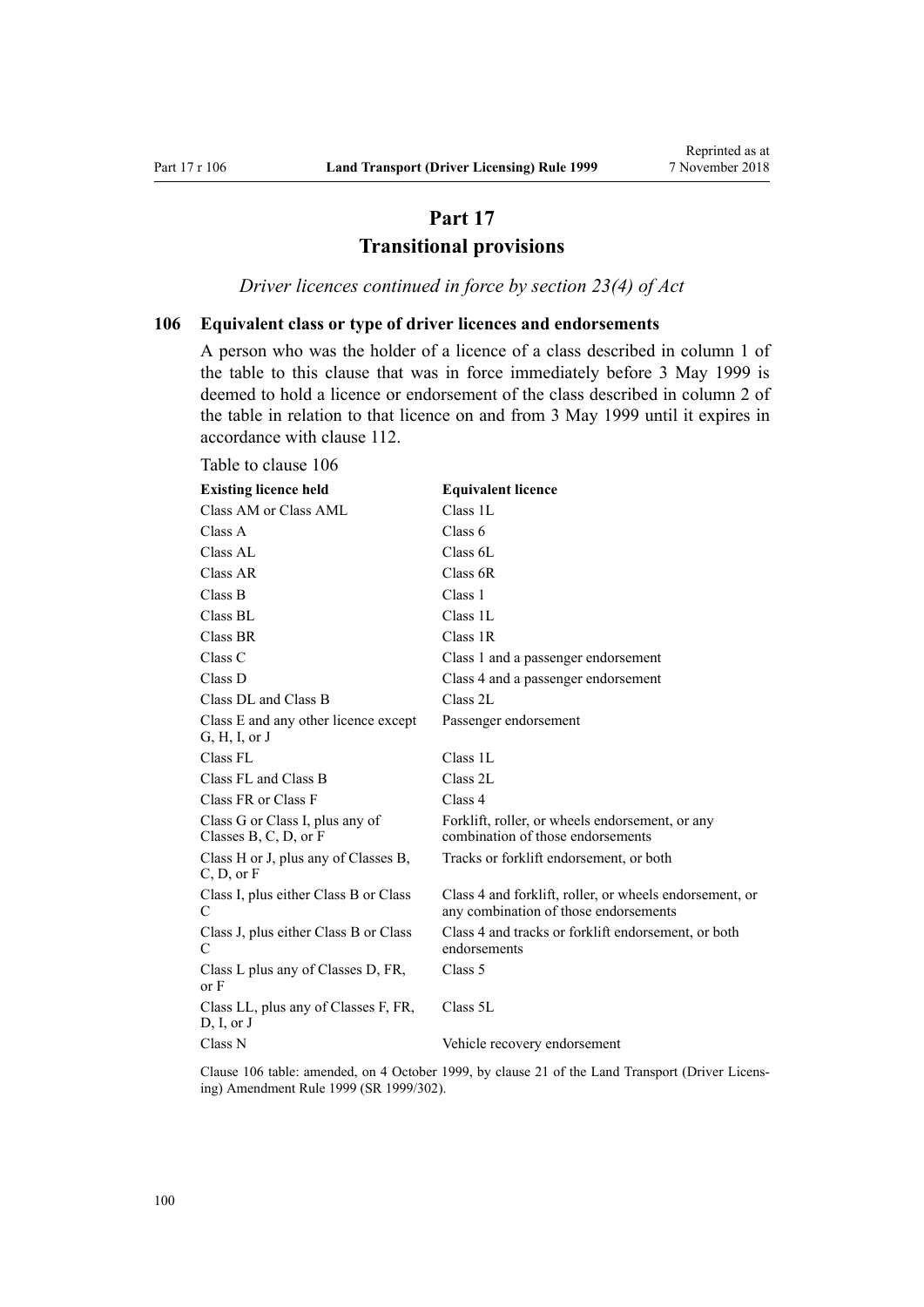# Part 17
# Transitional provisions

*Driver licences continued in force by section 23(4) of Act*

### 106 Equivalent class or type of driver licences and endorsements

A person who was the holder of a licence of a class described in column 1 of the table to this clause that was in force immediately before 3 May 1999 is deemed to hold a licence or endorsement of the class described in column 2 of the table in relation to that licence on and from 3 May 1999 until it expires in accordance with clause 112.

Table to clause 106

| Existing licence held | Equivalent licence |
|---|---|
| Class AM or Class AML | Class 1L |
| Class A | Class 6 |
| Class AL | Class 6L |
| Class AR | Class 6R |
| Class B | Class 1 |
| Class BL | Class 1L |
| Class BR | Class 1R |
| Class C | Class 1 and a passenger endorsement |
| Class D | Class 4 and a passenger endorsement |
| Class DL and Class B | Class 2L |
| Class E and any other licence except G, H, I, or J | Passenger endorsement |
| Class FL | Class 1L |
| Class FL and Class B | Class 2L |
| Class FR or Class F | Class 4 |
| Class G or Class I, plus any of Classes B, C, D, or F | Forklift, roller, or wheels endorsement, or any combination of those endorsements |
| Class H or J, plus any of Classes B, C, D, or F | Tracks or forklift endorsement, or both |
| Class I, plus either Class B or Class C | Class 4 and forklift, roller, or wheels endorsement, or any combination of those endorsements |
| Class J, plus either Class B or Class C | Class 4 and tracks or forklift endorsement, or both endorsements |
| Class L plus any of Classes D, FR, or F | Class 5 |
| Class LL, plus any of Classes F, FR, D, I, or J | Class 5L |
| Class N | Vehicle recovery endorsement |

Clause 106 table: amended, on 4 October 1999, by clause 21 of the Land Transport (Driver Licensing) Amendment Rule 1999 (SR 1999/302).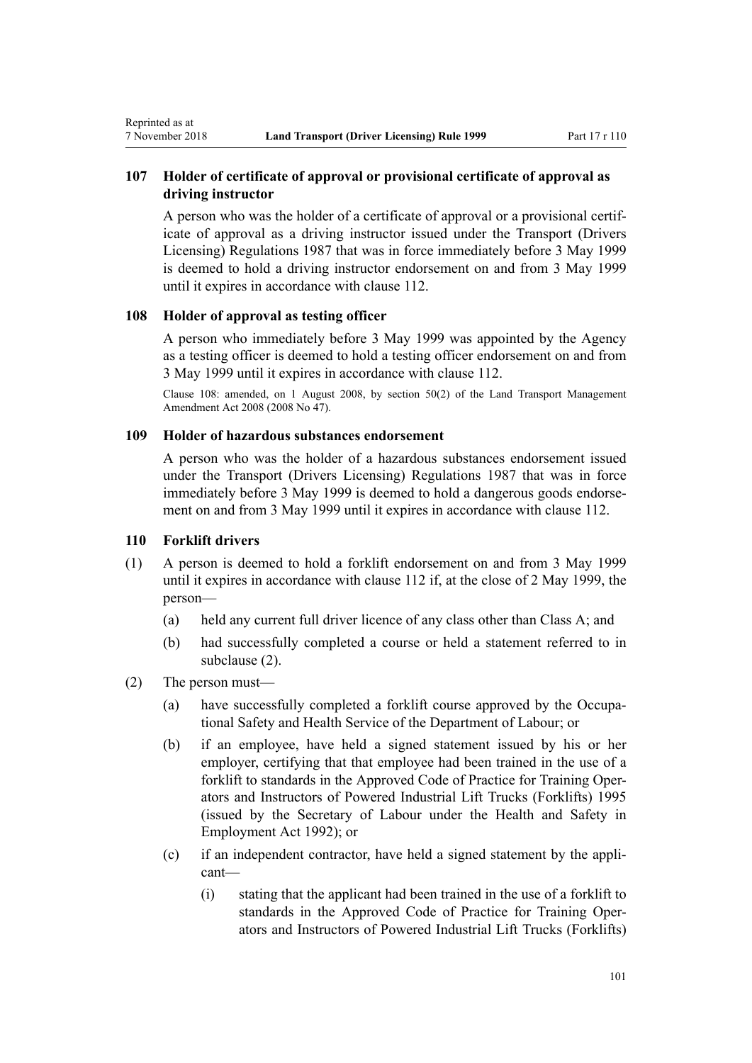### 107 Holder of certificate of approval or provisional certificate of approval as driving instructor

A person who was the holder of a certificate of approval or a provisional certificate of approval as a driving instructor issued under the Transport (Drivers Licensing) Regulations 1987 that was in force immediately before 3 May 1999 is deemed to hold a driving instructor endorsement on and from 3 May 1999 until it expires in accordance with clause 112.

### 108 Holder of approval as testing officer

A person who immediately before 3 May 1999 was appointed by the Agency as a testing officer is deemed to hold a testing officer endorsement on and from 3 May 1999 until it expires in accordance with clause 112.

Clause 108: amended, on 1 August 2008, by section 50(2) of the Land Transport Management Amendment Act 2008 (2008 No 47).

### 109 Holder of hazardous substances endorsement

A person who was the holder of a hazardous substances endorsement issued under the Transport (Drivers Licensing) Regulations 1987 that was in force immediately before 3 May 1999 is deemed to hold a dangerous goods endorsement on and from 3 May 1999 until it expires in accordance with clause 112.

### 110 Forklift drivers

(1) A person is deemed to hold a forklift endorsement on and from 3 May 1999 until it expires in accordance with clause 112 if, at the close of 2 May 1999, the person—

  (a) held any current full driver licence of any class other than Class A; and

  (b) had successfully completed a course or held a statement referred to in subclause (2).

(2) The person must—

  (a) have successfully completed a forklift course approved by the Occupational Safety and Health Service of the Department of Labour; or

  (b) if an employee, have held a signed statement issued by his or her employer, certifying that that employee had been trained in the use of a forklift to standards in the Approved Code of Practice for Training Operators and Instructors of Powered Industrial Lift Trucks (Forklifts) 1995 (issued by the Secretary of Labour under the Health and Safety in Employment Act 1992); or

  (c) if an independent contractor, have held a signed statement by the applicant—

    (i) stating that the applicant had been trained in the use of a forklift to standards in the Approved Code of Practice for Training Operators and Instructors of Powered Industrial Lift Trucks (Forklifts)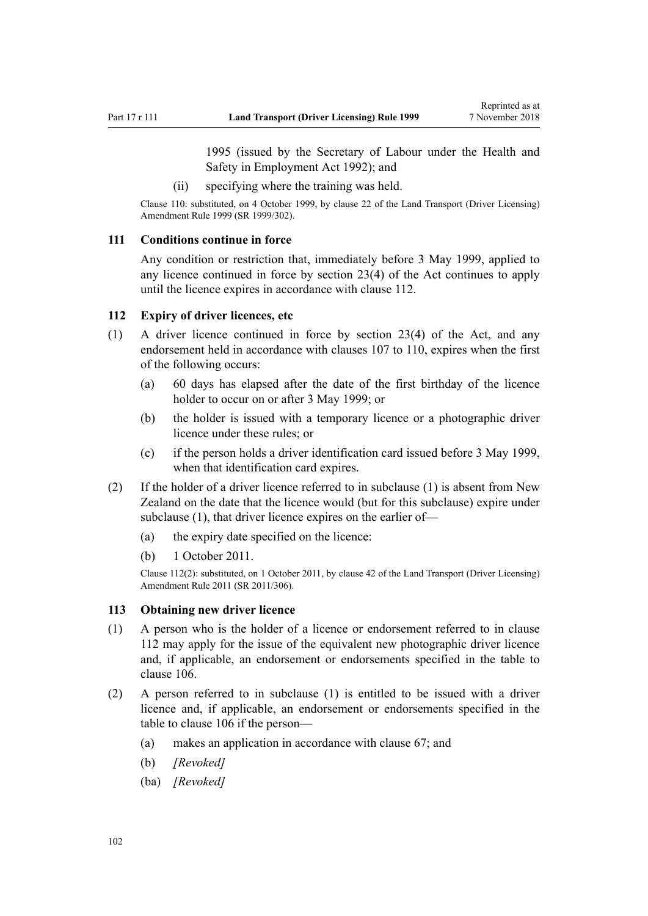1995 (issued by the Secretary of Labour under the Health and Safety in Employment Act 1992); and

(ii) specifying where the training was held.

Clause 110: substituted, on 4 October 1999, by clause 22 of the Land Transport (Driver Licensing) Amendment Rule 1999 (SR 1999/302).

### 111 Conditions continue in force

Any condition or restriction that, immediately before 3 May 1999, applied to any licence continued in force by section 23(4) of the Act continues to apply until the licence expires in accordance with clause 112.

### 112 Expiry of driver licences, etc

(1) A driver licence continued in force by section 23(4) of the Act, and any endorsement held in accordance with clauses 107 to 110, expires when the first of the following occurs:

(a) 60 days has elapsed after the date of the first birthday of the licence holder to occur on or after 3 May 1999; or

(b) the holder is issued with a temporary licence or a photographic driver licence under these rules; or

(c) if the person holds a driver identification card issued before 3 May 1999, when that identification card expires.

(2) If the holder of a driver licence referred to in subclause (1) is absent from New Zealand on the date that the licence would (but for this subclause) expire under subclause (1), that driver licence expires on the earlier of—

(a) the expiry date specified on the licence:

(b) 1 October 2011.

Clause 112(2): substituted, on 1 October 2011, by clause 42 of the Land Transport (Driver Licensing) Amendment Rule 2011 (SR 2011/306).

### 113 Obtaining new driver licence

(1) A person who is the holder of a licence or endorsement referred to in clause 112 may apply for the issue of the equivalent new photographic driver licence and, if applicable, an endorsement or endorsements specified in the table to clause 106.

(2) A person referred to in subclause (1) is entitled to be issued with a driver licence and, if applicable, an endorsement or endorsements specified in the table to clause 106 if the person—

(a) makes an application in accordance with clause 67; and

(b) *[Revoked]*

(ba) *[Revoked]*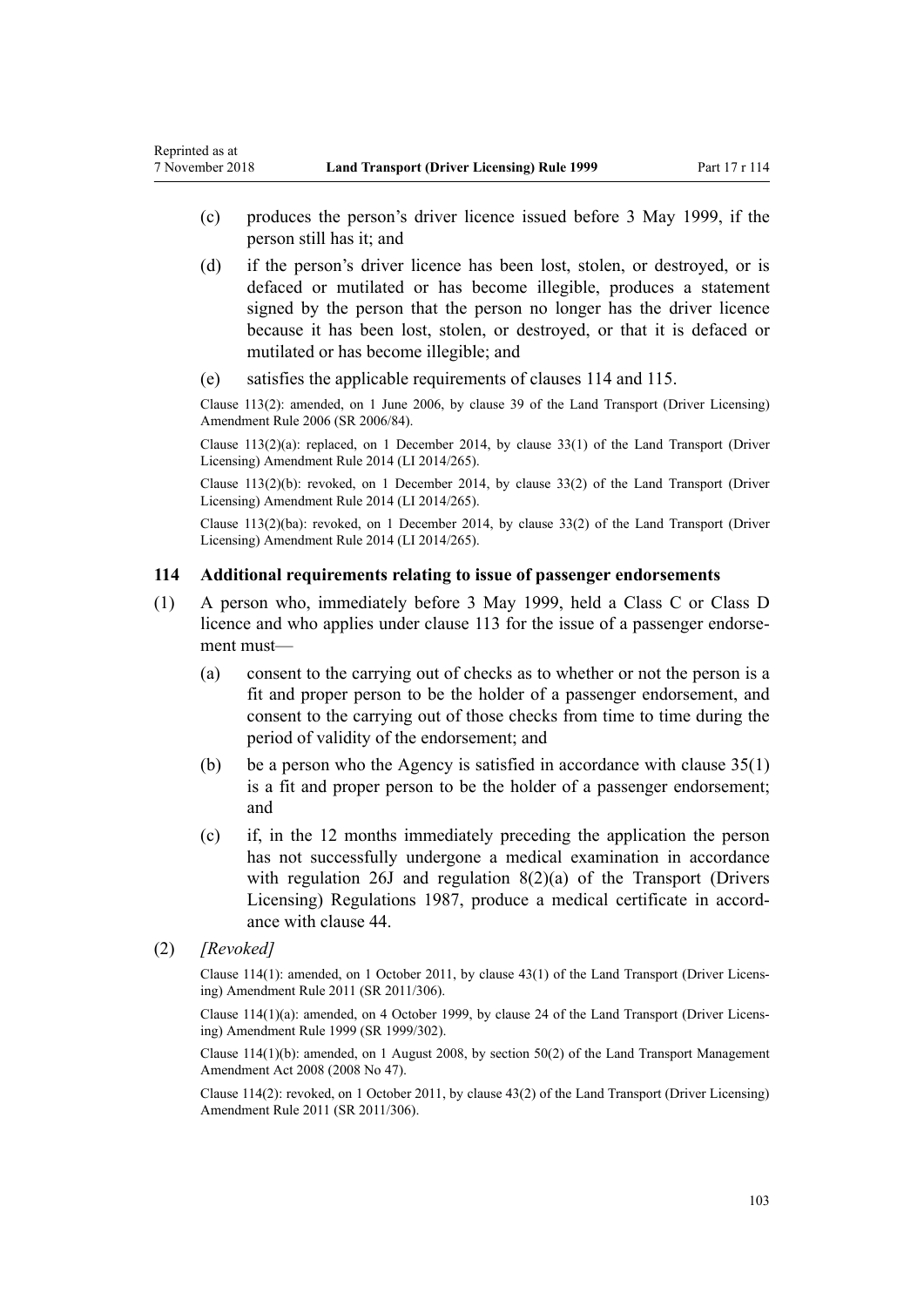(c) produces the person's driver licence issued before 3 May 1999, if the person still has it; and

(d) if the person's driver licence has been lost, stolen, or destroyed, or is defaced or mutilated or has become illegible, produces a statement signed by the person that the person no longer has the driver licence because it has been lost, stolen, or destroyed, or that it is defaced or mutilated or has become illegible; and

(e) satisfies the applicable requirements of clauses 114 and 115.

Clause 113(2): amended, on 1 June 2006, by clause 39 of the Land Transport (Driver Licensing) Amendment Rule 2006 (SR 2006/84).

Clause 113(2)(a): replaced, on 1 December 2014, by clause 33(1) of the Land Transport (Driver Licensing) Amendment Rule 2014 (LI 2014/265).

Clause 113(2)(b): revoked, on 1 December 2014, by clause 33(2) of the Land Transport (Driver Licensing) Amendment Rule 2014 (LI 2014/265).

Clause 113(2)(ba): revoked, on 1 December 2014, by clause 33(2) of the Land Transport (Driver Licensing) Amendment Rule 2014 (LI 2014/265).

### 114 Additional requirements relating to issue of passenger endorsements

(1) A person who, immediately before 3 May 1999, held a Class C or Class D licence and who applies under clause 113 for the issue of a passenger endorsement must—

(a) consent to the carrying out of checks as to whether or not the person is a fit and proper person to be the holder of a passenger endorsement, and consent to the carrying out of those checks from time to time during the period of validity of the endorsement; and

(b) be a person who the Agency is satisfied in accordance with clause 35(1) is a fit and proper person to be the holder of a passenger endorsement; and

(c) if, in the 12 months immediately preceding the application the person has not successfully undergone a medical examination in accordance with regulation 26J and regulation 8(2)(a) of the Transport (Drivers Licensing) Regulations 1987, produce a medical certificate in accordance with clause 44.

(2) *[Revoked]*

Clause 114(1): amended, on 1 October 2011, by clause 43(1) of the Land Transport (Driver Licensing) Amendment Rule 2011 (SR 2011/306).

Clause 114(1)(a): amended, on 4 October 1999, by clause 24 of the Land Transport (Driver Licensing) Amendment Rule 1999 (SR 1999/302).

Clause 114(1)(b): amended, on 1 August 2008, by section 50(2) of the Land Transport Management Amendment Act 2008 (2008 No 47).

Clause 114(2): revoked, on 1 October 2011, by clause 43(2) of the Land Transport (Driver Licensing) Amendment Rule 2011 (SR 2011/306).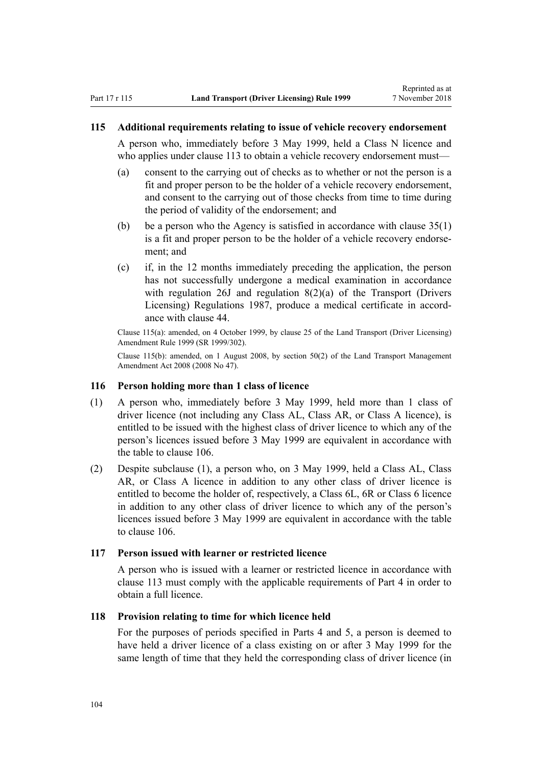### 115 Additional requirements relating to issue of vehicle recovery endorsement

A person who, immediately before 3 May 1999, held a Class N licence and who applies under clause 113 to obtain a vehicle recovery endorsement must—

(a) consent to the carrying out of checks as to whether or not the person is a fit and proper person to be the holder of a vehicle recovery endorsement, and consent to the carrying out of those checks from time to time during the period of validity of the endorsement; and

(b) be a person who the Agency is satisfied in accordance with clause 35(1) is a fit and proper person to be the holder of a vehicle recovery endorsement; and

(c) if, in the 12 months immediately preceding the application, the person has not successfully undergone a medical examination in accordance with regulation 26J and regulation 8(2)(a) of the Transport (Drivers Licensing) Regulations 1987, produce a medical certificate in accordance with clause 44.

Clause 115(a): amended, on 4 October 1999, by clause 25 of the Land Transport (Driver Licensing) Amendment Rule 1999 (SR 1999/302).

Clause 115(b): amended, on 1 August 2008, by section 50(2) of the Land Transport Management Amendment Act 2008 (2008 No 47).

### 116 Person holding more than 1 class of licence

(1) A person who, immediately before 3 May 1999, held more than 1 class of driver licence (not including any Class AL, Class AR, or Class A licence), is entitled to be issued with the highest class of driver licence to which any of the person's licences issued before 3 May 1999 are equivalent in accordance with the table to clause 106.

(2) Despite subclause (1), a person who, on 3 May 1999, held a Class AL, Class AR, or Class A licence in addition to any other class of driver licence is entitled to become the holder of, respectively, a Class 6L, 6R or Class 6 licence in addition to any other class of driver licence to which any of the person's licences issued before 3 May 1999 are equivalent in accordance with the table to clause 106.

### 117 Person issued with learner or restricted licence

A person who is issued with a learner or restricted licence in accordance with clause 113 must comply with the applicable requirements of Part 4 in order to obtain a full licence.

### 118 Provision relating to time for which licence held

For the purposes of periods specified in Parts 4 and 5, a person is deemed to have held a driver licence of a class existing on or after 3 May 1999 for the same length of time that they held the corresponding class of driver licence (in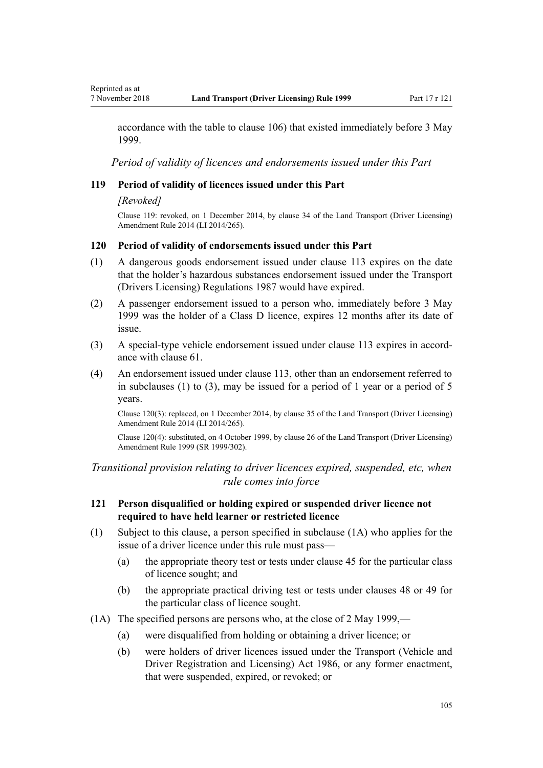accordance with the table to clause 106) that existed immediately before 3 May 1999.

*Period of validity of licences and endorsements issued under this Part*

### 119 Period of validity of licences issued under this Part

*[Revoked]*

Clause 119: revoked, on 1 December 2014, by clause 34 of the Land Transport (Driver Licensing) Amendment Rule 2014 (LI 2014/265).

### 120 Period of validity of endorsements issued under this Part

(1) A dangerous goods endorsement issued under clause 113 expires on the date that the holder's hazardous substances endorsement issued under the Transport (Drivers Licensing) Regulations 1987 would have expired.

(2) A passenger endorsement issued to a person who, immediately before 3 May 1999 was the holder of a Class D licence, expires 12 months after its date of issue.

(3) A special-type vehicle endorsement issued under clause 113 expires in accordance with clause 61.

(4) An endorsement issued under clause 113, other than an endorsement referred to in subclauses (1) to (3), may be issued for a period of 1 year or a period of 5 years.

Clause 120(3): replaced, on 1 December 2014, by clause 35 of the Land Transport (Driver Licensing) Amendment Rule 2014 (LI 2014/265).

Clause 120(4): substituted, on 4 October 1999, by clause 26 of the Land Transport (Driver Licensing) Amendment Rule 1999 (SR 1999/302).

*Transitional provision relating to driver licences expired, suspended, etc, when rule comes into force*

### 121 Person disqualified or holding expired or suspended driver licence not required to have held learner or restricted licence

(1) Subject to this clause, a person specified in subclause (1A) who applies for the issue of a driver licence under this rule must pass—

  (a) the appropriate theory test or tests under clause 45 for the particular class of licence sought; and

  (b) the appropriate practical driving test or tests under clauses 48 or 49 for the particular class of licence sought.

(1A) The specified persons are persons who, at the close of 2 May 1999,—

  (a) were disqualified from holding or obtaining a driver licence; or

  (b) were holders of driver licences issued under the Transport (Vehicle and Driver Registration and Licensing) Act 1986, or any former enactment, that were suspended, expired, or revoked; or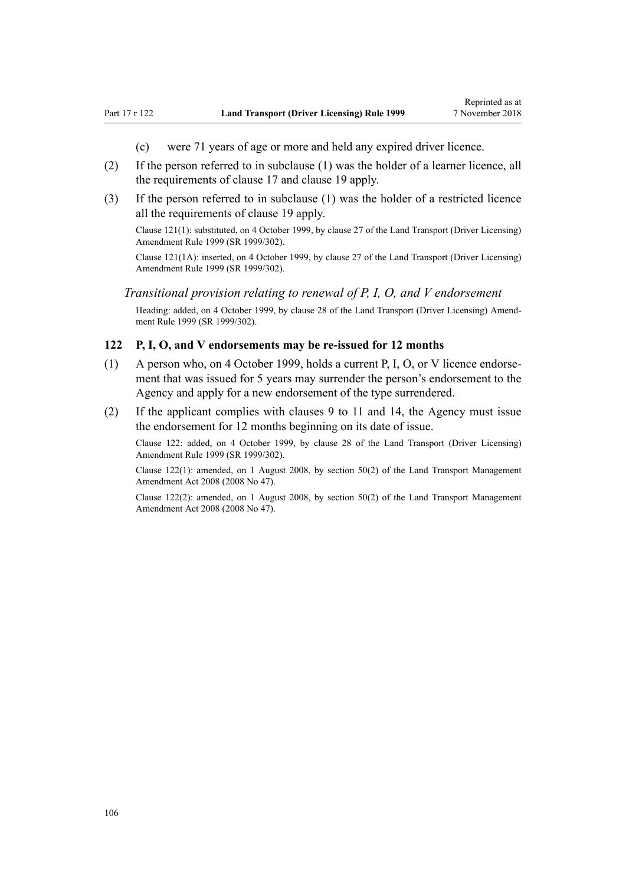(c) were 71 years of age or more and held any expired driver licence.

(2) If the person referred to in subclause (1) was the holder of a learner licence, all the requirements of clause 17 and clause 19 apply.

(3) If the person referred to in subclause (1) was the holder of a restricted licence all the requirements of clause 19 apply.

Clause 121(1): substituted, on 4 October 1999, by clause 27 of the Land Transport (Driver Licensing) Amendment Rule 1999 (SR 1999/302).

Clause 121(1A): inserted, on 4 October 1999, by clause 27 of the Land Transport (Driver Licensing) Amendment Rule 1999 (SR 1999/302).

*Transitional provision relating to renewal of P, I, O, and V endorsement*

Heading: added, on 4 October 1999, by clause 28 of the Land Transport (Driver Licensing) Amendment Rule 1999 (SR 1999/302).

### 122 P, I, O, and V endorsements may be re-issued for 12 months

(1) A person who, on 4 October 1999, holds a current P, I, O, or V licence endorsement that was issued for 5 years may surrender the person's endorsement to the Agency and apply for a new endorsement of the type surrendered.

(2) If the applicant complies with clauses 9 to 11 and 14, the Agency must issue the endorsement for 12 months beginning on its date of issue.

Clause 122: added, on 4 October 1999, by clause 28 of the Land Transport (Driver Licensing) Amendment Rule 1999 (SR 1999/302).

Clause 122(1): amended, on 1 August 2008, by section 50(2) of the Land Transport Management Amendment Act 2008 (2008 No 47).

Clause 122(2): amended, on 1 August 2008, by section 50(2) of the Land Transport Management Amendment Act 2008 (2008 No 47).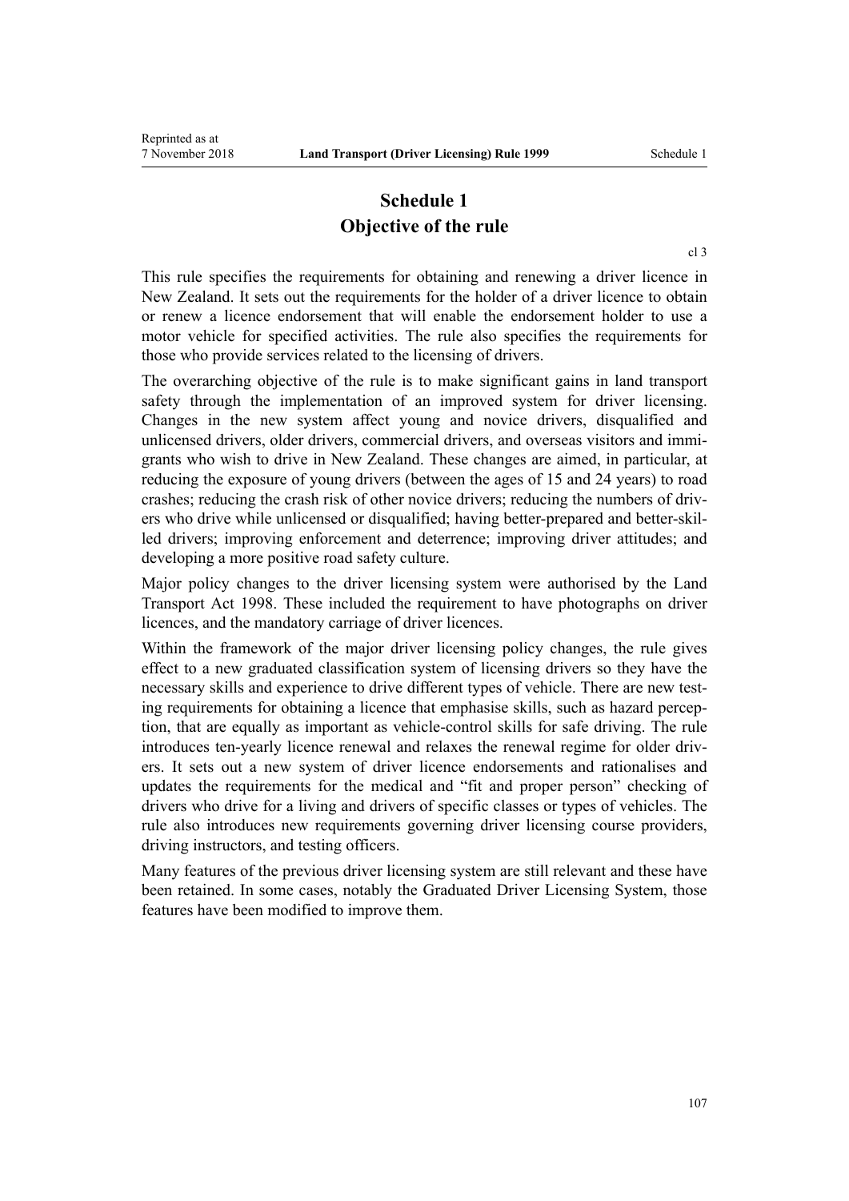# Schedule 1
# Objective of the rule

cl 3

This rule specifies the requirements for obtaining and renewing a driver licence in New Zealand. It sets out the requirements for the holder of a driver licence to obtain or renew a licence endorsement that will enable the endorsement holder to use a motor vehicle for specified activities. The rule also specifies the requirements for those who provide services related to the licensing of drivers.

The overarching objective of the rule is to make significant gains in land transport safety through the implementation of an improved system for driver licensing. Changes in the new system affect young and novice drivers, disqualified and unlicensed drivers, older drivers, commercial drivers, and overseas visitors and immigrants who wish to drive in New Zealand. These changes are aimed, in particular, at reducing the exposure of young drivers (between the ages of 15 and 24 years) to road crashes; reducing the crash risk of other novice drivers; reducing the numbers of drivers who drive while unlicensed or disqualified; having better-prepared and better-skilled drivers; improving enforcement and deterrence; improving driver attitudes; and developing a more positive road safety culture.

Major policy changes to the driver licensing system were authorised by the Land Transport Act 1998. These included the requirement to have photographs on driver licences, and the mandatory carriage of driver licences.

Within the framework of the major driver licensing policy changes, the rule gives effect to a new graduated classification system of licensing drivers so they have the necessary skills and experience to drive different types of vehicle. There are new testing requirements for obtaining a licence that emphasise skills, such as hazard perception, that are equally as important as vehicle-control skills for safe driving. The rule introduces ten-yearly licence renewal and relaxes the renewal regime for older drivers. It sets out a new system of driver licence endorsements and rationalises and updates the requirements for the medical and "fit and proper person" checking of drivers who drive for a living and drivers of specific classes or types of vehicles. The rule also introduces new requirements governing driver licensing course providers, driving instructors, and testing officers.

Many features of the previous driver licensing system are still relevant and these have been retained. In some cases, notably the Graduated Driver Licensing System, those features have been modified to improve them.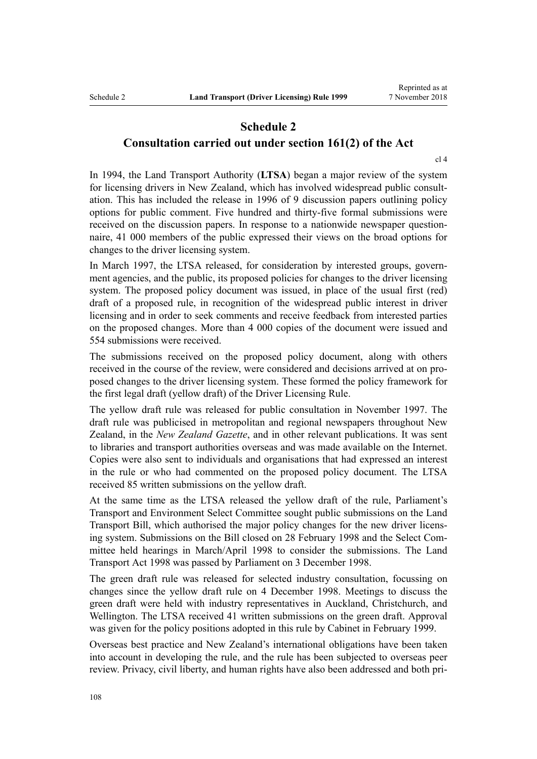# Schedule 2

## Consultation carried out under section 161(2) of the Act

cl 4

In 1994, the Land Transport Authority (**LTSA**) began a major review of the system for licensing drivers in New Zealand, which has involved widespread public consultation. This has included the release in 1996 of 9 discussion papers outlining policy options for public comment. Five hundred and thirty-five formal submissions were received on the discussion papers. In response to a nationwide newspaper questionnaire, 41 000 members of the public expressed their views on the broad options for changes to the driver licensing system.

In March 1997, the LTSA released, for consideration by interested groups, government agencies, and the public, its proposed policies for changes to the driver licensing system. The proposed policy document was issued, in place of the usual first (red) draft of a proposed rule, in recognition of the widespread public interest in driver licensing and in order to seek comments and receive feedback from interested parties on the proposed changes. More than 4 000 copies of the document were issued and 554 submissions were received.

The submissions received on the proposed policy document, along with others received in the course of the review, were considered and decisions arrived at on proposed changes to the driver licensing system. These formed the policy framework for the first legal draft (yellow draft) of the Driver Licensing Rule.

The yellow draft rule was released for public consultation in November 1997. The draft rule was publicised in metropolitan and regional newspapers throughout New Zealand, in the *New Zealand Gazette*, and in other relevant publications. It was sent to libraries and transport authorities overseas and was made available on the Internet. Copies were also sent to individuals and organisations that had expressed an interest in the rule or who had commented on the proposed policy document. The LTSA received 85 written submissions on the yellow draft.

At the same time as the LTSA released the yellow draft of the rule, Parliament's Transport and Environment Select Committee sought public submissions on the Land Transport Bill, which authorised the major policy changes for the new driver licensing system. Submissions on the Bill closed on 28 February 1998 and the Select Committee held hearings in March/April 1998 to consider the submissions. The Land Transport Act 1998 was passed by Parliament on 3 December 1998.

The green draft rule was released for selected industry consultation, focussing on changes since the yellow draft rule on 4 December 1998. Meetings to discuss the green draft were held with industry representatives in Auckland, Christchurch, and Wellington. The LTSA received 41 written submissions on the green draft. Approval was given for the policy positions adopted in this rule by Cabinet in February 1999.

Overseas best practice and New Zealand's international obligations have been taken into account in developing the rule, and the rule has been subjected to overseas peer review. Privacy, civil liberty, and human rights have also been addressed and both pri-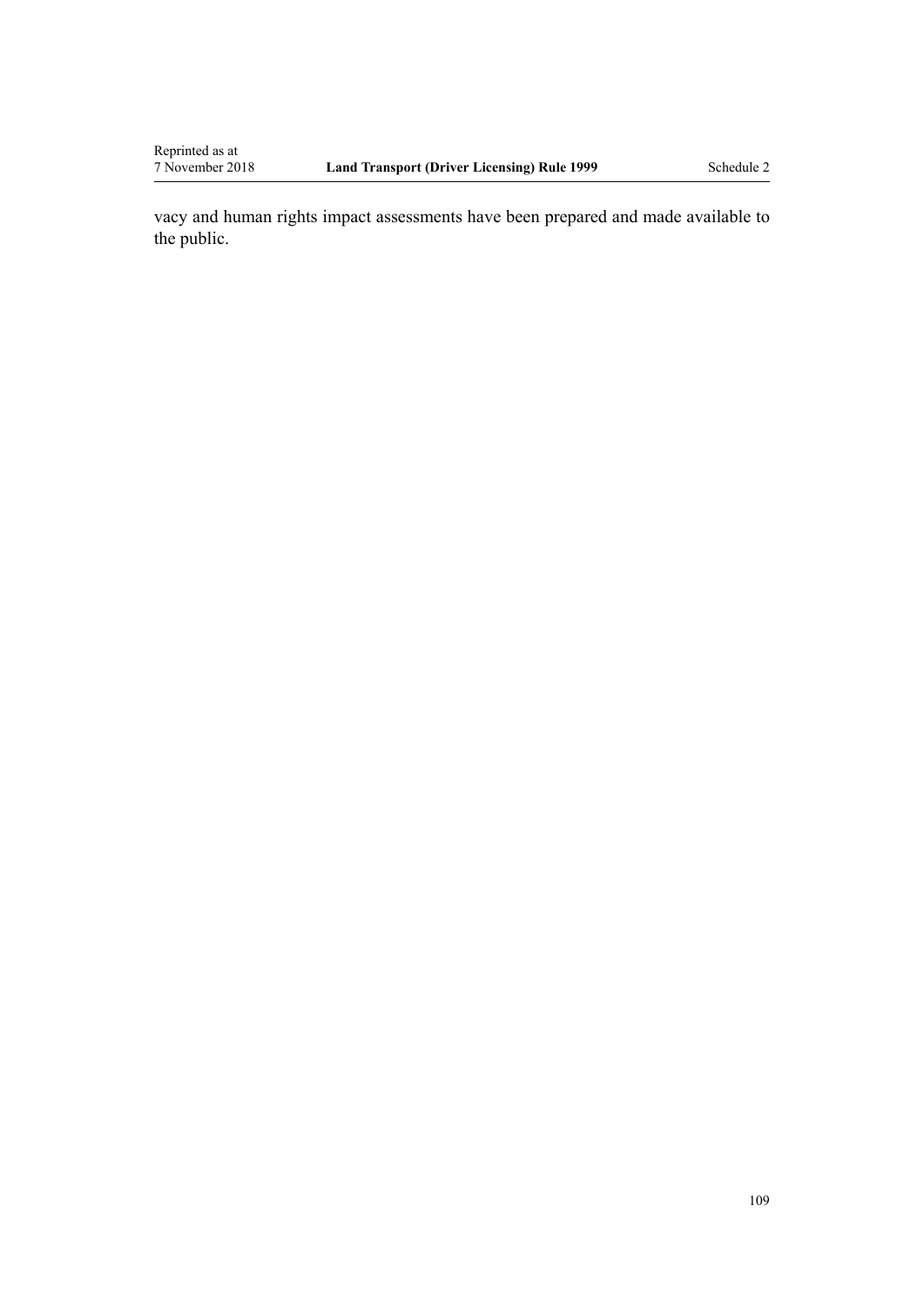vacy and human rights impact assessments have been prepared and made available to the public.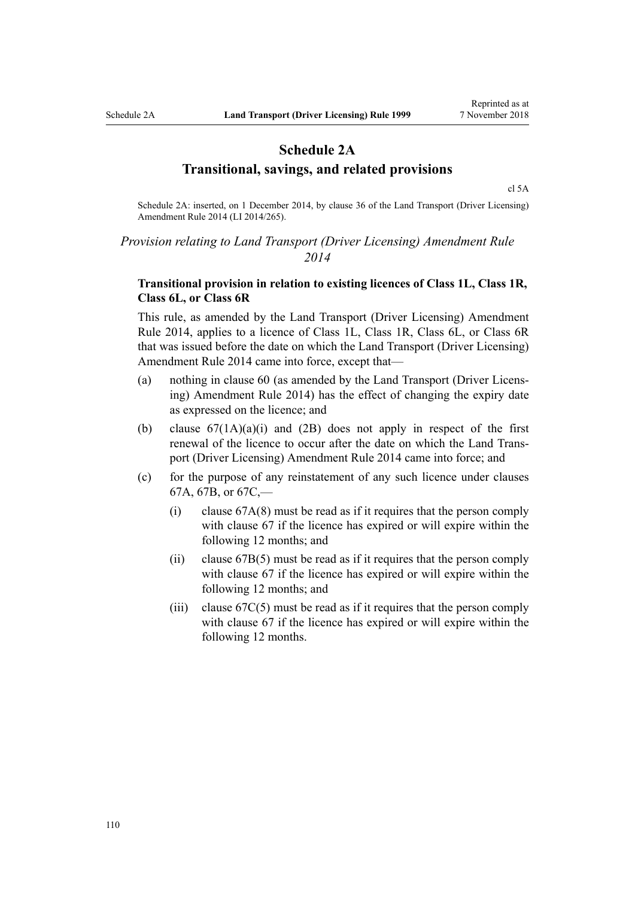# Schedule 2A
## Transitional, savings, and related provisions

cl 5A

Schedule 2A: inserted, on 1 December 2014, by clause 36 of the Land Transport (Driver Licensing) Amendment Rule 2014 (LI 2014/265).

*Provision relating to Land Transport (Driver Licensing) Amendment Rule 2014*

**Transitional provision in relation to existing licences of Class 1L, Class 1R, Class 6L, or Class 6R**

This rule, as amended by the Land Transport (Driver Licensing) Amendment Rule 2014, applies to a licence of Class 1L, Class 1R, Class 6L, or Class 6R that was issued before the date on which the Land Transport (Driver Licensing) Amendment Rule 2014 came into force, except that—

(a) nothing in clause 60 (as amended by the Land Transport (Driver Licensing) Amendment Rule 2014) has the effect of changing the expiry date as expressed on the licence; and

(b) clause 67(1A)(a)(i) and (2B) does not apply in respect of the first renewal of the licence to occur after the date on which the Land Transport (Driver Licensing) Amendment Rule 2014 came into force; and

(c) for the purpose of any reinstatement of any such licence under clauses 67A, 67B, or 67C,—

  (i) clause 67A(8) must be read as if it requires that the person comply with clause 67 if the licence has expired or will expire within the following 12 months; and

  (ii) clause 67B(5) must be read as if it requires that the person comply with clause 67 if the licence has expired or will expire within the following 12 months; and

  (iii) clause 67C(5) must be read as if it requires that the person comply with clause 67 if the licence has expired or will expire within the following 12 months.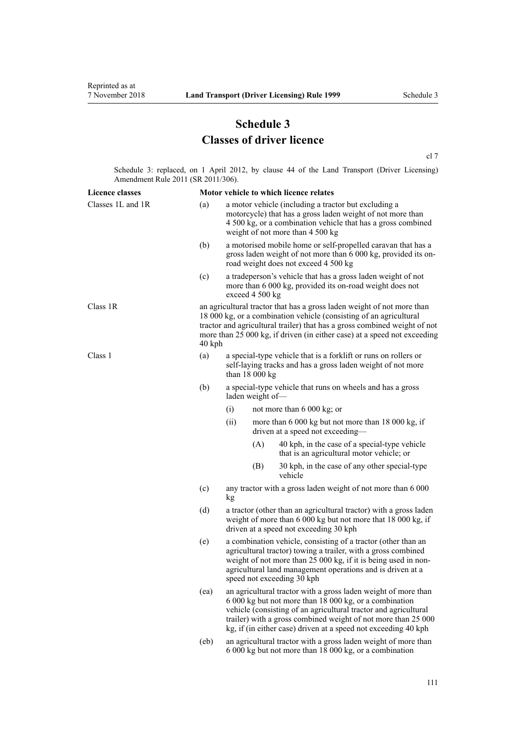# Schedule 3
## Classes of driver licence

cl 7

Schedule 3: replaced, on 1 April 2012, by clause 44 of the Land Transport (Driver Licensing) Amendment Rule 2011 (SR 2011/306).

| Licence classes | Motor vehicle to which licence relates |
|---|---|
| Classes 1L and 1R | (a) a motor vehicle (including a tractor but excluding a motorcycle) that has a gross laden weight of not more than 4 500 kg, or a combination vehicle that has a gross combined weight of not more than 4 500 kg |
| | (b) a motorised mobile home or self-propelled caravan that has a gross laden weight of not more than 6 000 kg, provided its on-road weight does not exceed 4 500 kg |
| | (c) a tradeperson's vehicle that has a gross laden weight of not more than 6 000 kg, provided its on-road weight does not exceed 4 500 kg |
| Class 1R | an agricultural tractor that has a gross laden weight of not more than 18 000 kg, or a combination vehicle (consisting of an agricultural tractor and agricultural trailer) that has a gross combined weight of not more than 25 000 kg, if driven (in either case) at a speed not exceeding 40 kph |
| Class 1 | (a) a special-type vehicle that is a forklift or runs on rollers or self-laying tracks and has a gross laden weight of not more than 18 000 kg |
| | (b) a special-type vehicle that runs on wheels and has a gross laden weight of—<br>(i) not more than 6 000 kg; or<br>(ii) more than 6 000 kg but not more than 18 000 kg, if driven at a speed not exceeding—<br>(A) 40 kph, in the case of a special-type vehicle that is an agricultural motor vehicle; or<br>(B) 30 kph, in the case of any other special-type vehicle |
| | (c) any tractor with a gross laden weight of not more than 6 000 kg |
| | (d) a tractor (other than an agricultural tractor) with a gross laden weight of more than 6 000 kg but not more that 18 000 kg, if driven at a speed not exceeding 30 kph |
| | (e) a combination vehicle, consisting of a tractor (other than an agricultural tractor) towing a trailer, with a gross combined weight of not more than 25 000 kg, if it is being used in non-agricultural land management operations and is driven at a speed not exceeding 30 kph |
| | (ea) an agricultural tractor with a gross laden weight of more than 6 000 kg but not more than 18 000 kg, or a combination vehicle (consisting of an agricultural tractor and agricultural trailer) with a gross combined weight of not more than 25 000 kg, if (in either case) driven at a speed not exceeding 40 kph |
| | (eb) an agricultural tractor with a gross laden weight of more than 6 000 kg but not more than 18 000 kg, or a combination |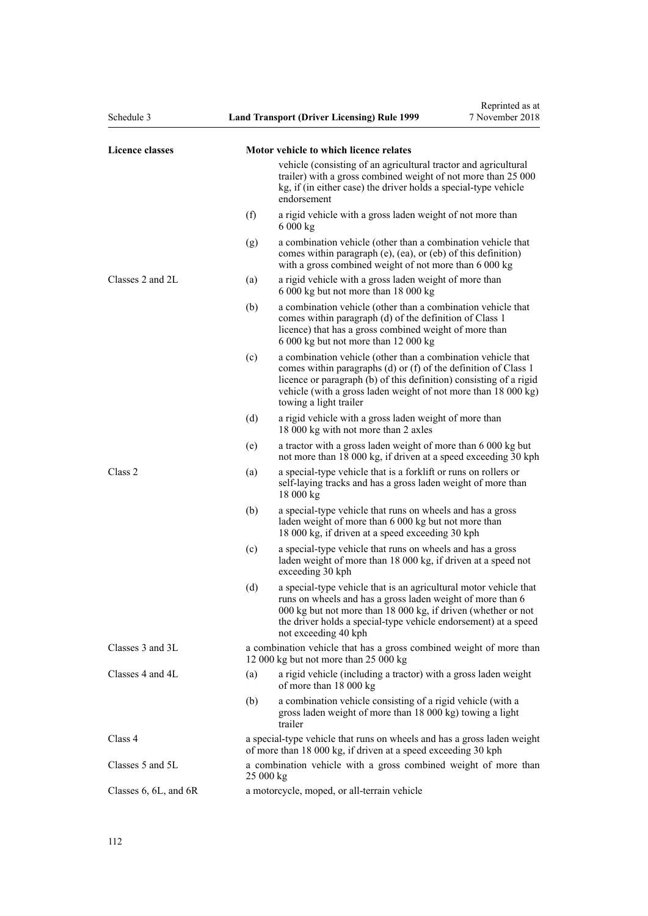| Licence classes | Motor vehicle to which licence relates |
| --- | --- |
| | vehicle (consisting of an agricultural tractor and agricultural trailer) with a gross combined weight of not more than 25 000 kg, if (in either case) the driver holds a special-type vehicle endorsement |
| | (f) a rigid vehicle with a gross laden weight of not more than 6 000 kg |
| | (g) a combination vehicle (other than a combination vehicle that comes within paragraph (e), (ea), or (eb) of this definition) with a gross combined weight of not more than 6 000 kg |
| Classes 2 and 2L | (a) a rigid vehicle with a gross laden weight of more than 6 000 kg but not more than 18 000 kg |
| | (b) a combination vehicle (other than a combination vehicle that comes within paragraph (d) of the definition of Class 1 licence) that has a gross combined weight of more than 6 000 kg but not more than 12 000 kg |
| | (c) a combination vehicle (other than a combination vehicle that comes within paragraphs (d) or (f) of the definition of Class 1 licence or paragraph (b) of this definition) consisting of a rigid vehicle (with a gross laden weight of not more than 18 000 kg) towing a light trailer |
| | (d) a rigid vehicle with a gross laden weight of more than 18 000 kg with not more than 2 axles |
| | (e) a tractor with a gross laden weight of more than 6 000 kg but not more than 18 000 kg, if driven at a speed exceeding 30 kph |
| Class 2 | (a) a special-type vehicle that is a forklift or runs on rollers or self-laying tracks and has a gross laden weight of more than 18 000 kg |
| | (b) a special-type vehicle that runs on wheels and has a gross laden weight of more than 6 000 kg but not more than 18 000 kg, if driven at a speed exceeding 30 kph |
| | (c) a special-type vehicle that runs on wheels and has a gross laden weight of more than 18 000 kg, if driven at a speed not exceeding 30 kph |
| | (d) a special-type vehicle that is an agricultural motor vehicle that runs on wheels and has a gross laden weight of more than 6 000 kg but not more than 18 000 kg, if driven (whether or not the driver holds a special-type vehicle endorsement) at a speed not exceeding 40 kph |
| Classes 3 and 3L | a combination vehicle that has a gross combined weight of more than 12 000 kg but not more than 25 000 kg |
| Classes 4 and 4L | (a) a rigid vehicle (including a tractor) with a gross laden weight of more than 18 000 kg |
| | (b) a combination vehicle consisting of a rigid vehicle (with a gross laden weight of more than 18 000 kg) towing a light trailer |
| Class 4 | a special-type vehicle that runs on wheels and has a gross laden weight of more than 18 000 kg, if driven at a speed exceeding 30 kph |
| Classes 5 and 5L | a combination vehicle with a gross combined weight of more than 25 000 kg |
| Classes 6, 6L, and 6R | a motorcycle, moped, or all-terrain vehicle |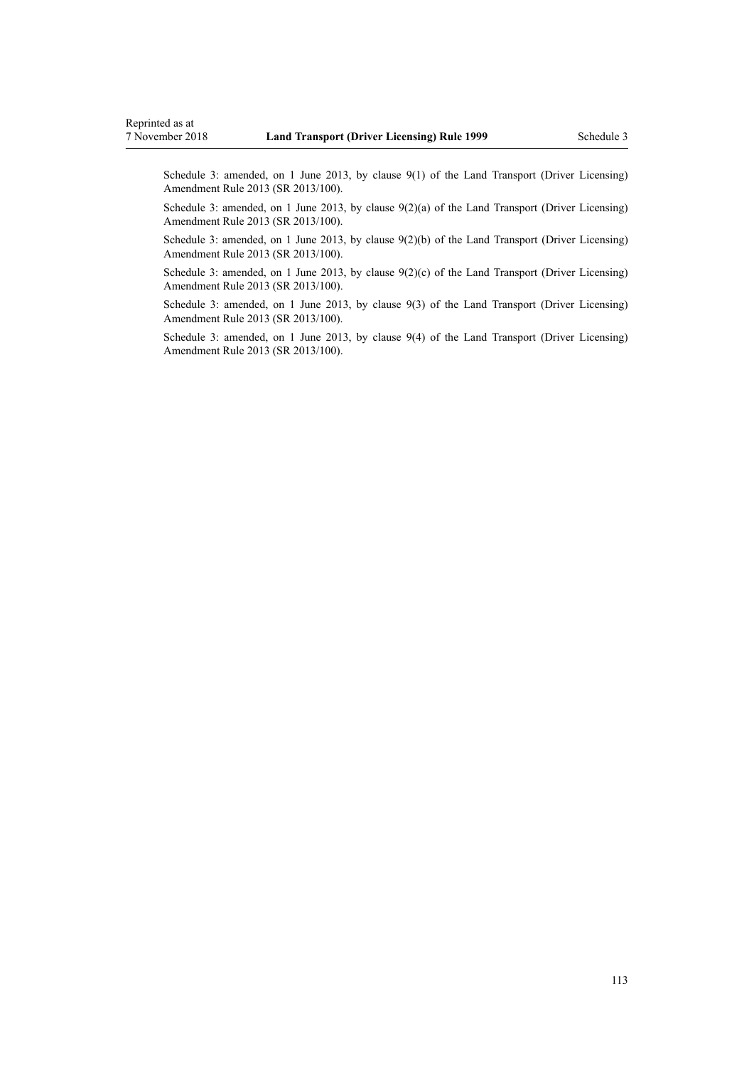Schedule 3: amended, on 1 June 2013, by clause 9(1) of the Land Transport (Driver Licensing) Amendment Rule 2013 (SR 2013/100).

Schedule 3: amended, on 1 June 2013, by clause 9(2)(a) of the Land Transport (Driver Licensing) Amendment Rule 2013 (SR 2013/100).

Schedule 3: amended, on 1 June 2013, by clause 9(2)(b) of the Land Transport (Driver Licensing) Amendment Rule 2013 (SR 2013/100).

Schedule 3: amended, on 1 June 2013, by clause 9(2)(c) of the Land Transport (Driver Licensing) Amendment Rule 2013 (SR 2013/100).

Schedule 3: amended, on 1 June 2013, by clause 9(3) of the Land Transport (Driver Licensing) Amendment Rule 2013 (SR 2013/100).

Schedule 3: amended, on 1 June 2013, by clause 9(4) of the Land Transport (Driver Licensing) Amendment Rule 2013 (SR 2013/100).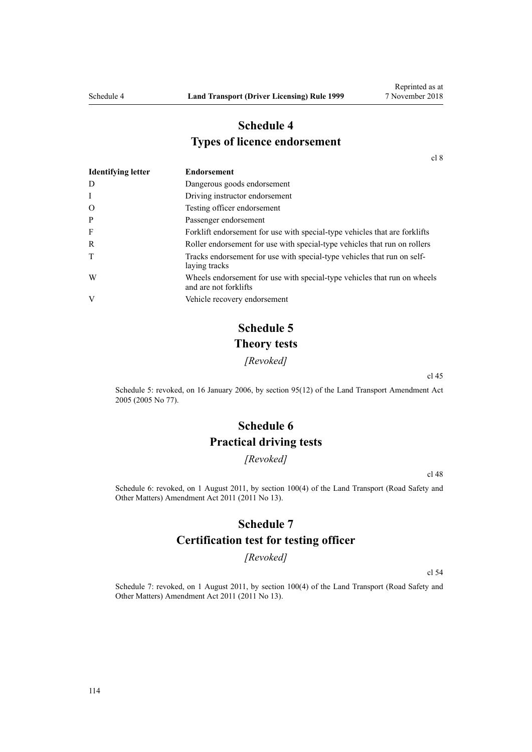# Schedule 4
# Types of licence endorsement

cl 8

| Identifying letter | Endorsement |
| --- | --- |
| D | Dangerous goods endorsement |
| I | Driving instructor endorsement |
| O | Testing officer endorsement |
| P | Passenger endorsement |
| F | Forklift endorsement for use with special-type vehicles that are forklifts |
| R | Roller endorsement for use with special-type vehicles that run on rollers |
| T | Tracks endorsement for use with special-type vehicles that run on self-laying tracks |
| W | Wheels endorsement for use with special-type vehicles that run on wheels and are not forklifts |
| V | Vehicle recovery endorsement |

# Schedule 5
# Theory tests

*[Revoked]*

cl 45

Schedule 5: revoked, on 16 January 2006, by section 95(12) of the Land Transport Amendment Act 2005 (2005 No 77).

# Schedule 6
# Practical driving tests

*[Revoked]*

cl 48

Schedule 6: revoked, on 1 August 2011, by section 100(4) of the Land Transport (Road Safety and Other Matters) Amendment Act 2011 (2011 No 13).

# Schedule 7
# Certification test for testing officer

*[Revoked]*

cl 54

Schedule 7: revoked, on 1 August 2011, by section 100(4) of the Land Transport (Road Safety and Other Matters) Amendment Act 2011 (2011 No 13).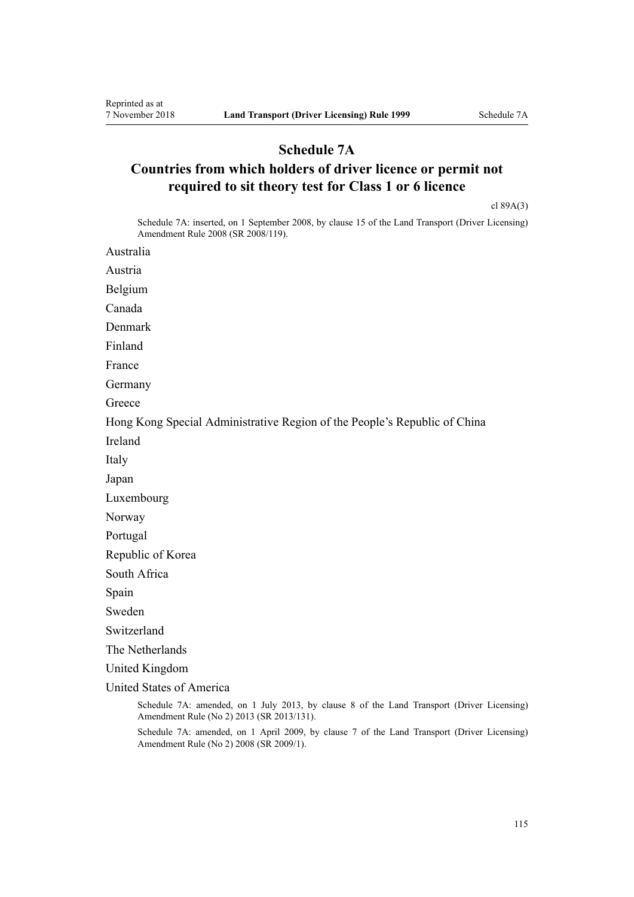# Schedule 7A

## Countries from which holders of driver licence or permit not required to sit theory test for Class 1 or 6 licence

cl 89A(3)

Schedule 7A: inserted, on 1 September 2008, by clause 15 of the Land Transport (Driver Licensing) Amendment Rule 2008 (SR 2008/119).

Australia

Austria

Belgium

Canada

Denmark

Finland

France

Germany

Greece

Hong Kong Special Administrative Region of the People's Republic of China

Ireland

Italy

Japan

Luxembourg

Norway

Portugal

Republic of Korea

South Africa

Spain

Sweden

Switzerland

The Netherlands

United Kingdom

United States of America

Schedule 7A: amended, on 1 July 2013, by clause 8 of the Land Transport (Driver Licensing) Amendment Rule (No 2) 2013 (SR 2013/131).

Schedule 7A: amended, on 1 April 2009, by clause 7 of the Land Transport (Driver Licensing) Amendment Rule (No 2) 2008 (SR 2009/1).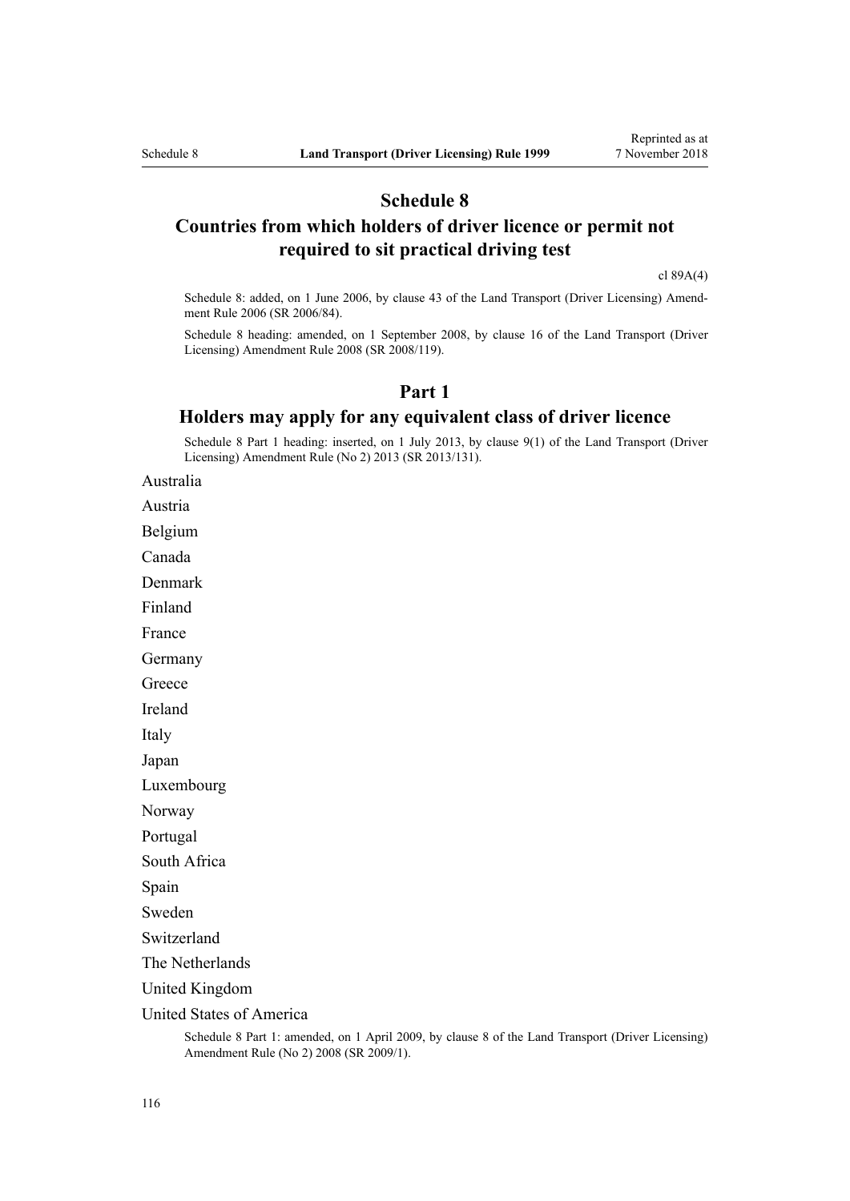# Schedule 8
# Countries from which holders of driver licence or permit not required to sit practical driving test

cl 89A(4)

Schedule 8: added, on 1 June 2006, by clause 43 of the Land Transport (Driver Licensing) Amendment Rule 2006 (SR 2006/84).

Schedule 8 heading: amended, on 1 September 2008, by clause 16 of the Land Transport (Driver Licensing) Amendment Rule 2008 (SR 2008/119).

## Part 1
## Holders may apply for any equivalent class of driver licence

Schedule 8 Part 1 heading: inserted, on 1 July 2013, by clause 9(1) of the Land Transport (Driver Licensing) Amendment Rule (No 2) 2013 (SR 2013/131).

Australia

Austria

Belgium

Canada

Denmark

Finland

France

Germany

Greece

Ireland

Italy

Japan

Luxembourg

Norway

Portugal

South Africa

Spain

Sweden

Switzerland

The Netherlands

United Kingdom

United States of America

Schedule 8 Part 1: amended, on 1 April 2009, by clause 8 of the Land Transport (Driver Licensing) Amendment Rule (No 2) 2008 (SR 2009/1).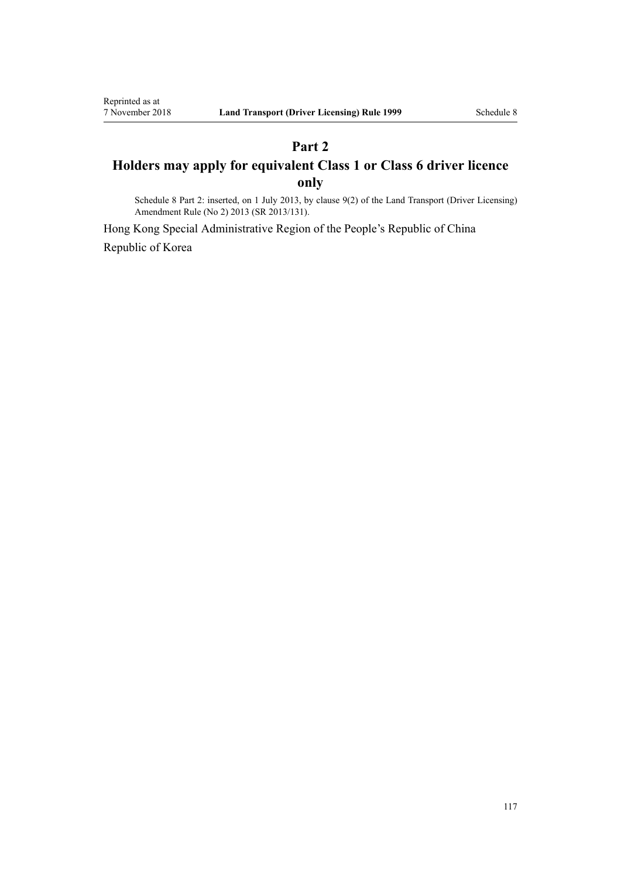## Part 2

## Holders may apply for equivalent Class 1 or Class 6 driver licence only

Schedule 8 Part 2: inserted, on 1 July 2013, by clause 9(2) of the Land Transport (Driver Licensing) Amendment Rule (No 2) 2013 (SR 2013/131).

Hong Kong Special Administrative Region of the People's Republic of China

Republic of Korea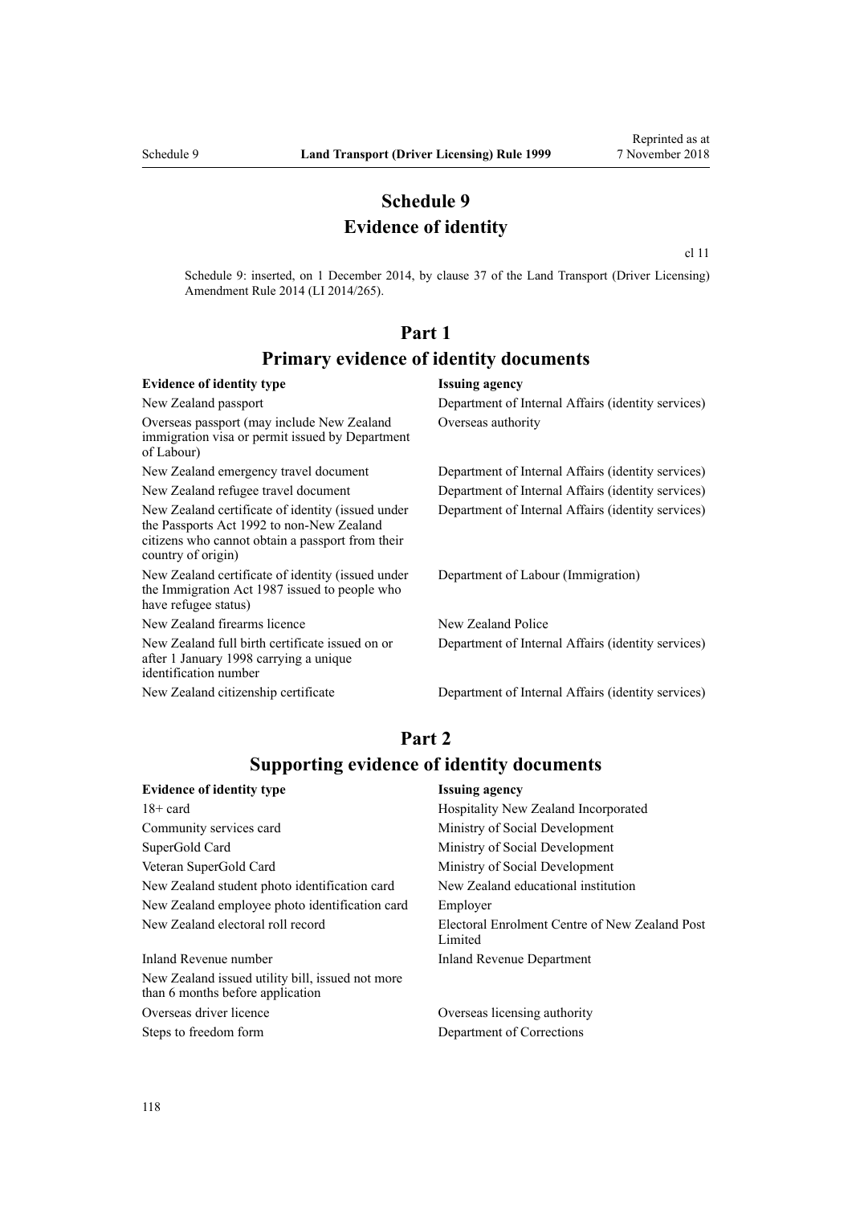# Schedule 9
# Evidence of identity

cl 11

Schedule 9: inserted, on 1 December 2014, by clause 37 of the Land Transport (Driver Licensing) Amendment Rule 2014 (LI 2014/265).

## Part 1
## Primary evidence of identity documents

| Evidence of identity type | Issuing agency |
| --- | --- |
| New Zealand passport | Department of Internal Affairs (identity services) |
| Overseas passport (may include New Zealand immigration visa or permit issued by Department of Labour) | Overseas authority |
| New Zealand emergency travel document | Department of Internal Affairs (identity services) |
| New Zealand refugee travel document | Department of Internal Affairs (identity services) |
| New Zealand certificate of identity (issued under the Passports Act 1992 to non-New Zealand citizens who cannot obtain a passport from their country of origin) | Department of Internal Affairs (identity services) |
| New Zealand certificate of identity (issued under the Immigration Act 1987 issued to people who have refugee status) | Department of Labour (Immigration) |
| New Zealand firearms licence | New Zealand Police |
| New Zealand full birth certificate issued on or after 1 January 1998 carrying a unique identification number | Department of Internal Affairs (identity services) |
| New Zealand citizenship certificate | Department of Internal Affairs (identity services) |

## Part 2
## Supporting evidence of identity documents

| Evidence of identity type | Issuing agency |
| --- | --- |
| 18+ card | Hospitality New Zealand Incorporated |
| Community services card | Ministry of Social Development |
| SuperGold Card | Ministry of Social Development |
| Veteran SuperGold Card | Ministry of Social Development |
| New Zealand student photo identification card | New Zealand educational institution |
| New Zealand employee photo identification card | Employer |
| New Zealand electoral roll record | Electoral Enrolment Centre of New Zealand Post Limited |
| Inland Revenue number | Inland Revenue Department |
| New Zealand issued utility bill, issued not more than 6 months before application | |
| Overseas driver licence | Overseas licensing authority |
| Steps to freedom form | Department of Corrections |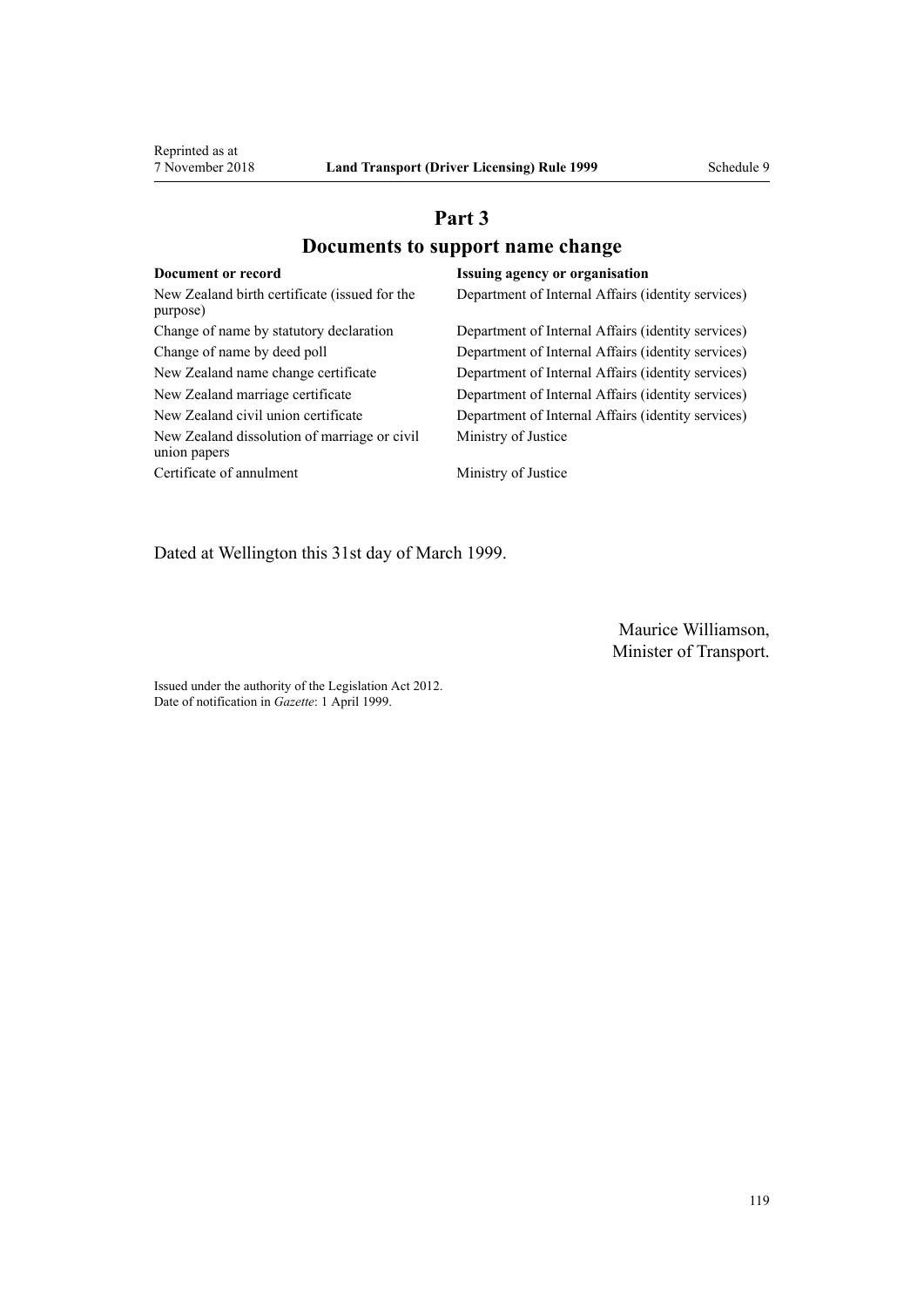## Part 3

## Documents to support name change

| Document or record | Issuing agency or organisation |
| --- | --- |
| New Zealand birth certificate (issued for the purpose) | Department of Internal Affairs (identity services) |
| Change of name by statutory declaration | Department of Internal Affairs (identity services) |
| Change of name by deed poll | Department of Internal Affairs (identity services) |
| New Zealand name change certificate | Department of Internal Affairs (identity services) |
| New Zealand marriage certificate | Department of Internal Affairs (identity services) |
| New Zealand civil union certificate | Department of Internal Affairs (identity services) |
| New Zealand dissolution of marriage or civil union papers | Ministry of Justice |
| Certificate of annulment | Ministry of Justice |

Dated at Wellington this 31st day of March 1999.

Maurice Williamson,
Minister of Transport.

Issued under the authority of the Legislation Act 2012.
Date of notification in *Gazette*: 1 April 1999.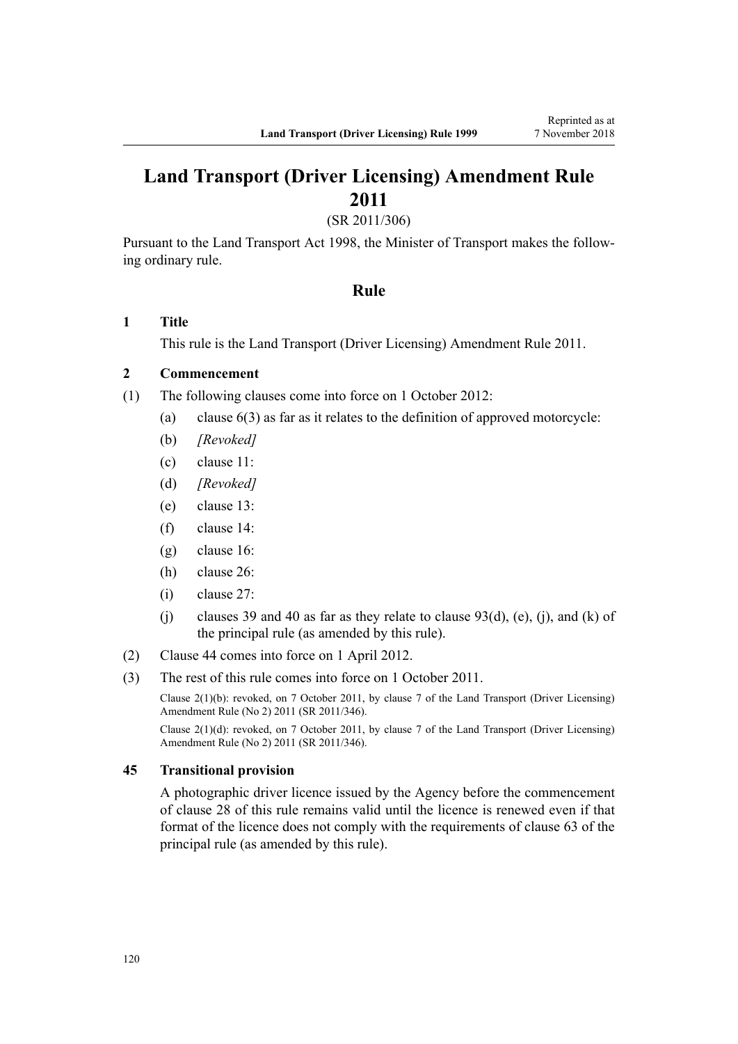# Land Transport (Driver Licensing) Amendment Rule 2011

(SR 2011/306)

Pursuant to the Land Transport Act 1998, the Minister of Transport makes the following ordinary rule.

## Rule

### 1 Title

This rule is the Land Transport (Driver Licensing) Amendment Rule 2011.

### 2 Commencement

(1) The following clauses come into force on 1 October 2012:

- (a) clause 6(3) as far as it relates to the definition of approved motorcycle:
- (b) *[Revoked]*
- (c) clause 11:
- (d) *[Revoked]*
- (e) clause 13:
- (f) clause 14:
- (g) clause 16:
- (h) clause 26:
- (i) clause 27:
- (j) clauses 39 and 40 as far as they relate to clause 93(d), (e), (j), and (k) of the principal rule (as amended by this rule).

(2) Clause 44 comes into force on 1 April 2012.

(3) The rest of this rule comes into force on 1 October 2011.

Clause 2(1)(b): revoked, on 7 October 2011, by clause 7 of the Land Transport (Driver Licensing) Amendment Rule (No 2) 2011 (SR 2011/346).

Clause 2(1)(d): revoked, on 7 October 2011, by clause 7 of the Land Transport (Driver Licensing) Amendment Rule (No 2) 2011 (SR 2011/346).

### 45 Transitional provision

A photographic driver licence issued by the Agency before the commencement of clause 28 of this rule remains valid until the licence is renewed even if that format of the licence does not comply with the requirements of clause 63 of the principal rule (as amended by this rule).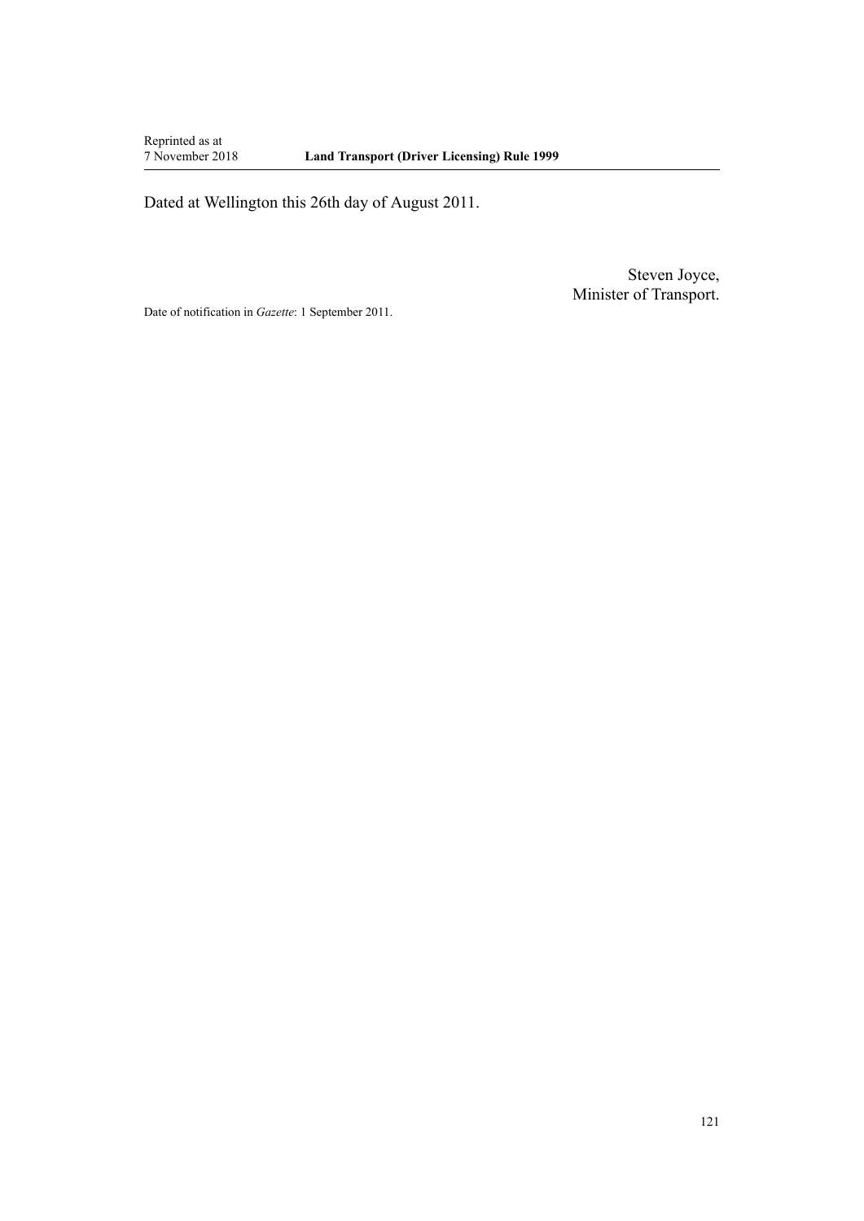Dated at Wellington this 26th day of August 2011.

Steven Joyce,
Minister of Transport.

Date of notification in *Gazette*: 1 September 2011.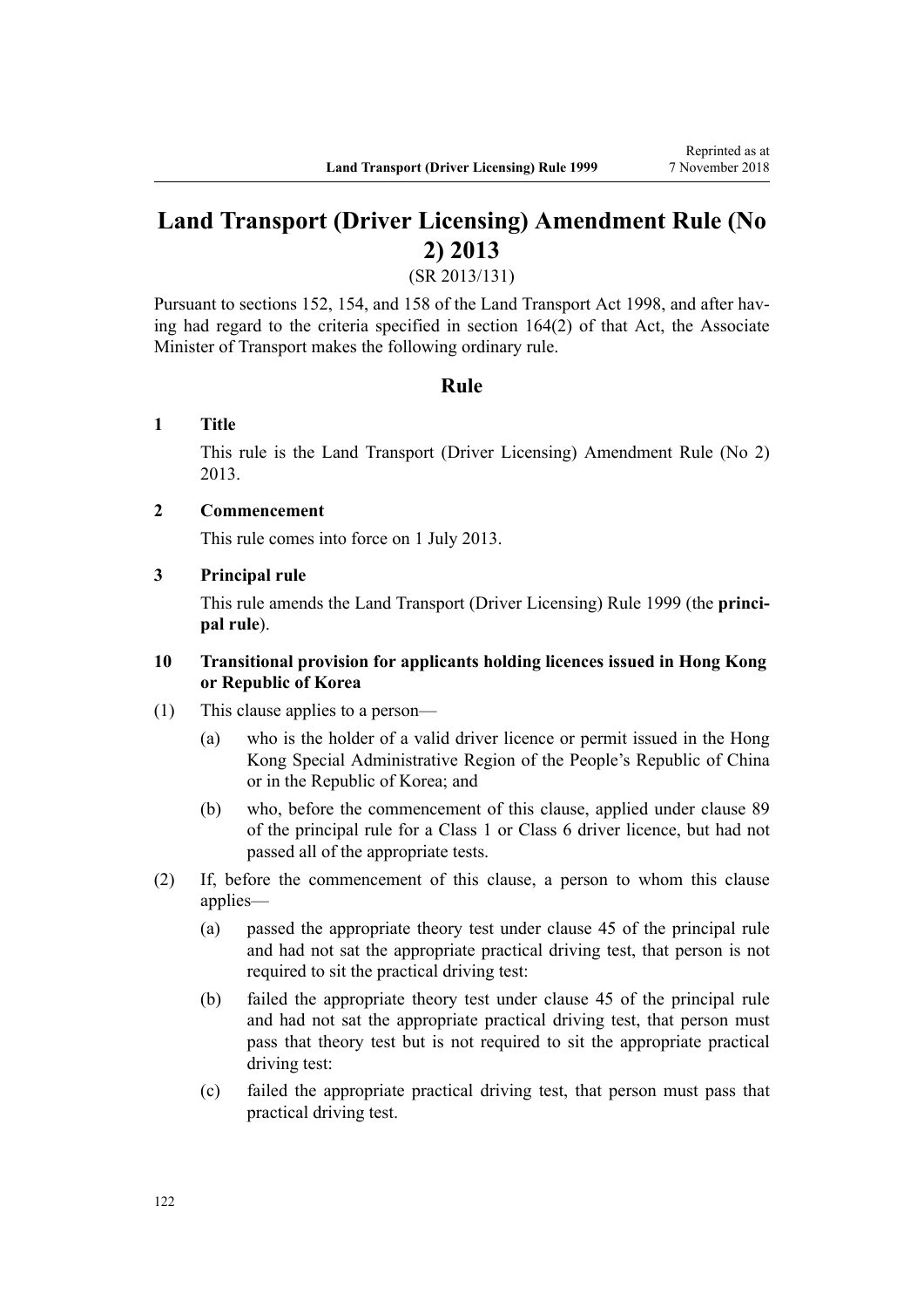# Land Transport (Driver Licensing) Amendment Rule (No 2) 2013

(SR 2013/131)

Pursuant to sections 152, 154, and 158 of the Land Transport Act 1998, and after having had regard to the criteria specified in section 164(2) of that Act, the Associate Minister of Transport makes the following ordinary rule.

## Rule

### 1 Title

This rule is the Land Transport (Driver Licensing) Amendment Rule (No 2) 2013.

### 2 Commencement

This rule comes into force on 1 July 2013.

### 3 Principal rule

This rule amends the Land Transport (Driver Licensing) Rule 1999 (the **principal rule**).

### 10 Transitional provision for applicants holding licences issued in Hong Kong or Republic of Korea

(1) This clause applies to a person—

(a) who is the holder of a valid driver licence or permit issued in the Hong Kong Special Administrative Region of the People's Republic of China or in the Republic of Korea; and

(b) who, before the commencement of this clause, applied under clause 89 of the principal rule for a Class 1 or Class 6 driver licence, but had not passed all of the appropriate tests.

(2) If, before the commencement of this clause, a person to whom this clause applies—

(a) passed the appropriate theory test under clause 45 of the principal rule and had not sat the appropriate practical driving test, that person is not required to sit the practical driving test:

(b) failed the appropriate theory test under clause 45 of the principal rule and had not sat the appropriate practical driving test, that person must pass that theory test but is not required to sit the appropriate practical driving test:

(c) failed the appropriate practical driving test, that person must pass that practical driving test.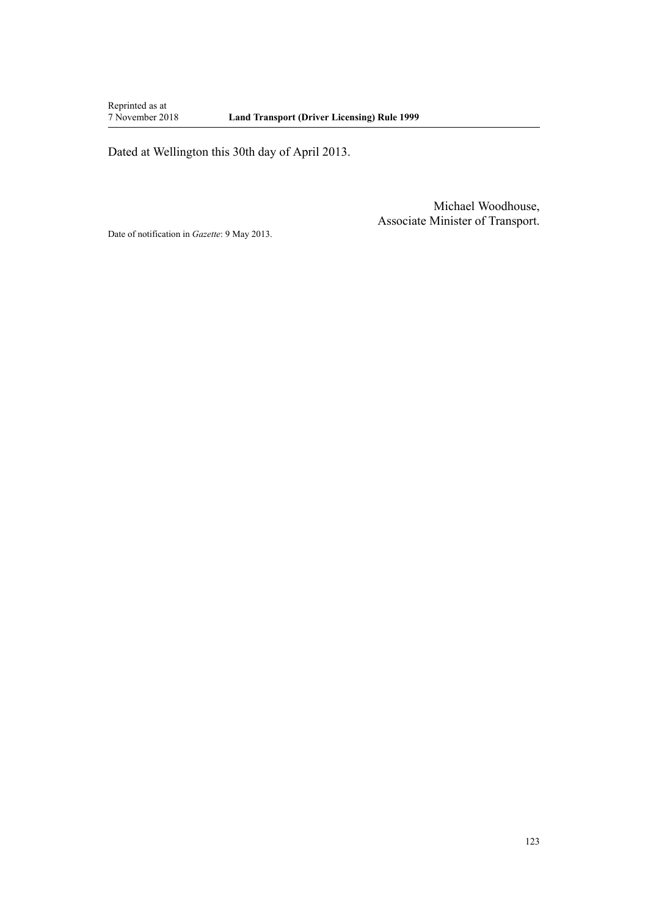Dated at Wellington this 30th day of April 2013.

Michael Woodhouse,
Associate Minister of Transport.

Date of notification in *Gazette*: 9 May 2013.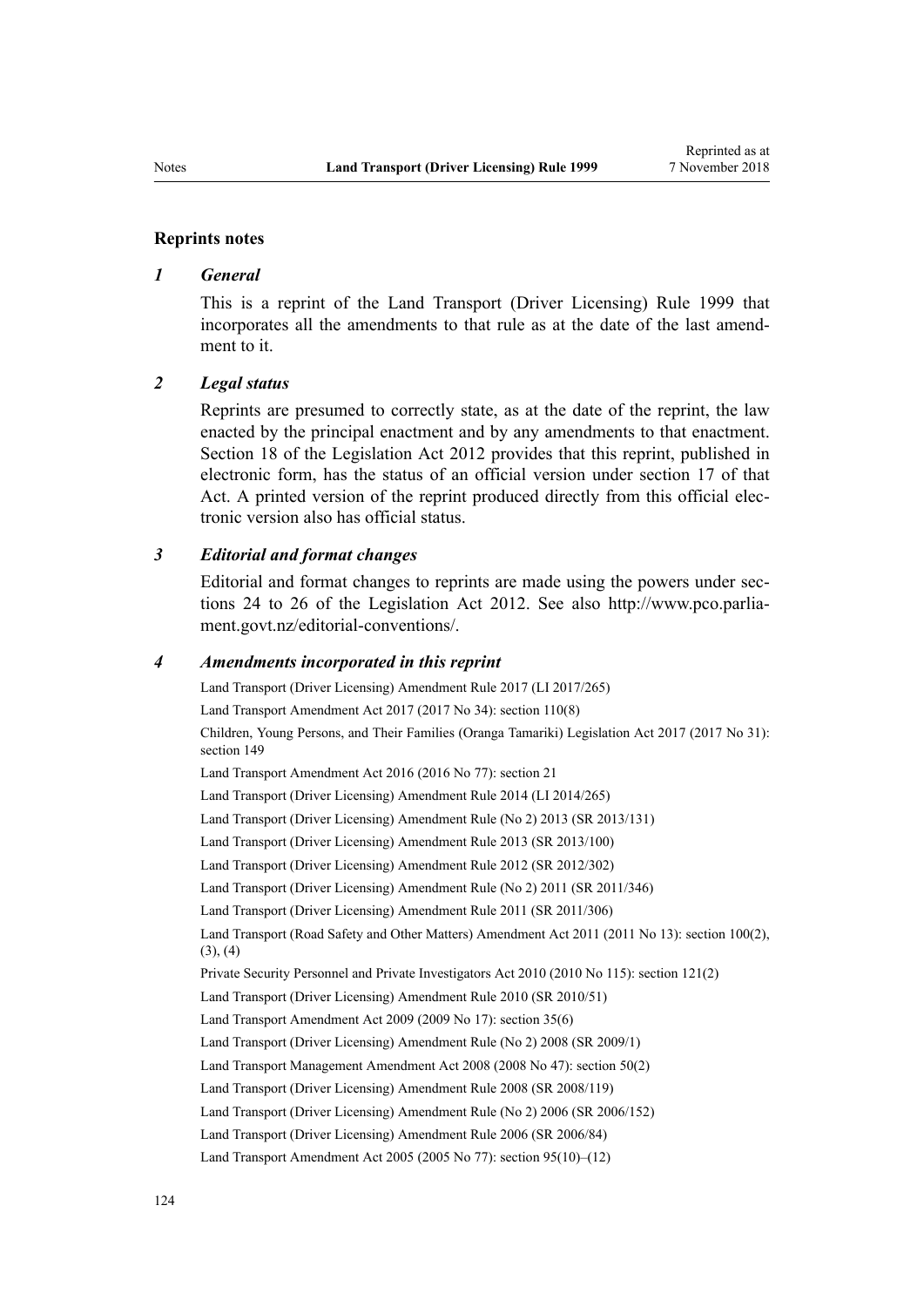## Reprints notes

### *1 General*

This is a reprint of the Land Transport (Driver Licensing) Rule 1999 that incorporates all the amendments to that rule as at the date of the last amendment to it.

### *2 Legal status*

Reprints are presumed to correctly state, as at the date of the reprint, the law enacted by the principal enactment and by any amendments to that enactment. Section 18 of the Legislation Act 2012 provides that this reprint, published in electronic form, has the status of an official version under section 17 of that Act. A printed version of the reprint produced directly from this official electronic version also has official status.

### *3 Editorial and format changes*

Editorial and format changes to reprints are made using the powers under sections 24 to 26 of the Legislation Act 2012. See also http://www.pco.parliament.govt.nz/editorial-conventions/.

### *4 Amendments incorporated in this reprint*

Land Transport (Driver Licensing) Amendment Rule 2017 (LI 2017/265)

Land Transport Amendment Act 2017 (2017 No 34): section 110(8)

Children, Young Persons, and Their Families (Oranga Tamariki) Legislation Act 2017 (2017 No 31): section 149

Land Transport Amendment Act 2016 (2016 No 77): section 21

Land Transport (Driver Licensing) Amendment Rule 2014 (LI 2014/265)

Land Transport (Driver Licensing) Amendment Rule (No 2) 2013 (SR 2013/131)

Land Transport (Driver Licensing) Amendment Rule 2013 (SR 2013/100)

Land Transport (Driver Licensing) Amendment Rule 2012 (SR 2012/302)

Land Transport (Driver Licensing) Amendment Rule (No 2) 2011 (SR 2011/346)

Land Transport (Driver Licensing) Amendment Rule 2011 (SR 2011/306)

Land Transport (Road Safety and Other Matters) Amendment Act 2011 (2011 No 13): section 100(2), (3), (4)

Private Security Personnel and Private Investigators Act 2010 (2010 No 115): section 121(2)

Land Transport (Driver Licensing) Amendment Rule 2010 (SR 2010/51)

Land Transport Amendment Act 2009 (2009 No 17): section 35(6)

Land Transport (Driver Licensing) Amendment Rule (No 2) 2008 (SR 2009/1)

Land Transport Management Amendment Act 2008 (2008 No 47): section 50(2)

Land Transport (Driver Licensing) Amendment Rule 2008 (SR 2008/119)

Land Transport (Driver Licensing) Amendment Rule (No 2) 2006 (SR 2006/152)

Land Transport (Driver Licensing) Amendment Rule 2006 (SR 2006/84)

Land Transport Amendment Act 2005 (2005 No 77): section 95(10)–(12)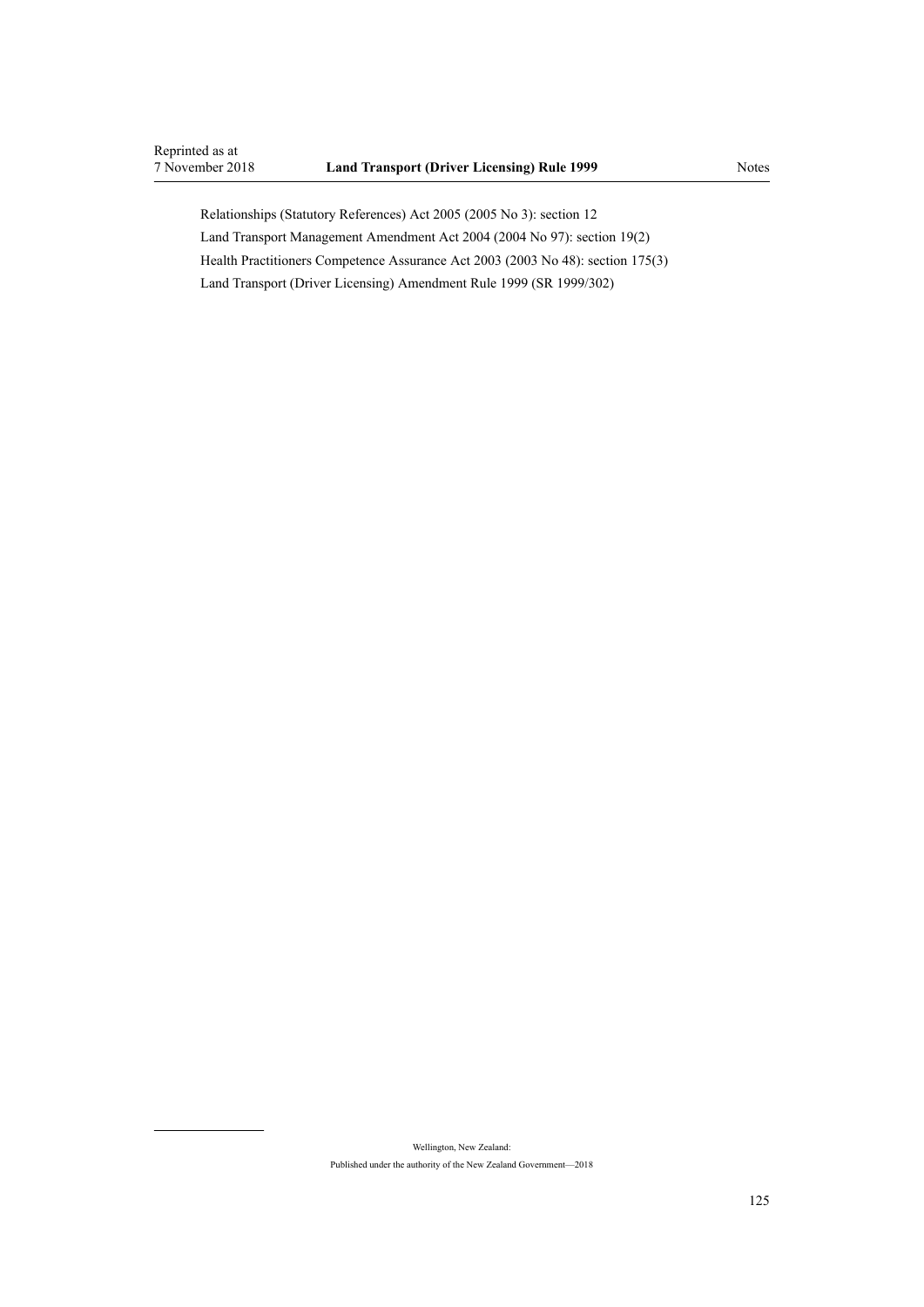Relationships (Statutory References) Act 2005 (2005 No 3): section 12

Land Transport Management Amendment Act 2004 (2004 No 97): section 19(2)

Health Practitioners Competence Assurance Act 2003 (2003 No 48): section 175(3)

Land Transport (Driver Licensing) Amendment Rule 1999 (SR 1999/302)

Wellington, New Zealand:

Published under the authority of the New Zealand Government—2018